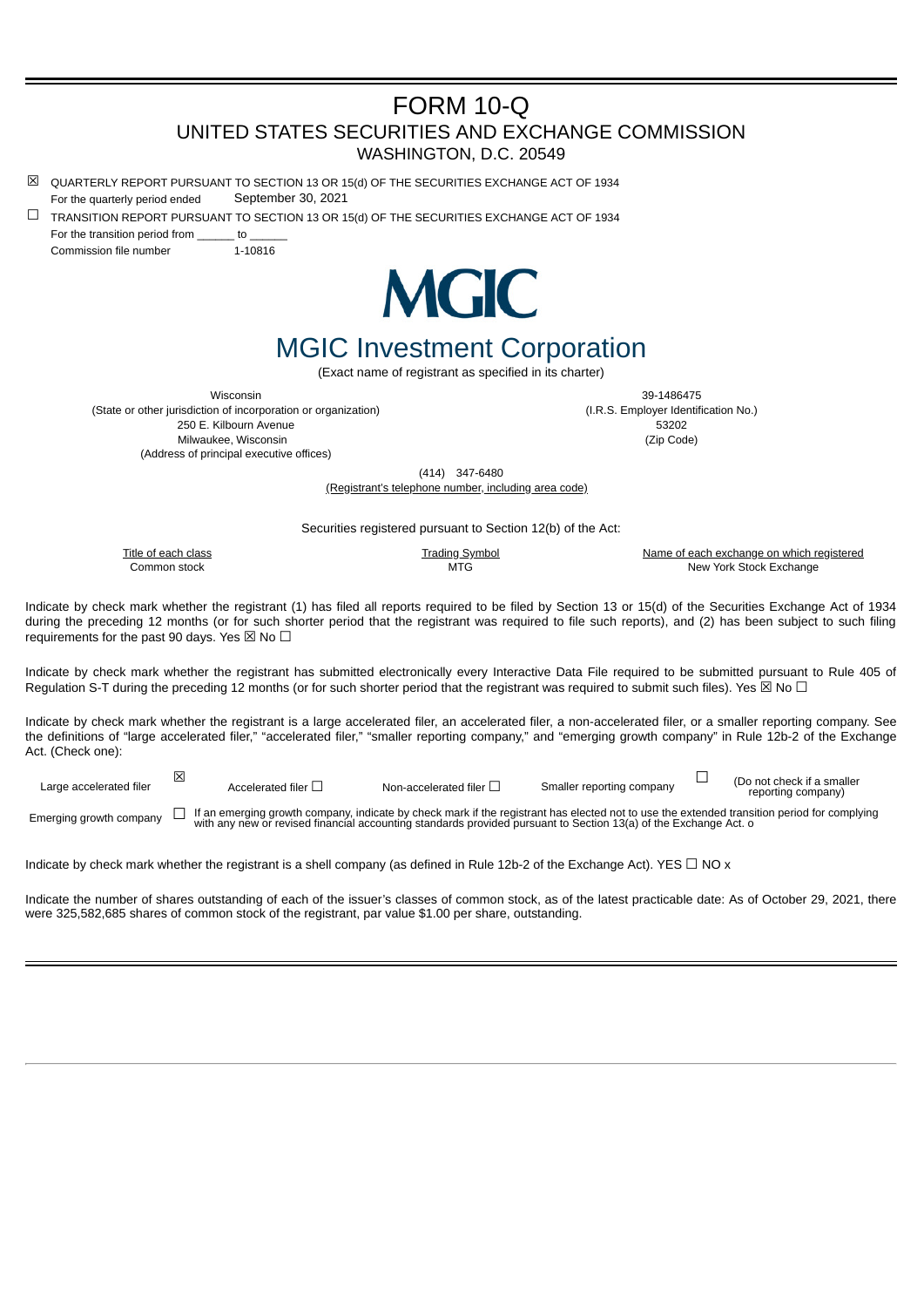# FORM 10-Q

## UNITED STATES SECURITIES AND EXCHANGE COMMISSION

WASHINGTON, D.C. 20549

☒ QUARTERLY REPORT PURSUANT TO SECTION 13 OR 15(d) OF THE SECURITIES EXCHANGE ACT OF 1934

For the quarterly period ended September 30, 2021

☐ TRANSITION REPORT PURSUANT TO SECTION 13 OR 15(d) OF THE SECURITIES EXCHANGE ACT OF 1934

For the transition period from ______ to ______

Commission file number 1-10816

MGIC

# MGIC Investment Corporation

(Exact name of registrant as specified in its charter)

| | |
|---|---|
| Wisconsin | 39-1486475 |
| (State or other jurisdiction of incorporation or organization) | (I.R.S. Employer Identification No.) |
| 250 E. Kilbourn Avenue<br>Milwaukee, Wisconsin | 53202 |
| (Address of principal executive offices) | (Zip Code) |

(414) 347-6480

(Registrant's telephone number, including area code)

Securities registered pursuant to Section 12(b) of the Act:

| Title of each class | Trading Symbol | Name of each exchange on which registered |
|---|---|---|
| Common stock | MTG | New York Stock Exchange |

Indicate by check mark whether the registrant (1) has filed all reports required to be filed by Section 13 or 15(d) of the Securities Exchange Act of 1934 during the preceding 12 months (or for such shorter period that the registrant was required to file such reports), and (2) has been subject to such filing requirements for the past 90 days. Yes ☒ No ☐

Indicate by check mark whether the registrant has submitted electronically every Interactive Data File required to be submitted pursuant to Rule 405 of Regulation S-T during the preceding 12 months (or for such shorter period that the registrant was required to submit such files). Yes ☒ No ☐

Indicate by check mark whether the registrant is a large accelerated filer, an accelerated filer, a non-accelerated filer, or a smaller reporting company. See the definitions of "large accelerated filer," "accelerated filer," "smaller reporting company," and "emerging growth company" in Rule 12b-2 of the Exchange Act. (Check one):

| | | | | |
|---|---|---|---|---|
| Large accelerated filer ☒ | Accelerated filer ☐ | Non-accelerated filer ☐ | Smaller reporting company ☐ | (Do not check if a smaller reporting company) |

Emerging growth company ☐ If an emerging growth company, indicate by check mark if the registrant has elected not to use the extended transition period for complying with any new or revised financial accounting standards provided pursuant to Section 13(a) of the Exchange Act. o

Indicate by check mark whether the registrant is a shell company (as defined in Rule 12b-2 of the Exchange Act). YES ☐ NO x

Indicate the number of shares outstanding of each of the issuer's classes of common stock, as of the latest practicable date: As of October 29, 2021, there were 325,582,685 shares of common stock of the registrant, par value $1.00 per share, outstanding.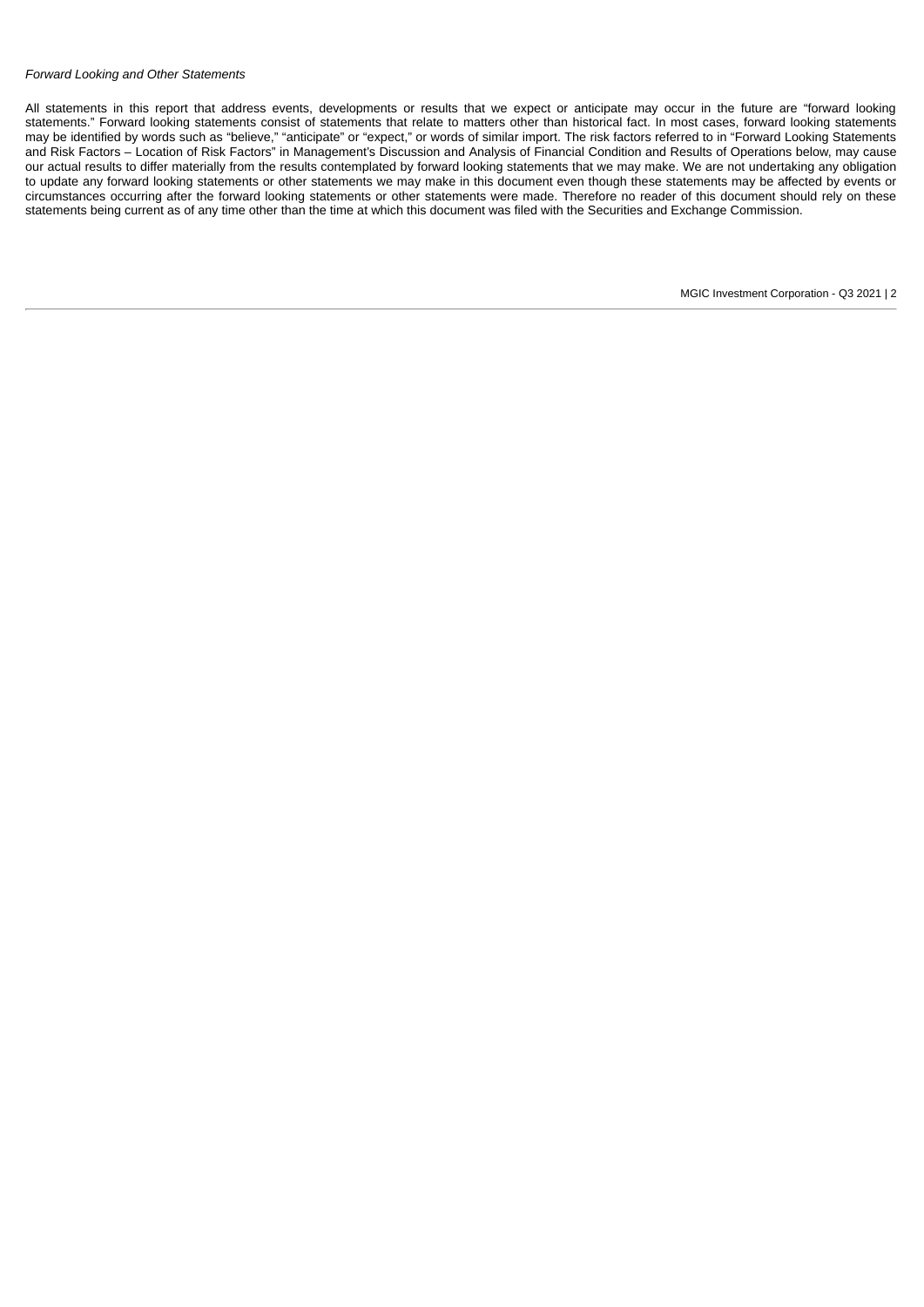*Forward Looking and Other Statements*

All statements in this report that address events, developments or results that we expect or anticipate may occur in the future are "forward looking statements." Forward looking statements consist of statements that relate to matters other than historical fact. In most cases, forward looking statements may be identified by words such as "believe," "anticipate" or "expect," or words of similar import. The risk factors referred to in "Forward Looking Statements and Risk Factors – Location of Risk Factors" in Management's Discussion and Analysis of Financial Condition and Results of Operations below, may cause our actual results to differ materially from the results contemplated by forward looking statements that we may make. We are not undertaking any obligation to update any forward looking statements or other statements we may make in this document even though these statements may be affected by events or circumstances occurring after the forward looking statements or other statements were made. Therefore no reader of this document should rely on these statements being current as of any time other than the time at which this document was filed with the Securities and Exchange Commission.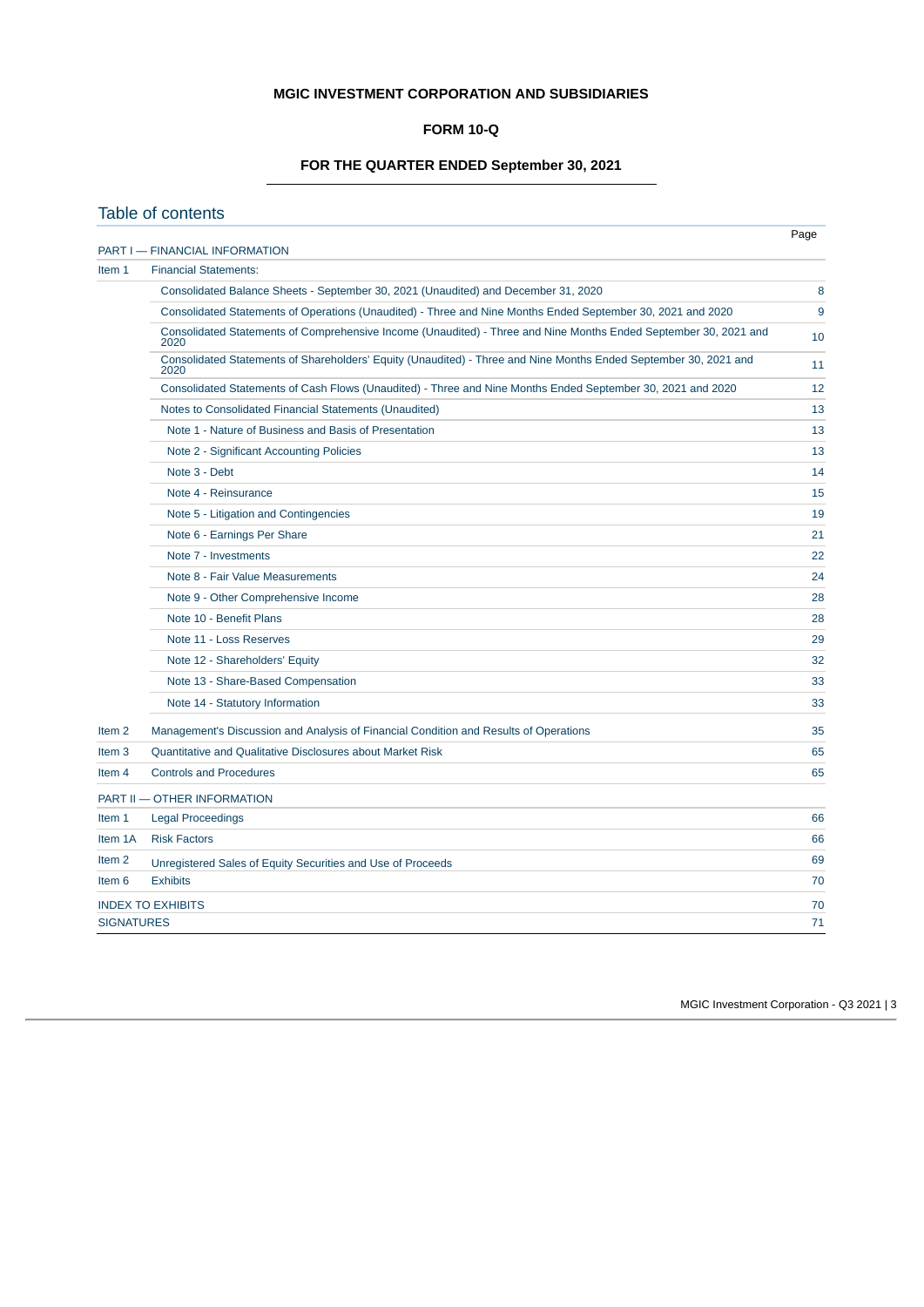**MGIC INVESTMENT CORPORATION AND SUBSIDIARIES**

**FORM 10-Q**

**FOR THE QUARTER ENDED September 30, 2021**

## Table of contents

| | | Page |
|---|---|---|
| PART I — FINANCIAL INFORMATION | | |
| Item 1 | Financial Statements: | |
| | Consolidated Balance Sheets - September 30, 2021 (Unaudited) and December 31, 2020 | 8 |
| | Consolidated Statements of Operations (Unaudited) - Three and Nine Months Ended September 30, 2021 and 2020 | 9 |
| | Consolidated Statements of Comprehensive Income (Unaudited) - Three and Nine Months Ended September 30, 2021 and 2020 | 10 |
| | Consolidated Statements of Shareholders' Equity (Unaudited) - Three and Nine Months Ended September 30, 2021 and 2020 | 11 |
| | Consolidated Statements of Cash Flows (Unaudited) - Three and Nine Months Ended September 30, 2021 and 2020 | 12 |
| | Notes to Consolidated Financial Statements (Unaudited) | 13 |
| | Note 1 - Nature of Business and Basis of Presentation | 13 |
| | Note 2 - Significant Accounting Policies | 13 |
| | Note 3 - Debt | 14 |
| | Note 4 - Reinsurance | 15 |
| | Note 5 - Litigation and Contingencies | 19 |
| | Note 6 - Earnings Per Share | 21 |
| | Note 7 - Investments | 22 |
| | Note 8 - Fair Value Measurements | 24 |
| | Note 9 - Other Comprehensive Income | 28 |
| | Note 10 - Benefit Plans | 28 |
| | Note 11 - Loss Reserves | 29 |
| | Note 12 - Shareholders' Equity | 32 |
| | Note 13 - Share-Based Compensation | 33 |
| | Note 14 - Statutory Information | 33 |
| Item 2 | Management's Discussion and Analysis of Financial Condition and Results of Operations | 35 |
| Item 3 | Quantitative and Qualitative Disclosures about Market Risk | 65 |
| Item 4 | Controls and Procedures | 65 |
| PART II — OTHER INFORMATION | | |
| Item 1 | Legal Proceedings | 66 |
| Item 1A | Risk Factors | 66 |
| Item 2 | Unregistered Sales of Equity Securities and Use of Proceeds | 69 |
| Item 6 | Exhibits | 70 |
| INDEX TO EXHIBITS | | 70 |
| SIGNATURES | | 71 |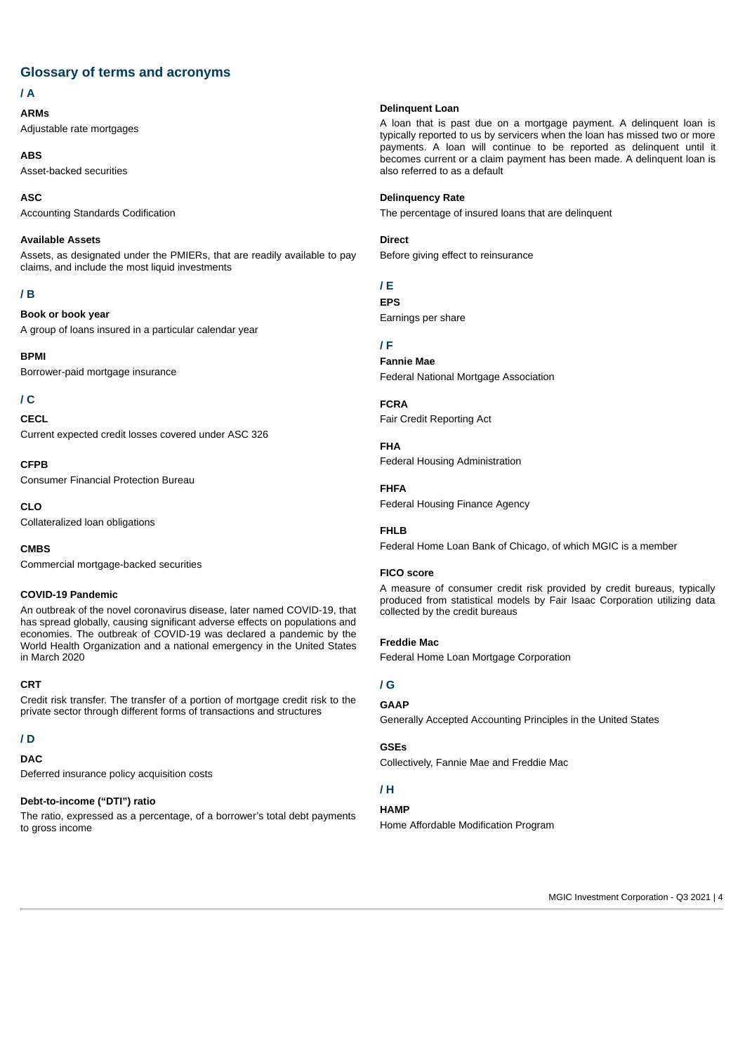## Glossary of terms and acronyms

### / A

**ARMs**
Adjustable rate mortgages

**ABS**
Asset-backed securities

**ASC**
Accounting Standards Codification

**Available Assets**
Assets, as designated under the PMIERs, that are readily available to pay claims, and include the most liquid investments

### / B

**Book or book year**
A group of loans insured in a particular calendar year

**BPMI**
Borrower-paid mortgage insurance

### / C

**CECL**
Current expected credit losses covered under ASC 326

**CFPB**
Consumer Financial Protection Bureau

**CLO**
Collateralized loan obligations

**CMBS**
Commercial mortgage-backed securities

**COVID-19 Pandemic**
An outbreak of the novel coronavirus disease, later named COVID-19, that has spread globally, causing significant adverse effects on populations and economies. The outbreak of COVID-19 was declared a pandemic by the World Health Organization and a national emergency in the United States in March 2020

**CRT**
Credit risk transfer. The transfer of a portion of mortgage credit risk to the private sector through different forms of transactions and structures

### / D

**DAC**
Deferred insurance policy acquisition costs

**Debt-to-income ("DTI") ratio**
The ratio, expressed as a percentage, of a borrower's total debt payments to gross income

**Delinquent Loan**
A loan that is past due on a mortgage payment. A delinquent loan is typically reported to us by servicers when the loan has missed two or more payments. A loan will continue to be reported as delinquent until it becomes current or a claim payment has been made. A delinquent loan is also referred to as a default

**Delinquency Rate**
The percentage of insured loans that are delinquent

**Direct**
Before giving effect to reinsurance

### / E

**EPS**
Earnings per share

### / F

**Fannie Mae**
Federal National Mortgage Association

**FCRA**
Fair Credit Reporting Act

**FHA**
Federal Housing Administration

**FHFA**
Federal Housing Finance Agency

**FHLB**
Federal Home Loan Bank of Chicago, of which MGIC is a member

**FICO score**
A measure of consumer credit risk provided by credit bureaus, typically produced from statistical models by Fair Isaac Corporation utilizing data collected by the credit bureaus

**Freddie Mac**
Federal Home Loan Mortgage Corporation

### / G

**GAAP**
Generally Accepted Accounting Principles in the United States

**GSEs**
Collectively, Fannie Mae and Freddie Mac

### / H

**HAMP**
Home Affordable Modification Program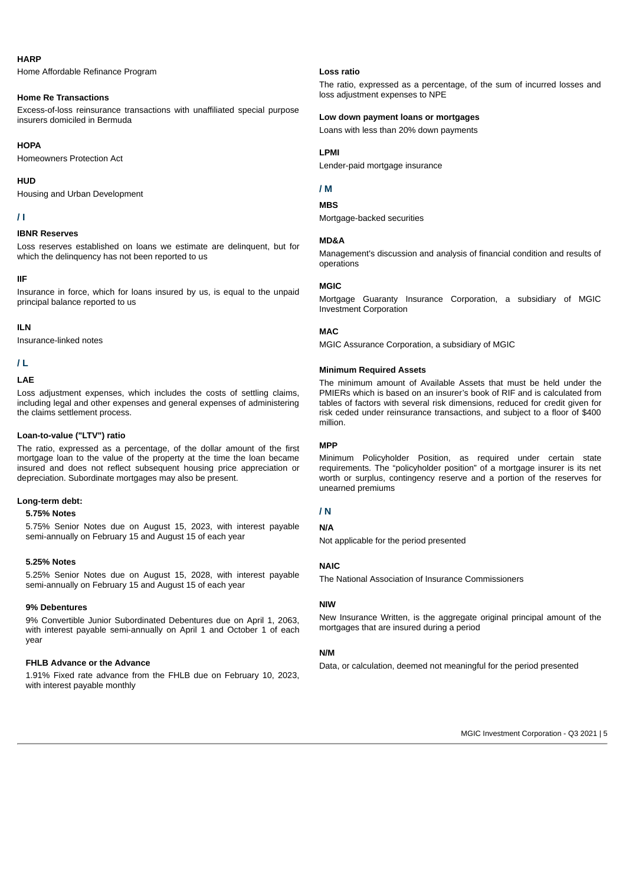**HARP**

Home Affordable Refinance Program

**Home Re Transactions**

Excess-of-loss reinsurance transactions with unaffiliated special purpose insurers domiciled in Bermuda

**HOPA**

Homeowners Protection Act

**HUD**

Housing and Urban Development

## / I

**IBNR Reserves**

Loss reserves established on loans we estimate are delinquent, but for which the delinquency has not been reported to us

**IIF**

Insurance in force, which for loans insured by us, is equal to the unpaid principal balance reported to us

**ILN**

Insurance-linked notes

## / L

**LAE**

Loss adjustment expenses, which includes the costs of settling claims, including legal and other expenses and general expenses of administering the claims settlement process.

**Loan-to-value ("LTV") ratio**

The ratio, expressed as a percentage, of the dollar amount of the first mortgage loan to the value of the property at the time the loan became insured and does not reflect subsequent housing price appreciation or depreciation. Subordinate mortgages may also be present.

**Long-term debt:**

**5.75% Notes**

5.75% Senior Notes due on August 15, 2023, with interest payable semi-annually on February 15 and August 15 of each year

**5.25% Notes**

5.25% Senior Notes due on August 15, 2028, with interest payable semi-annually on February 15 and August 15 of each year

**9% Debentures**

9% Convertible Junior Subordinated Debentures due on April 1, 2063, with interest payable semi-annually on April 1 and October 1 of each year

**FHLB Advance or the Advance**

1.91% Fixed rate advance from the FHLB due on February 10, 2023, with interest payable monthly

**Loss ratio**

The ratio, expressed as a percentage, of the sum of incurred losses and loss adjustment expenses to NPE

**Low down payment loans or mortgages**

Loans with less than 20% down payments

**LPMI**

Lender-paid mortgage insurance

## / M

**MBS**

Mortgage-backed securities

**MD&A**

Management's discussion and analysis of financial condition and results of operations

**MGIC**

Mortgage Guaranty Insurance Corporation, a subsidiary of MGIC Investment Corporation

**MAC**

MGIC Assurance Corporation, a subsidiary of MGIC

**Minimum Required Assets**

The minimum amount of Available Assets that must be held under the PMIERs which is based on an insurer's book of RIF and is calculated from tables of factors with several risk dimensions, reduced for credit given for risk ceded under reinsurance transactions, and subject to a floor of $400 million.

**MPP**

Minimum Policyholder Position, as required under certain state requirements. The "policyholder position" of a mortgage insurer is its net worth or surplus, contingency reserve and a portion of the reserves for unearned premiums

## / N

**N/A**

Not applicable for the period presented

**NAIC**

The National Association of Insurance Commissioners

**NIW**

New Insurance Written, is the aggregate original principal amount of the mortgages that are insured during a period

**N/M**

Data, or calculation, deemed not meaningful for the period presented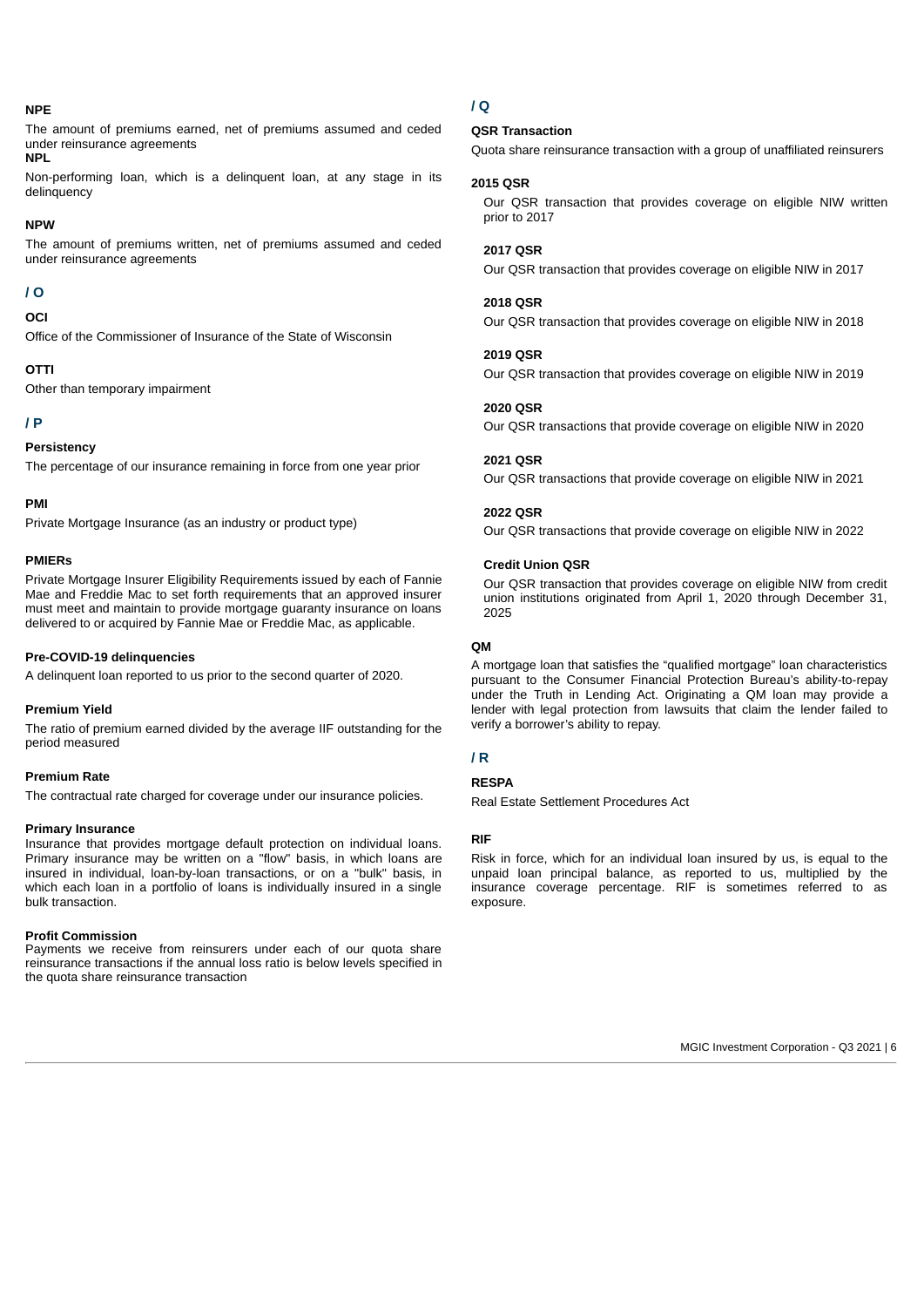**NPE**

The amount of premiums earned, net of premiums assumed and ceded under reinsurance agreements

**NPL**

Non-performing loan, which is a delinquent loan, at any stage in its delinquency

**NPW**

The amount of premiums written, net of premiums assumed and ceded under reinsurance agreements

## / O

**OCI**

Office of the Commissioner of Insurance of the State of Wisconsin

**OTTI**

Other than temporary impairment

## / P

**Persistency**

The percentage of our insurance remaining in force from one year prior

**PMI**

Private Mortgage Insurance (as an industry or product type)

**PMIERs**

Private Mortgage Insurer Eligibility Requirements issued by each of Fannie Mae and Freddie Mac to set forth requirements that an approved insurer must meet and maintain to provide mortgage guaranty insurance on loans delivered to or acquired by Fannie Mae or Freddie Mac, as applicable.

**Pre-COVID-19 delinquencies**

A delinquent loan reported to us prior to the second quarter of 2020.

**Premium Yield**

The ratio of premium earned divided by the average IIF outstanding for the period measured

**Premium Rate**

The contractual rate charged for coverage under our insurance policies.

**Primary Insurance**

Insurance that provides mortgage default protection on individual loans. Primary insurance may be written on a "flow" basis, in which loans are insured in individual, loan-by-loan transactions, or on a "bulk" basis, in which each loan in a portfolio of loans is individually insured in a single bulk transaction.

**Profit Commission**

Payments we receive from reinsurers under each of our quota share reinsurance transactions if the annual loss ratio is below levels specified in the quota share reinsurance transaction

## / Q

**QSR Transaction**

Quota share reinsurance transaction with a group of unaffiliated reinsurers

**2015 QSR**

Our QSR transaction that provides coverage on eligible NIW written prior to 2017

**2017 QSR**

Our QSR transaction that provides coverage on eligible NIW in 2017

**2018 QSR**

Our QSR transaction that provides coverage on eligible NIW in 2018

**2019 QSR**

Our QSR transaction that provides coverage on eligible NIW in 2019

**2020 QSR**

Our QSR transactions that provide coverage on eligible NIW in 2020

**2021 QSR**

Our QSR transactions that provide coverage on eligible NIW in 2021

**2022 QSR**

Our QSR transactions that provide coverage on eligible NIW in 2022

**Credit Union QSR**

Our QSR transaction that provides coverage on eligible NIW from credit union institutions originated from April 1, 2020 through December 31, 2025

**QM**

A mortgage loan that satisfies the "qualified mortgage" loan characteristics pursuant to the Consumer Financial Protection Bureau's ability-to-repay under the Truth in Lending Act. Originating a QM loan may provide a lender with legal protection from lawsuits that claim the lender failed to verify a borrower's ability to repay.

## / R

**RESPA**

Real Estate Settlement Procedures Act

**RIF**

Risk in force, which for an individual loan insured by us, is equal to the unpaid loan principal balance, as reported to us, multiplied by the insurance coverage percentage. RIF is sometimes referred to as exposure.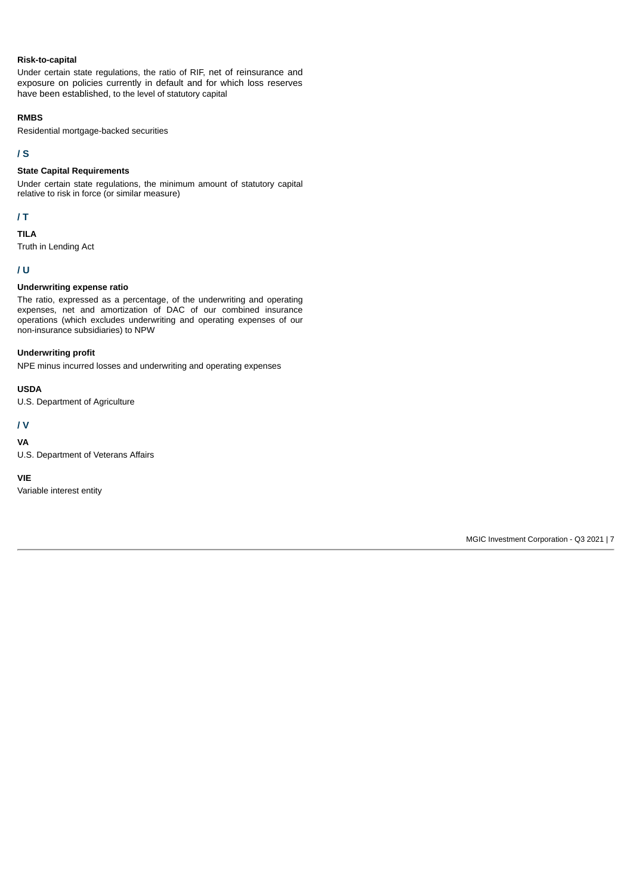**Risk-to-capital**

Under certain state regulations, the ratio of RIF, net of reinsurance and exposure on policies currently in default and for which loss reserves have been established, to the level of statutory capital

**RMBS**

Residential mortgage-backed securities

## / S

**State Capital Requirements**

Under certain state regulations, the minimum amount of statutory capital relative to risk in force (or similar measure)

## / T

**TILA**

Truth in Lending Act

## / U

**Underwriting expense ratio**

The ratio, expressed as a percentage, of the underwriting and operating expenses, net and amortization of DAC of our combined insurance operations (which excludes underwriting and operating expenses of our non-insurance subsidiaries) to NPW

**Underwriting profit**

NPE minus incurred losses and underwriting and operating expenses

**USDA**

U.S. Department of Agriculture

## / V

**VA**

U.S. Department of Veterans Affairs

**VIE**

Variable interest entity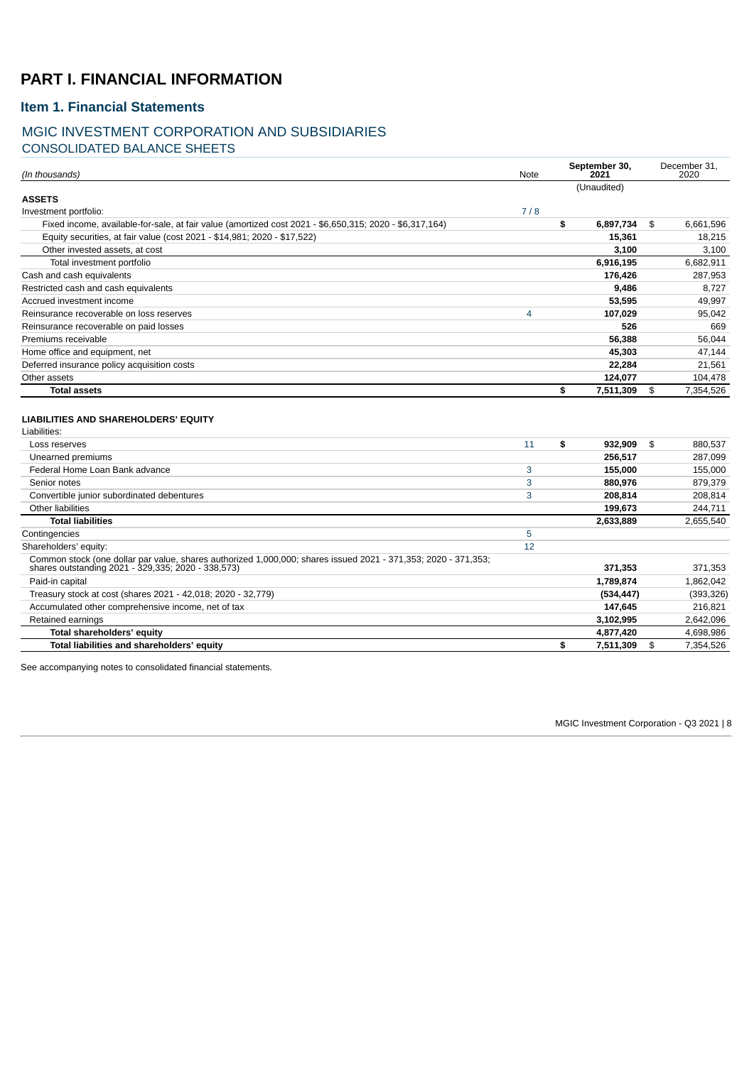# PART I. FINANCIAL INFORMATION

## Item 1. Financial Statements

### MGIC INVESTMENT CORPORATION AND SUBSIDIARIES
### CONSOLIDATED BALANCE SHEETS

| *(In thousands)* | Note | September 30, 2021 | December 31, 2020 |
|---|---|---|---|
| | | (Unaudited) | |
| **ASSETS** | | | |
| Investment portfolio: | 7 / 8 | | |
| Fixed income, available-for-sale, at fair value (amortized cost 2021 - $6,650,315; 2020 - $6,317,164) | | **$ 6,897,734** | $ 6,661,596 |
| Equity securities, at fair value (cost 2021 - $14,981; 2020 - $17,522) | | **15,361** | 18,215 |
| Other invested assets, at cost | | **3,100** | 3,100 |
| Total investment portfolio | | **6,916,195** | 6,682,911 |
| Cash and cash equivalents | | **176,426** | 287,953 |
| Restricted cash and cash equivalents | | **9,486** | 8,727 |
| Accrued investment income | | **53,595** | 49,997 |
| Reinsurance recoverable on loss reserves | 4 | **107,029** | 95,042 |
| Reinsurance recoverable on paid losses | | **526** | 669 |
| Premiums receivable | | **56,388** | 56,044 |
| Home office and equipment, net | | **45,303** | 47,144 |
| Deferred insurance policy acquisition costs | | **22,284** | 21,561 |
| Other assets | | **124,077** | 104,478 |
| **Total assets** | | **$ 7,511,309** | $ 7,354,526 |
| | | | |
| **LIABILITIES AND SHAREHOLDERS' EQUITY** | | | |
| Liabilities: | | | |
| Loss reserves | 11 | **$ 932,909** | $ 880,537 |
| Unearned premiums | | **256,517** | 287,099 |
| Federal Home Loan Bank advance | 3 | **155,000** | 155,000 |
| Senior notes | 3 | **880,976** | 879,379 |
| Convertible junior subordinated debentures | 3 | **208,814** | 208,814 |
| Other liabilities | | **199,673** | 244,711 |
| **Total liabilities** | | **2,633,889** | 2,655,540 |
| Contingencies | 5 | | |
| Shareholders' equity: | 12 | | |
| Common stock (one dollar par value, shares authorized 1,000,000; shares issued 2021 - 371,353; 2020 - 371,353; shares outstanding 2021 - 329,335; 2020 - 338,573) | | **371,353** | 371,353 |
| Paid-in capital | | **1,789,874** | 1,862,042 |
| Treasury stock at cost (shares 2021 - 42,018; 2020 - 32,779) | | **(534,447)** | (393,326) |
| Accumulated other comprehensive income, net of tax | | **147,645** | 216,821 |
| Retained earnings | | **3,102,995** | 2,642,096 |
| **Total shareholders' equity** | | **4,877,420** | 4,698,986 |
| **Total liabilities and shareholders' equity** | | **$ 7,511,309** | $ 7,354,526 |

See accompanying notes to consolidated financial statements.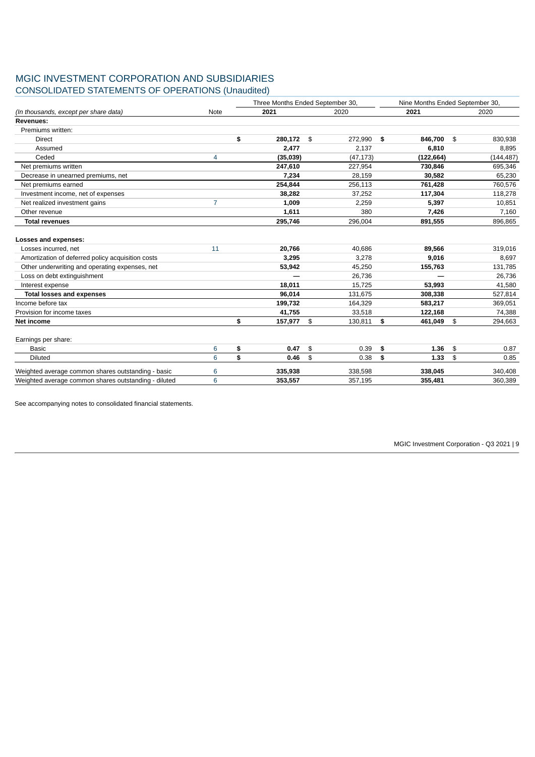# MGIC INVESTMENT CORPORATION AND SUBSIDIARIES
## CONSOLIDATED STATEMENTS OF OPERATIONS (Unaudited)

| *(In thousands, except per share data)* | Note | Three Months Ended September 30, 2021 | Three Months Ended September 30, 2020 | Nine Months Ended September 30, 2021 | Nine Months Ended September 30, 2020 |
|---|---|---|---|---|---|
| **Revenues:** | | | | | |
| Premiums written: | | | | | |
| Direct | | **$ 280,172** | $ 272,990 | **$ 846,700** | $ 830,938 |
| Assumed | | **2,477** | 2,137 | **6,810** | 8,895 |
| Ceded | 4 | **(35,039)** | (47,173) | **(122,664)** | (144,487) |
| Net premiums written | | **247,610** | 227,954 | **730,846** | 695,346 |
| Decrease in unearned premiums, net | | **7,234** | 28,159 | **30,582** | 65,230 |
| Net premiums earned | | **254,844** | 256,113 | **761,428** | 760,576 |
| Investment income, net of expenses | | **38,282** | 37,252 | **117,304** | 118,278 |
| Net realized investment gains | 7 | **1,009** | 2,259 | **5,397** | 10,851 |
| Other revenue | | **1,611** | 380 | **7,426** | 7,160 |
| **Total revenues** | | **295,746** | 296,004 | **891,555** | 896,865 |
| | | | | | |
| **Losses and expenses:** | | | | | |
| Losses incurred, net | 11 | **20,766** | 40,686 | **89,566** | 319,016 |
| Amortization of deferred policy acquisition costs | | **3,295** | 3,278 | **9,016** | 8,697 |
| Other underwriting and operating expenses, net | | **53,942** | 45,250 | **155,763** | 131,785 |
| Loss on debt extinguishment | | **—** | 26,736 | **—** | 26,736 |
| Interest expense | | **18,011** | 15,725 | **53,993** | 41,580 |
| **Total losses and expenses** | | **96,014** | 131,675 | **308,338** | 527,814 |
| Income before tax | | **199,732** | 164,329 | **583,217** | 369,051 |
| Provision for income taxes | | **41,755** | 33,518 | **122,168** | 74,388 |
| **Net income** | | **$ 157,977** | $ 130,811 | **$ 461,049** | $ 294,663 |
| | | | | | |
| Earnings per share: | | | | | |
| Basic | 6 | **$ 0.47** | $ 0.39 | **$ 1.36** | $ 0.87 |
| Diluted | 6 | **$ 0.46** | $ 0.38 | **$ 1.33** | $ 0.85 |
| | | | | | |
| Weighted average common shares outstanding - basic | 6 | **335,938** | 338,598 | **338,045** | 340,408 |
| Weighted average common shares outstanding - diluted | 6 | **353,557** | 357,195 | **355,481** | 360,389 |

See accompanying notes to consolidated financial statements.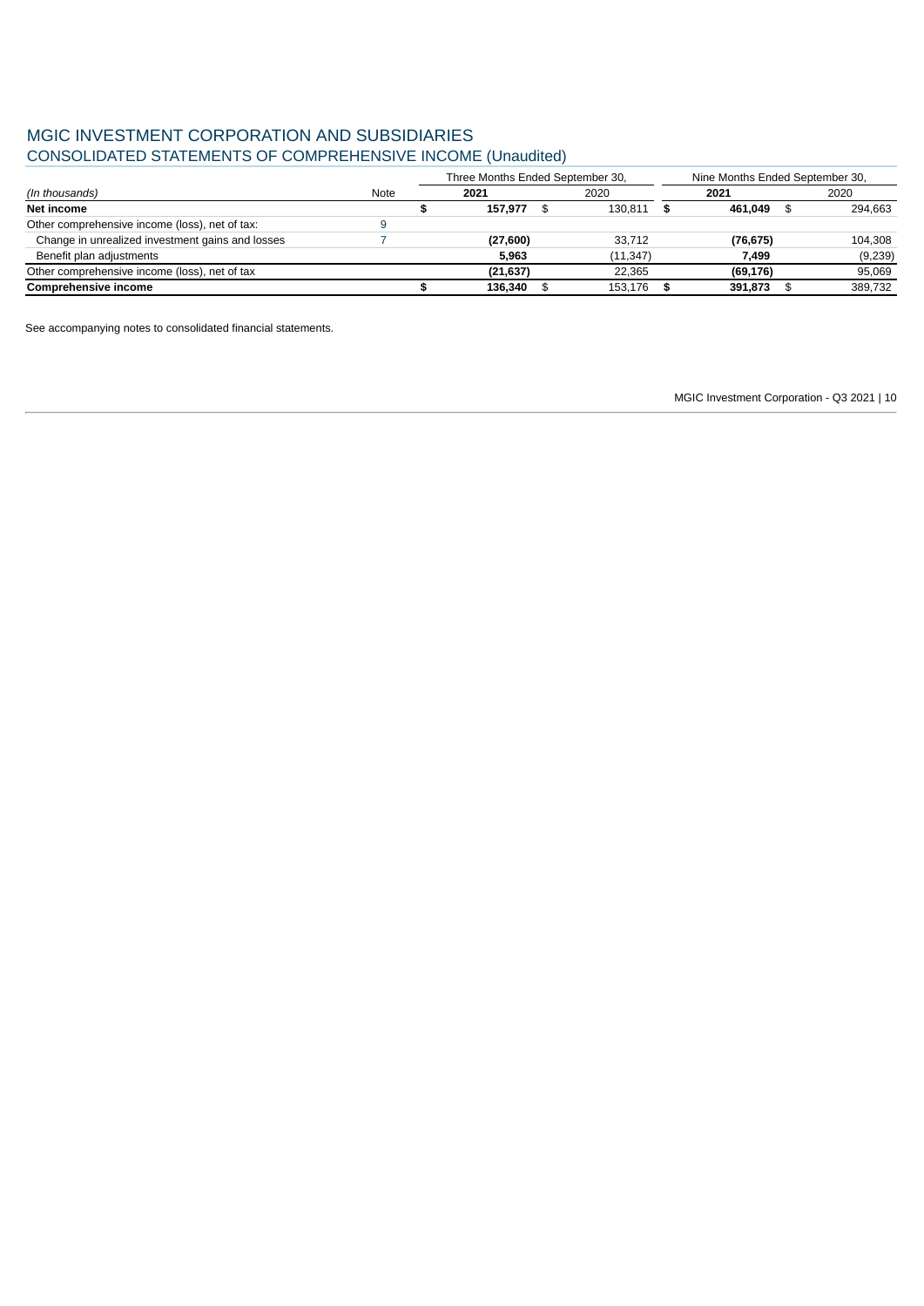# MGIC INVESTMENT CORPORATION AND SUBSIDIARIES
## CONSOLIDATED STATEMENTS OF COMPREHENSIVE INCOME (Unaudited)

| | | Three Months Ended September 30, | | Nine Months Ended September 30, | |
|---|---|---|---|---|---|
| *(In thousands)* | Note | **2021** | 2020 | **2021** | 2020 |
| **Net income** | | **$ 157,977** | $ 130,811 | **$ 461,049** | $ 294,663 |
| Other comprehensive income (loss), net of tax: | 9 | | | | |
| Change in unrealized investment gains and losses | 7 | **(27,600)** | 33,712 | **(76,675)** | 104,308 |
| Benefit plan adjustments | | **5,963** | (11,347) | **7,499** | (9,239) |
| Other comprehensive income (loss), net of tax | | **(21,637)** | 22,365 | **(69,176)** | 95,069 |
| **Comprehensive income** | | **$ 136,340** | $ 153,176 | **$ 391,873** | $ 389,732 |

See accompanying notes to consolidated financial statements.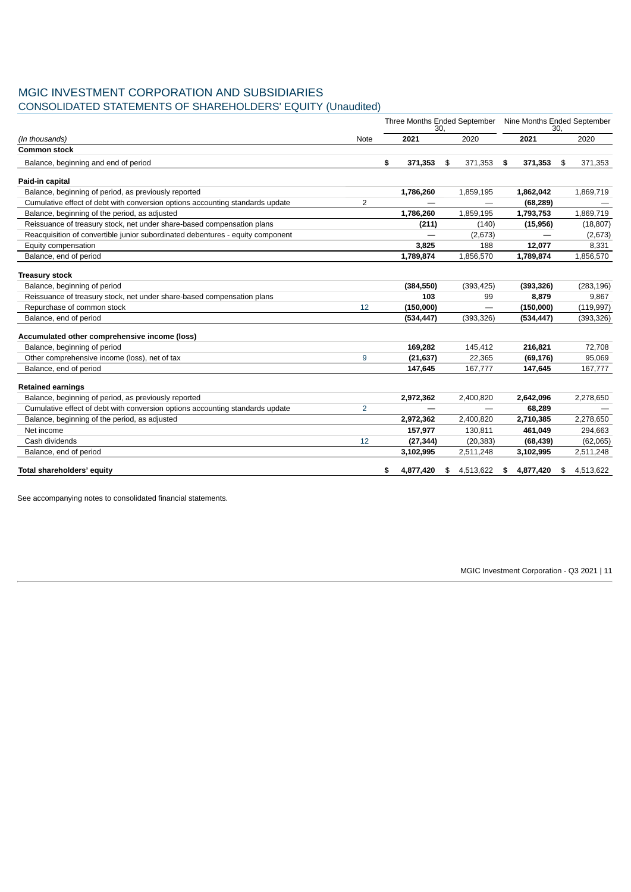# MGIC INVESTMENT CORPORATION AND SUBSIDIARIES
## CONSOLIDATED STATEMENTS OF SHAREHOLDERS' EQUITY (Unaudited)

| *(In thousands)* | Note | Three Months Ended September 30, 2021 | Three Months Ended September 30, 2020 | Nine Months Ended September 30, 2021 | Nine Months Ended September 30, 2020 |
|---|---|---|---|---|---|
| **Common stock** | | | | | |
| Balance, beginning and end of period | | **$ 371,353** | $ 371,353 | **$ 371,353** | $ 371,353 |
| **Paid-in capital** | | | | | |
| Balance, beginning of period, as previously reported | | **1,786,260** | 1,859,195 | **1,862,042** | 1,869,719 |
| Cumulative effect of debt with conversion options accounting standards update | 2 | **—** | — | **(68,289)** | — |
| Balance, beginning of the period, as adjusted | | **1,786,260** | 1,859,195 | **1,793,753** | 1,869,719 |
| Reissuance of treasury stock, net under share-based compensation plans | | **(211)** | (140) | **(15,956)** | (18,807) |
| Reacquisition of convertible junior subordinated debentures - equity component | | **—** | (2,673) | **—** | (2,673) |
| Equity compensation | | **3,825** | 188 | **12,077** | 8,331 |
| Balance, end of period | | **1,789,874** | 1,856,570 | **1,789,874** | 1,856,570 |
| **Treasury stock** | | | | | |
| Balance, beginning of period | | **(384,550)** | (393,425) | **(393,326)** | (283,196) |
| Reissuance of treasury stock, net under share-based compensation plans | | **103** | 99 | **8,879** | 9,867 |
| Repurchase of common stock | 12 | **(150,000)** | — | **(150,000)** | (119,997) |
| Balance, end of period | | **(534,447)** | (393,326) | **(534,447)** | (393,326) |
| **Accumulated other comprehensive income (loss)** | | | | | |
| Balance, beginning of period | | **169,282** | 145,412 | **216,821** | 72,708 |
| Other comprehensive income (loss), net of tax | 9 | **(21,637)** | 22,365 | **(69,176)** | 95,069 |
| Balance, end of period | | **147,645** | 167,777 | **147,645** | 167,777 |
| **Retained earnings** | | | | | |
| Balance, beginning of period, as previously reported | | **2,972,362** | 2,400,820 | **2,642,096** | 2,278,650 |
| Cumulative effect of debt with conversion options accounting standards update | 2 | **—** | — | **68,289** | — |
| Balance, beginning of the period, as adjusted | | **2,972,362** | 2,400,820 | **2,710,385** | 2,278,650 |
| Net income | | **157,977** | 130,811 | **461,049** | 294,663 |
| Cash dividends | 12 | **(27,344)** | (20,383) | **(68,439)** | (62,065) |
| Balance, end of period | | **3,102,995** | 2,511,248 | **3,102,995** | 2,511,248 |
| **Total shareholders' equity** | | **$ 4,877,420** | $ 4,513,622 | **$ 4,877,420** | $ 4,513,622 |

See accompanying notes to consolidated financial statements.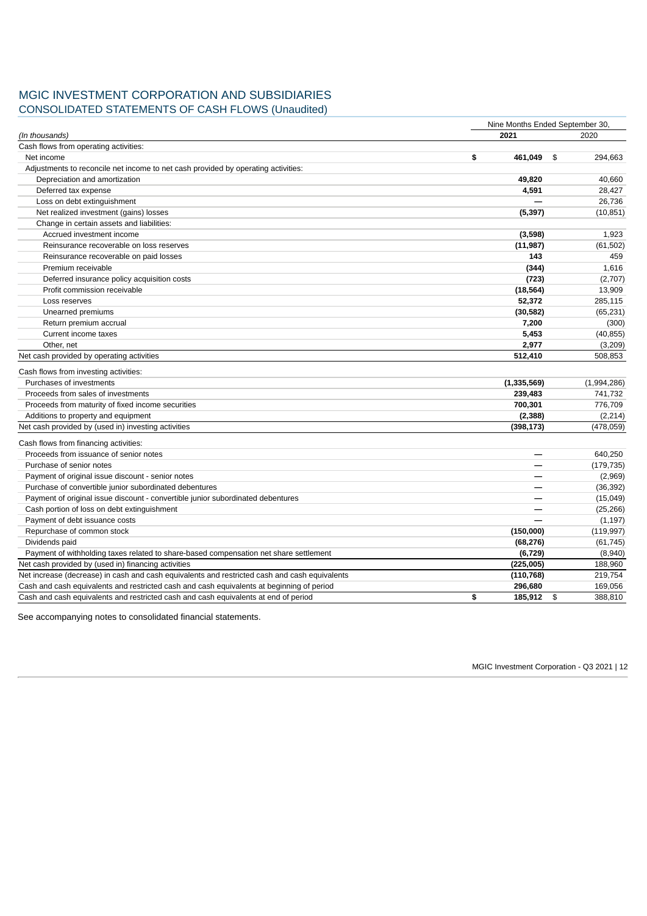# MGIC INVESTMENT CORPORATION AND SUBSIDIARIES
## CONSOLIDATED STATEMENTS OF CASH FLOWS (Unaudited)

| | Nine Months Ended September 30, | |
|---|---|---|
| *(In thousands)* | **2021** | 2020 |
| Cash flows from operating activities: | | |
| Net income | **$ 461,049** | $ 294,663 |
| Adjustments to reconcile net income to net cash provided by operating activities: | | |
| Depreciation and amortization | **49,820** | 40,660 |
| Deferred tax expense | **4,591** | 28,427 |
| Loss on debt extinguishment | **—** | 26,736 |
| Net realized investment (gains) losses | **(5,397)** | (10,851) |
| Change in certain assets and liabilities: | | |
| Accrued investment income | **(3,598)** | 1,923 |
| Reinsurance recoverable on loss reserves | **(11,987)** | (61,502) |
| Reinsurance recoverable on paid losses | **143** | 459 |
| Premium receivable | **(344)** | 1,616 |
| Deferred insurance policy acquisition costs | **(723)** | (2,707) |
| Profit commission receivable | **(18,564)** | 13,909 |
| Loss reserves | **52,372** | 285,115 |
| Unearned premiums | **(30,582)** | (65,231) |
| Return premium accrual | **7,200** | (300) |
| Current income taxes | **5,453** | (40,855) |
| Other, net | **2,977** | (3,209) |
| Net cash provided by operating activities | **512,410** | 508,853 |
| Cash flows from investing activities: | | |
| Purchases of investments | **(1,335,569)** | (1,994,286) |
| Proceeds from sales of investments | **239,483** | 741,732 |
| Proceeds from maturity of fixed income securities | **700,301** | 776,709 |
| Additions to property and equipment | **(2,388)** | (2,214) |
| Net cash provided by (used in) investing activities | **(398,173)** | (478,059) |
| Cash flows from financing activities: | | |
| Proceeds from issuance of senior notes | **—** | 640,250 |
| Purchase of senior notes | **—** | (179,735) |
| Payment of original issue discount - senior notes | **—** | (2,969) |
| Purchase of convertible junior subordinated debentures | **—** | (36,392) |
| Payment of original issue discount - convertible junior subordinated debentures | **—** | (15,049) |
| Cash portion of loss on debt extinguishment | **—** | (25,266) |
| Payment of debt issuance costs | **—** | (1,197) |
| Repurchase of common stock | **(150,000)** | (119,997) |
| Dividends paid | **(68,276)** | (61,745) |
| Payment of withholding taxes related to share-based compensation net share settlement | **(6,729)** | (8,940) |
| Net cash provided by (used in) financing activities | **(225,005)** | 188,960 |
| Net increase (decrease) in cash and cash equivalents and restricted cash and cash equivalents | **(110,768)** | 219,754 |
| Cash and cash equivalents and restricted cash and cash equivalents at beginning of period | **296,680** | 169,056 |
| Cash and cash equivalents and restricted cash and cash equivalents at end of period | **$ 185,912** | $ 388,810 |

See accompanying notes to consolidated financial statements.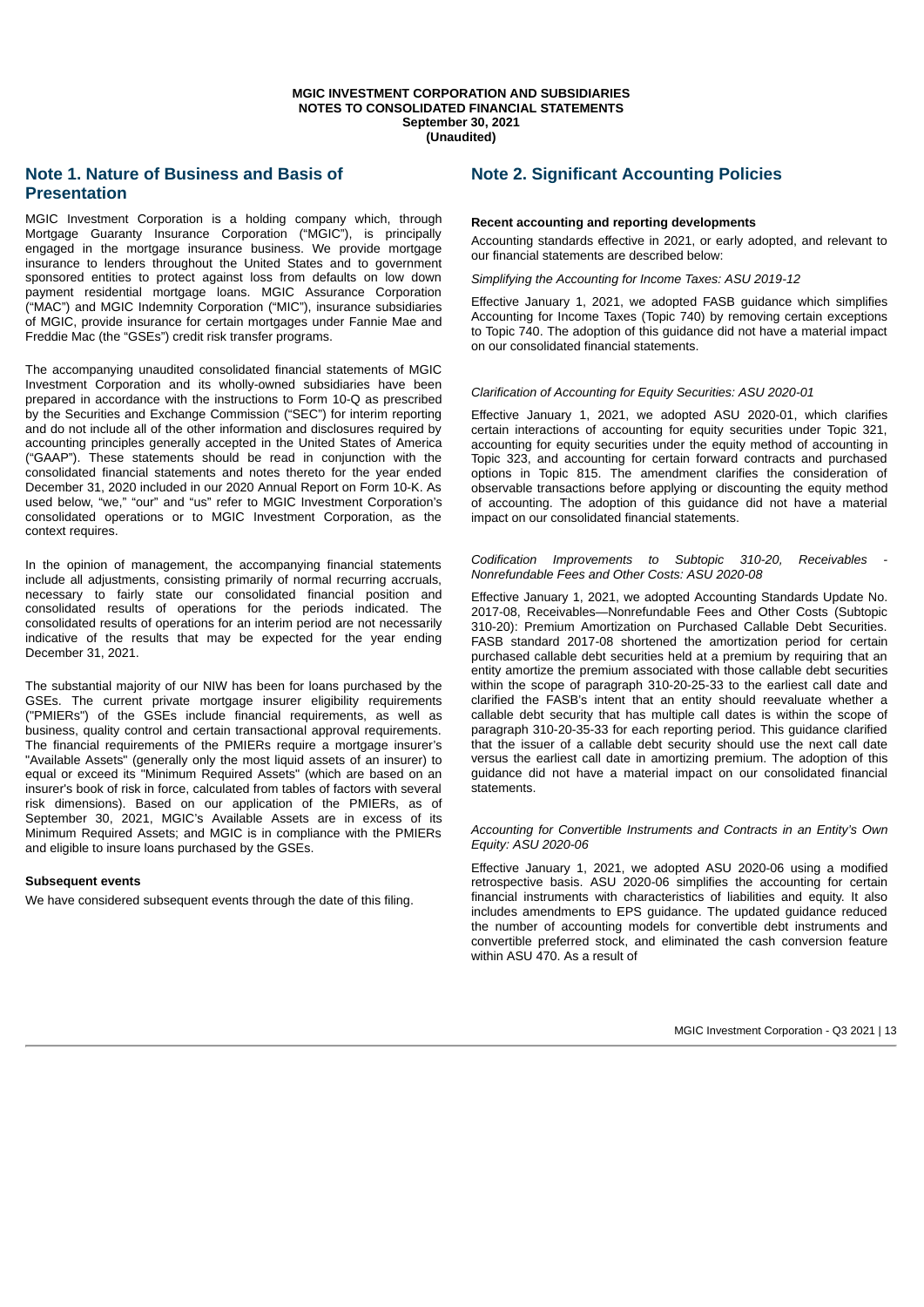**MGIC INVESTMENT CORPORATION AND SUBSIDIARIES**
**NOTES TO CONSOLIDATED FINANCIAL STATEMENTS**
**September 30, 2021**
**(Unaudited)**

## Note 1. Nature of Business and Basis of Presentation

MGIC Investment Corporation is a holding company which, through Mortgage Guaranty Insurance Corporation ("MGIC"), is principally engaged in the mortgage insurance business. We provide mortgage insurance to lenders throughout the United States and to government sponsored entities to protect against loss from defaults on low down payment residential mortgage loans. MGIC Assurance Corporation ("MAC") and MGIC Indemnity Corporation ("MIC"), insurance subsidiaries of MGIC, provide insurance for certain mortgages under Fannie Mae and Freddie Mac (the "GSEs") credit risk transfer programs.

The accompanying unaudited consolidated financial statements of MGIC Investment Corporation and its wholly-owned subsidiaries have been prepared in accordance with the instructions to Form 10-Q as prescribed by the Securities and Exchange Commission ("SEC") for interim reporting and do not include all of the other information and disclosures required by accounting principles generally accepted in the United States of America ("GAAP"). These statements should be read in conjunction with the consolidated financial statements and notes thereto for the year ended December 31, 2020 included in our 2020 Annual Report on Form 10-K. As used below, "we," "our" and "us" refer to MGIC Investment Corporation's consolidated operations or to MGIC Investment Corporation, as the context requires.

In the opinion of management, the accompanying financial statements include all adjustments, consisting primarily of normal recurring accruals, necessary to fairly state our consolidated financial position and consolidated results of operations for the periods indicated. The consolidated results of operations for an interim period are not necessarily indicative of the results that may be expected for the year ending December 31, 2021.

The substantial majority of our NIW has been for loans purchased by the GSEs. The current private mortgage insurer eligibility requirements ("PMIERs") of the GSEs include financial requirements, as well as business, quality control and certain transactional approval requirements. The financial requirements of the PMIERs require a mortgage insurer's "Available Assets" (generally only the most liquid assets of an insurer) to equal or exceed its "Minimum Required Assets" (which are based on an insurer's book of risk in force, calculated from tables of factors with several risk dimensions). Based on our application of the PMIERs, as of September 30, 2021, MGIC's Available Assets are in excess of its Minimum Required Assets; and MGIC is in compliance with the PMIERs and eligible to insure loans purchased by the GSEs.

**Subsequent events**

We have considered subsequent events through the date of this filing.

## Note 2. Significant Accounting Policies

**Recent accounting and reporting developments**

Accounting standards effective in 2021, or early adopted, and relevant to our financial statements are described below:

*Simplifying the Accounting for Income Taxes: ASU 2019-12*

Effective January 1, 2021, we adopted FASB guidance which simplifies Accounting for Income Taxes (Topic 740) by removing certain exceptions to Topic 740. The adoption of this guidance did not have a material impact on our consolidated financial statements.

*Clarification of Accounting for Equity Securities: ASU 2020-01*

Effective January 1, 2021, we adopted ASU 2020-01, which clarifies certain interactions of accounting for equity securities under Topic 321, accounting for equity securities under the equity method of accounting in Topic 323, and accounting for certain forward contracts and purchased options in Topic 815. The amendment clarifies the consideration of observable transactions before applying or discounting the equity method of accounting. The adoption of this guidance did not have a material impact on our consolidated financial statements.

*Codification Improvements to Subtopic 310-20, Receivables - Nonrefundable Fees and Other Costs: ASU 2020-08*

Effective January 1, 2021, we adopted Accounting Standards Update No. 2017-08, Receivables—Nonrefundable Fees and Other Costs (Subtopic 310-20): Premium Amortization on Purchased Callable Debt Securities. FASB standard 2017-08 shortened the amortization period for certain purchased callable debt securities held at a premium by requiring that an entity amortize the premium associated with those callable debt securities within the scope of paragraph 310-20-25-33 to the earliest call date and clarified the FASB's intent that an entity should reevaluate whether a callable debt security that has multiple call dates is within the scope of paragraph 310-20-35-33 for each reporting period. This guidance clarified that the issuer of a callable debt security should use the next call date versus the earliest call date in amortizing premium. The adoption of this guidance did not have a material impact on our consolidated financial statements.

*Accounting for Convertible Instruments and Contracts in an Entity's Own Equity: ASU 2020-06*

Effective January 1, 2021, we adopted ASU 2020-06 using a modified retrospective basis. ASU 2020-06 simplifies the accounting for certain financial instruments with characteristics of liabilities and equity. It also includes amendments to EPS guidance. The updated guidance reduced the number of accounting models for convertible debt instruments and convertible preferred stock, and eliminated the cash conversion feature within ASU 470. As a result of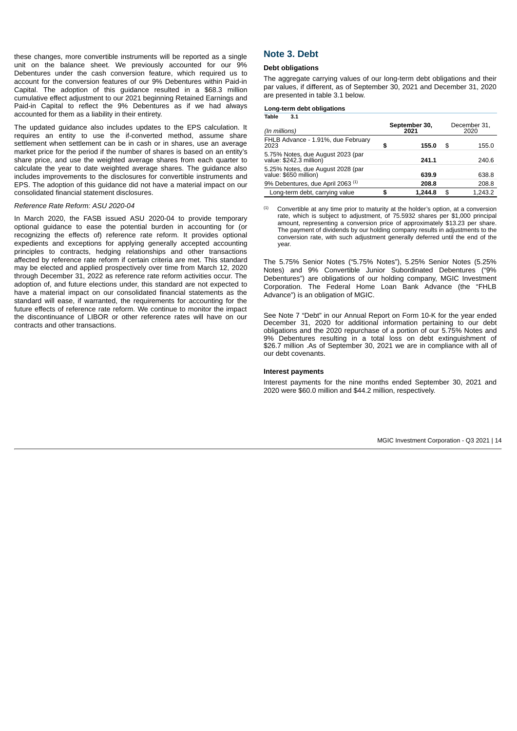these changes, more convertible instruments will be reported as a single unit on the balance sheet. We previously accounted for our 9% Debentures under the cash conversion feature, which required us to account for the conversion features of our 9% Debentures within Paid-in Capital. The adoption of this guidance resulted in a $68.3 million cumulative effect adjustment to our 2021 beginning Retained Earnings and Paid-in Capital to reflect the 9% Debentures as if we had always accounted for them as a liability in their entirety.

The updated guidance also includes updates to the EPS calculation. It requires an entity to use the if-converted method, assume share settlement when settlement can be in cash or in shares, use an average market price for the period if the number of shares is based on an entity's share price, and use the weighted average shares from each quarter to calculate the year to date weighted average shares. The guidance also includes improvements to the disclosures for convertible instruments and EPS. The adoption of this guidance did not have a material impact on our consolidated financial statement disclosures.

*Reference Rate Reform: ASU 2020-04*

In March 2020, the FASB issued ASU 2020-04 to provide temporary optional guidance to ease the potential burden in accounting for (or recognizing the effects of) reference rate reform. It provides optional expedients and exceptions for applying generally accepted accounting principles to contracts, hedging relationships and other transactions affected by reference rate reform if certain criteria are met. This standard may be elected and applied prospectively over time from March 12, 2020 through December 31, 2022 as reference rate reform activities occur. The adoption of, and future elections under, this standard are not expected to have a material impact on our consolidated financial statements as the standard will ease, if warranted, the requirements for accounting for the future effects of reference rate reform. We continue to monitor the impact the discontinuance of LIBOR or other reference rates will have on our contracts and other transactions.

## Note 3. Debt

**Debt obligations**

The aggregate carrying values of our long-term debt obligations and their par values, if different, as of September 30, 2021 and December 31, 2020 are presented in table 3.1 below.

**Long-term debt obligations**
**Table 3.1**

| (In millions) | September 30, 2021 | December 31, 2020 |
|---|---|---|
| FHLB Advance - 1.91%, due February 2023 | **$ 155.0** | $ 155.0 |
| 5.75% Notes, due August 2023 (par value: $242.3 million) | **241.1** | 240.6 |
| 5.25% Notes, due August 2028 (par value: $650 million) | **639.9** | 638.8 |
| 9% Debentures, due April 2063 [1] | **208.8** | 208.8 |
| Long-term debt, carrying value | **$ 1,244.8** | $ 1,243.2 |

[1] Convertible at any time prior to maturity at the holder's option, at a conversion rate, which is subject to adjustment, of 75.5932 shares per $1,000 principal amount, representing a conversion price of approximately $13.23 per share. The payment of dividends by our holding company results in adjustments to the conversion rate, with such adjustment generally deferred until the end of the year.

The 5.75% Senior Notes ("5.75% Notes"), 5.25% Senior Notes (5.25% Notes) and 9% Convertible Junior Subordinated Debentures ("9% Debentures") are obligations of our holding company, MGIC Investment Corporation. The Federal Home Loan Bank Advance (the "FHLB Advance") is an obligation of MGIC.

See Note 7 "Debt" in our Annual Report on Form 10-K for the year ended December 31, 2020 for additional information pertaining to our debt obligations and the 2020 repurchase of a portion of our 5.75% Notes and 9% Debentures resulting in a total loss on debt extinguishment of $26.7 million .As of September 30, 2021 we are in compliance with all of our debt covenants.

**Interest payments**

Interest payments for the nine months ended September 30, 2021 and 2020 were $60.0 million and $44.2 million, respectively.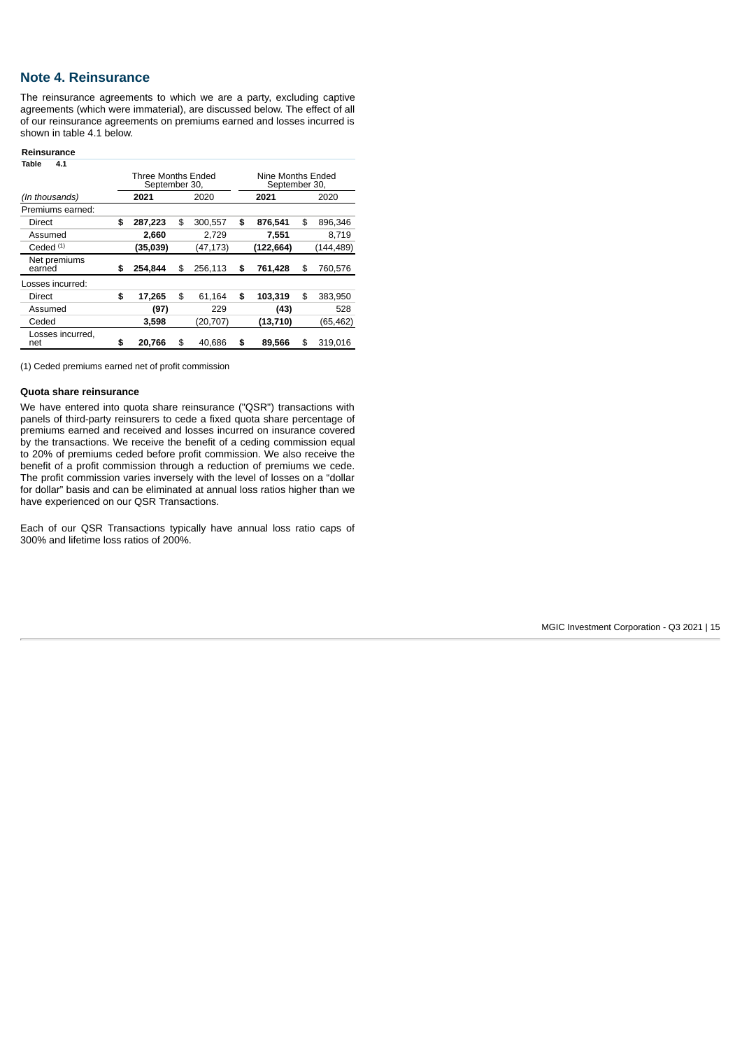## Note 4. Reinsurance

The reinsurance agreements to which we are a party, excluding captive agreements (which were immaterial), are discussed below. The effect of all of our reinsurance agreements on premiums earned and losses incurred is shown in table 4.1 below.

**Reinsurance**

**Table 4.1**

| | Three Months Ended September 30, | | Nine Months Ended September 30, | |
|---|---|---|---|---|
| *(In thousands)* | **2021** | 2020 | **2021** | 2020 |
| Premiums earned: | | | | |
| Direct | **$ 287,223** | $ 300,557 | **$ 876,541** | $ 896,346 |
| Assumed | **2,660** | 2,729 | **7,551** | 8,719 |
| Ceded [1] | **(35,039)** | (47,173) | **(122,664)** | (144,489) |
| Net premiums earned | **$ 254,844** | $ 256,113 | **$ 761,428** | $ 760,576 |
| Losses incurred: | | | | |
| Direct | **$ 17,265** | $ 61,164 | **$ 103,319** | $ 383,950 |
| Assumed | **(97)** | 229 | **(43)** | 528 |
| Ceded | **3,598** | (20,707) | **(13,710)** | (65,462) |
| Losses incurred, net | **$ 20,766** | $ 40,686 | **$ 89,566** | $ 319,016 |

(1) Ceded premiums earned net of profit commission

### Quota share reinsurance

We have entered into quota share reinsurance ("QSR") transactions with panels of third-party reinsurers to cede a fixed quota share percentage of premiums earned and received and losses incurred on insurance covered by the transactions. We receive the benefit of a ceding commission equal to 20% of premiums ceded before profit commission. We also receive the benefit of a profit commission through a reduction of premiums we cede. The profit commission varies inversely with the level of losses on a "dollar for dollar" basis and can be eliminated at annual loss ratios higher than we have experienced on our QSR Transactions.

Each of our QSR Transactions typically have annual loss ratio caps of 300% and lifetime loss ratios of 200%.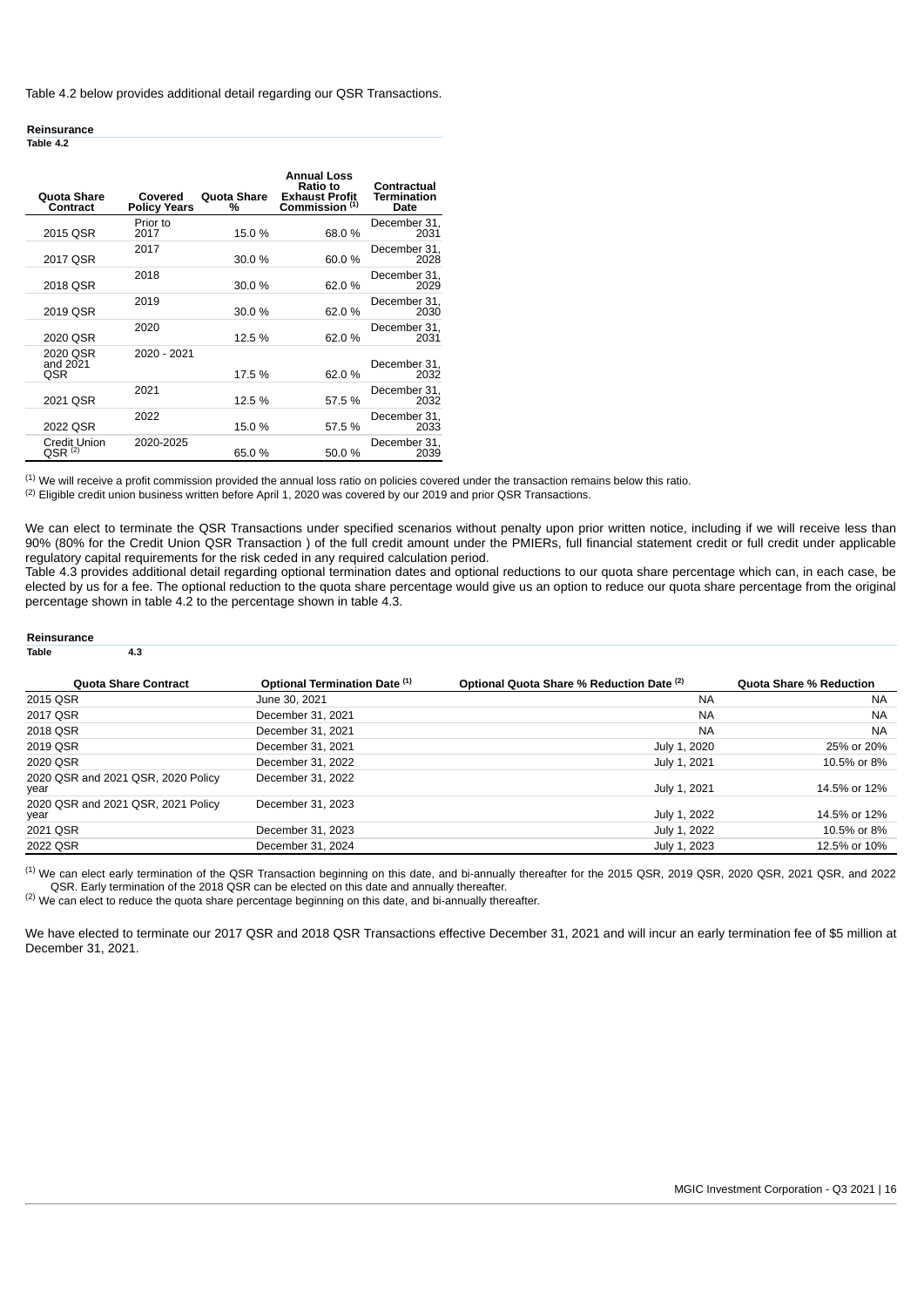Table 4.2 below provides additional detail regarding our QSR Transactions.

**Reinsurance**
**Table 4.2**

| Quota Share Contract | Covered Policy Years | Quota Share % | Annual Loss Ratio to Exhaust Profit Commission [1] | Contractual Termination Date |
|---|---|---|---|---|
| 2015 QSR | Prior to 2017 | 15.0 % | 68.0 % | December 31, 2031 |
| 2017 QSR | 2017 | 30.0 % | 60.0 % | December 31, 2028 |
| 2018 QSR | 2018 | 30.0 % | 62.0 % | December 31, 2029 |
| 2019 QSR | 2019 | 30.0 % | 62.0 % | December 31, 2030 |
| 2020 QSR | 2020 | 12.5 % | 62.0 % | December 31, 2031 |
| 2020 QSR and 2021 QSR | 2020 - 2021 | 17.5 % | 62.0 % | December 31, 2032 |
| 2021 QSR | 2021 | 12.5 % | 57.5 % | December 31, 2032 |
| 2022 QSR | 2022 | 15.0 % | 57.5 % | December 31, 2033 |
| Credit Union QSR [2] | 2020-2025 | 65.0 % | 50.0 % | December 31, 2039 |

[1] We will receive a profit commission provided the annual loss ratio on policies covered under the transaction remains below this ratio.
[2] Eligible credit union business written before April 1, 2020 was covered by our 2019 and prior QSR Transactions.

We can elect to terminate the QSR Transactions under specified scenarios without penalty upon prior written notice, including if we will receive less than 90% (80% for the Credit Union QSR Transaction ) of the full credit amount under the PMIERs, full financial statement credit or full credit under applicable regulatory capital requirements for the risk ceded in any required calculation period.
Table 4.3 provides additional detail regarding optional termination dates and optional reductions to our quota share percentage which can, in each case, be elected by us for a fee. The optional reduction to the quota share percentage would give us an option to reduce our quota share percentage from the original percentage shown in table 4.2 to the percentage shown in table 4.3.

**Reinsurance**
**Table 4.3**

| Quota Share Contract | Optional Termination Date [1] | Optional Quota Share % Reduction Date [2] | Quota Share % Reduction |
|---|---|---|---|
| 2015 QSR | June 30, 2021 | NA | NA |
| 2017 QSR | December 31, 2021 | NA | NA |
| 2018 QSR | December 31, 2021 | NA | NA |
| 2019 QSR | December 31, 2021 | July 1, 2020 | 25% or 20% |
| 2020 QSR | December 31, 2022 | July 1, 2021 | 10.5% or 8% |
| 2020 QSR and 2021 QSR, 2020 Policy year | December 31, 2022 | July 1, 2021 | 14.5% or 12% |
| 2020 QSR and 2021 QSR, 2021 Policy year | December 31, 2023 | July 1, 2022 | 14.5% or 12% |
| 2021 QSR | December 31, 2023 | July 1, 2022 | 10.5% or 8% |
| 2022 QSR | December 31, 2024 | July 1, 2023 | 12.5% or 10% |

[1] We can elect early termination of the QSR Transaction beginning on this date, and bi-annually thereafter for the 2015 QSR, 2019 QSR, 2020 QSR, 2021 QSR, and 2022 QSR. Early termination of the 2018 QSR can be elected on this date and annually thereafter.
[2] We can elect to reduce the quota share percentage beginning on this date, and bi-annually thereafter.

We have elected to terminate our 2017 QSR and 2018 QSR Transactions effective December 31, 2021 and will incur an early termination fee of $5 million at December 31, 2021.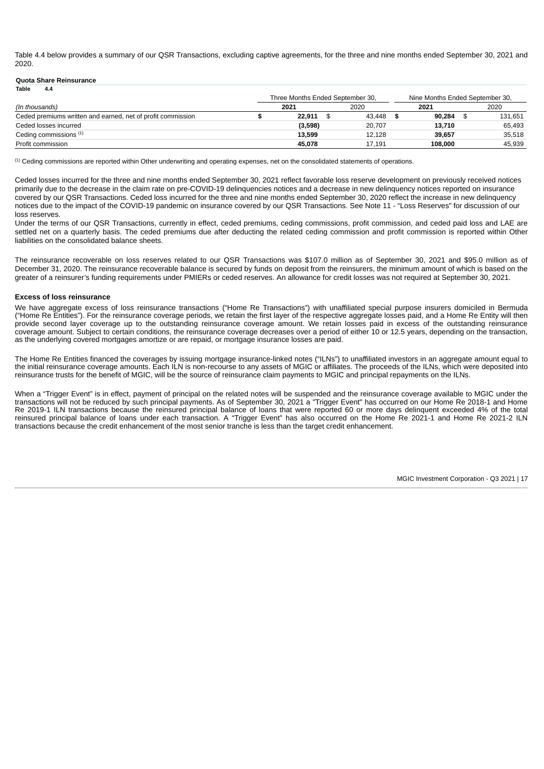Table 4.4 below provides a summary of our QSR Transactions, excluding captive agreements, for the three and nine months ended September 30, 2021 and 2020.

**Quota Share Reinsurance**
**Table 4.4**

| | Three Months Ended September 30, | | Nine Months Ended September 30, | |
|---|---|---|---|---|
| *(In thousands)* | **2021** | 2020 | **2021** | 2020 |
| Ceded premiums written and earned, net of profit commission | **$ 22,911** | $ 43,448 | **$ 90,284** | $ 131,651 |
| Ceded losses incurred | **(3,598)** | 20,707 | **13,710** | 65,493 |
| Ceding commissions [(1)] | **13,599** | 12,128 | **39,657** | 35,518 |
| Profit commission | **45,078** | 17,191 | **108,000** | 45,939 |

(1) Ceding commissions are reported within Other underwriting and operating expenses, net on the consolidated statements of operations.

Ceded losses incurred for the three and nine months ended September 30, 2021 reflect favorable loss reserve development on previously received notices primarily due to the decrease in the claim rate on pre-COVID-19 delinquencies notices and a decrease in new delinquency notices reported on insurance covered by our QSR Transactions. Ceded loss incurred for the three and nine months ended September 30, 2020 reflect the increase in new delinquency notices due to the impact of the COVID-19 pandemic on insurance covered by our QSR Transactions. See Note 11 - "Loss Reserves" for discussion of our loss reserves.

Under the terms of our QSR Transactions, currently in effect, ceded premiums, ceding commissions, profit commission, and ceded paid loss and LAE are settled net on a quarterly basis. The ceded premiums due after deducting the related ceding commission and profit commission is reported within Other liabilities on the consolidated balance sheets.

The reinsurance recoverable on loss reserves related to our QSR Transactions was $107.0 million as of September 30, 2021 and $95.0 million as of December 31, 2020. The reinsurance recoverable balance is secured by funds on deposit from the reinsurers, the minimum amount of which is based on the greater of a reinsurer's funding requirements under PMIERs or ceded reserves. An allowance for credit losses was not required at September 30, 2021.

#### Excess of loss reinsurance

We have aggregate excess of loss reinsurance transactions ("Home Re Transactions") with unaffiliated special purpose insurers domiciled in Bermuda ("Home Re Entities"). For the reinsurance coverage periods, we retain the first layer of the respective aggregate losses paid, and a Home Re Entity will then provide second layer coverage up to the outstanding reinsurance coverage amount. We retain losses paid in excess of the outstanding reinsurance coverage amount. Subject to certain conditions, the reinsurance coverage decreases over a period of either 10 or 12.5 years, depending on the transaction, as the underlying covered mortgages amortize or are repaid, or mortgage insurance losses are paid.

The Home Re Entities financed the coverages by issuing mortgage insurance-linked notes ("ILNs") to unaffiliated investors in an aggregate amount equal to the initial reinsurance coverage amounts. Each ILN is non-recourse to any assets of MGIC or affiliates. The proceeds of the ILNs, which were deposited into reinsurance trusts for the benefit of MGIC, will be the source of reinsurance claim payments to MGIC and principal repayments on the ILNs.

When a "Trigger Event" is in effect, payment of principal on the related notes will be suspended and the reinsurance coverage available to MGIC under the transactions will not be reduced by such principal payments. As of September 30, 2021 a "Trigger Event" has occurred on our Home Re 2018-1 and Home Re 2019-1 ILN transactions because the reinsured principal balance of loans that were reported 60 or more days delinquent exceeded 4% of the total reinsured principal balance of loans under each transaction. A "Trigger Event" has also occurred on the Home Re 2021-1 and Home Re 2021-2 ILN transactions because the credit enhancement of the most senior tranche is less than the target credit enhancement.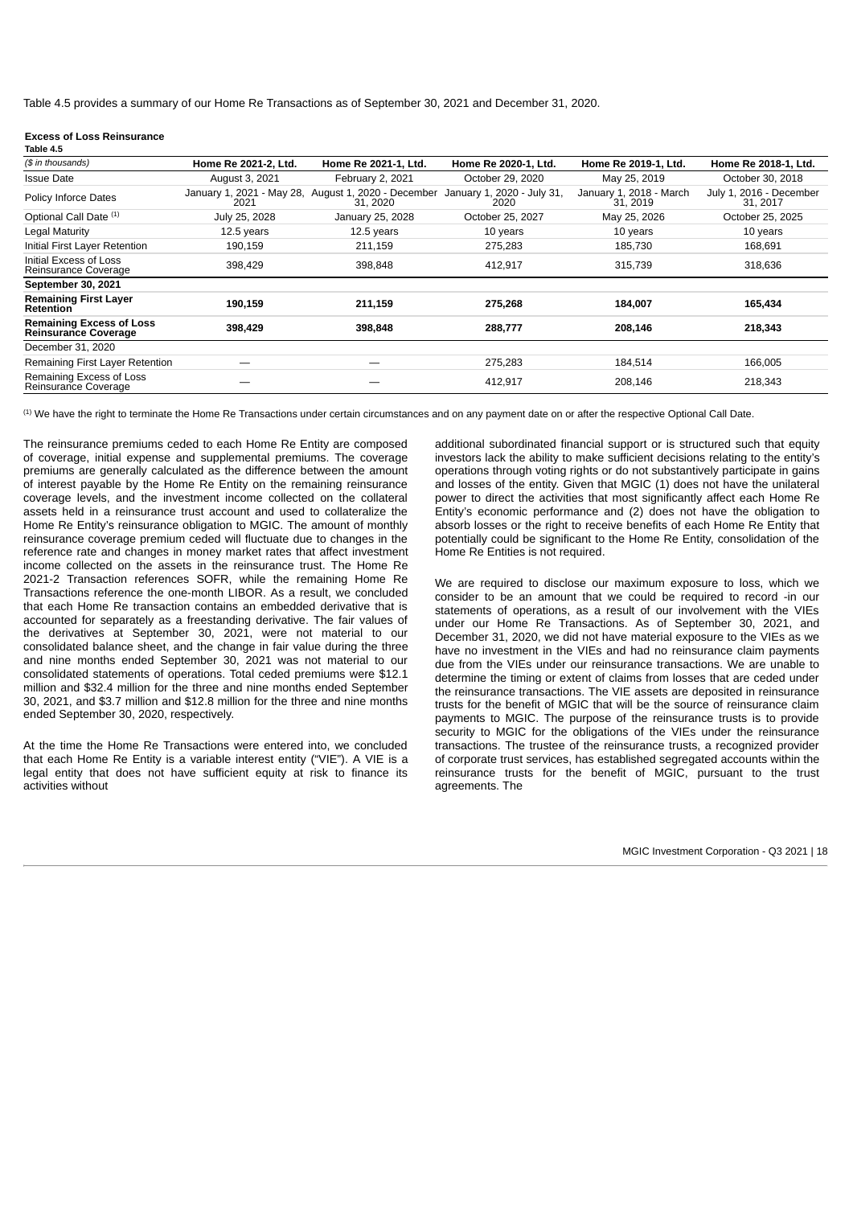Table 4.5 provides a summary of our Home Re Transactions as of September 30, 2021 and December 31, 2020.

**Excess of Loss Reinsurance**
**Table 4.5**

| *($ in thousands)* | **Home Re 2021-2, Ltd.** | **Home Re 2021-1, Ltd.** | **Home Re 2020-1, Ltd.** | **Home Re 2019-1, Ltd.** | **Home Re 2018-1, Ltd.** |
|---|---|---|---|---|---|
| Issue Date | August 3, 2021 | February 2, 2021 | October 29, 2020 | May 25, 2019 | October 30, 2018 |
| Policy Inforce Dates | January 1, 2021 - May 28, 2021 | August 1, 2020 - December 31, 2020 | January 1, 2020 - July 31, 2020 | January 1, 2018 - March 31, 2019 | July 1, 2016 - December 31, 2017 |
| Optional Call Date [(1)] | July 25, 2028 | January 25, 2028 | October 25, 2027 | May 25, 2026 | October 25, 2025 |
| Legal Maturity | 12.5 years | 12.5 years | 10 years | 10 years | 10 years |
| Initial First Layer Retention | 190,159 | 211,159 | 275,283 | 185,730 | 168,691 |
| Initial Excess of Loss Reinsurance Coverage | 398,429 | 398,848 | 412,917 | 315,739 | 318,636 |
| **September 30, 2021** | | | | | |
| **Remaining First Layer Retention** | **190,159** | **211,159** | **275,268** | **184,007** | **165,434** |
| **Remaining Excess of Loss Reinsurance Coverage** | **398,429** | **398,848** | **288,777** | **208,146** | **218,343** |
| December 31, 2020 | | | | | |
| Remaining First Layer Retention | — | — | 275,283 | 184,514 | 166,005 |
| Remaining Excess of Loss Reinsurance Coverage | — | — | 412,917 | 208,146 | 218,343 |

[(1)] We have the right to terminate the Home Re Transactions under certain circumstances and on any payment date on or after the respective Optional Call Date.

The reinsurance premiums ceded to each Home Re Entity are composed of coverage, initial expense and supplemental premiums. The coverage premiums are generally calculated as the difference between the amount of interest payable by the Home Re Entity on the remaining reinsurance coverage levels, and the investment income collected on the collateral assets held in a reinsurance trust account and used to collateralize the Home Re Entity's reinsurance obligation to MGIC. The amount of monthly reinsurance coverage premium ceded will fluctuate due to changes in the reference rate and changes in money market rates that affect investment income collected on the assets in the reinsurance trust. The Home Re 2021-2 Transaction references SOFR, while the remaining Home Re Transactions reference the one-month LIBOR. As a result, we concluded that each Home Re transaction contains an embedded derivative that is accounted for separately as a freestanding derivative. The fair values of the derivatives at September 30, 2021, were not material to our consolidated balance sheet, and the change in fair value during the three and nine months ended September 30, 2021 was not material to our consolidated statements of operations. Total ceded premiums were $12.1 million and $32.4 million for the three and nine months ended September 30, 2021, and $3.7 million and $12.8 million for the three and nine months ended September 30, 2020, respectively.

At the time the Home Re Transactions were entered into, we concluded that each Home Re Entity is a variable interest entity ("VIE"). A VIE is a legal entity that does not have sufficient equity at risk to finance its activities without additional subordinated financial support or is structured such that equity investors lack the ability to make sufficient decisions relating to the entity's operations through voting rights or do not substantively participate in gains and losses of the entity. Given that MGIC (1) does not have the unilateral power to direct the activities that most significantly affect each Home Re Entity's economic performance and (2) does not have the obligation to absorb losses or the right to receive benefits of each Home Re Entity that potentially could be significant to the Home Re Entity, consolidation of the Home Re Entities is not required.

We are required to disclose our maximum exposure to loss, which we consider to be an amount that we could be required to record -in our statements of operations, as a result of our involvement with the VIEs under our Home Re Transactions. As of September 30, 2021, and December 31, 2020, we did not have material exposure to the VIEs as we have no investment in the VIEs and had no reinsurance claim payments due from the VIEs under our reinsurance transactions. We are unable to determine the timing or extent of claims from losses that are ceded under the reinsurance transactions. The VIE assets are deposited in reinsurance trusts for the benefit of MGIC that will be the source of reinsurance claim payments to MGIC. The purpose of the reinsurance trusts is to provide security to MGIC for the obligations of the VIEs under the reinsurance transactions. The trustee of the reinsurance trusts, a recognized provider of corporate trust services, has established segregated accounts within the reinsurance trusts for the benefit of MGIC, pursuant to the trust agreements. The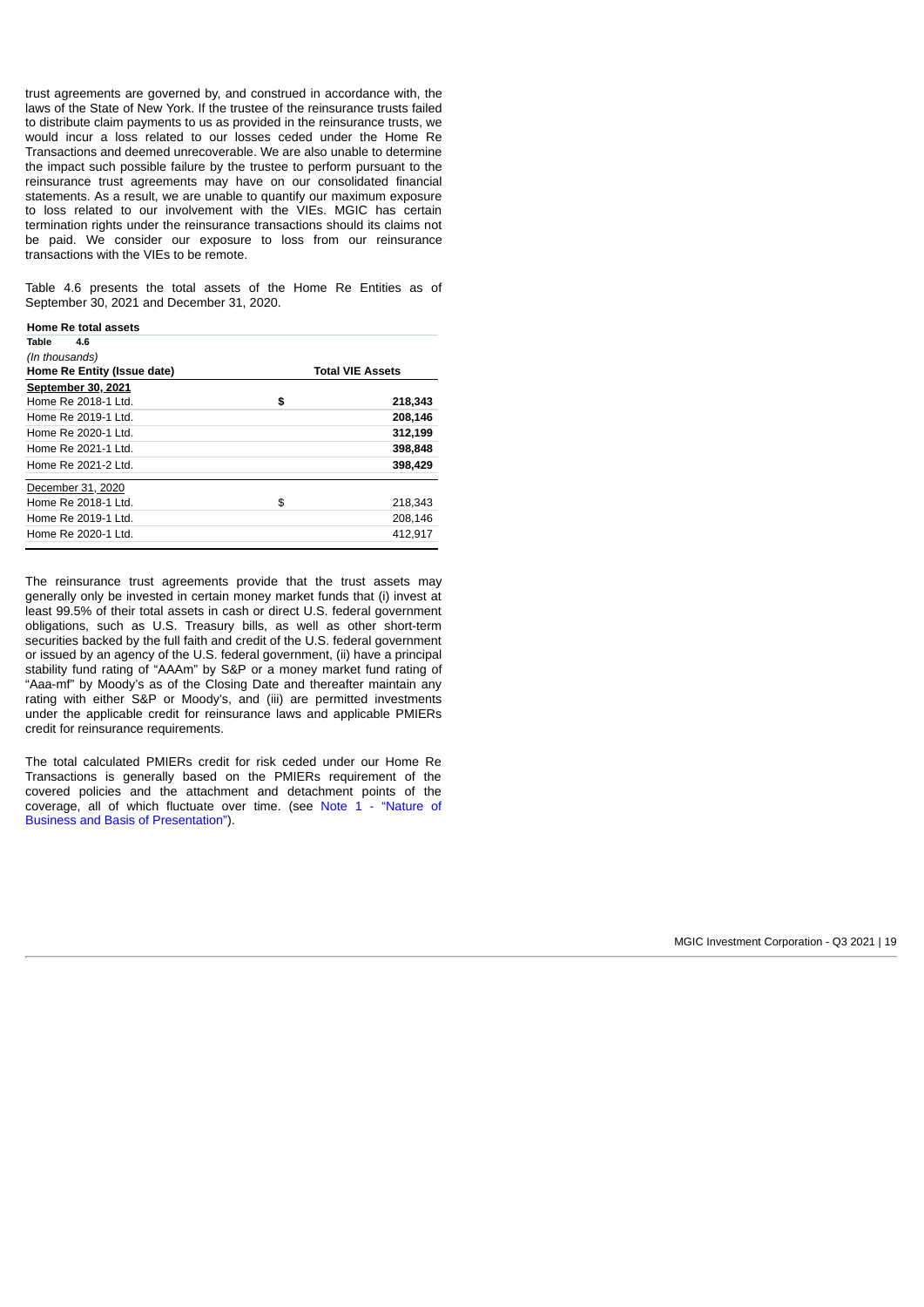trust agreements are governed by, and construed in accordance with, the laws of the State of New York. If the trustee of the reinsurance trusts failed to distribute claim payments to us as provided in the reinsurance trusts, we would incur a loss related to our losses ceded under the Home Re Transactions and deemed unrecoverable. We are also unable to determine the impact such possible failure by the trustee to perform pursuant to the reinsurance trust agreements may have on our consolidated financial statements. As a result, we are unable to quantify our maximum exposure to loss related to our involvement with the VIEs. MGIC has certain termination rights under the reinsurance transactions should its claims not be paid. We consider our exposure to loss from our reinsurance transactions with the VIEs to be remote.

Table 4.6 presents the total assets of the Home Re Entities as of September 30, 2021 and December 31, 2020.

**Home Re total assets**

**Table 4.6**

*(In thousands)*

| Home Re Entity (Issue date) | | Total VIE Assets |
|---|---|---|
| **September 30, 2021** | | |
| Home Re 2018-1 Ltd. | **$** | **218,343** |
| Home Re 2019-1 Ltd. | | **208,146** |
| Home Re 2020-1 Ltd. | | **312,199** |
| Home Re 2021-1 Ltd. | | **398,848** |
| Home Re 2021-2 Ltd. | | **398,429** |
| December 31, 2020 | | |
| Home Re 2018-1 Ltd. | $ | 218,343 |
| Home Re 2019-1 Ltd. | | 208,146 |
| Home Re 2020-1 Ltd. | | 412,917 |

The reinsurance trust agreements provide that the trust assets may generally only be invested in certain money market funds that (i) invest at least 99.5% of their total assets in cash or direct U.S. federal government obligations, such as U.S. Treasury bills, as well as other short-term securities backed by the full faith and credit of the U.S. federal government or issued by an agency of the U.S. federal government, (ii) have a principal stability fund rating of "AAAm" by S&P or a money market fund rating of "Aaa-mf" by Moody's as of the Closing Date and thereafter maintain any rating with either S&P or Moody's, and (iii) are permitted investments under the applicable credit for reinsurance laws and applicable PMIERs credit for reinsurance requirements.

The total calculated PMIERs credit for risk ceded under our Home Re Transactions is generally based on the PMIERs requirement of the covered policies and the attachment and detachment points of the coverage, all of which fluctuate over time. (see Note 1 - "Nature of Business and Basis of Presentation").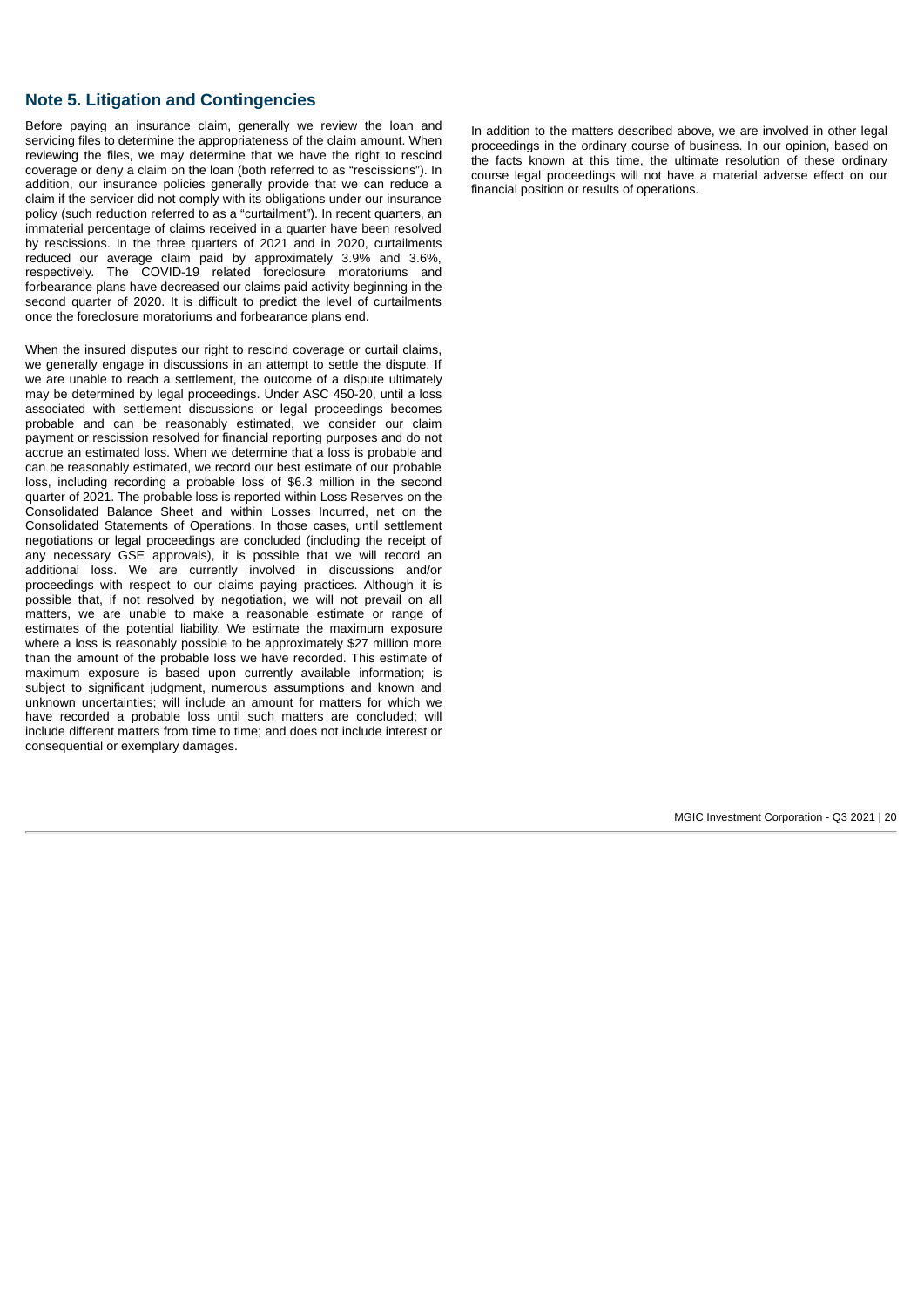## Note 5. Litigation and Contingencies

Before paying an insurance claim, generally we review the loan and servicing files to determine the appropriateness of the claim amount. When reviewing the files, we may determine that we have the right to rescind coverage or deny a claim on the loan (both referred to as "rescissions"). In addition, our insurance policies generally provide that we can reduce a claim if the servicer did not comply with its obligations under our insurance policy (such reduction referred to as a "curtailment"). In recent quarters, an immaterial percentage of claims received in a quarter have been resolved by rescissions. In the three quarters of 2021 and in 2020, curtailments reduced our average claim paid by approximately 3.9% and 3.6%, respectively. The COVID-19 related foreclosure moratoriums and forbearance plans have decreased our claims paid activity beginning in the second quarter of 2020. It is difficult to predict the level of curtailments once the foreclosure moratoriums and forbearance plans end.

When the insured disputes our right to rescind coverage or curtail claims, we generally engage in discussions in an attempt to settle the dispute. If we are unable to reach a settlement, the outcome of a dispute ultimately may be determined by legal proceedings. Under ASC 450-20, until a loss associated with settlement discussions or legal proceedings becomes probable and can be reasonably estimated, we consider our claim payment or rescission resolved for financial reporting purposes and do not accrue an estimated loss. When we determine that a loss is probable and can be reasonably estimated, we record our best estimate of our probable loss, including recording a probable loss of $6.3 million in the second quarter of 2021. The probable loss is reported within Loss Reserves on the Consolidated Balance Sheet and within Losses Incurred, net on the Consolidated Statements of Operations. In those cases, until settlement negotiations or legal proceedings are concluded (including the receipt of any necessary GSE approvals), it is possible that we will record an additional loss. We are currently involved in discussions and/or proceedings with respect to our claims paying practices. Although it is possible that, if not resolved by negotiation, we will not prevail on all matters, we are unable to make a reasonable estimate or range of estimates of the potential liability. We estimate the maximum exposure where a loss is reasonably possible to be approximately $27 million more than the amount of the probable loss we have recorded. This estimate of maximum exposure is based upon currently available information; is subject to significant judgment, numerous assumptions and known and unknown uncertainties; will include an amount for matters for which we have recorded a probable loss until such matters are concluded; will include different matters from time to time; and does not include interest or consequential or exemplary damages.

In addition to the matters described above, we are involved in other legal proceedings in the ordinary course of business. In our opinion, based on the facts known at this time, the ultimate resolution of these ordinary course legal proceedings will not have a material adverse effect on our financial position or results of operations.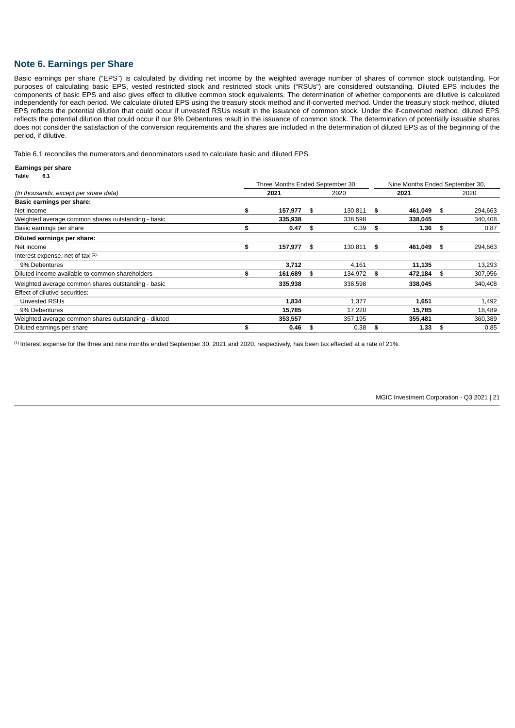## Note 6. Earnings per Share

Basic earnings per share ("EPS") is calculated by dividing net income by the weighted average number of shares of common stock outstanding. For purposes of calculating basic EPS, vested restricted stock and restricted stock units ("RSUs") are considered outstanding. Diluted EPS includes the components of basic EPS and also gives effect to dilutive common stock equivalents. The determination of whether components are dilutive is calculated independently for each period. We calculate diluted EPS using the treasury stock method and if-converted method. Under the treasury stock method, diluted EPS reflects the potential dilution that could occur if unvested RSUs result in the issuance of common stock. Under the if-converted method, diluted EPS reflects the potential dilution that could occur if our 9% Debentures result in the issuance of common stock. The determination of potentially issuable shares does not consider the satisfaction of the conversion requirements and the shares are included in the determination of diluted EPS as of the beginning of the period, if dilutive.

Table 6.1 reconciles the numerators and denominators used to calculate basic and diluted EPS.

**Earnings per share**
**Table 6.1**

| *(In thousands, except per share data)* | Three Months Ended September 30, | | Nine Months Ended September 30, | |
|---|---|---|---|---|
| | **2021** | 2020 | **2021** | 2020 |
| **Basic earnings per share:** | | | | |
| Net income | **$ 157,977** | $ 130,811 | **$ 461,049** | $ 294,663 |
| Weighted average common shares outstanding - basic | **335,938** | 338,598 | **338,045** | 340,408 |
| Basic earnings per share | **$ 0.47** | $ 0.39 | **$ 1.36** | $ 0.87 |
| **Diluted earnings per share:** | | | | |
| Net income | **$ 157,977** | $ 130,811 | **$ 461,049** | $ 294,663 |
| Interest expense, net of tax [(1)]: | | | | |
| 9% Debentures | **3,712** | 4,161 | **11,135** | 13,293 |
| Diluted income available to common shareholders | **$ 161,689** | $ 134,972 | **$ 472,184** | $ 307,956 |
| Weighted average common shares outstanding - basic | **335,938** | 338,598 | **338,045** | 340,408 |
| Effect of dilutive securities: | | | | |
| Unvested RSUs | **1,834** | 1,377 | **1,651** | 1,492 |
| 9% Debentures | **15,785** | 17,220 | **15,785** | 18,489 |
| Weighted average common shares outstanding - diluted | **353,557** | 357,195 | **355,481** | 360,389 |
| Diluted earnings per share | **$ 0.46** | $ 0.38 | **$ 1.33** | $ 0.85 |

[(1)] Interest expense for the three and nine months ended September 30, 2021 and 2020, respectively, has been tax effected at a rate of 21%.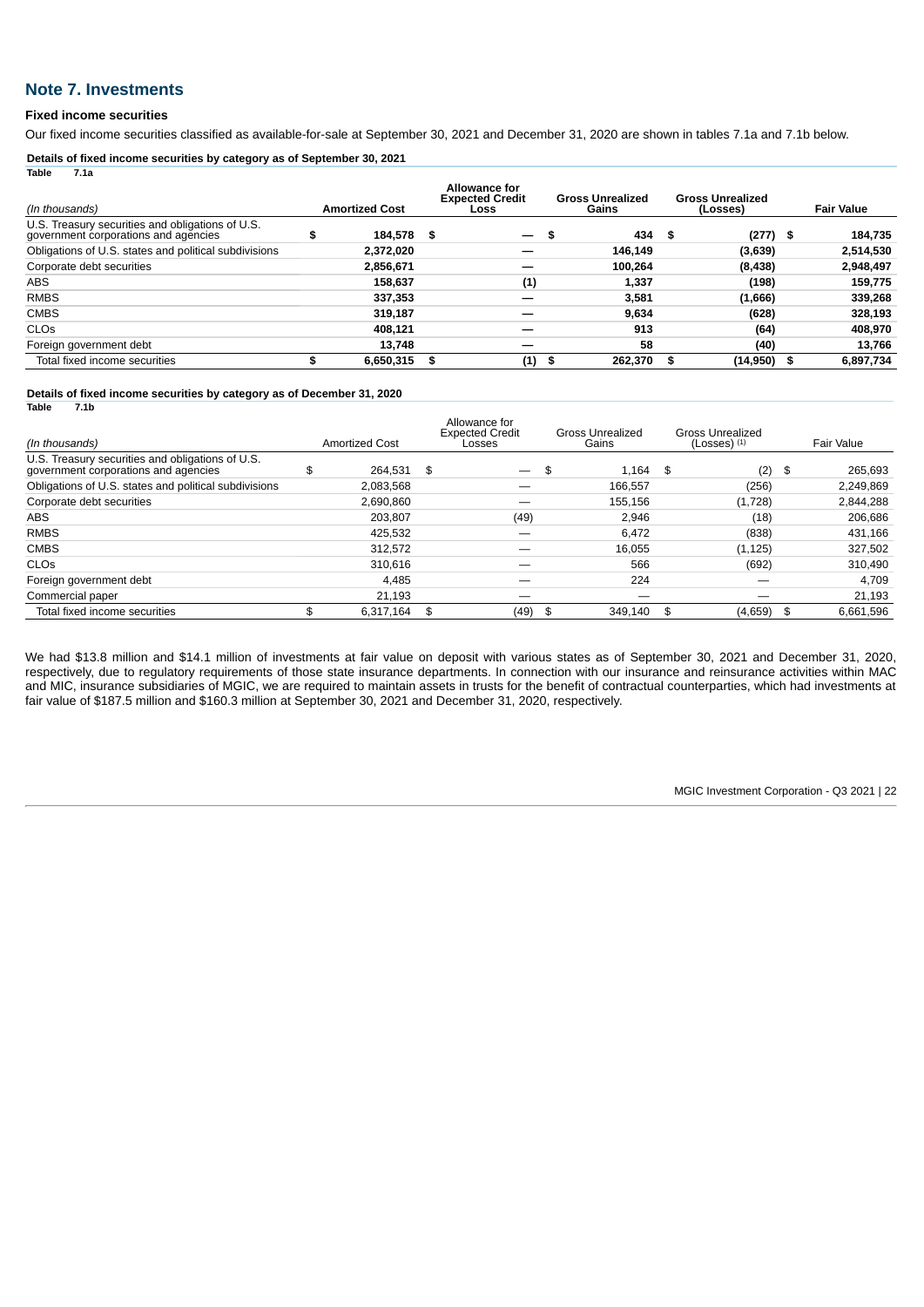## Note 7. Investments

### Fixed income securities

Our fixed income securities classified as available-for-sale at September 30, 2021 and December 31, 2020 are shown in tables 7.1a and 7.1b below.

**Details of fixed income securities by category as of September 30, 2021**

**Table 7.1a**

| *(In thousands)* | Amortized Cost | Allowance for Expected Credit Loss | Gross Unrealized Gains | Gross Unrealized (Losses) | Fair Value |
|---|---|---|---|---|---|
| U.S. Treasury securities and obligations of U.S. government corporations and agencies | $ 184,578 | $ — | $ 434 | $ (277) | $ 184,735 |
| Obligations of U.S. states and political subdivisions | 2,372,020 | — | 146,149 | (3,639) | 2,514,530 |
| Corporate debt securities | 2,856,671 | — | 100,264 | (8,438) | 2,948,497 |
| ABS | 158,637 | (1) | 1,337 | (198) | 159,775 |
| RMBS | 337,353 | — | 3,581 | (1,666) | 339,268 |
| CMBS | 319,187 | — | 9,634 | (628) | 328,193 |
| CLOs | 408,121 | — | 913 | (64) | 408,970 |
| Foreign government debt | 13,748 | — | 58 | (40) | 13,766 |
| Total fixed income securities | $ 6,650,315 | $ (1) | $ 262,370 | $ (14,950) | $ 6,897,734 |

**Details of fixed income securities by category as of December 31, 2020**

**Table 7.1b**

| *(In thousands)* | Amortized Cost | Allowance for Expected Credit Losses | Gross Unrealized Gains | Gross Unrealized (Losses) [1] | Fair Value |
|---|---|---|---|---|---|
| U.S. Treasury securities and obligations of U.S. government corporations and agencies | $ 264,531 | $ — | $ 1,164 | $ (2) | $ 265,693 |
| Obligations of U.S. states and political subdivisions | 2,083,568 | — | 166,557 | (256) | 2,249,869 |
| Corporate debt securities | 2,690,860 | — | 155,156 | (1,728) | 2,844,288 |
| ABS | 203,807 | (49) | 2,946 | (18) | 206,686 |
| RMBS | 425,532 | — | 6,472 | (838) | 431,166 |
| CMBS | 312,572 | — | 16,055 | (1,125) | 327,502 |
| CLOs | 310,616 | — | 566 | (692) | 310,490 |
| Foreign government debt | 4,485 | — | 224 | — | 4,709 |
| Commercial paper | 21,193 | — | — | — | 21,193 |
| Total fixed income securities | $ 6,317,164 | $ (49) | $ 349,140 | $ (4,659) | $ 6,661,596 |

We had $13.8 million and $14.1 million of investments at fair value on deposit with various states as of September 30, 2021 and December 31, 2020, respectively, due to regulatory requirements of those state insurance departments. In connection with our insurance and reinsurance activities within MAC and MIC, insurance subsidiaries of MGIC, we are required to maintain assets in trusts for the benefit of contractual counterparties, which had investments at fair value of $187.5 million and $160.3 million at September 30, 2021 and December 31, 2020, respectively.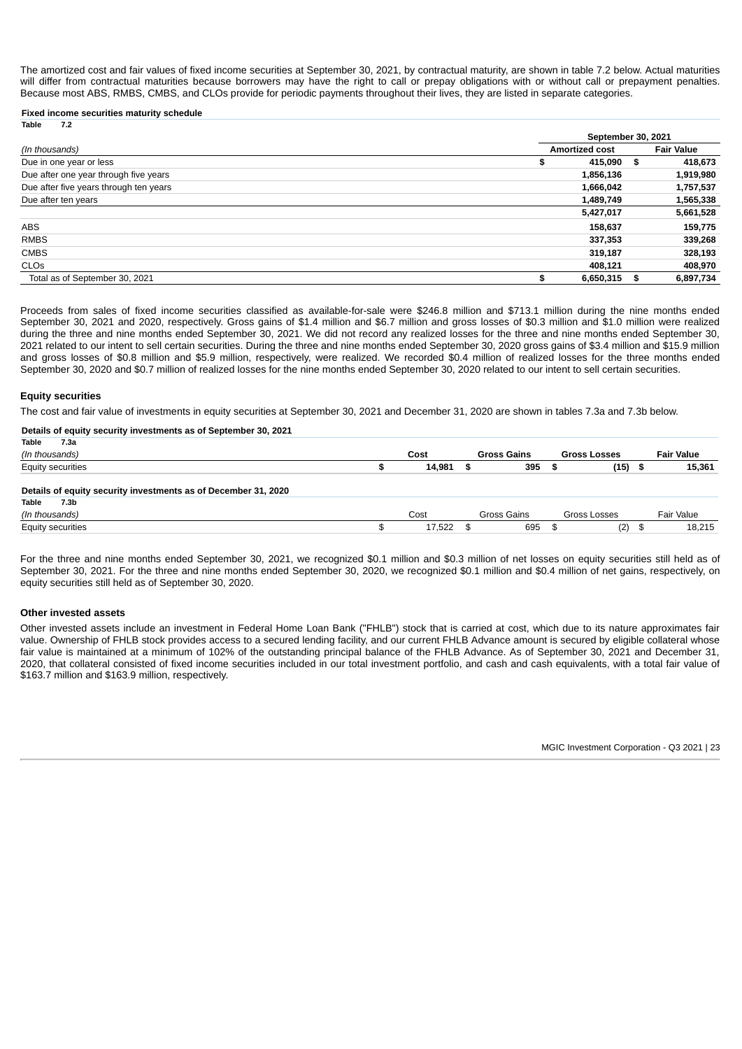The amortized cost and fair values of fixed income securities at September 30, 2021, by contractual maturity, are shown in table 7.2 below. Actual maturities will differ from contractual maturities because borrowers may have the right to call or prepay obligations with or without call or prepayment penalties. Because most ABS, RMBS, CMBS, and CLOs provide for periodic payments throughout their lives, they are listed in separate categories.

**Fixed income securities maturity schedule**

**Table 7.2**

| | September 30, 2021 | |
|---|---|---|
| *(In thousands)* | **Amortized cost** | **Fair Value** |
| Due in one year or less | $ 415,090 | $ 418,673 |
| Due after one year through five years | 1,856,136 | 1,919,980 |
| Due after five years through ten years | 1,666,042 | 1,757,537 |
| Due after ten years | 1,489,749 | 1,565,338 |
| | 5,427,017 | 5,661,528 |
| ABS | 158,637 | 159,775 |
| RMBS | 337,353 | 339,268 |
| CMBS | 319,187 | 328,193 |
| CLOs | 408,121 | 408,970 |
| Total as of September 30, 2021 | $ 6,650,315 | $ 6,897,734 |

Proceeds from sales of fixed income securities classified as available-for-sale were $246.8 million and $713.1 million during the nine months ended September 30, 2021 and 2020, respectively. Gross gains of $1.4 million and $6.7 million and gross losses of $0.3 million and $1.0 million were realized during the three and nine months ended September 30, 2021. We did not record any realized losses for the three and nine months ended September 30, 2021 related to our intent to sell certain securities. During the three and nine months ended September 30, 2020 gross gains of $3.4 million and $15.9 million and gross losses of $0.8 million and $5.9 million, respectively, were realized. We recorded $0.4 million of realized losses for the three months ended September 30, 2020 and $0.7 million of realized losses for the nine months ended September 30, 2020 related to our intent to sell certain securities.

## Equity securities

The cost and fair value of investments in equity securities at September 30, 2021 and December 31, 2020 are shown in tables 7.3a and 7.3b below.

**Details of equity security investments as of September 30, 2021**

**Table 7.3a**

| *(In thousands)* | **Cost** | **Gross Gains** | **Gross Losses** | **Fair Value** |
|---|---|---|---|---|
| Equity securities | $ 14,981 | $ 395 | $ (15) | $ 15,361 |

**Details of equity security investments as of December 31, 2020**

**Table 7.3b**

| *(In thousands)* | Cost | Gross Gains | Gross Losses | Fair Value |
|---|---|---|---|---|
| Equity securities | $ 17,522 | $ 695 | $ (2) | $ 18,215 |

For the three and nine months ended September 30, 2021, we recognized $0.1 million and $0.3 million of net losses on equity securities still held as of September 30, 2021. For the three and nine months ended September 30, 2020, we recognized $0.1 million and $0.4 million of net gains, respectively, on equity securities still held as of September 30, 2020.

## Other invested assets

Other invested assets include an investment in Federal Home Loan Bank ("FHLB") stock that is carried at cost, which due to its nature approximates fair value. Ownership of FHLB stock provides access to a secured lending facility, and our current FHLB Advance amount is secured by eligible collateral whose fair value is maintained at a minimum of 102% of the outstanding principal balance of the FHLB Advance. As of September 30, 2021 and December 31, 2020, that collateral consisted of fixed income securities included in our total investment portfolio, and cash and cash equivalents, with a total fair value of $163.7 million and $163.9 million, respectively.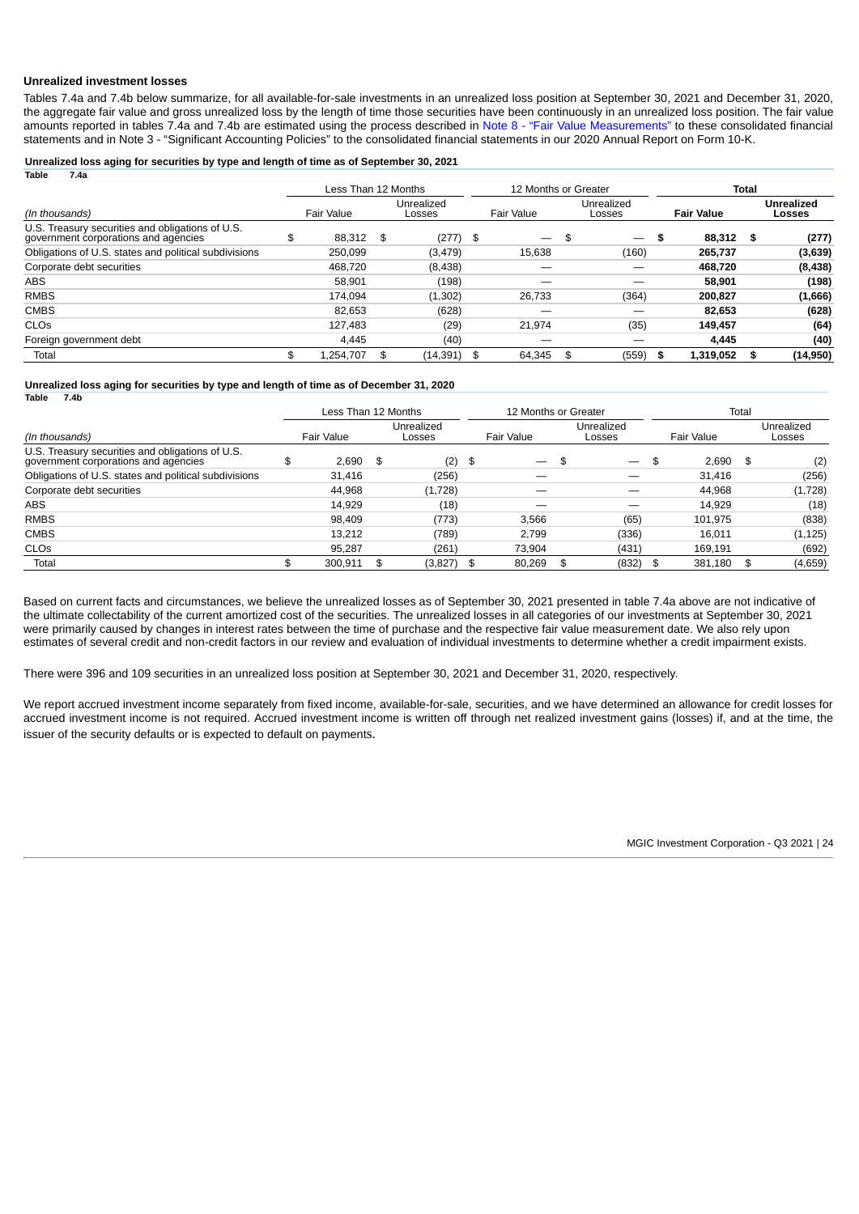### Unrealized investment losses

Tables 7.4a and 7.4b below summarize, for all available-for-sale investments in an unrealized loss position at September 30, 2021 and December 31, 2020, the aggregate fair value and gross unrealized loss by the length of time those securities have been continuously in an unrealized loss position. The fair value amounts reported in tables 7.4a and 7.4b are estimated using the process described in Note 8 - "Fair Value Measurements" to these consolidated financial statements and in Note 3 - "Significant Accounting Policies" to the consolidated financial statements in our 2020 Annual Report on Form 10-K.

**Unrealized loss aging for securities by type and length of time as of September 30, 2021**

**Table 7.4a**

| | Less Than 12 Months | | 12 Months or Greater | | **Total** | |
|---|---|---|---|---|---|---|
| *(In thousands)* | Fair Value | Unrealized Losses | Fair Value | Unrealized Losses | **Fair Value** | **Unrealized Losses** |
| U.S. Treasury securities and obligations of U.S. government corporations and agencies | $ 88,312 | $ (277) | $ — | $ — | **$ 88,312** | **$ (277)** |
| Obligations of U.S. states and political subdivisions | 250,099 | (3,479) | 15,638 | (160) | **265,737** | **(3,639)** |
| Corporate debt securities | 468,720 | (8,438) | — | — | **468,720** | **(8,438)** |
| ABS | 58,901 | (198) | — | — | **58,901** | **(198)** |
| RMBS | 174,094 | (1,302) | 26,733 | (364) | **200,827** | **(1,666)** |
| CMBS | 82,653 | (628) | — | — | **82,653** | **(628)** |
| CLOs | 127,483 | (29) | 21,974 | (35) | **149,457** | **(64)** |
| Foreign government debt | 4,445 | (40) | — | — | **4,445** | **(40)** |
| Total | $ 1,254,707 | $ (14,391) | $ 64,345 | $ (559) | **$ 1,319,052** | **$ (14,950)** |

**Unrealized loss aging for securities by type and length of time as of December 31, 2020**

**Table 7.4b**

| | Less Than 12 Months | | 12 Months or Greater | | Total | |
|---|---|---|---|---|---|---|
| *(In thousands)* | Fair Value | Unrealized Losses | Fair Value | Unrealized Losses | Fair Value | Unrealized Losses |
| U.S. Treasury securities and obligations of U.S. government corporations and agencies | $ 2,690 | $ (2) | $ — | $ — | $ 2,690 | $ (2) |
| Obligations of U.S. states and political subdivisions | 31,416 | (256) | — | — | 31,416 | (256) |
| Corporate debt securities | 44,968 | (1,728) | — | — | 44,968 | (1,728) |
| ABS | 14,929 | (18) | — | — | 14,929 | (18) |
| RMBS | 98,409 | (773) | 3,566 | (65) | 101,975 | (838) |
| CMBS | 13,212 | (789) | 2,799 | (336) | 16,011 | (1,125) |
| CLOs | 95,287 | (261) | 73,904 | (431) | 169,191 | (692) |
| Total | $ 300,911 | $ (3,827) | $ 80,269 | $ (832) | $ 381,180 | $ (4,659) |

Based on current facts and circumstances, we believe the unrealized losses as of September 30, 2021 presented in table 7.4a above are not indicative of the ultimate collectability of the current amortized cost of the securities. The unrealized losses in all categories of our investments at September 30, 2021 were primarily caused by changes in interest rates between the time of purchase and the respective fair value measurement date. We also rely upon estimates of several credit and non-credit factors in our review and evaluation of individual investments to determine whether a credit impairment exists.

There were 396 and 109 securities in an unrealized loss position at September 30, 2021 and December 31, 2020, respectively.

We report accrued investment income separately from fixed income, available-for-sale, securities, and we have determined an allowance for credit losses for accrued investment income is not required. Accrued investment income is written off through net realized investment gains (losses) if, and at the time, the issuer of the security defaults or is expected to default on payments.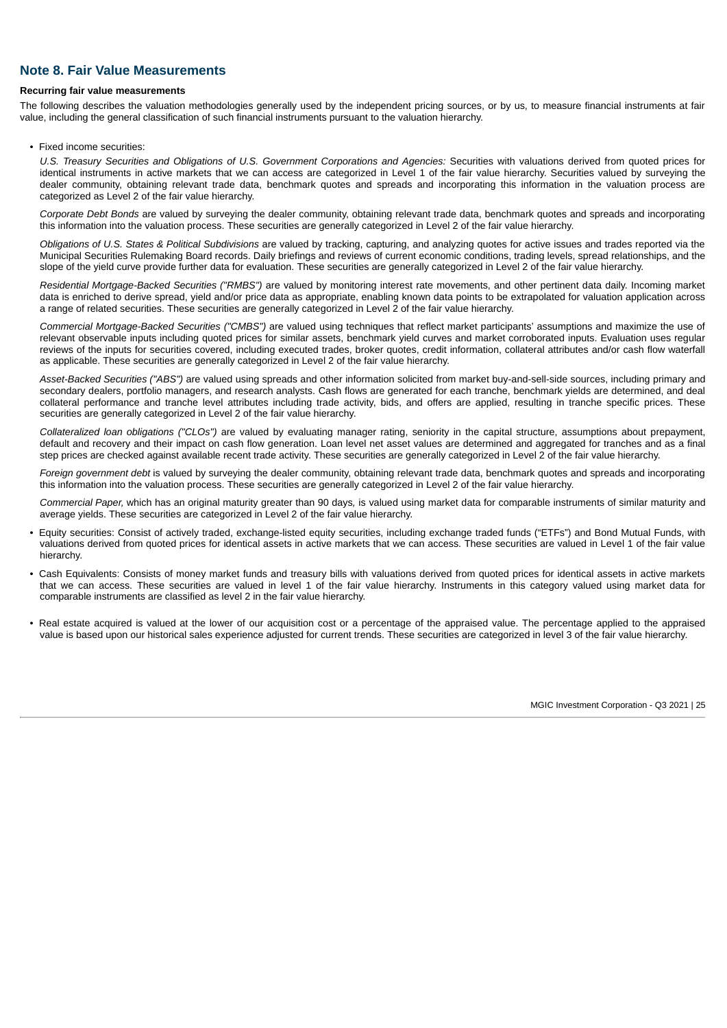## Note 8. Fair Value Measurements

**Recurring fair value measurements**

The following describes the valuation methodologies generally used by the independent pricing sources, or by us, to measure financial instruments at fair value, including the general classification of such financial instruments pursuant to the valuation hierarchy.

- Fixed income securities:

  *U.S. Treasury Securities and Obligations of U.S. Government Corporations and Agencies:* Securities with valuations derived from quoted prices for identical instruments in active markets that we can access are categorized in Level 1 of the fair value hierarchy. Securities valued by surveying the dealer community, obtaining relevant trade data, benchmark quotes and spreads and incorporating this information in the valuation process are categorized as Level 2 of the fair value hierarchy.

  *Corporate Debt Bonds* are valued by surveying the dealer community, obtaining relevant trade data, benchmark quotes and spreads and incorporating this information into the valuation process. These securities are generally categorized in Level 2 of the fair value hierarchy.

  *Obligations of U.S. States & Political Subdivisions* are valued by tracking, capturing, and analyzing quotes for active issues and trades reported via the Municipal Securities Rulemaking Board records. Daily briefings and reviews of current economic conditions, trading levels, spread relationships, and the slope of the yield curve provide further data for evaluation. These securities are generally categorized in Level 2 of the fair value hierarchy.

  *Residential Mortgage-Backed Securities ("RMBS")* are valued by monitoring interest rate movements, and other pertinent data daily. Incoming market data is enriched to derive spread, yield and/or price data as appropriate, enabling known data points to be extrapolated for valuation application across a range of related securities. These securities are generally categorized in Level 2 of the fair value hierarchy.

  *Commercial Mortgage-Backed Securities ("CMBS")* are valued using techniques that reflect market participants' assumptions and maximize the use of relevant observable inputs including quoted prices for similar assets, benchmark yield curves and market corroborated inputs. Evaluation uses regular reviews of the inputs for securities covered, including executed trades, broker quotes, credit information, collateral attributes and/or cash flow waterfall as applicable. These securities are generally categorized in Level 2 of the fair value hierarchy.

  *Asset-Backed Securities ("ABS")* are valued using spreads and other information solicited from market buy-and-sell-side sources, including primary and secondary dealers, portfolio managers, and research analysts. Cash flows are generated for each tranche, benchmark yields are determined, and deal collateral performance and tranche level attributes including trade activity, bids, and offers are applied, resulting in tranche specific prices. These securities are generally categorized in Level 2 of the fair value hierarchy.

  *Collateralized loan obligations ("CLOs")* are valued by evaluating manager rating, seniority in the capital structure, assumptions about prepayment, default and recovery and their impact on cash flow generation. Loan level net asset values are determined and aggregated for tranches and as a final step prices are checked against available recent trade activity. These securities are generally categorized in Level 2 of the fair value hierarchy.

  *Foreign government debt* is valued by surveying the dealer community, obtaining relevant trade data, benchmark quotes and spreads and incorporating this information into the valuation process. These securities are generally categorized in Level 2 of the fair value hierarchy.

  *Commercial Paper,* which has an original maturity greater than 90 days*,* is valued using market data for comparable instruments of similar maturity and average yields. These securities are categorized in Level 2 of the fair value hierarchy.

- Equity securities: Consist of actively traded, exchange-listed equity securities, including exchange traded funds ("ETFs") and Bond Mutual Funds, with valuations derived from quoted prices for identical assets in active markets that we can access. These securities are valued in Level 1 of the fair value hierarchy.

- Cash Equivalents: Consists of money market funds and treasury bills with valuations derived from quoted prices for identical assets in active markets that we can access. These securities are valued in level 1 of the fair value hierarchy. Instruments in this category valued using market data for comparable instruments are classified as level 2 in the fair value hierarchy.

- Real estate acquired is valued at the lower of our acquisition cost or a percentage of the appraised value. The percentage applied to the appraised value is based upon our historical sales experience adjusted for current trends. These securities are categorized in level 3 of the fair value hierarchy.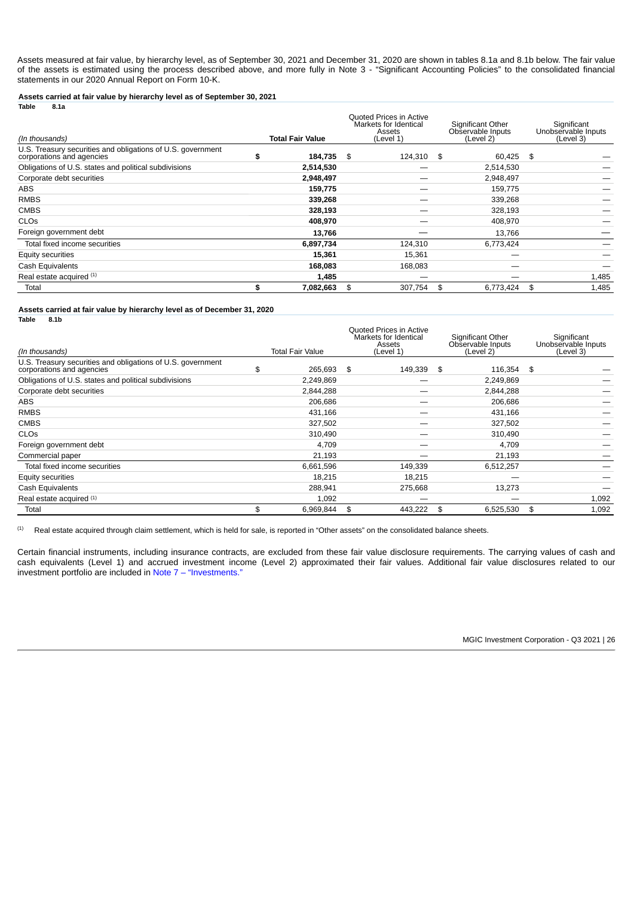Assets measured at fair value, by hierarchy level, as of September 30, 2021 and December 31, 2020 are shown in tables 8.1a and 8.1b below. The fair value of the assets is estimated using the process described above, and more fully in Note 3 - "Significant Accounting Policies" to the consolidated financial statements in our 2020 Annual Report on Form 10-K.

**Assets carried at fair value by hierarchy level as of September 30, 2021**

**Table 8.1a**

| (In thousands) | Total Fair Value | Quoted Prices in Active Markets for Identical Assets (Level 1) | Significant Other Observable Inputs (Level 2) | Significant Unobservable Inputs (Level 3) |
|---|---|---|---|---|
| U.S. Treasury securities and obligations of U.S. government corporations and agencies | **$ 184,735** | $ 124,310 | $ 60,425 | $ — |
| Obligations of U.S. states and political subdivisions | **2,514,530** | — | 2,514,530 | — |
| Corporate debt securities | **2,948,497** | — | 2,948,497 | — |
| ABS | **159,775** | — | 159,775 | — |
| RMBS | **339,268** | — | 339,268 | — |
| CMBS | **328,193** | — | 328,193 | — |
| CLOs | **408,970** | — | 408,970 | — |
| Foreign government debt | **13,766** | — | 13,766 | — |
| Total fixed income securities | **6,897,734** | 124,310 | 6,773,424 | — |
| Equity securities | **15,361** | 15,361 | — | — |
| Cash Equivalents | **168,083** | 168,083 | — | — |
| Real estate acquired [(1)] | **1,485** | — | — | 1,485 |
| Total | **$ 7,082,663** | $ 307,754 | $ 6,773,424 | $ 1,485 |

**Assets carried at fair value by hierarchy level as of December 31, 2020**

**Table 8.1b**

| (In thousands) | Total Fair Value | Quoted Prices in Active Markets for Identical Assets (Level 1) | Significant Other Observable Inputs (Level 2) | Significant Unobservable Inputs (Level 3) |
|---|---|---|---|---|
| U.S. Treasury securities and obligations of U.S. government corporations and agencies | $ 265,693 | $ 149,339 | $ 116,354 | $ — |
| Obligations of U.S. states and political subdivisions | 2,249,869 | — | 2,249,869 | — |
| Corporate debt securities | 2,844,288 | — | 2,844,288 | — |
| ABS | 206,686 | — | 206,686 | — |
| RMBS | 431,166 | — | 431,166 | — |
| CMBS | 327,502 | — | 327,502 | — |
| CLOs | 310,490 | — | 310,490 | — |
| Foreign government debt | 4,709 | — | 4,709 | — |
| Commercial paper | 21,193 | — | 21,193 | — |
| Total fixed income securities | 6,661,596 | 149,339 | 6,512,257 | — |
| Equity securities | 18,215 | 18,215 | — | — |
| Cash Equivalents | 288,941 | 275,668 | 13,273 | — |
| Real estate acquired [(1)] | 1,092 | — | — | 1,092 |
| Total | $ 6,969,844 | $ 443,222 | $ 6,525,530 | $ 1,092 |

(1) Real estate acquired through claim settlement, which is held for sale, is reported in "Other assets" on the consolidated balance sheets.

Certain financial instruments, including insurance contracts, are excluded from these fair value disclosure requirements. The carrying values of cash and cash equivalents (Level 1) and accrued investment income (Level 2) approximated their fair values. Additional fair value disclosures related to our investment portfolio are included in Note 7 – "Investments."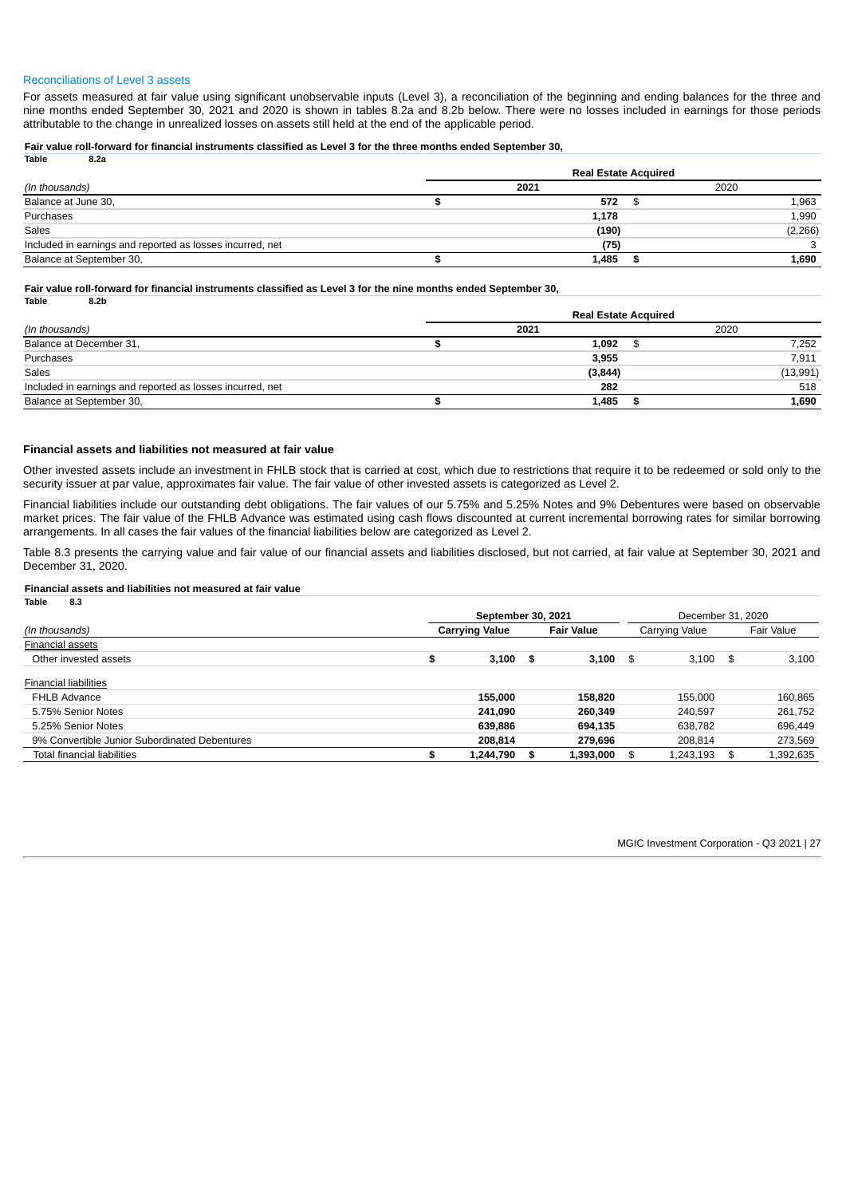### Reconciliations of Level 3 assets

For assets measured at fair value using significant unobservable inputs (Level 3), a reconciliation of the beginning and ending balances for the three and nine months ended September 30, 2021 and 2020 is shown in tables 8.2a and 8.2b below. There were no losses included in earnings for those periods attributable to the change in unrealized losses on assets still held at the end of the applicable period.

**Fair value roll-forward for financial instruments classified as Level 3 for the three months ended September 30,**
**Table 8.2a**

| | Real Estate Acquired | |
|---|---|---|
| *(In thousands)* | **2021** | 2020 |
| Balance at June 30, | **$ 572** | $ 1,963 |
| Purchases | **1,178** | 1,990 |
| Sales | **(190)** | (2,266) |
| Included in earnings and reported as losses incurred, net | **(75)** | 3 |
| Balance at September 30, | **$ 1,485** | **$ 1,690** |

**Fair value roll-forward for financial instruments classified as Level 3 for the nine months ended September 30,**
**Table 8.2b**

| | Real Estate Acquired | |
|---|---|---|
| *(In thousands)* | **2021** | 2020 |
| Balance at December 31, | **$ 1,092** | $ 7,252 |
| Purchases | **3,955** | 7,911 |
| Sales | **(3,844)** | (13,991) |
| Included in earnings and reported as losses incurred, net | **282** | 518 |
| Balance at September 30, | **$ 1,485** | **$ 1,690** |

### Financial assets and liabilities not measured at fair value

Other invested assets include an investment in FHLB stock that is carried at cost, which due to restrictions that require it to be redeemed or sold only to the security issuer at par value, approximates fair value. The fair value of other invested assets is categorized as Level 2.

Financial liabilities include our outstanding debt obligations. The fair values of our 5.75% and 5.25% Notes and 9% Debentures were based on observable market prices. The fair value of the FHLB Advance was estimated using cash flows discounted at current incremental borrowing rates for similar borrowing arrangements. In all cases the fair values of the financial liabilities below are categorized as Level 2.

Table 8.3 presents the carrying value and fair value of our financial assets and liabilities disclosed, but not carried, at fair value at September 30, 2021 and December 31, 2020.

**Financial assets and liabilities not measured at fair value**
**Table 8.3**

| | **September 30, 2021** | | December 31, 2020 | |
|---|---|---|---|---|
| *(In thousands)* | **Carrying Value** | **Fair Value** | Carrying Value | Fair Value |
| Financial assets | | | | |
| Other invested assets | **$ 3,100** | **$ 3,100** | $ 3,100 | $ 3,100 |
| Financial liabilities | | | | |
| FHLB Advance | **155,000** | **158,820** | 155,000 | 160,865 |
| 5.75% Senior Notes | **241,090** | **260,349** | 240,597 | 261,752 |
| 5.25% Senior Notes | **639,886** | **694,135** | 638,782 | 696,449 |
| 9% Convertible Junior Subordinated Debentures | **208,814** | **279,696** | 208,814 | 273,569 |
| Total financial liabilities | **$ 1,244,790** | **$ 1,393,000** | $ 1,243,193 | $ 1,392,635 |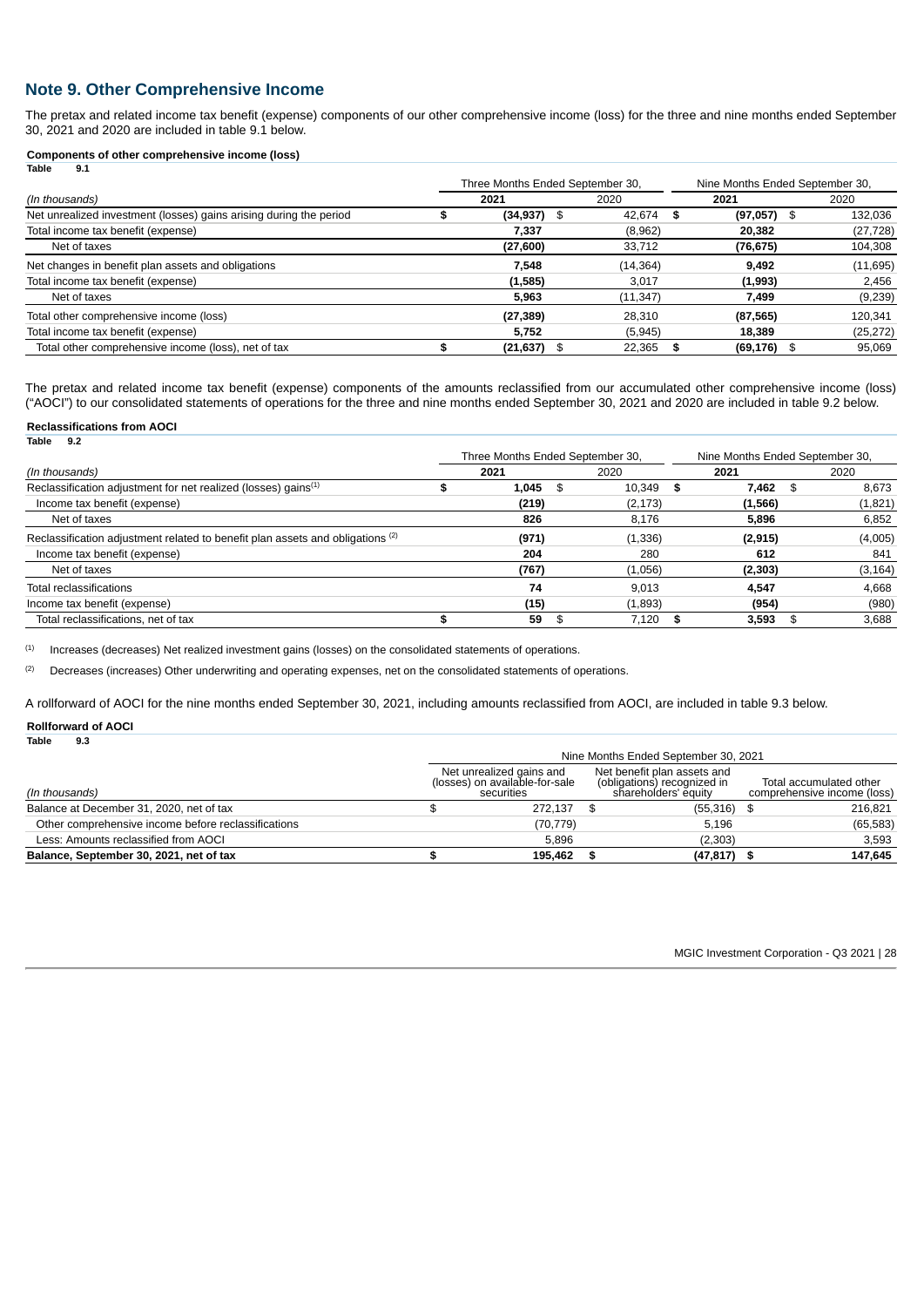## Note 9. Other Comprehensive Income

The pretax and related income tax benefit (expense) components of our other comprehensive income (loss) for the three and nine months ended September 30, 2021 and 2020 are included in table 9.1 below.

**Components of other comprehensive income (loss)**
**Table 9.1**

| | Three Months Ended September 30, | | Nine Months Ended September 30, | |
|---|---|---|---|---|
| *(In thousands)* | **2021** | 2020 | **2021** | 2020 |
| Net unrealized investment (losses) gains arising during the period | **$ (34,937)** | $ 42,674 | **$ (97,057)** | $ 132,036 |
| Total income tax benefit (expense) | **7,337** | (8,962) | **20,382** | (27,728) |
| Net of taxes | **(27,600)** | 33,712 | **(76,675)** | 104,308 |
| Net changes in benefit plan assets and obligations | **7,548** | (14,364) | **9,492** | (11,695) |
| Total income tax benefit (expense) | **(1,585)** | 3,017 | **(1,993)** | 2,456 |
| Net of taxes | **5,963** | (11,347) | **7,499** | (9,239) |
| Total other comprehensive income (loss) | **(27,389)** | 28,310 | **(87,565)** | 120,341 |
| Total income tax benefit (expense) | **5,752** | (5,945) | **18,389** | (25,272) |
| Total other comprehensive income (loss), net of tax | **$ (21,637)** | $ 22,365 | **$ (69,176)** | $ 95,069 |

The pretax and related income tax benefit (expense) components of the amounts reclassified from our accumulated other comprehensive income (loss) ("AOCI") to our consolidated statements of operations for the three and nine months ended September 30, 2021 and 2020 are included in table 9.2 below.

**Reclassifications from AOCI**
**Table 9.2**

| | Three Months Ended September 30, | | Nine Months Ended September 30, | |
|---|---|---|---|---|
| *(In thousands)* | **2021** | 2020 | **2021** | 2020 |
| Reclassification adjustment for net realized (losses) gains[(1)] | **$ 1,045** | $ 10,349 | **$ 7,462** | $ 8,673 |
| Income tax benefit (expense) | **(219)** | (2,173) | **(1,566)** | (1,821) |
| Net of taxes | **826** | 8,176 | **5,896** | 6,852 |
| Reclassification adjustment related to benefit plan assets and obligations [(2)] | **(971)** | (1,336) | **(2,915)** | (4,005) |
| Income tax benefit (expense) | **204** | 280 | **612** | 841 |
| Net of taxes | **(767)** | (1,056) | **(2,303)** | (3,164) |
| Total reclassifications | **74** | 9,013 | **4,547** | 4,668 |
| Income tax benefit (expense) | **(15)** | (1,893) | **(954)** | (980) |
| Total reclassifications, net of tax | **$ 59** | $ 7,120 | **$ 3,593** | $ 3,688 |

(1) Increases (decreases) Net realized investment gains (losses) on the consolidated statements of operations.

(2) Decreases (increases) Other underwriting and operating expenses, net on the consolidated statements of operations.

A rollforward of AOCI for the nine months ended September 30, 2021, including amounts reclassified from AOCI, are included in table 9.3 below.

**Rollforward of AOCI**
**Table 9.3**

| | Nine Months Ended September 30, 2021 | | |
|---|---|---|---|
| *(In thousands)* | Net unrealized gains and (losses) on available-for-sale securities | Net benefit plan assets and (obligations) recognized in shareholders' equity | Total accumulated other comprehensive income (loss) |
| Balance at December 31, 2020, net of tax | $ 272,137 | $ (55,316) | $ 216,821 |
| Other comprehensive income before reclassifications | (70,779) | 5,196 | (65,583) |
| Less: Amounts reclassified from AOCI | 5,896 | (2,303) | 3,593 |
| **Balance, September 30, 2021, net of tax** | **$ 195,462** | **$ (47,817)** | **$ 147,645** |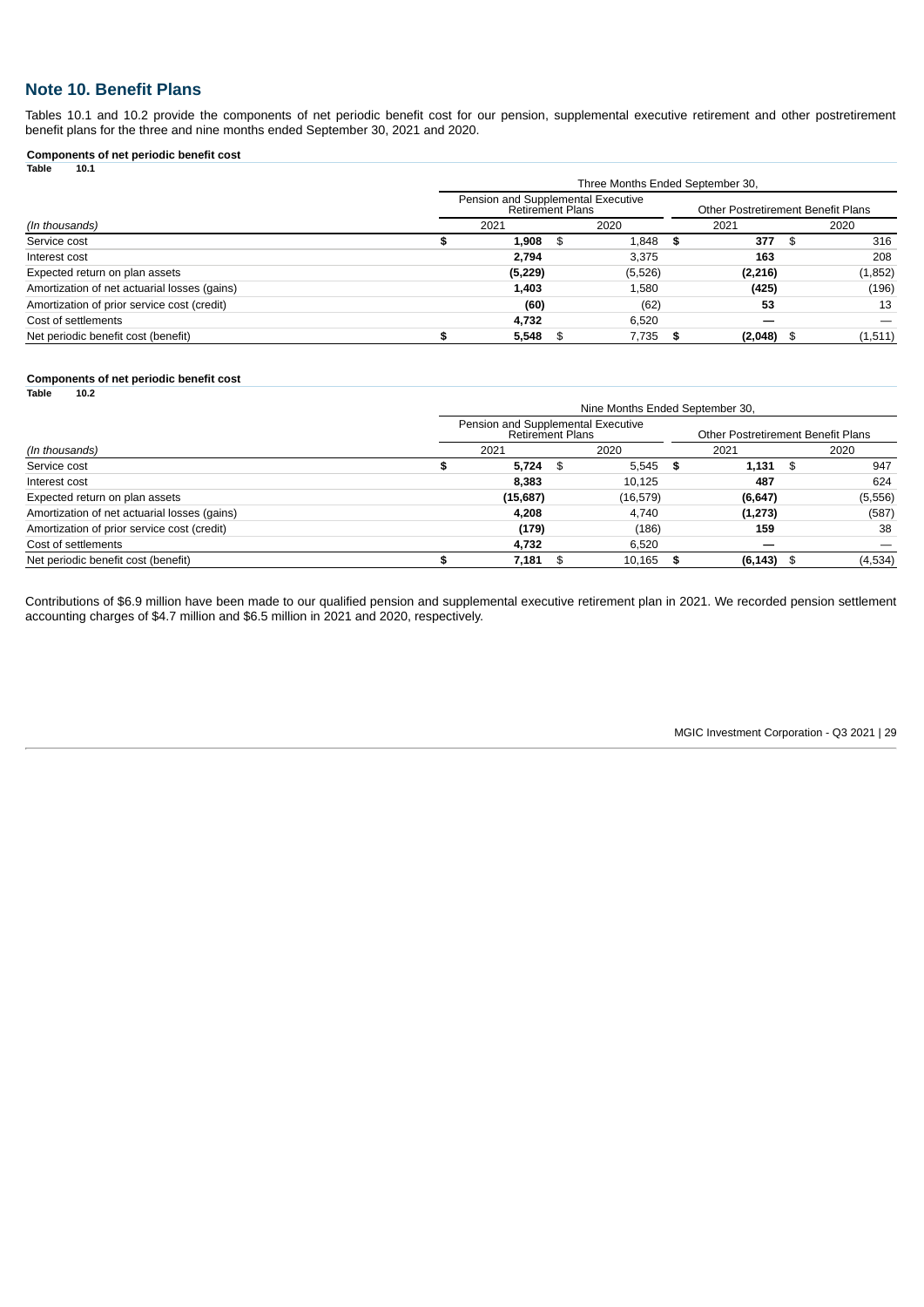## Note 10. Benefit Plans

Tables 10.1 and 10.2 provide the components of net periodic benefit cost for our pension, supplemental executive retirement and other postretirement benefit plans for the three and nine months ended September 30, 2021 and 2020.

**Components of net periodic benefit cost**
**Table 10.1**

| | Three Months Ended September 30, | | | |
|---|---|---|---|---|
| | Pension and Supplemental Executive Retirement Plans | | Other Postretirement Benefit Plans | |
| *(In thousands)* | 2021 | 2020 | 2021 | 2020 |
| Service cost | **$ 1,908** | $ 1,848 | **$ 377** | $ 316 |
| Interest cost | **2,794** | 3,375 | **163** | 208 |
| Expected return on plan assets | **(5,229)** | (5,526) | **(2,216)** | (1,852) |
| Amortization of net actuarial losses (gains) | **1,403** | 1,580 | **(425)** | (196) |
| Amortization of prior service cost (credit) | **(60)** | (62) | **53** | 13 |
| Cost of settlements | **4,732** | 6,520 | **—** | — |
| Net periodic benefit cost (benefit) | **$ 5,548** | $ 7,735 | **$ (2,048)** | $ (1,511) |

**Components of net periodic benefit cost**
**Table 10.2**

| | Nine Months Ended September 30, | | | |
|---|---|---|---|---|
| | Pension and Supplemental Executive Retirement Plans | | Other Postretirement Benefit Plans | |
| *(In thousands)* | 2021 | 2020 | 2021 | 2020 |
| Service cost | **$ 5,724** | $ 5,545 | **$ 1,131** | $ 947 |
| Interest cost | **8,383** | 10,125 | **487** | 624 |
| Expected return on plan assets | **(15,687)** | (16,579) | **(6,647)** | (5,556) |
| Amortization of net actuarial losses (gains) | **4,208** | 4,740 | **(1,273)** | (587) |
| Amortization of prior service cost (credit) | **(179)** | (186) | **159** | 38 |
| Cost of settlements | **4,732** | 6,520 | **—** | — |
| Net periodic benefit cost (benefit) | **$ 7,181** | $ 10,165 | **$ (6,143)** | $ (4,534) |

Contributions of $6.9 million have been made to our qualified pension and supplemental executive retirement plan in 2021. We recorded pension settlement accounting charges of $4.7 million and $6.5 million in 2021 and 2020, respectively.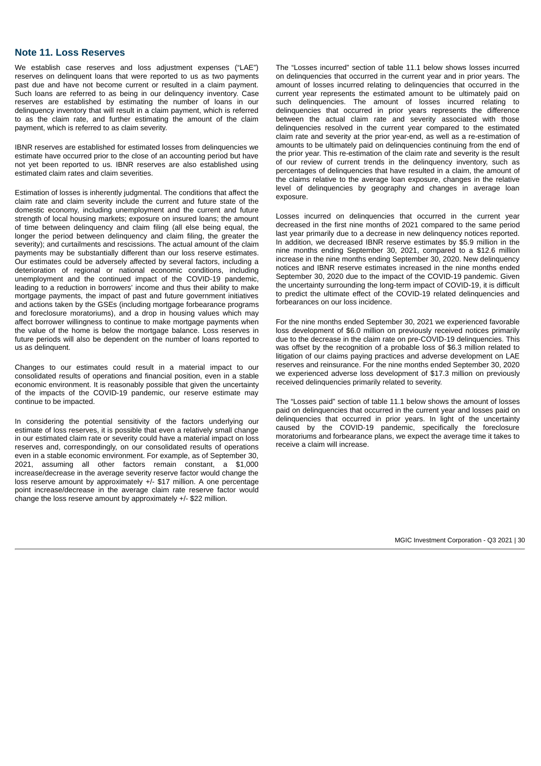## Note 11. Loss Reserves

We establish case reserves and loss adjustment expenses ("LAE") reserves on delinquent loans that were reported to us as two payments past due and have not become current or resulted in a claim payment. Such loans are referred to as being in our delinquency inventory. Case reserves are established by estimating the number of loans in our delinquency inventory that will result in a claim payment, which is referred to as the claim rate, and further estimating the amount of the claim payment, which is referred to as claim severity.

IBNR reserves are established for estimated losses from delinquencies we estimate have occurred prior to the close of an accounting period but have not yet been reported to us. IBNR reserves are also established using estimated claim rates and claim severities.

Estimation of losses is inherently judgmental. The conditions that affect the claim rate and claim severity include the current and future state of the domestic economy, including unemployment and the current and future strength of local housing markets; exposure on insured loans; the amount of time between delinquency and claim filing (all else being equal, the longer the period between delinquency and claim filing, the greater the severity); and curtailments and rescissions. The actual amount of the claim payments may be substantially different than our loss reserve estimates. Our estimates could be adversely affected by several factors, including a deterioration of regional or national economic conditions, including unemployment and the continued impact of the COVID-19 pandemic, leading to a reduction in borrowers' income and thus their ability to make mortgage payments, the impact of past and future government initiatives and actions taken by the GSEs (including mortgage forbearance programs and foreclosure moratoriums), and a drop in housing values which may affect borrower willingness to continue to make mortgage payments when the value of the home is below the mortgage balance. Loss reserves in future periods will also be dependent on the number of loans reported to us as delinquent.

Changes to our estimates could result in a material impact to our consolidated results of operations and financial position, even in a stable economic environment. It is reasonably possible that given the uncertainty of the impacts of the COVID-19 pandemic, our reserve estimate may continue to be impacted.

In considering the potential sensitivity of the factors underlying our estimate of loss reserves, it is possible that even a relatively small change in our estimated claim rate or severity could have a material impact on loss reserves and, correspondingly, on our consolidated results of operations even in a stable economic environment. For example, as of September 30, 2021, assuming all other factors remain constant, a $1,000 increase/decrease in the average severity reserve factor would change the loss reserve amount by approximately +/- $17 million. A one percentage point increase/decrease in the average claim rate reserve factor would change the loss reserve amount by approximately +/- $22 million.

The "Losses incurred" section of table 11.1 below shows losses incurred on delinquencies that occurred in the current year and in prior years. The amount of losses incurred relating to delinquencies that occurred in the current year represents the estimated amount to be ultimately paid on such delinquencies. The amount of losses incurred relating to delinquencies that occurred in prior years represents the difference between the actual claim rate and severity associated with those delinquencies resolved in the current year compared to the estimated claim rate and severity at the prior year-end, as well as a re-estimation of amounts to be ultimately paid on delinquencies continuing from the end of the prior year. This re-estimation of the claim rate and severity is the result of our review of current trends in the delinquency inventory, such as percentages of delinquencies that have resulted in a claim, the amount of the claims relative to the average loan exposure, changes in the relative level of delinquencies by geography and changes in average loan exposure.

Losses incurred on delinquencies that occurred in the current year decreased in the first nine months of 2021 compared to the same period last year primarily due to a decrease in new delinquency notices reported. In addition, we decreased IBNR reserve estimates by $5.9 million in the nine months ending September 30, 2021, compared to a $12.6 million increase in the nine months ending September 30, 2020. New delinquency notices and IBNR reserve estimates increased in the nine months ended September 30, 2020 due to the impact of the COVID-19 pandemic. Given the uncertainty surrounding the long-term impact of COVID-19, it is difficult to predict the ultimate effect of the COVID-19 related delinquencies and forbearances on our loss incidence.

For the nine months ended September 30, 2021 we experienced favorable loss development of $6.0 million on previously received notices primarily due to the decrease in the claim rate on pre-COVID-19 delinquencies. This was offset by the recognition of a probable loss of $6.3 million related to litigation of our claims paying practices and adverse development on LAE reserves and reinsurance. For the nine months ended September 30, 2020 we experienced adverse loss development of $17.3 million on previously received delinquencies primarily related to severity.

The "Losses paid" section of table 11.1 below shows the amount of losses paid on delinquencies that occurred in the current year and losses paid on delinquencies that occurred in prior years. In light of the uncertainty caused by the COVID-19 pandemic, specifically the foreclosure moratoriums and forbearance plans, we expect the average time it takes to receive a claim will increase.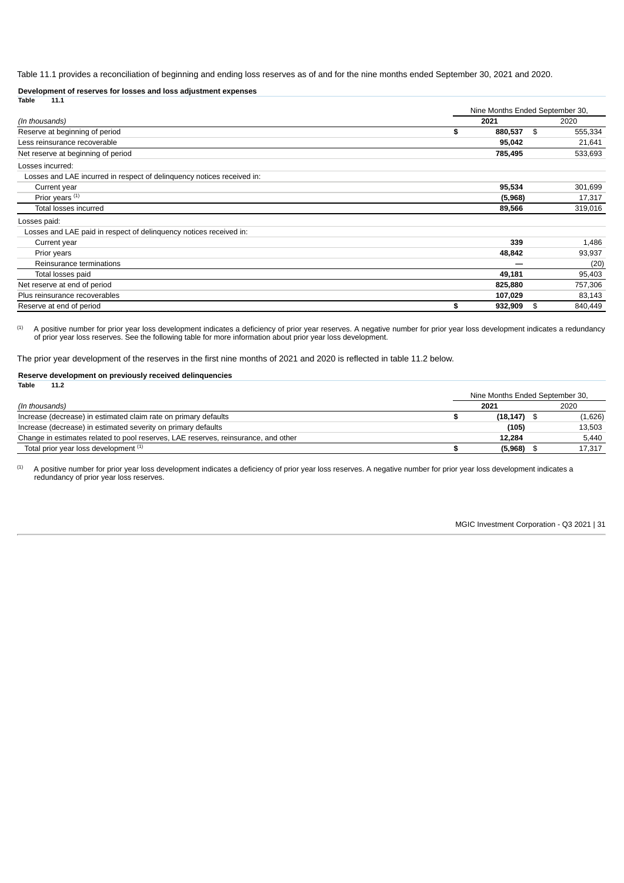Table 11.1 provides a reconciliation of beginning and ending loss reserves as of and for the nine months ended September 30, 2021 and 2020.

**Development of reserves for losses and loss adjustment expenses**
**Table 11.1**

| *(In thousands)* | Nine Months Ended September 30, 2021 | 2020 |
|---|---|---|
| Reserve at beginning of period | **$ 880,537** | $ 555,334 |
| Less reinsurance recoverable | **95,042** | 21,641 |
| Net reserve at beginning of period | **785,495** | 533,693 |
| Losses incurred: | | |
| Losses and LAE incurred in respect of delinquency notices received in: | | |
| Current year | **95,534** | 301,699 |
| Prior years [1] | **(5,968)** | 17,317 |
| Total losses incurred | **89,566** | 319,016 |
| Losses paid: | | |
| Losses and LAE paid in respect of delinquency notices received in: | | |
| Current year | **339** | 1,486 |
| Prior years | **48,842** | 93,937 |
| Reinsurance terminations | **—** | (20) |
| Total losses paid | **49,181** | 95,403 |
| Net reserve at end of period | **825,880** | 757,306 |
| Plus reinsurance recoverables | **107,029** | 83,143 |
| Reserve at end of period | **$ 932,909** | $ 840,449 |

[1] A positive number for prior year loss development indicates a deficiency of prior year reserves. A negative number for prior year loss development indicates a redundancy of prior year loss reserves. See the following table for more information about prior year loss development.

The prior year development of the reserves in the first nine months of 2021 and 2020 is reflected in table 11.2 below.

**Reserve development on previously received delinquencies**
**Table 11.2**

| *(In thousands)* | Nine Months Ended September 30, 2021 | 2020 |
|---|---|---|
| Increase (decrease) in estimated claim rate on primary defaults | **$ (18,147)** | $ (1,626) |
| Increase (decrease) in estimated severity on primary defaults | **(105)** | 13,503 |
| Change in estimates related to pool reserves, LAE reserves, reinsurance, and other | **12,284** | 5,440 |
| Total prior year loss development [1] | **$ (5,968)** | $ 17,317 |

[1] A positive number for prior year loss development indicates a deficiency of prior year loss reserves. A negative number for prior year loss development indicates a redundancy of prior year loss reserves.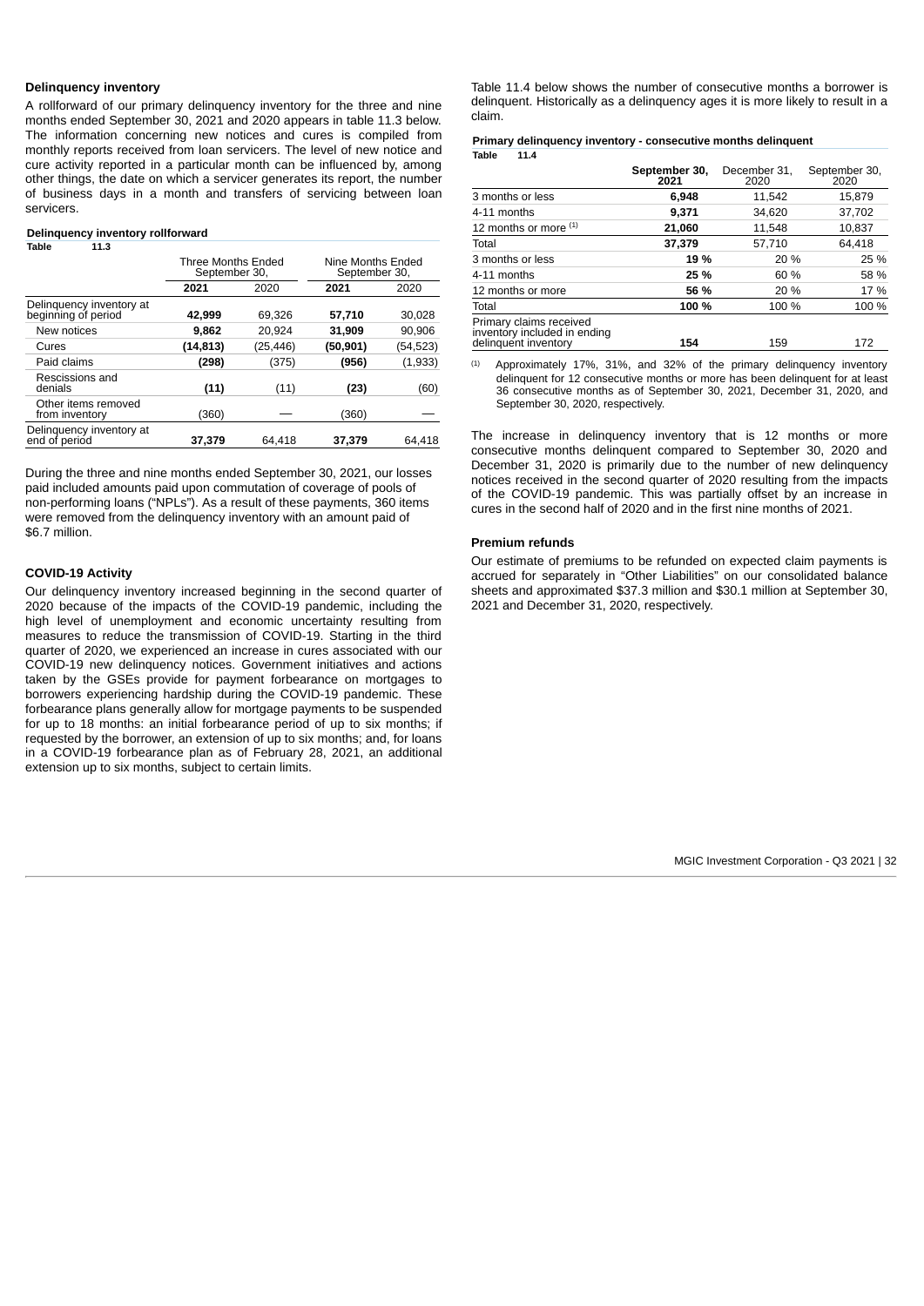### Delinquency inventory

A rollforward of our primary delinquency inventory for the three and nine months ended September 30, 2021 and 2020 appears in table 11.3 below. The information concerning new notices and cures is compiled from monthly reports received from loan servicers. The level of new notice and cure activity reported in a particular month can be influenced by, among other things, the date on which a servicer generates its report, the number of business days in a month and transfers of servicing between loan servicers.

**Delinquency inventory rollforward**

**Table 11.3**

| | Three Months Ended September 30, | | Nine Months Ended September 30, | |
|---|---|---|---|---|
| | **2021** | 2020 | **2021** | 2020 |
| Delinquency inventory at beginning of period | **42,999** | 69,326 | **57,710** | 30,028 |
| New notices | **9,862** | 20,924 | **31,909** | 90,906 |
| Cures | **(14,813)** | (25,446) | **(50,901)** | (54,523) |
| Paid claims | **(298)** | (375) | **(956)** | (1,933) |
| Rescissions and denials | **(11)** | (11) | **(23)** | (60) |
| Other items removed from inventory | (360) | — | (360) | — |
| Delinquency inventory at end of period | **37,379** | 64,418 | **37,379** | 64,418 |

During the three and nine months ended September 30, 2021, our losses paid included amounts paid upon commutation of coverage of pools of non-performing loans ("NPLs"). As a result of these payments, 360 items were removed from the delinquency inventory with an amount paid of $6.7 million.

### COVID-19 Activity

Our delinquency inventory increased beginning in the second quarter of 2020 because of the impacts of the COVID-19 pandemic, including the high level of unemployment and economic uncertainty resulting from measures to reduce the transmission of COVID-19. Starting in the third quarter of 2020, we experienced an increase in cures associated with our COVID-19 new delinquency notices. Government initiatives and actions taken by the GSEs provide for payment forbearance on mortgages to borrowers experiencing hardship during the COVID-19 pandemic. These forbearance plans generally allow for mortgage payments to be suspended for up to 18 months: an initial forbearance period of up to six months; if requested by the borrower, an extension of up to six months; and, for loans in a COVID-19 forbearance plan as of February 28, 2021, an additional extension up to six months, subject to certain limits.

Table 11.4 below shows the number of consecutive months a borrower is delinquent. Historically as a delinquency ages it is more likely to result in a claim.

**Primary delinquency inventory - consecutive months delinquent**

**Table 11.4**

| | **September 30, 2021** | December 31, 2020 | September 30, 2020 |
|---|---|---|---|
| 3 months or less | **6,948** | 11,542 | 15,879 |
| 4-11 months | **9,371** | 34,620 | 37,702 |
| 12 months or more [(1)] | **21,060** | 11,548 | 10,837 |
| Total | **37,379** | 57,710 | 64,418 |
| 3 months or less | **19 %** | 20 % | 25 % |
| 4-11 months | **25 %** | 60 % | 58 % |
| 12 months or more | **56 %** | 20 % | 17 % |
| Total | **100 %** | 100 % | 100 % |
| Primary claims received inventory included in ending delinquent inventory | **154** | 159 | 172 |

(1) Approximately 17%, 31%, and 32% of the primary delinquency inventory delinquent for 12 consecutive months or more has been delinquent for at least 36 consecutive months as of September 30, 2021, December 31, 2020, and September 30, 2020, respectively.

The increase in delinquency inventory that is 12 months or more consecutive months delinquent compared to September 30, 2020 and December 31, 2020 is primarily due to the number of new delinquency notices received in the second quarter of 2020 resulting from the impacts of the COVID-19 pandemic. This was partially offset by an increase in cures in the second half of 2020 and in the first nine months of 2021.

### Premium refunds

Our estimate of premiums to be refunded on expected claim payments is accrued for separately in "Other Liabilities" on our consolidated balance sheets and approximated $37.3 million and $30.1 million at September 30, 2021 and December 31, 2020, respectively.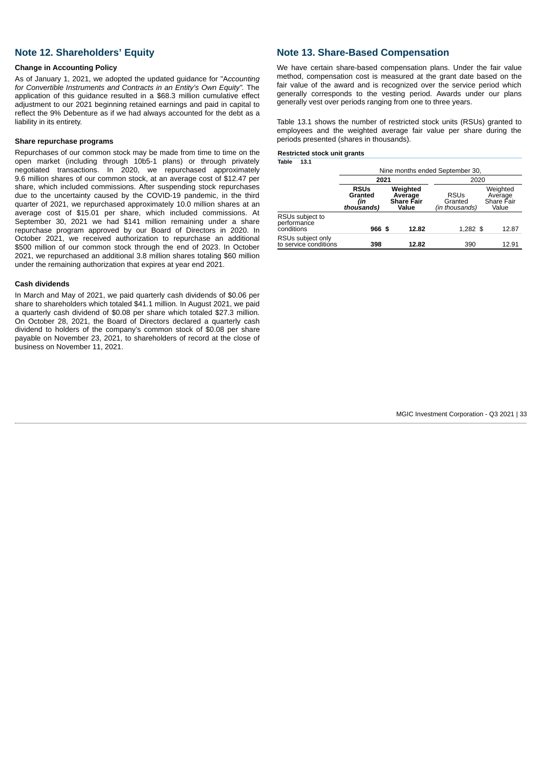## Note 12. Shareholders' Equity

**Change in Accounting Policy**

As of January 1, 2021, we adopted the updated guidance for "*Accounting for Convertible Instruments and Contracts in an Entity's Own Equity"*. The application of this guidance resulted in a $68.3 million cumulative effect adjustment to our 2021 beginning retained earnings and paid in capital to reflect the 9% Debenture as if we had always accounted for the debt as a liability in its entirety.

**Share repurchase programs**

Repurchases of our common stock may be made from time to time on the open market (including through 10b5-1 plans) or through privately negotiated transactions. In 2020, we repurchased approximately 9.6 million shares of our common stock, at an average cost of $12.47 per share, which included commissions. After suspending stock repurchases due to the uncertainty caused by the COVID-19 pandemic, in the third quarter of 2021, we repurchased approximately 10.0 million shares at an average cost of $15.01 per share, which included commissions. At September 30, 2021 we had $141 million remaining under a share repurchase program approved by our Board of Directors in 2020. In October 2021, we received authorization to repurchase an additional $500 million of our common stock through the end of 2023. In October 2021, we repurchased an additional 3.8 million shares totaling $60 million under the remaining authorization that expires at year end 2021.

**Cash dividends**

In March and May of 2021, we paid quarterly cash dividends of $0.06 per share to shareholders which totaled $41.1 million. In August 2021, we paid a quarterly cash dividend of $0.08 per share which totaled $27.3 million. On October 28, 2021, the Board of Directors declared a quarterly cash dividend to holders of the company's common stock of $0.08 per share payable on November 23, 2021, to shareholders of record at the close of business on November 11, 2021.

## Note 13. Share-Based Compensation

We have certain share-based compensation plans. Under the fair value method, compensation cost is measured at the grant date based on the fair value of the award and is recognized over the service period which generally corresponds to the vesting period. Awards under our plans generally vest over periods ranging from one to three years.

Table 13.1 shows the number of restricted stock units (RSUs) granted to employees and the weighted average fair value per share during the periods presented (shares in thousands).

**Restricted stock unit grants**
**Table 13.1**

| | Nine months ended September 30, | | | |
|---|---|---|---|---|
| | **2021** | | 2020 | |
| | **RSUs Granted *(in thousands)*** | **Weighted Average Share Fair Value** | RSUs Granted *(in thousands)* | Weighted Average Share Fair Value |
| RSUs subject to performance conditions | **966** | **$ 12.82** | 1,282 | $ 12.87 |
| RSUs subject only to service conditions | **398** | **12.82** | 390 | 12.91 |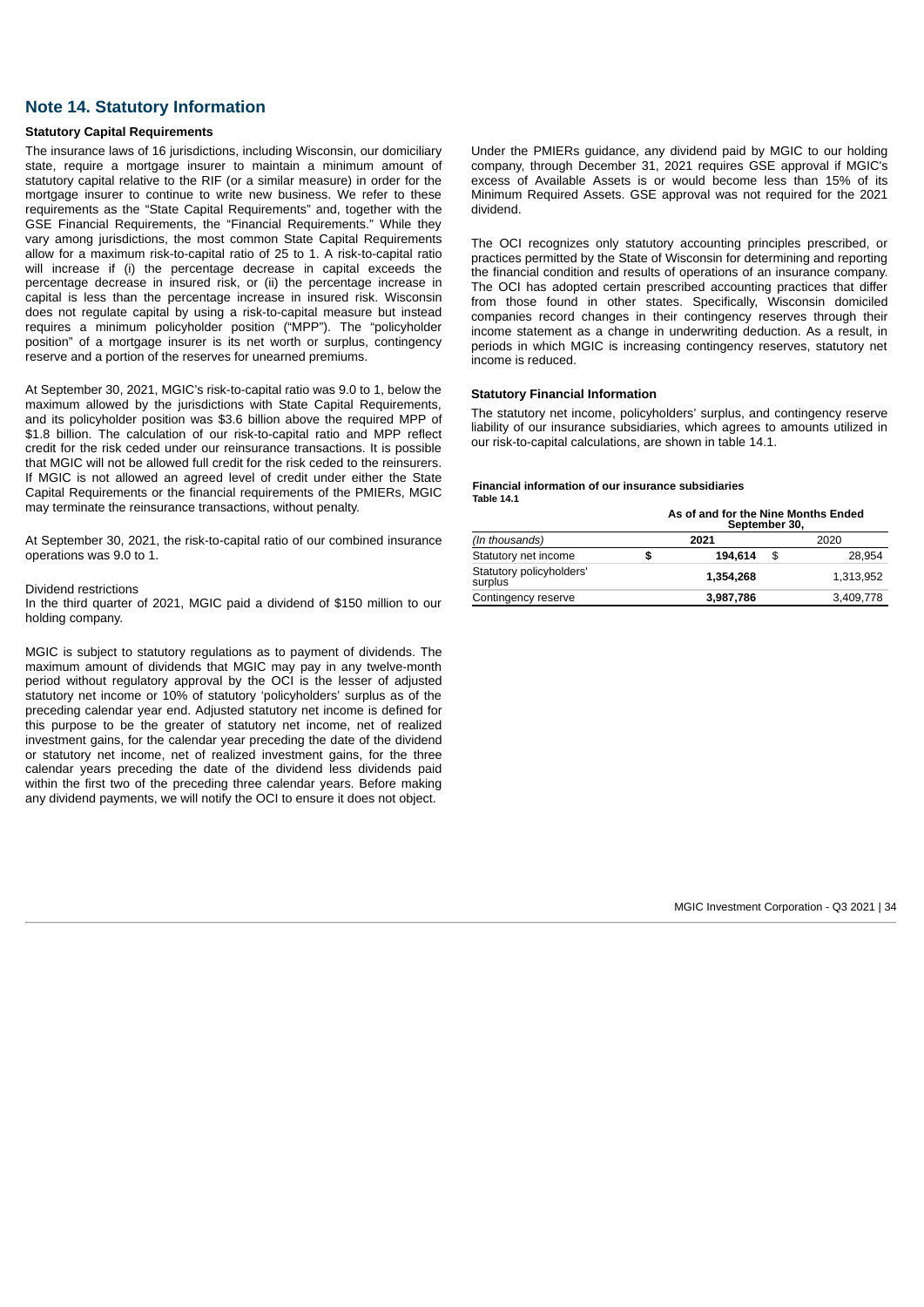## Note 14. Statutory Information

### Statutory Capital Requirements

The insurance laws of 16 jurisdictions, including Wisconsin, our domiciliary state, require a mortgage insurer to maintain a minimum amount of statutory capital relative to the RIF (or a similar measure) in order for the mortgage insurer to continue to write new business. We refer to these requirements as the "State Capital Requirements" and, together with the GSE Financial Requirements, the "Financial Requirements." While they vary among jurisdictions, the most common State Capital Requirements allow for a maximum risk-to-capital ratio of 25 to 1. A risk-to-capital ratio will increase if (i) the percentage decrease in capital exceeds the percentage decrease in insured risk, or (ii) the percentage increase in capital is less than the percentage increase in insured risk. Wisconsin does not regulate capital by using a risk-to-capital measure but instead requires a minimum policyholder position ("MPP"). The "policyholder position" of a mortgage insurer is its net worth or surplus, contingency reserve and a portion of the reserves for unearned premiums.

At September 30, 2021, MGIC's risk-to-capital ratio was 9.0 to 1, below the maximum allowed by the jurisdictions with State Capital Requirements, and its policyholder position was $3.6 billion above the required MPP of $1.8 billion. The calculation of our risk-to-capital ratio and MPP reflect credit for the risk ceded under our reinsurance transactions. It is possible that MGIC will not be allowed full credit for the risk ceded to the reinsurers. If MGIC is not allowed an agreed level of credit under either the State Capital Requirements or the financial requirements of the PMIERs, MGIC may terminate the reinsurance transactions, without penalty.

At September 30, 2021, the risk-to-capital ratio of our combined insurance operations was 9.0 to 1.

Dividend restrictions

In the third quarter of 2021, MGIC paid a dividend of $150 million to our holding company.

MGIC is subject to statutory regulations as to payment of dividends. The maximum amount of dividends that MGIC may pay in any twelve-month period without regulatory approval by the OCI is the lesser of adjusted statutory net income or 10% of statutory 'policyholders' surplus as of the preceding calendar year end. Adjusted statutory net income is defined for this purpose to be the greater of statutory net income, net of realized investment gains, for the calendar year preceding the date of the dividend or statutory net income, net of realized investment gains, for the three calendar years preceding the date of the dividend less dividends paid within the first two of the preceding three calendar years. Before making any dividend payments, we will notify the OCI to ensure it does not object.

Under the PMIERs guidance, any dividend paid by MGIC to our holding company, through December 31, 2021 requires GSE approval if MGIC's excess of Available Assets is or would become less than 15% of its Minimum Required Assets. GSE approval was not required for the 2021 dividend.

The OCI recognizes only statutory accounting principles prescribed, or practices permitted by the State of Wisconsin for determining and reporting the financial condition and results of operations of an insurance company. The OCI has adopted certain prescribed accounting practices that differ from those found in other states. Specifically, Wisconsin domiciled companies record changes in their contingency reserves through their income statement as a change in underwriting deduction. As a result, in periods in which MGIC is increasing contingency reserves, statutory net income is reduced.

### Statutory Financial Information

The statutory net income, policyholders' surplus, and contingency reserve liability of our insurance subsidiaries, which agrees to amounts utilized in our risk-to-capital calculations, are shown in table 14.1.

**Financial information of our insurance subsidiaries**
**Table 14.1**

| | As of and for the Nine Months Ended September 30, | |
|---|---|---|
| *(In thousands)* | **2021** | 2020 |
| Statutory net income | **$ 194,614** | $ 28,954 |
| Statutory policyholders' surplus | **1,354,268** | 1,313,952 |
| Contingency reserve | **3,987,786** | 3,409,778 |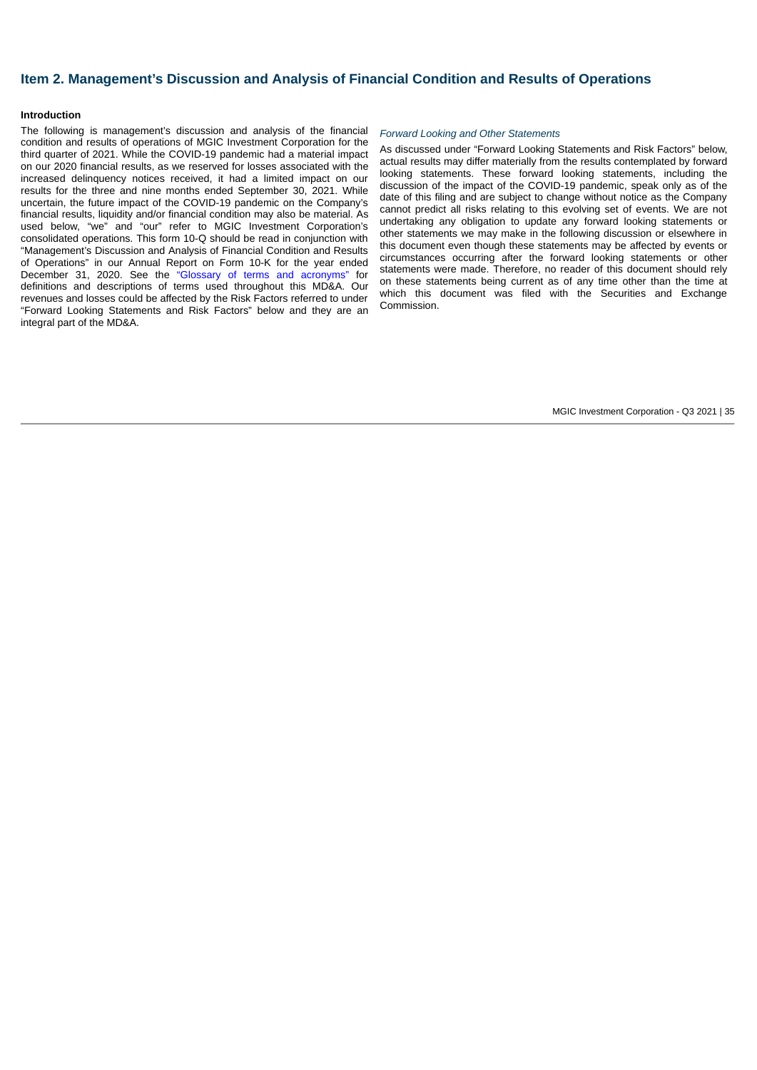## Item 2. Management's Discussion and Analysis of Financial Condition and Results of Operations

**Introduction**

The following is management's discussion and analysis of the financial condition and results of operations of MGIC Investment Corporation for the third quarter of 2021. While the COVID-19 pandemic had a material impact on our 2020 financial results, as we reserved for losses associated with the increased delinquency notices received, it had a limited impact on our results for the three and nine months ended September 30, 2021. While uncertain, the future impact of the COVID-19 pandemic on the Company's financial results, liquidity and/or financial condition may also be material. As used below, "we" and "our" refer to MGIC Investment Corporation's consolidated operations. This form 10-Q should be read in conjunction with "Management's Discussion and Analysis of Financial Condition and Results of Operations" in our Annual Report on Form 10-K for the year ended December 31, 2020. See the "Glossary of terms and acronyms" for definitions and descriptions of terms used throughout this MD&A. Our revenues and losses could be affected by the Risk Factors referred to under "Forward Looking Statements and Risk Factors" below and they are an integral part of the MD&A.

*Forward Looking and Other Statements*

As discussed under "Forward Looking Statements and Risk Factors" below, actual results may differ materially from the results contemplated by forward looking statements. These forward looking statements, including the discussion of the impact of the COVID-19 pandemic, speak only as of the date of this filing and are subject to change without notice as the Company cannot predict all risks relating to this evolving set of events. We are not undertaking any obligation to update any forward looking statements or other statements we may make in the following discussion or elsewhere in this document even though these statements may be affected by events or circumstances occurring after the forward looking statements or other statements were made. Therefore, no reader of this document should rely on these statements being current as of any time other than the time at which this document was filed with the Securities and Exchange Commission.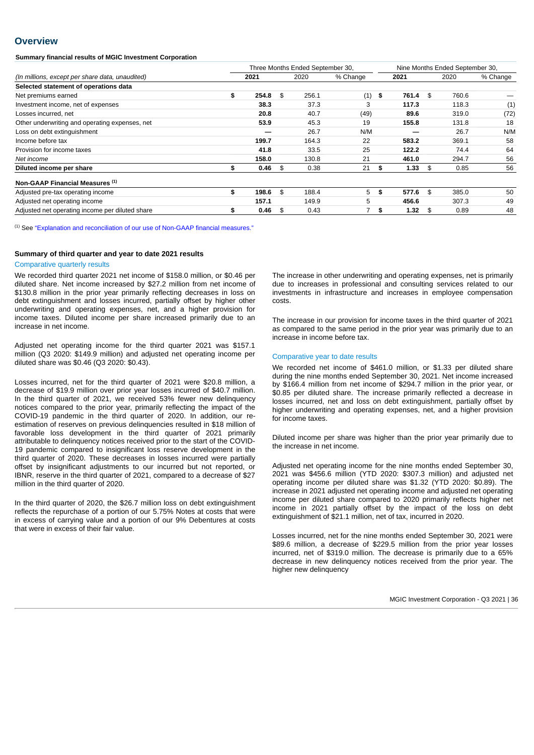## Overview

**Summary financial results of MGIC Investment Corporation**

| *(In millions, except per share data, unaudited)* | Three Months Ended September 30, | | | Nine Months Ended September 30, | | |
|---|---|---|---|---|---|---|
| | **2021** | 2020 | % Change | **2021** | 2020 | % Change |
| **Selected statement of operations data** | | | | | | |
| Net premiums earned | $ **254.8** | $ 256.1 | (1) | $ **761.4** | $ 760.6 | — |
| Investment income, net of expenses | **38.3** | 37.3 | 3 | **117.3** | 118.3 | (1) |
| Losses incurred, net | **20.8** | 40.7 | (49) | **89.6** | 319.0 | (72) |
| Other underwriting and operating expenses, net | **53.9** | 45.3 | 19 | **155.8** | 131.8 | 18 |
| Loss on debt extinguishment | **—** | 26.7 | N/M | **—** | 26.7 | N/M |
| Income before tax | **199.7** | 164.3 | 22 | **583.2** | 369.1 | 58 |
| Provision for income taxes | **41.8** | 33.5 | 25 | **122.2** | 74.4 | 64 |
| *Net income* | **158.0** | 130.8 | 21 | **461.0** | 294.7 | 56 |
| **Diluted income per share** | $ **0.46** | $ 0.38 | 21 | $ **1.33** | $ 0.85 | 56 |
| **Non-GAAP Financial Measures** [(1)] | | | | | | |
| Adjusted pre-tax operating income | $ **198.6** | $ 188.4 | 5 | $ **577.6** | $ 385.0 | 50 |
| Adjusted net operating income | **157.1** | 149.9 | 5 | **456.6** | 307.3 | 49 |
| Adjusted net operating income per diluted share | $ **0.46** | $ 0.43 | 7 | $ **1.32** | $ 0.89 | 48 |

(1) See "Explanation and reconciliation of our use of Non-GAAP financial measures."

**Summary of third quarter and year to date 2021 results**

### Comparative quarterly results

We recorded third quarter 2021 net income of $158.0 million, or $0.46 per diluted share. Net income increased by $27.2 million from net income of $130.8 million in the prior year primarily reflecting decreases in loss on debt extinguishment and losses incurred, partially offset by higher other underwriting and operating expenses, net, and a higher provision for income taxes. Diluted income per share increased primarily due to an increase in net income.

Adjusted net operating income for the third quarter 2021 was $157.1 million (Q3 2020: $149.9 million) and adjusted net operating income per diluted share was $0.46 (Q3 2020: $0.43).

Losses incurred, net for the third quarter of 2021 were $20.8 million, a decrease of $19.9 million over prior year losses incurred of $40.7 million. In the third quarter of 2021, we received 53% fewer new delinquency notices compared to the prior year, primarily reflecting the impact of the COVID-19 pandemic in the third quarter of 2020. In addition, our re-estimation of reserves on previous delinquencies resulted in $18 million of favorable loss development in the third quarter of 2021 primarily attributable to delinquency notices received prior to the start of the COVID-19 pandemic compared to insignificant loss reserve development in the third quarter of 2020. These decreases in losses incurred were partially offset by insignificant adjustments to our incurred but not reported, or IBNR, reserve in the third quarter of 2021, compared to a decrease of $27 million in the third quarter of 2020.

In the third quarter of 2020, the $26.7 million loss on debt extinguishment reflects the repurchase of a portion of our 5.75% Notes at costs that were in excess of carrying value and a portion of our 9% Debentures at costs that were in excess of their fair value.

The increase in other underwriting and operating expenses, net is primarily due to increases in professional and consulting services related to our investments in infrastructure and increases in employee compensation costs.

The increase in our provision for income taxes in the third quarter of 2021 as compared to the same period in the prior year was primarily due to an increase in income before tax.

### Comparative year to date results

We recorded net income of $461.0 million, or $1.33 per diluted share during the nine months ended September 30, 2021. Net income increased by $166.4 million from net income of $294.7 million in the prior year, or $0.85 per diluted share. The increase primarily reflected a decrease in losses incurred, net and loss on debt extinguishment, partially offset by higher underwriting and operating expenses, net, and a higher provision for income taxes.

Diluted income per share was higher than the prior year primarily due to the increase in net income.

Adjusted net operating income for the nine months ended September 30, 2021 was $456.6 million (YTD 2020: $307.3 million) and adjusted net operating income per diluted share was $1.32 (YTD 2020: $0.89). The increase in 2021 adjusted net operating income and adjusted net operating income per diluted share compared to 2020 primarily reflects higher net income in 2021 partially offset by the impact of the loss on debt extinguishment of $21.1 million, net of tax, incurred in 2020.

Losses incurred, net for the nine months ended September 30, 2021 were $89.6 million, a decrease of $229.5 million from the prior year losses incurred, net of $319.0 million. The decrease is primarily due to a 65% decrease in new delinquency notices received from the prior year. The higher new delinquency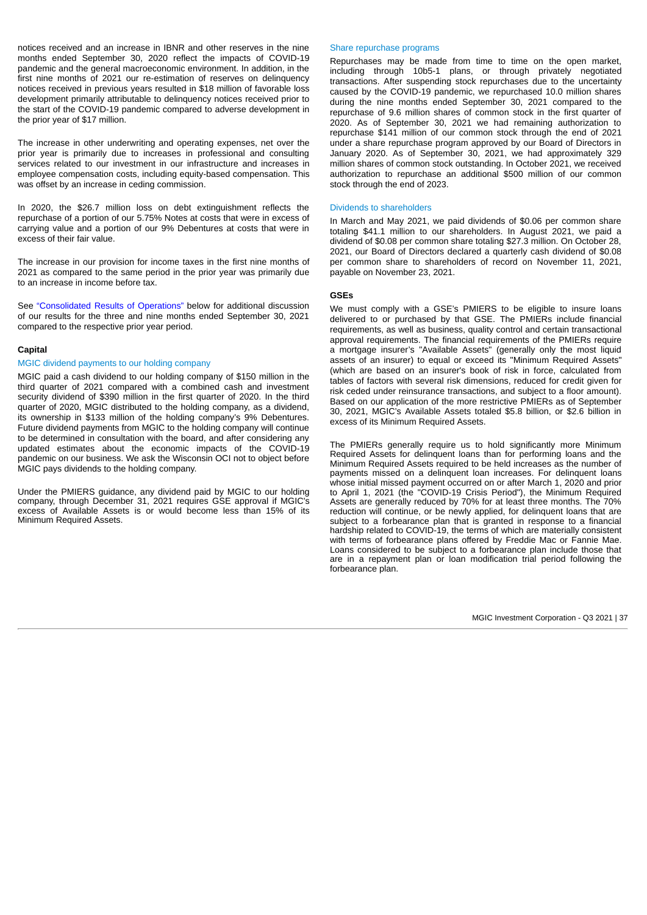notices received and an increase in IBNR and other reserves in the nine months ended September 30, 2020 reflect the impacts of COVID-19 pandemic and the general macroeconomic environment. In addition, in the first nine months of 2021 our re-estimation of reserves on delinquency notices received in previous years resulted in $18 million of favorable loss development primarily attributable to delinquency notices received prior to the start of the COVID-19 pandemic compared to adverse development in the prior year of $17 million.

The increase in other underwriting and operating expenses, net over the prior year is primarily due to increases in professional and consulting services related to our investment in our infrastructure and increases in employee compensation costs, including equity-based compensation. This was offset by an increase in ceding commission.

In 2020, the $26.7 million loss on debt extinguishment reflects the repurchase of a portion of our 5.75% Notes at costs that were in excess of carrying value and a portion of our 9% Debentures at costs that were in excess of their fair value.

The increase in our provision for income taxes in the first nine months of 2021 as compared to the same period in the prior year was primarily due to an increase in income before tax.

See "Consolidated Results of Operations" below for additional discussion of our results for the three and nine months ended September 30, 2021 compared to the respective prior year period.

### Capital

#### MGIC dividend payments to our holding company

MGIC paid a cash dividend to our holding company of $150 million in the third quarter of 2021 compared with a combined cash and investment security dividend of $390 million in the first quarter of 2020. In the third quarter of 2020, MGIC distributed to the holding company, as a dividend, its ownership in $133 million of the holding company's 9% Debentures. Future dividend payments from MGIC to the holding company will continue to be determined in consultation with the board, and after considering any updated estimates about the economic impacts of the COVID-19 pandemic on our business. We ask the Wisconsin OCI not to object before MGIC pays dividends to the holding company.

Under the PMIERS guidance, any dividend paid by MGIC to our holding company, through December 31, 2021 requires GSE approval if MGIC's excess of Available Assets is or would become less than 15% of its Minimum Required Assets.

#### Share repurchase programs

Repurchases may be made from time to time on the open market, including through 10b5-1 plans, or through privately negotiated transactions. After suspending stock repurchases due to the uncertainty caused by the COVID-19 pandemic, we repurchased 10.0 million shares during the nine months ended September 30, 2021 compared to the repurchase of 9.6 million shares of common stock in the first quarter of 2020. As of September 30, 2021 we had remaining authorization to repurchase $141 million of our common stock through the end of 2021 under a share repurchase program approved by our Board of Directors in January 2020. As of September 30, 2021, we had approximately 329 million shares of common stock outstanding. In October 2021, we received authorization to repurchase an additional $500 million of our common stock through the end of 2023.

#### Dividends to shareholders

In March and May 2021, we paid dividends of $0.06 per common share totaling $41.1 million to our shareholders. In August 2021, we paid a dividend of $0.08 per common share totaling $27.3 million. On October 28, 2021, our Board of Directors declared a quarterly cash dividend of $0.08 per common share to shareholders of record on November 11, 2021, payable on November 23, 2021.

### GSEs

We must comply with a GSE's PMIERS to be eligible to insure loans delivered to or purchased by that GSE. The PMIERs include financial requirements, as well as business, quality control and certain transactional approval requirements. The financial requirements of the PMIERs require a mortgage insurer's "Available Assets" (generally only the most liquid assets of an insurer) to equal or exceed its "Minimum Required Assets" (which are based on an insurer's book of risk in force, calculated from tables of factors with several risk dimensions, reduced for credit given for risk ceded under reinsurance transactions, and subject to a floor amount). Based on our application of the more restrictive PMIERs as of September 30, 2021, MGIC's Available Assets totaled $5.8 billion, or $2.6 billion in excess of its Minimum Required Assets.

The PMIERs generally require us to hold significantly more Minimum Required Assets for delinquent loans than for performing loans and the Minimum Required Assets required to be held increases as the number of payments missed on a delinquent loan increases. For delinquent loans whose initial missed payment occurred on or after March 1, 2020 and prior to April 1, 2021 (the "COVID-19 Crisis Period"), the Minimum Required Assets are generally reduced by 70% for at least three months. The 70% reduction will continue, or be newly applied, for delinquent loans that are subject to a forbearance plan that is granted in response to a financial hardship related to COVID-19, the terms of which are materially consistent with terms of forbearance plans offered by Freddie Mac or Fannie Mae. Loans considered to be subject to a forbearance plan include those that are in a repayment plan or loan modification trial period following the forbearance plan.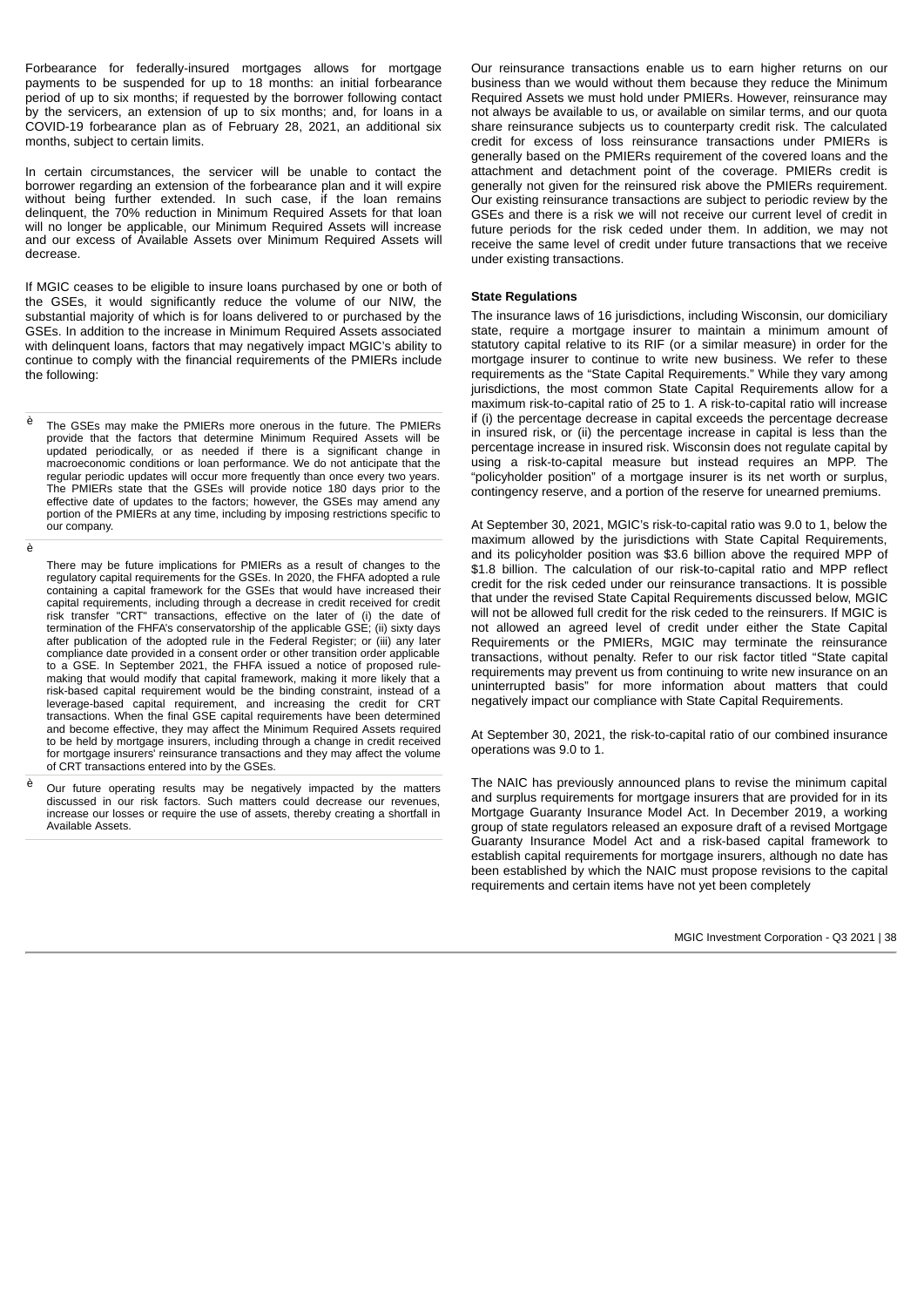Forbearance for federally-insured mortgages allows for mortgage payments to be suspended for up to 18 months: an initial forbearance period of up to six months; if requested by the borrower following contact by the servicers, an extension of up to six months; and, for loans in a COVID-19 forbearance plan as of February 28, 2021, an additional six months, subject to certain limits.

In certain circumstances, the servicer will be unable to contact the borrower regarding an extension of the forbearance plan and it will expire without being further extended. In such case, if the loan remains delinquent, the 70% reduction in Minimum Required Assets for that loan will no longer be applicable, our Minimum Required Assets will increase and our excess of Available Assets over Minimum Required Assets will decrease.

If MGIC ceases to be eligible to insure loans purchased by one or both of the GSEs, it would significantly reduce the volume of our NIW, the substantial majority of which is for loans delivered to or purchased by the GSEs. In addition to the increase in Minimum Required Assets associated with delinquent loans, factors that may negatively impact MGIC's ability to continue to comply with the financial requirements of the PMIERs include the following:

- The GSEs may make the PMIERs more onerous in the future. The PMIERs provide that the factors that determine Minimum Required Assets will be updated periodically, or as needed if there is a significant change in macroeconomic conditions or loan performance. We do not anticipate that the regular periodic updates will occur more frequently than once every two years. The PMIERs state that the GSEs will provide notice 180 days prior to the effective date of updates to the factors; however, the GSEs may amend any portion of the PMIERs at any time, including by imposing restrictions specific to our company.
- There may be future implications for PMIERs as a result of changes to the regulatory capital requirements for the GSEs. In 2020, the FHFA adopted a rule containing a capital framework for the GSEs that would have increased their capital requirements, including through a decrease in credit received for credit risk transfer "CRT" transactions, effective on the later of (i) the date of termination of the FHFA's conservatorship of the applicable GSE; (ii) sixty days after publication of the adopted rule in the Federal Register; or (iii) any later compliance date provided in a consent order or other transition order applicable to a GSE. In September 2021, the FHFA issued a notice of proposed rule-making that would modify that capital framework, making it more likely that a risk-based capital requirement would be the binding constraint, instead of a leverage-based capital requirement, and increasing the credit for CRT transactions. When the final GSE capital requirements have been determined and become effective, they may affect the Minimum Required Assets required to be held by mortgage insurers, including through a change in credit received for mortgage insurers' reinsurance transactions and they may affect the volume of CRT transactions entered into by the GSEs.
- Our future operating results may be negatively impacted by the matters discussed in our risk factors. Such matters could decrease our revenues, increase our losses or require the use of assets, thereby creating a shortfall in Available Assets.

Our reinsurance transactions enable us to earn higher returns on our business than we would without them because they reduce the Minimum Required Assets we must hold under PMIERs. However, reinsurance may not always be available to us, or available on similar terms, and our quota share reinsurance subjects us to counterparty credit risk. The calculated credit for excess of loss reinsurance transactions under PMIERs is generally based on the PMIERs requirement of the covered loans and the attachment and detachment point of the coverage. PMIERs credit is generally not given for the reinsured risk above the PMIERs requirement. Our existing reinsurance transactions are subject to periodic review by the GSEs and there is a risk we will not receive our current level of credit in future periods for the risk ceded under them. In addition, we may not receive the same level of credit under future transactions that we receive under existing transactions.

**State Regulations**

The insurance laws of 16 jurisdictions, including Wisconsin, our domiciliary state, require a mortgage insurer to maintain a minimum amount of statutory capital relative to its RIF (or a similar measure) in order for the mortgage insurer to continue to write new business. We refer to these requirements as the "State Capital Requirements." While they vary among jurisdictions, the most common State Capital Requirements allow for a maximum risk-to-capital ratio of 25 to 1. A risk-to-capital ratio will increase if (i) the percentage decrease in capital exceeds the percentage decrease in insured risk, or (ii) the percentage increase in capital is less than the percentage increase in insured risk. Wisconsin does not regulate capital by using a risk-to-capital measure but instead requires an MPP. The "policyholder position" of a mortgage insurer is its net worth or surplus, contingency reserve, and a portion of the reserve for unearned premiums.

At September 30, 2021, MGIC's risk-to-capital ratio was 9.0 to 1, below the maximum allowed by the jurisdictions with State Capital Requirements, and its policyholder position was $3.6 billion above the required MPP of $1.8 billion. The calculation of our risk-to-capital ratio and MPP reflect credit for the risk ceded under our reinsurance transactions. It is possible that under the revised State Capital Requirements discussed below, MGIC will not be allowed full credit for the risk ceded to the reinsurers. If MGIC is not allowed an agreed level of credit under either the State Capital Requirements or the PMIERs, MGIC may terminate the reinsurance transactions, without penalty. Refer to our risk factor titled "State capital requirements may prevent us from continuing to write new insurance on an uninterrupted basis" for more information about matters that could negatively impact our compliance with State Capital Requirements.

At September 30, 2021, the risk-to-capital ratio of our combined insurance operations was 9.0 to 1.

The NAIC has previously announced plans to revise the minimum capital and surplus requirements for mortgage insurers that are provided for in its Mortgage Guaranty Insurance Model Act. In December 2019, a working group of state regulators released an exposure draft of a revised Mortgage Guaranty Insurance Model Act and a risk-based capital framework to establish capital requirements for mortgage insurers, although no date has been established by which the NAIC must propose revisions to the capital requirements and certain items have not yet been completely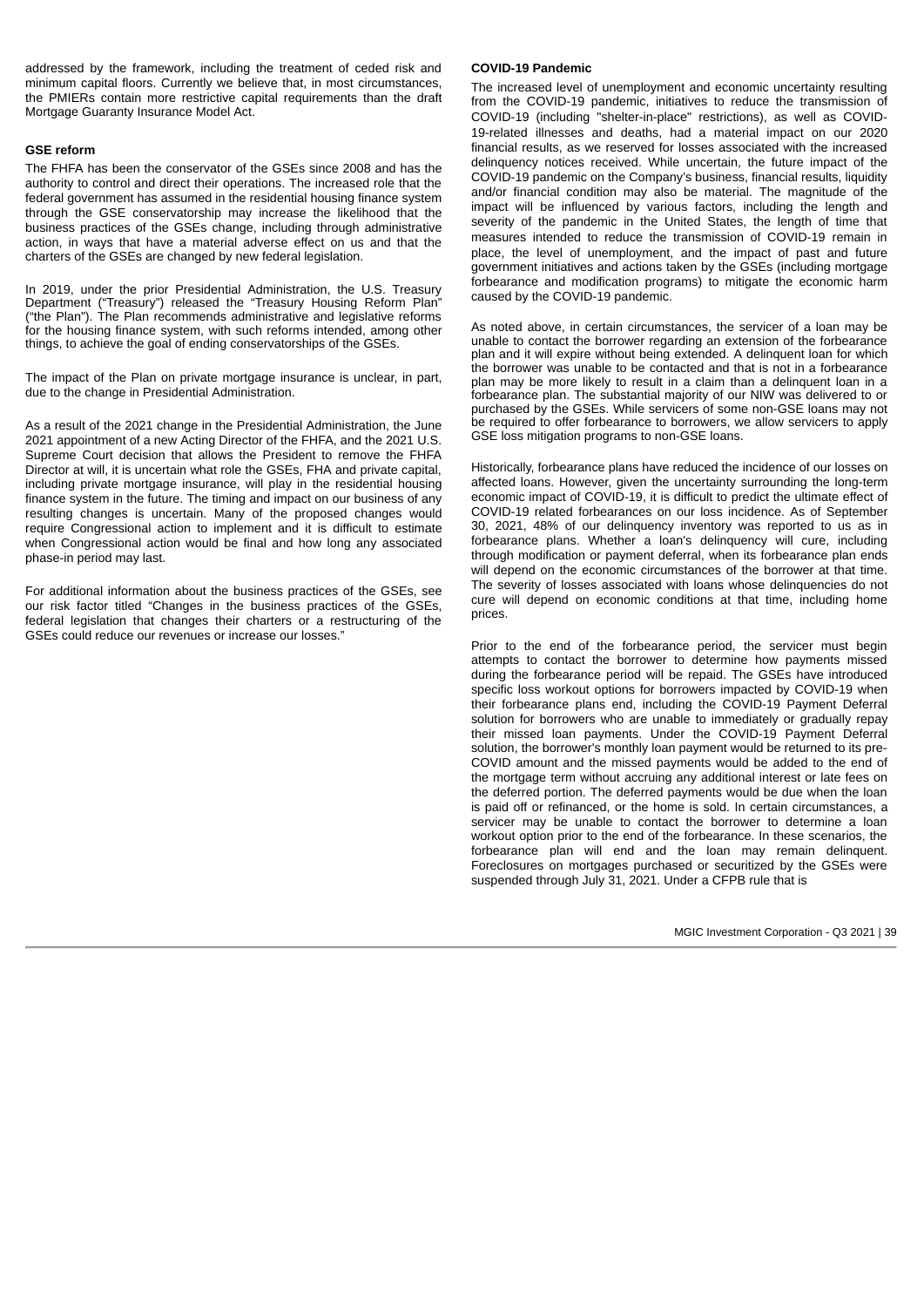addressed by the framework, including the treatment of ceded risk and minimum capital floors. Currently we believe that, in most circumstances, the PMIERs contain more restrictive capital requirements than the draft Mortgage Guaranty Insurance Model Act.

**GSE reform**

The FHFA has been the conservator of the GSEs since 2008 and has the authority to control and direct their operations. The increased role that the federal government has assumed in the residential housing finance system through the GSE conservatorship may increase the likelihood that the business practices of the GSEs change, including through administrative action, in ways that have a material adverse effect on us and that the charters of the GSEs are changed by new federal legislation.

In 2019, under the prior Presidential Administration, the U.S. Treasury Department ("Treasury") released the "Treasury Housing Reform Plan" ("the Plan"). The Plan recommends administrative and legislative reforms for the housing finance system, with such reforms intended, among other things, to achieve the goal of ending conservatorships of the GSEs.

The impact of the Plan on private mortgage insurance is unclear, in part, due to the change in Presidential Administration.

As a result of the 2021 change in the Presidential Administration, the June 2021 appointment of a new Acting Director of the FHFA, and the 2021 U.S. Supreme Court decision that allows the President to remove the FHFA Director at will, it is uncertain what role the GSEs, FHA and private capital, including private mortgage insurance, will play in the residential housing finance system in the future. The timing and impact on our business of any resulting changes is uncertain. Many of the proposed changes would require Congressional action to implement and it is difficult to estimate when Congressional action would be final and how long any associated phase-in period may last.

For additional information about the business practices of the GSEs, see our risk factor titled "Changes in the business practices of the GSEs, federal legislation that changes their charters or a restructuring of the GSEs could reduce our revenues or increase our losses."

**COVID-19 Pandemic**

The increased level of unemployment and economic uncertainty resulting from the COVID-19 pandemic, initiatives to reduce the transmission of COVID-19 (including "shelter-in-place" restrictions), as well as COVID-19-related illnesses and deaths, had a material impact on our 2020 financial results, as we reserved for losses associated with the increased delinquency notices received. While uncertain, the future impact of the COVID-19 pandemic on the Company's business, financial results, liquidity and/or financial condition may also be material. The magnitude of the impact will be influenced by various factors, including the length and severity of the pandemic in the United States, the length of time that measures intended to reduce the transmission of COVID-19 remain in place, the level of unemployment, and the impact of past and future government initiatives and actions taken by the GSEs (including mortgage forbearance and modification programs) to mitigate the economic harm caused by the COVID-19 pandemic.

As noted above, in certain circumstances, the servicer of a loan may be unable to contact the borrower regarding an extension of the forbearance plan and it will expire without being extended. A delinquent loan for which the borrower was unable to be contacted and that is not in a forbearance plan may be more likely to result in a claim than a delinquent loan in a forbearance plan. The substantial majority of our NIW was delivered to or purchased by the GSEs. While servicers of some non-GSE loans may not be required to offer forbearance to borrowers, we allow servicers to apply GSE loss mitigation programs to non-GSE loans.

Historically, forbearance plans have reduced the incidence of our losses on affected loans. However, given the uncertainty surrounding the long-term economic impact of COVID-19, it is difficult to predict the ultimate effect of COVID-19 related forbearances on our loss incidence. As of September 30, 2021, 48% of our delinquency inventory was reported to us as in forbearance plans. Whether a loan's delinquency will cure, including through modification or payment deferral, when its forbearance plan ends will depend on the economic circumstances of the borrower at that time. The severity of losses associated with loans whose delinquencies do not cure will depend on economic conditions at that time, including home prices.

Prior to the end of the forbearance period, the servicer must begin attempts to contact the borrower to determine how payments missed during the forbearance period will be repaid. The GSEs have introduced specific loss workout options for borrowers impacted by COVID-19 when their forbearance plans end, including the COVID-19 Payment Deferral solution for borrowers who are unable to immediately or gradually repay their missed loan payments. Under the COVID-19 Payment Deferral solution, the borrower's monthly loan payment would be returned to its pre-COVID amount and the missed payments would be added to the end of the mortgage term without accruing any additional interest or late fees on the deferred portion. The deferred payments would be due when the loan is paid off or refinanced, or the home is sold. In certain circumstances, a servicer may be unable to contact the borrower to determine a loan workout option prior to the end of the forbearance. In these scenarios, the forbearance plan will end and the loan may remain delinquent. Foreclosures on mortgages purchased or securitized by the GSEs were suspended through July 31, 2021. Under a CFPB rule that is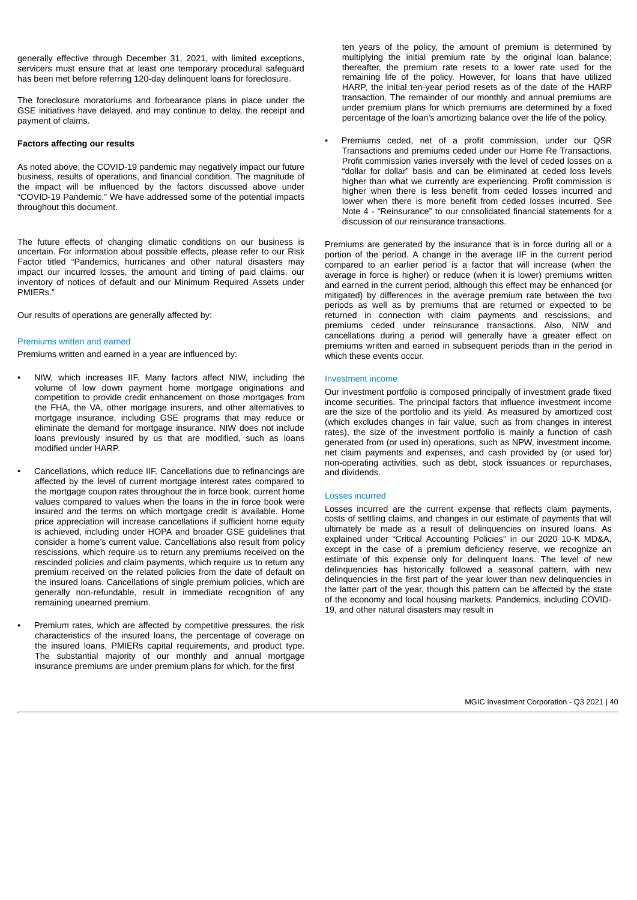generally effective through December 31, 2021, with limited exceptions, servicers must ensure that at least one temporary procedural safeguard has been met before referring 120-day delinquent loans for foreclosure.

The foreclosure moratoriums and forbearance plans in place under the GSE initiatives have delayed, and may continue to delay, the receipt and payment of claims.

**Factors affecting our results**

As noted above, the COVID-19 pandemic may negatively impact our future business, results of operations, and financial condition. The magnitude of the impact will be influenced by the factors discussed above under "COVID-19 Pandemic." We have addressed some of the potential impacts throughout this document.

The future effects of changing climatic conditions on our business is uncertain. For information about possible effects, please refer to our Risk Factor titled "Pandemics, hurricanes and other natural disasters may impact our incurred losses, the amount and timing of paid claims, our inventory of notices of default and our Minimum Required Assets under PMIERs."

Our results of operations are generally affected by:

### Premiums written and earned

Premiums written and earned in a year are influenced by:

- NIW, which increases IIF. Many factors affect NIW, including the volume of low down payment home mortgage originations and competition to provide credit enhancement on those mortgages from the FHA, the VA, other mortgage insurers, and other alternatives to mortgage insurance, including GSE programs that may reduce or eliminate the demand for mortgage insurance. NIW does not include loans previously insured by us that are modified, such as loans modified under HARP.

- Cancellations, which reduce IIF. Cancellations due to refinancings are affected by the level of current mortgage interest rates compared to the mortgage coupon rates throughout the in force book, current home values compared to values when the loans in the in force book were insured and the terms on which mortgage credit is available. Home price appreciation will increase cancellations if sufficient home equity is achieved, including under HOPA and broader GSE guidelines that consider a home's current value. Cancellations also result from policy rescissions, which require us to return any premiums received on the rescinded policies and claim payments, which require us to return any premium received on the related policies from the date of default on the insured loans. Cancellations of single premium policies, which are generally non-refundable, result in immediate recognition of any remaining unearned premium.

- Premium rates, which are affected by competitive pressures, the risk characteristics of the insured loans, the percentage of coverage on the insured loans, PMIERs capital requirements, and product type. The substantial majority of our monthly and annual mortgage insurance premiums are under premium plans for which, for the first ten years of the policy, the amount of premium is determined by multiplying the initial premium rate by the original loan balance; thereafter, the premium rate resets to a lower rate used for the remaining life of the policy. However, for loans that have utilized HARP, the initial ten-year period resets as of the date of the HARP transaction. The remainder of our monthly and annual premiums are under premium plans for which premiums are determined by a fixed percentage of the loan's amortizing balance over the life of the policy.

- Premiums ceded, net of a profit commission, under our QSR Transactions and premiums ceded under our Home Re Transactions. Profit commission varies inversely with the level of ceded losses on a "dollar for dollar" basis and can be eliminated at ceded loss levels higher than what we currently are experiencing. Profit commission is higher when there is less benefit from ceded losses incurred and lower when there is more benefit from ceded losses incurred. See Note 4 - "Reinsurance" to our consolidated financial statements for a discussion of our reinsurance transactions.

Premiums are generated by the insurance that is in force during all or a portion of the period. A change in the average IIF in the current period compared to an earlier period is a factor that will increase (when the average in force is higher) or reduce (when it is lower) premiums written and earned in the current period, although this effect may be enhanced (or mitigated) by differences in the average premium rate between the two periods as well as by premiums that are returned or expected to be returned in connection with claim payments and rescissions, and premiums ceded under reinsurance transactions. Also, NIW and cancellations during a period will generally have a greater effect on premiums written and earned in subsequent periods than in the period in which these events occur.

### Investment income

Our investment portfolio is composed principally of investment grade fixed income securities. The principal factors that influence investment income are the size of the portfolio and its yield. As measured by amortized cost (which excludes changes in fair value, such as from changes in interest rates), the size of the investment portfolio is mainly a function of cash generated from (or used in) operations, such as NPW, investment income, net claim payments and expenses, and cash provided by (or used for) non-operating activities, such as debt, stock issuances or repurchases, and dividends.

### Losses incurred

Losses incurred are the current expense that reflects claim payments, costs of settling claims, and changes in our estimate of payments that will ultimately be made as a result of delinquencies on insured loans. As explained under "Critical Accounting Policies" in our 2020 10-K MD&A, except in the case of a premium deficiency reserve, we recognize an estimate of this expense only for delinquent loans. The level of new delinquencies has historically followed a seasonal pattern, with new delinquencies in the first part of the year lower than new delinquencies in the latter part of the year, though this pattern can be affected by the state of the economy and local housing markets. Pandemics, including COVID-19, and other natural disasters may result in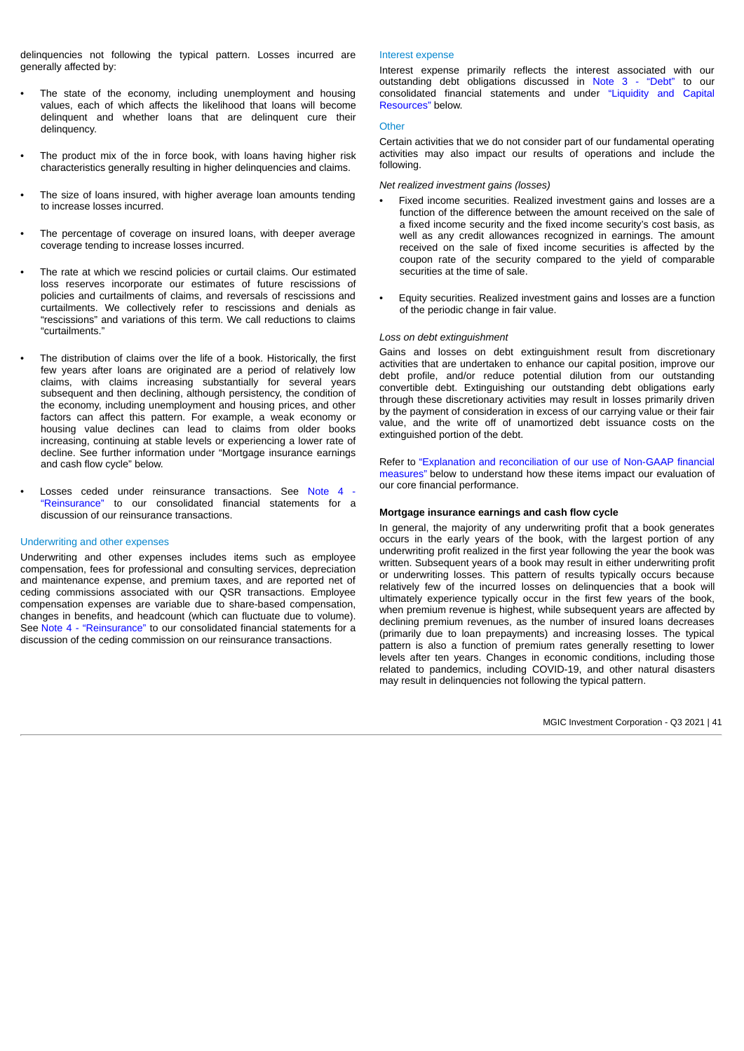delinquencies not following the typical pattern. Losses incurred are generally affected by:

- The state of the economy, including unemployment and housing values, each of which affects the likelihood that loans will become delinquent and whether loans that are delinquent cure their delinquency.
- The product mix of the in force book, with loans having higher risk characteristics generally resulting in higher delinquencies and claims.
- The size of loans insured, with higher average loan amounts tending to increase losses incurred.
- The percentage of coverage on insured loans, with deeper average coverage tending to increase losses incurred.
- The rate at which we rescind policies or curtail claims. Our estimated loss reserves incorporate our estimates of future rescissions of policies and curtailments of claims, and reversals of rescissions and curtailments. We collectively refer to rescissions and denials as "rescissions" and variations of this term. We call reductions to claims "curtailments."
- The distribution of claims over the life of a book. Historically, the first few years after loans are originated are a period of relatively low claims, with claims increasing substantially for several years subsequent and then declining, although persistency, the condition of the economy, including unemployment and housing prices, and other factors can affect this pattern. For example, a weak economy or housing value declines can lead to claims from older books increasing, continuing at stable levels or experiencing a lower rate of decline. See further information under "Mortgage insurance earnings and cash flow cycle" below.
- Losses ceded under reinsurance transactions. See Note 4 - "Reinsurance" to our consolidated financial statements for a discussion of our reinsurance transactions.

### Underwriting and other expenses

Underwriting and other expenses includes items such as employee compensation, fees for professional and consulting services, depreciation and maintenance expense, and premium taxes, and are reported net of ceding commissions associated with our QSR transactions. Employee compensation expenses are variable due to share-based compensation, changes in benefits, and headcount (which can fluctuate due to volume). See Note 4 - "Reinsurance" to our consolidated financial statements for a discussion of the ceding commission on our reinsurance transactions.

### Interest expense

Interest expense primarily reflects the interest associated with our outstanding debt obligations discussed in Note 3 - "Debt" to our consolidated financial statements and under "Liquidity and Capital Resources" below.

### Other

Certain activities that we do not consider part of our fundamental operating activities may also impact our results of operations and include the following.

*Net realized investment gains (losses)*

- Fixed income securities. Realized investment gains and losses are a function of the difference between the amount received on the sale of a fixed income security and the fixed income security's cost basis, as well as any credit allowances recognized in earnings. The amount received on the sale of fixed income securities is affected by the coupon rate of the security compared to the yield of comparable securities at the time of sale.
- Equity securities. Realized investment gains and losses are a function of the periodic change in fair value.

*Loss on debt extinguishment*

Gains and losses on debt extinguishment result from discretionary activities that are undertaken to enhance our capital position, improve our debt profile, and/or reduce potential dilution from our outstanding convertible debt. Extinguishing our outstanding debt obligations early through these discretionary activities may result in losses primarily driven by the payment of consideration in excess of our carrying value or their fair value, and the write off of unamortized debt issuance costs on the extinguished portion of the debt.

Refer to "Explanation and reconciliation of our use of Non-GAAP financial measures" below to understand how these items impact our evaluation of our core financial performance.

**Mortgage insurance earnings and cash flow cycle**

In general, the majority of any underwriting profit that a book generates occurs in the early years of the book, with the largest portion of any underwriting profit realized in the first year following the year the book was written. Subsequent years of a book may result in either underwriting profit or underwriting losses. This pattern of results typically occurs because relatively few of the incurred losses on delinquencies that a book will ultimately experience typically occur in the first few years of the book, when premium revenue is highest, while subsequent years are affected by declining premium revenues, as the number of insured loans decreases (primarily due to loan prepayments) and increasing losses. The typical pattern is also a function of premium rates generally resetting to lower levels after ten years. Changes in economic conditions, including those related to pandemics, including COVID-19, and other natural disasters may result in delinquencies not following the typical pattern.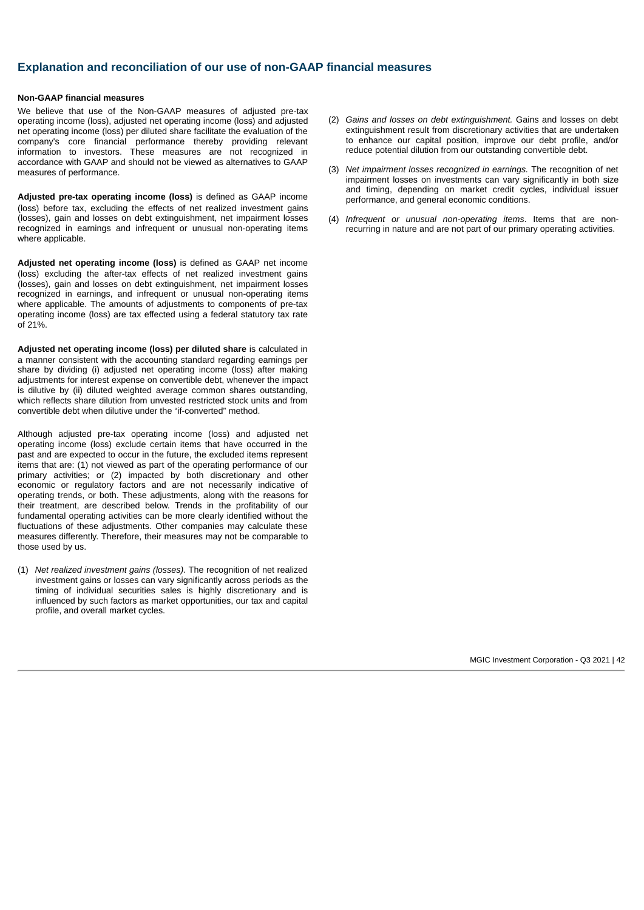## Explanation and reconciliation of our use of non-GAAP financial measures

**Non-GAAP financial measures**

We believe that use of the Non-GAAP measures of adjusted pre-tax operating income (loss), adjusted net operating income (loss) and adjusted net operating income (loss) per diluted share facilitate the evaluation of the company's core financial performance thereby providing relevant information to investors. These measures are not recognized in accordance with GAAP and should not be viewed as alternatives to GAAP measures of performance.

**Adjusted pre-tax operating income (loss)** is defined as GAAP income (loss) before tax, excluding the effects of net realized investment gains (losses), gain and losses on debt extinguishment, net impairment losses recognized in earnings and infrequent or unusual non-operating items where applicable.

**Adjusted net operating income (loss)** is defined as GAAP net income (loss) excluding the after-tax effects of net realized investment gains (losses), gain and losses on debt extinguishment, net impairment losses recognized in earnings, and infrequent or unusual non-operating items where applicable. The amounts of adjustments to components of pre-tax operating income (loss) are tax effected using a federal statutory tax rate of 21%.

**Adjusted net operating income (loss) per diluted share** is calculated in a manner consistent with the accounting standard regarding earnings per share by dividing (i) adjusted net operating income (loss) after making adjustments for interest expense on convertible debt, whenever the impact is dilutive by (ii) diluted weighted average common shares outstanding, which reflects share dilution from unvested restricted stock units and from convertible debt when dilutive under the "if-converted" method.

Although adjusted pre-tax operating income (loss) and adjusted net operating income (loss) exclude certain items that have occurred in the past and are expected to occur in the future, the excluded items represent items that are: (1) not viewed as part of the operating performance of our primary activities; or (2) impacted by both discretionary and other economic or regulatory factors and are not necessarily indicative of operating trends, or both. These adjustments, along with the reasons for their treatment, are described below. Trends in the profitability of our fundamental operating activities can be more clearly identified without the fluctuations of these adjustments. Other companies may calculate these measures differently. Therefore, their measures may not be comparable to those used by us.

(1) *Net realized investment gains (losses).* The recognition of net realized investment gains or losses can vary significantly across periods as the timing of individual securities sales is highly discretionary and is influenced by such factors as market opportunities, our tax and capital profile, and overall market cycles.

(2) *Gains and losses on debt extinguishment.* Gains and losses on debt extinguishment result from discretionary activities that are undertaken to enhance our capital position, improve our debt profile, and/or reduce potential dilution from our outstanding convertible debt.

(3) *Net impairment losses recognized in earnings.* The recognition of net impairment losses on investments can vary significantly in both size and timing, depending on market credit cycles, individual issuer performance, and general economic conditions.

(4) *Infrequent or unusual non-operating items*. Items that are non-recurring in nature and are not part of our primary operating activities.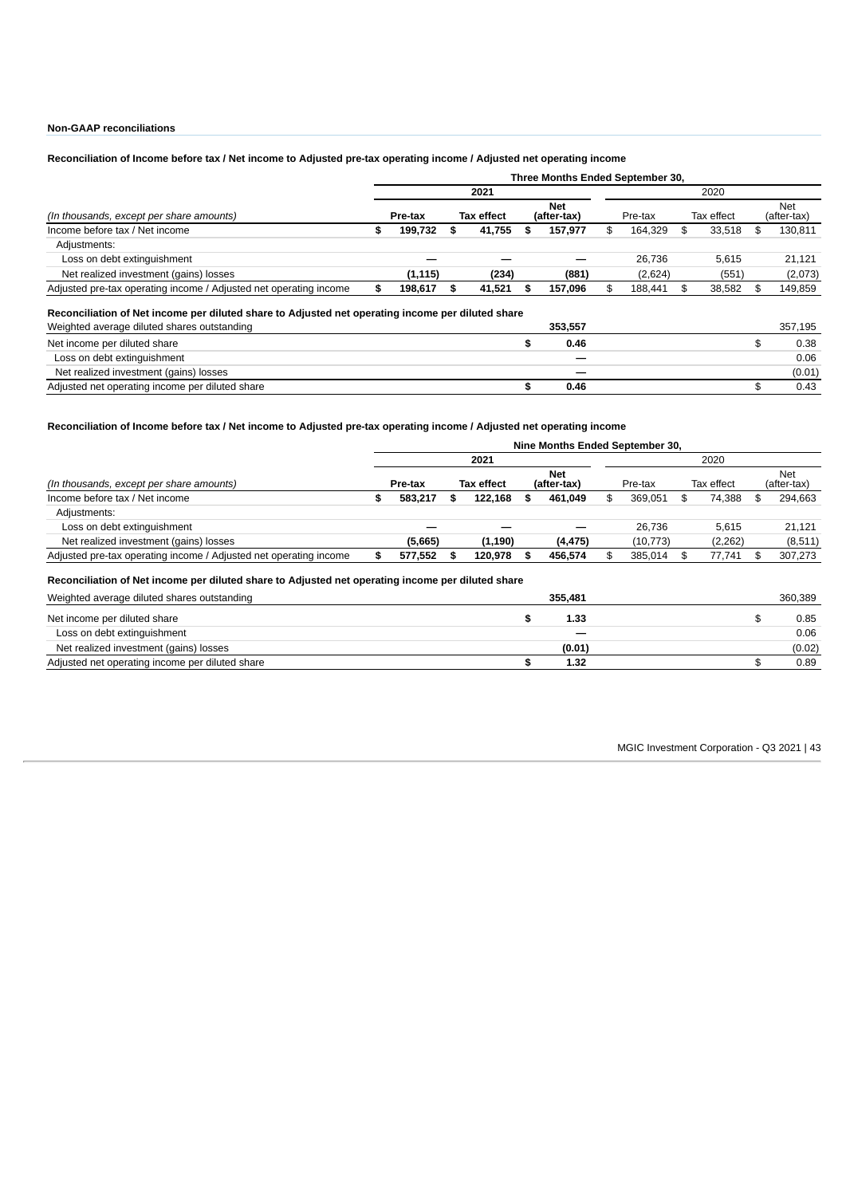**Non-GAAP reconciliations**

**Reconciliation of Income before tax / Net income to Adjusted pre-tax operating income / Adjusted net operating income**

| | Three Months Ended September 30, | | | | | |
|---|---|---|---|---|---|---|
| | 2021 | | | 2020 | | |
| *(In thousands, except per share amounts)* | **Pre-tax** | **Tax effect** | **Net (after-tax)** | Pre-tax | Tax effect | Net (after-tax) |
| Income before tax / Net income | **$ 199,732** | **$ 41,755** | **$ 157,977** | $ 164,329 | $ 33,518 | $ 130,811 |
| Adjustments: | | | | | | |
| Loss on debt extinguishment | **—** | **—** | **—** | 26,736 | 5,615 | 21,121 |
| Net realized investment (gains) losses | **(1,115)** | **(234)** | **(881)** | (2,624) | (551) | (2,073) |
| Adjusted pre-tax operating income / Adjusted net operating income | **$ 198,617** | **$ 41,521** | **$ 157,096** | $ 188,441 | $ 38,582 | $ 149,859 |

**Reconciliation of Net income per diluted share to Adjusted net operating income per diluted share**

| | 2021 | 2020 |
|---|---|---|
| Weighted average diluted shares outstanding | **353,557** | 357,195 |
| Net income per diluted share | **$ 0.46** | $ 0.38 |
| Loss on debt extinguishment | **—** | 0.06 |
| Net realized investment (gains) losses | **—** | (0.01) |
| Adjusted net operating income per diluted share | **$ 0.46** | $ 0.43 |

**Reconciliation of Income before tax / Net income to Adjusted pre-tax operating income / Adjusted net operating income**

| | Nine Months Ended September 30, | | | | | |
|---|---|---|---|---|---|---|
| | 2021 | | | 2020 | | |
| *(In thousands, except per share amounts)* | **Pre-tax** | **Tax effect** | **Net (after-tax)** | Pre-tax | Tax effect | Net (after-tax) |
| Income before tax / Net income | **$ 583,217** | **$ 122,168** | **$ 461,049** | $ 369,051 | $ 74,388 | $ 294,663 |
| Adjustments: | | | | | | |
| Loss on debt extinguishment | **—** | **—** | **—** | 26,736 | 5,615 | 21,121 |
| Net realized investment (gains) losses | **(5,665)** | **(1,190)** | **(4,475)** | (10,773) | (2,262) | (8,511) |
| Adjusted pre-tax operating income / Adjusted net operating income | **$ 577,552** | **$ 120,978** | **$ 456,574** | $ 385,014 | $ 77,741 | $ 307,273 |

**Reconciliation of Net income per diluted share to Adjusted net operating income per diluted share**

| | 2021 | 2020 |
|---|---|---|
| Weighted average diluted shares outstanding | **355,481** | 360,389 |
| Net income per diluted share | **$ 1.33** | $ 0.85 |
| Loss on debt extinguishment | **—** | 0.06 |
| Net realized investment (gains) losses | **(0.01)** | (0.02) |
| Adjusted net operating income per diluted share | **$ 1.32** | $ 0.89 |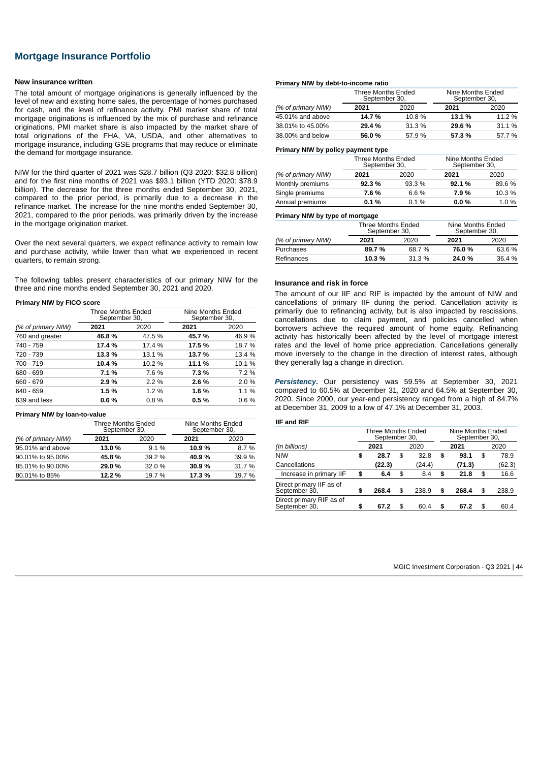## Mortgage Insurance Portfolio

### New insurance written

The total amount of mortgage originations is generally influenced by the level of new and existing home sales, the percentage of homes purchased for cash, and the level of refinance activity. PMI market share of total mortgage originations is influenced by the mix of purchase and refinance originations. PMI market share is also impacted by the market share of total originations of the FHA, VA, USDA, and other alternatives to mortgage insurance, including GSE programs that may reduce or eliminate the demand for mortgage insurance.

NIW for the third quarter of 2021 was $28.7 billion (Q3 2020: $32.8 billion) and for the first nine months of 2021 was $93.1 billion (YTD 2020: $78.9 billion). The decrease for the three months ended September 30, 2021, compared to the prior period, is primarily due to a decrease in the refinance market. The increase for the nine months ended September 30, 2021, compared to the prior periods, was primarily driven by the increase in the mortgage origination market.

Over the next several quarters, we expect refinance activity to remain low and purchase activity, while lower than what we experienced in recent quarters, to remain strong.

The following tables present characteristics of our primary NIW for the three and nine months ended September 30, 2021 and 2020.

**Primary NIW by FICO score**

| | Three Months Ended September 30, | | Nine Months Ended September 30, | |
|---|---|---|---|---|
| *(% of primary NIW)* | **2021** | 2020 | **2021** | 2020 |
| 760 and greater | **46.8 %** | 47.5 % | **45.7 %** | 46.9 % |
| 740 - 759 | **17.4 %** | 17.4 % | **17.5 %** | 18.7 % |
| 720 - 739 | **13.3 %** | 13.1 % | **13.7 %** | 13.4 % |
| 700 - 719 | **10.4 %** | 10.2 % | **11.1 %** | 10.1 % |
| 680 - 699 | **7.1 %** | 7.6 % | **7.3 %** | 7.2 % |
| 660 - 679 | **2.9 %** | 2.2 % | **2.6 %** | 2.0 % |
| 640 - 659 | **1.5 %** | 1.2 % | **1.6 %** | 1.1 % |
| 639 and less | **0.6 %** | 0.8 % | **0.5 %** | 0.6 % |

**Primary NIW by loan-to-value**

| | Three Months Ended September 30, | | Nine Months Ended September 30, | |
|---|---|---|---|---|
| *(% of primary NIW)* | **2021** | 2020 | **2021** | 2020 |
| 95.01% and above | **13.0 %** | 9.1 % | **10.9 %** | 8.7 % |
| 90.01% to 95.00% | **45.8 %** | 39.2 % | **40.9 %** | 39.9 % |
| 85.01% to 90.00% | **29.0 %** | 32.0 % | **30.9 %** | 31.7 % |
| 80.01% to 85% | **12.2 %** | 19.7 % | **17.3 %** | 19.7 % |

**Primary NIW by debt-to-income ratio**

| | Three Months Ended September 30, | | Nine Months Ended September 30, | |
|---|---|---|---|---|
| *(% of primary NIW)* | **2021** | 2020 | **2021** | 2020 |
| 45.01% and above | **14.7 %** | 10.8 % | **13.1 %** | 11.2 % |
| 38.01% to 45.00% | **29.4 %** | 31.3 % | **29.6 %** | 31.1 % |
| 38.00% and below | **56.0 %** | 57.9 % | **57.3 %** | 57.7 % |

**Primary NIW by policy payment type**

| | Three Months Ended September 30, | | Nine Months Ended September 30, | |
|---|---|---|---|---|
| *(% of primary NIW)* | **2021** | 2020 | **2021** | 2020 |
| Monthly premiums | **92.3 %** | 93.3 % | **92.1 %** | 89.6 % |
| Single premiums | **7.6 %** | 6.6 % | **7.9 %** | 10.3 % |
| Annual premiums | **0.1 %** | 0.1 % | **0.0 %** | 1.0 % |

**Primary NIW by type of mortgage**

| | Three Months Ended September 30, | | Nine Months Ended September 30, | |
|---|---|---|---|---|
| *(% of primary NIW)* | **2021** | 2020 | **2021** | 2020 |
| Purchases | **89.7 %** | 68.7 % | **76.0 %** | 63.6 % |
| Refinances | **10.3 %** | 31.3 % | **24.0 %** | 36.4 % |

### Insurance and risk in force

The amount of our IIF and RIF is impacted by the amount of NIW and cancellations of primary IIF during the period. Cancellation activity is primarily due to refinancing activity, but is also impacted by rescissions, cancellations due to claim payment, and policies cancelled when borrowers achieve the required amount of home equity. Refinancing activity has historically been affected by the level of mortgage interest rates and the level of home price appreciation. Cancellations generally move inversely to the change in the direction of interest rates, although they generally lag a change in direction.

***Persistency.*** Our persistency was 59.5% at September 30, 2021 compared to 60.5% at December 31, 2020 and 64.5% at September 30, 2020. Since 2000, our year-end persistency ranged from a high of 84.7% at December 31, 2009 to a low of 47.1% at December 31, 2003.

**IIF and RIF**

| | Three Months Ended September 30, | | Nine Months Ended September 30, | |
|---|---|---|---|---|
| *(In billions)* | **2021** | 2020 | **2021** | 2020 |
| NIW | **$ 28.7** | $ 32.8 | **$ 93.1** | $ 78.9 |
| Cancellations | **(22.3)** | (24.4) | **(71.3)** | (62.3) |
| Increase in primary IIF | **$ 6.4** | $ 8.4 | **$ 21.8** | $ 16.6 |
| Direct primary IIF as of September 30, | **$ 268.4** | $ 238.9 | **$ 268.4** | $ 238.9 |
| Direct primary RIF as of September 30, | **$ 67.2** | $ 60.4 | **$ 67.2** | $ 60.4 |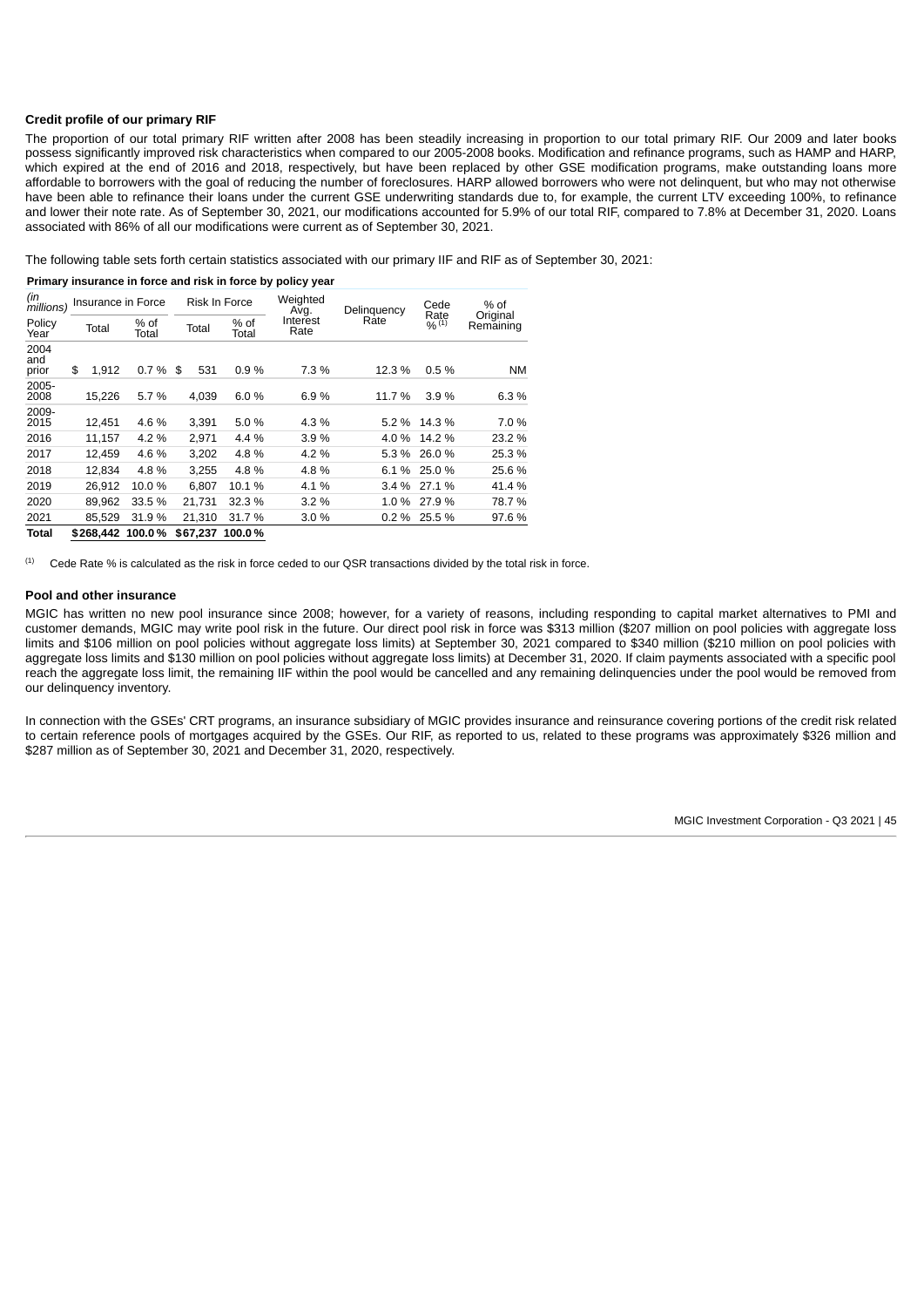### Credit profile of our primary RIF

The proportion of our total primary RIF written after 2008 has been steadily increasing in proportion to our total primary RIF. Our 2009 and later books possess significantly improved risk characteristics when compared to our 2005-2008 books. Modification and refinance programs, such as HAMP and HARP, which expired at the end of 2016 and 2018, respectively, but have been replaced by other GSE modification programs, make outstanding loans more affordable to borrowers with the goal of reducing the number of foreclosures. HARP allowed borrowers who were not delinquent, but who may not otherwise have been able to refinance their loans under the current GSE underwriting standards due to, for example, the current LTV exceeding 100%, to refinance and lower their note rate. As of September 30, 2021, our modifications accounted for 5.9% of our total RIF, compared to 7.8% at December 31, 2020. Loans associated with 86% of all our modifications were current as of September 30, 2021.

The following table sets forth certain statistics associated with our primary IIF and RIF as of September 30, 2021:

**Primary insurance in force and risk in force by policy year**

| *(in millions)* | Insurance in Force | | Risk In Force | | Weighted Avg. Interest Rate | Delinquency Rate | Cede Rate % [1] | % of Original Remaining |
|---|---|---|---|---|---|---|---|---|
| Policy Year | Total | % of Total | Total | % of Total | | | | |
| 2004 and prior | $ 1,912 | 0.7 % | $ 531 | 0.9 % | 7.3 % | 12.3 % | 0.5 % | NM |
| 2005-2008 | 15,226 | 5.7 % | 4,039 | 6.0 % | 6.9 % | 11.7 % | 3.9 % | 6.3 % |
| 2009-2015 | 12,451 | 4.6 % | 3,391 | 5.0 % | 4.3 % | 5.2 % | 14.3 % | 7.0 % |
| 2016 | 11,157 | 4.2 % | 2,971 | 4.4 % | 3.9 % | 4.0 % | 14.2 % | 23.2 % |
| 2017 | 12,459 | 4.6 % | 3,202 | 4.8 % | 4.2 % | 5.3 % | 26.0 % | 25.3 % |
| 2018 | 12,834 | 4.8 % | 3,255 | 4.8 % | 4.8 % | 6.1 % | 25.0 % | 25.6 % |
| 2019 | 26,912 | 10.0 % | 6,807 | 10.1 % | 4.1 % | 3.4 % | 27.1 % | 41.4 % |
| 2020 | 89,962 | 33.5 % | 21,731 | 32.3 % | 3.2 % | 1.0 % | 27.9 % | 78.7 % |
| 2021 | 85,529 | 31.9 % | 21,310 | 31.7 % | 3.0 % | 0.2 % | 25.5 % | 97.6 % |
| **Total** | **$268,442** | **100.0 %** | **$67,237** | **100.0 %** | | | | |

[1] Cede Rate % is calculated as the risk in force ceded to our QSR transactions divided by the total risk in force.

### Pool and other insurance

MGIC has written no new pool insurance since 2008; however, for a variety of reasons, including responding to capital market alternatives to PMI and customer demands, MGIC may write pool risk in the future. Our direct pool risk in force was $313 million ($207 million on pool policies with aggregate loss limits and $106 million on pool policies without aggregate loss limits) at September 30, 2021 compared to $340 million ($210 million on pool policies with aggregate loss limits and $130 million on pool policies without aggregate loss limits) at December 31, 2020. If claim payments associated with a specific pool reach the aggregate loss limit, the remaining IIF within the pool would be cancelled and any remaining delinquencies under the pool would be removed from our delinquency inventory.

In connection with the GSEs' CRT programs, an insurance subsidiary of MGIC provides insurance and reinsurance covering portions of the credit risk related to certain reference pools of mortgages acquired by the GSEs. Our RIF, as reported to us, related to these programs was approximately $326 million and $287 million as of September 30, 2021 and December 31, 2020, respectively.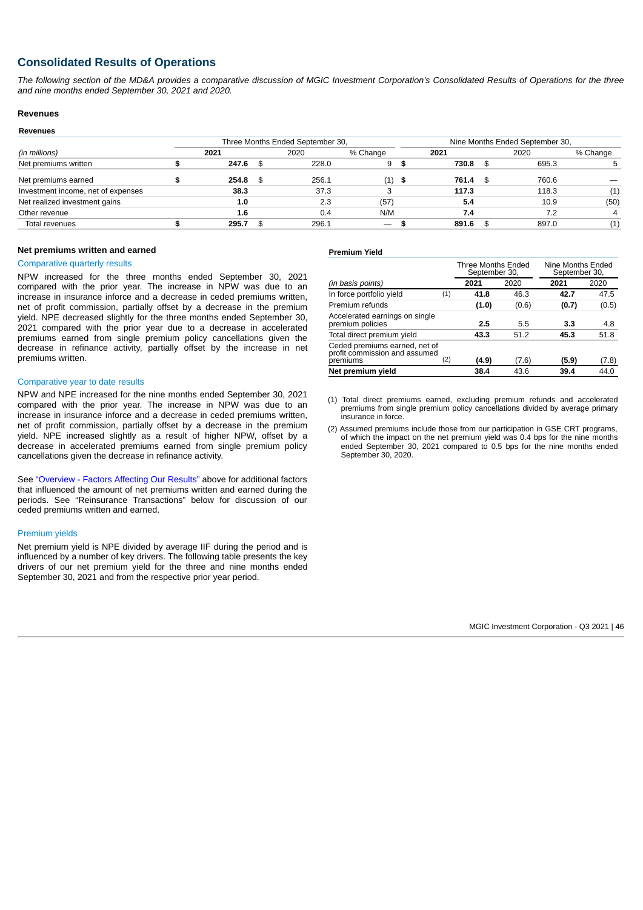## Consolidated Results of Operations

*The following section of the MD&A provides a comparative discussion of MGIC Investment Corporation's Consolidated Results of Operations for the three and nine months ended September 30, 2021 and 2020.*

### Revenues

**Revenues**

| *(in millions)* | Three Months Ended September 30, | | | Nine Months Ended September 30, | | |
|---|---|---|---|---|---|---|
| | **2021** | 2020 | % Change | **2021** | 2020 | % Change |
| Net premiums written | **$ 247.6** | $ 228.0 | 9 | **$ 730.8** | $ 695.3 | 5 |
| Net premiums earned | **$ 254.8** | $ 256.1 | (1) | **$ 761.4** | $ 760.6 | — |
| Investment income, net of expenses | **38.3** | 37.3 | 3 | **117.3** | 118.3 | (1) |
| Net realized investment gains | **1.0** | 2.3 | (57) | **5.4** | 10.9 | (50) |
| Other revenue | **1.6** | 0.4 | N/M | **7.4** | 7.2 | 4 |
| Total revenues | **$ 295.7** | $ 296.1 | — | **$ 891.6** | $ 897.0 | (1) |

### Net premiums written and earned

#### Comparative quarterly results

NPW increased for the three months ended September 30, 2021 compared with the prior year. The increase in NPW was due to an increase in insurance inforce and a decrease in ceded premiums written, net of profit commission, partially offset by a decrease in the premium yield. NPE decreased slightly for the three months ended September 30, 2021 compared with the prior year due to a decrease in accelerated premiums earned from single premium policy cancellations given the decrease in refinance activity, partially offset by the increase in net premiums written.

#### Comparative year to date results

NPW and NPE increased for the nine months ended September 30, 2021 compared with the prior year. The increase in NPW was due to an increase in insurance inforce and a decrease in ceded premiums written, net of profit commission, partially offset by a decrease in the premium yield. NPE increased slightly as a result of higher NPW, offset by a decrease in accelerated premiums earned from single premium policy cancellations given the decrease in refinance activity.

See "Overview - Factors Affecting Our Results" above for additional factors that influenced the amount of net premiums written and earned during the periods. See "Reinsurance Transactions" below for discussion of our ceded premiums written and earned.

#### Premium yields

Net premium yield is NPE divided by average IIF during the period and is influenced by a number of key drivers. The following table presents the key drivers of our net premium yield for the three and nine months ended September 30, 2021 and from the respective prior year period.

**Premium Yield**

| *(in basis points)* | | Three Months Ended September 30, | | Nine Months Ended September 30, | |
|---|---|---|---|---|---|
| | | **2021** | 2020 | **2021** | 2020 |
| In force portfolio yield | (1) | **41.8** | 46.3 | **42.7** | 47.5 |
| Premium refunds | | **(1.0)** | (0.6) | **(0.7)** | (0.5) |
| Accelerated earnings on single premium policies | | **2.5** | 5.5 | **3.3** | 4.8 |
| Total direct premium yield | | **43.3** | 51.2 | **45.3** | 51.8 |
| Ceded premiums earned, net of profit commission and assumed premiums | (2) | **(4.9)** | (7.6) | **(5.9)** | (7.8) |
| **Net premium yield** | | **38.4** | 43.6 | **39.4** | 44.0 |

(1) Total direct premiums earned, excluding premium refunds and accelerated premiums from single premium policy cancellations divided by average primary insurance in force.

(2) Assumed premiums include those from our participation in GSE CRT programs, of which the impact on the net premium yield was 0.4 bps for the nine months ended September 30, 2021 compared to 0.5 bps for the nine months ended September 30, 2020.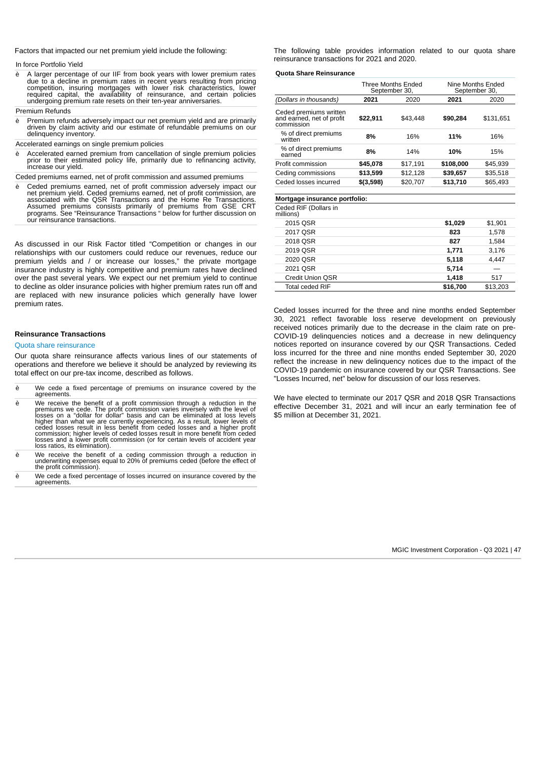Factors that impacted our net premium yield include the following:

In force Portfolio Yield

- A larger percentage of our IIF from book years with lower premium rates due to a decline in premium rates in recent years resulting from pricing competition, insuring mortgages with lower risk characteristics, lower required capital, the availability of reinsurance, and certain policies undergoing premium rate resets on their ten-year anniversaries.

Premium Refunds

- Premium refunds adversely impact our net premium yield and are primarily driven by claim activity and our estimate of refundable premiums on our delinquency inventory.

Accelerated earnings on single premium policies

- Accelerated earned premium from cancellation of single premium policies prior to their estimated policy life, primarily due to refinancing activity, increase our yield.

Ceded premiums earned, net of profit commission and assumed premiums

- Ceded premiums earned, net of profit commission adversely impact our net premium yield. Ceded premiums earned, net of profit commission, are associated with the QSR Transactions and the Home Re Transactions. Assumed premiums consists primarily of premiums from GSE CRT programs. See "Reinsurance Transactions " below for further discussion on our reinsurance transactions.

As discussed in our Risk Factor titled "Competition or changes in our relationships with our customers could reduce our revenues, reduce our premium yields and / or increase our losses," the private mortgage insurance industry is highly competitive and premium rates have declined over the past several years. We expect our net premium yield to continue to decline as older insurance policies with higher premium rates run off and are replaced with new insurance policies which generally have lower premium rates.

## Reinsurance Transactions

### Quota share reinsurance

Our quota share reinsurance affects various lines of our statements of operations and therefore we believe it should be analyzed by reviewing its total effect on our pre-tax income, described as follows.

- We cede a fixed percentage of premiums on insurance covered by the agreements.
- We receive the benefit of a profit commission through a reduction in the premiums we cede. The profit commission varies inversely with the level of losses on a "dollar for dollar" basis and can be eliminated at loss levels higher than what we are currently experiencing. As a result, lower levels of ceded losses result in less benefit from ceded losses and a higher profit commission; higher levels of ceded losses result in more benefit from ceded losses and a lower profit commission (or for certain levels of accident year loss ratios, its elimination).
- We receive the benefit of a ceding commission through a reduction in underwriting expenses equal to 20% of premiums ceded (before the effect of the profit commission).
- We cede a fixed percentage of losses incurred on insurance covered by the agreements.

The following table provides information related to our quota share reinsurance transactions for 2021 and 2020.

**Quota Share Reinsurance**

| | Three Months Ended September 30, | | Nine Months Ended September 30, | |
|---|---|---|---|---|
| *(Dollars in thousands)* | **2021** | 2020 | **2021** | 2020 |
| Ceded premiums written and earned, net of profit commission | **$22,911** | $43,448 | **$90,284** | $131,651 |
| % of direct premiums written | **8%** | 16% | **11%** | 16% |
| % of direct premiums earned | **8%** | 14% | **10%** | 15% |
| Profit commission | **$45,078** | $17,191 | **$108,000** | $45,939 |
| Ceding commissions | **$13,599** | $12,128 | **$39,657** | $35,518 |
| Ceded losses incurred | **$(3,598)** | $20,707 | **$13,710** | $65,493 |
| **Mortgage insurance portfolio:** | | | | |
| Ceded RIF (Dollars in millions) | | | | |
| 2015 QSR | | | **$1,029** | $1,901 |
| 2017 QSR | | | **823** | 1,578 |
| 2018 QSR | | | **827** | 1,584 |
| 2019 QSR | | | **1,771** | 3,176 |
| 2020 QSR | | | **5,118** | 4,447 |
| 2021 QSR | | | **5,714** | — |
| Credit Union QSR | | | **1,418** | 517 |
| Total ceded RIF | | | **$16,700** | $13,203 |

Ceded losses incurred for the three and nine months ended September 30, 2021 reflect favorable loss reserve development on previously received notices primarily due to the decrease in the claim rate on pre-COVID-19 delinquencies notices and a decrease in new delinquency notices reported on insurance covered by our QSR Transactions. Ceded loss incurred for the three and nine months ended September 30, 2020 reflect the increase in new delinquency notices due to the impact of the COVID-19 pandemic on insurance covered by our QSR Transactions. See "Losses Incurred, net" below for discussion of our loss reserves.

We have elected to terminate our 2017 QSR and 2018 QSR Transactions effective December 31, 2021 and will incur an early termination fee of $5 million at December 31, 2021.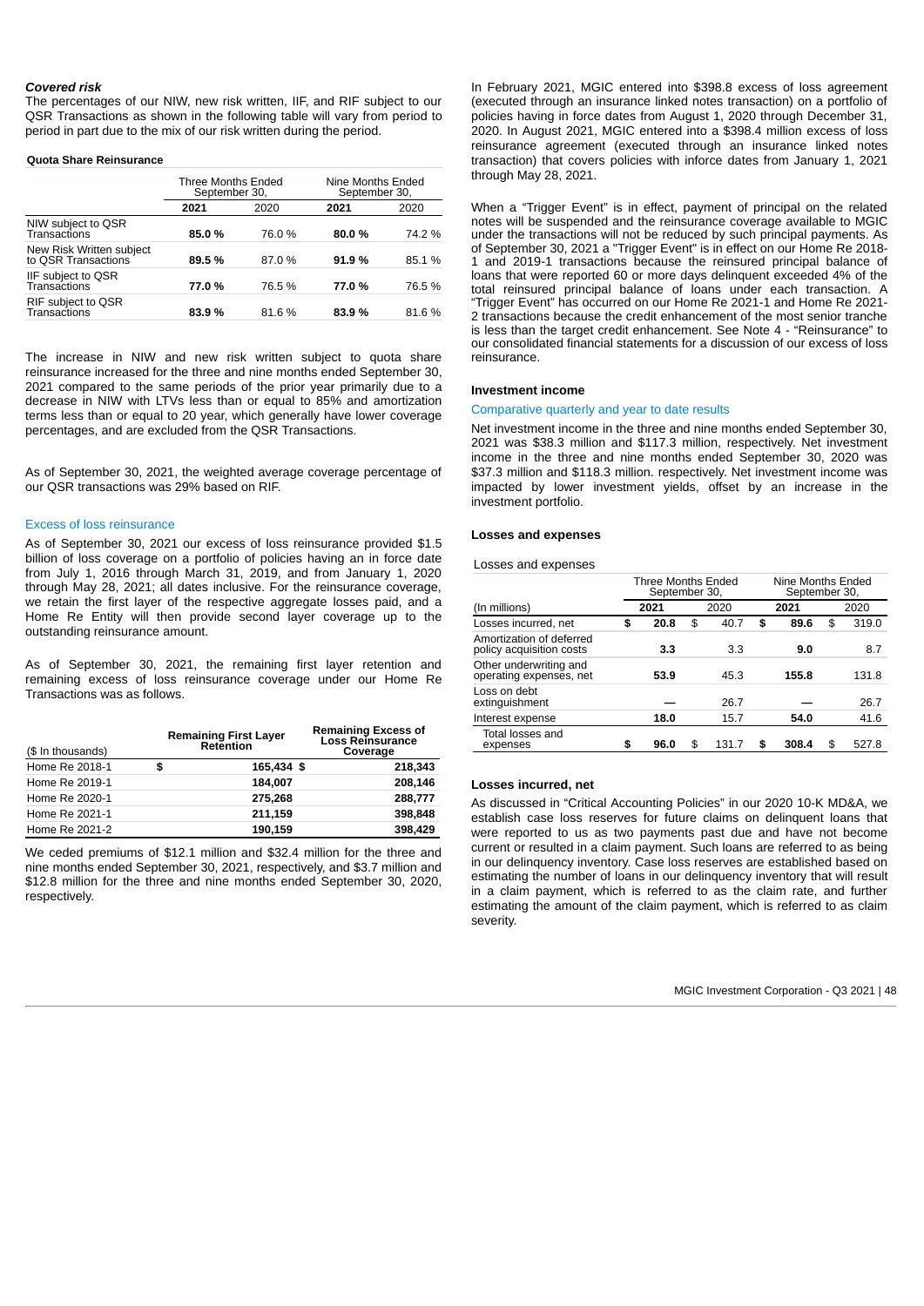***Covered risk***

The percentages of our NIW, new risk written, IIF, and RIF subject to our QSR Transactions as shown in the following table will vary from period to period in part due to the mix of our risk written during the period.

**Quota Share Reinsurance**

| | Three Months Ended September 30, | | Nine Months Ended September 30, | |
|---|---|---|---|---|
| | **2021** | 2020 | **2021** | 2020 |
| NIW subject to QSR Transactions | **85.0 %** | 76.0 % | **80.0 %** | 74.2 % |
| New Risk Written subject to QSR Transactions | **89.5 %** | 87.0 % | **91.9 %** | 85.1 % |
| IIF subject to QSR Transactions | **77.0 %** | 76.5 % | **77.0 %** | 76.5 % |
| RIF subject to QSR Transactions | **83.9 %** | 81.6 % | **83.9 %** | 81.6 % |

The increase in NIW and new risk written subject to quota share reinsurance increased for the three and nine months ended September 30, 2021 compared to the same periods of the prior year primarily due to a decrease in NIW with LTVs less than or equal to 85% and amortization terms less than or equal to 20 year, which generally have lower coverage percentages, and are excluded from the QSR Transactions.

As of September 30, 2021, the weighted average coverage percentage of our QSR transactions was 29% based on RIF.

## Excess of loss reinsurance

As of September 30, 2021 our excess of loss reinsurance provided $1.5 billion of loss coverage on a portfolio of policies having an in force date from July 1, 2016 through March 31, 2019, and from January 1, 2020 through May 28, 2021; all dates inclusive. For the reinsurance coverage, we retain the first layer of the respective aggregate losses paid, and a Home Re Entity will then provide second layer coverage up to the outstanding reinsurance amount.

As of September 30, 2021, the remaining first layer retention and remaining excess of loss reinsurance coverage under our Home Re Transactions was as follows.

| ($ In thousands) | Remaining First Layer Retention | Remaining Excess of Loss Reinsurance Coverage |
|---|---|---|
| Home Re 2018-1 | $ 165,434 | $ 218,343 |
| Home Re 2019-1 | 184,007 | 208,146 |
| Home Re 2020-1 | 275,268 | 288,777 |
| Home Re 2021-1 | 211,159 | 398,848 |
| Home Re 2021-2 | 190,159 | 398,429 |

We ceded premiums of $12.1 million and $32.4 million for the three and nine months ended September 30, 2021, respectively, and $3.7 million and $12.8 million for the three and nine months ended September 30, 2020, respectively.

In February 2021, MGIC entered into $398.8 excess of loss agreement (executed through an insurance linked notes transaction) on a portfolio of policies having in force dates from August 1, 2020 through December 31, 2020. In August 2021, MGIC entered into a $398.4 million excess of loss reinsurance agreement (executed through an insurance linked notes transaction) that covers policies with inforce dates from January 1, 2021 through May 28, 2021.

When a "Trigger Event" is in effect, payment of principal on the related notes will be suspended and the reinsurance coverage available to MGIC under the transactions will not be reduced by such principal payments. As of September 30, 2021 a "Trigger Event" is in effect on our Home Re 2018-1 and 2019-1 transactions because the reinsured principal balance of loans that were reported 60 or more days delinquent exceeded 4% of the total reinsured principal balance of loans under each transaction. A "Trigger Event" has occurred on our Home Re 2021-1 and Home Re 2021-2 transactions because the credit enhancement of the most senior tranche is less than the target credit enhancement. See Note 4 - "Reinsurance" to our consolidated financial statements for a discussion of our excess of loss reinsurance.

### Investment income

## Comparative quarterly and year to date results

Net investment income in the three and nine months ended September 30, 2021 was $38.3 million and $117.3 million, respectively. Net investment income in the three and nine months ended September 30, 2020 was $37.3 million and $118.3 million. respectively. Net investment income was impacted by lower investment yields, offset by an increase in the investment portfolio.

### Losses and expenses

Losses and expenses

| | Three Months Ended September 30, | | Nine Months Ended September 30, | |
|---|---|---|---|---|
| (In millions) | **2021** | 2020 | **2021** | 2020 |
| Losses incurred, net | **$ 20.8** | $ 40.7 | **$ 89.6** | $ 319.0 |
| Amortization of deferred policy acquisition costs | **3.3** | 3.3 | **9.0** | 8.7 |
| Other underwriting and operating expenses, net | **53.9** | 45.3 | **155.8** | 131.8 |
| Loss on debt extinguishment | **—** | 26.7 | **—** | 26.7 |
| Interest expense | **18.0** | 15.7 | **54.0** | 41.6 |
| Total losses and expenses | **$ 96.0** | $ 131.7 | **$ 308.4** | $ 527.8 |

### Losses incurred, net

As discussed in "Critical Accounting Policies" in our 2020 10-K MD&A, we establish case loss reserves for future claims on delinquent loans that were reported to us as two payments past due and have not become current or resulted in a claim payment. Such loans are referred to as being in our delinquency inventory. Case loss reserves are established based on estimating the number of loans in our delinquency inventory that will result in a claim payment, which is referred to as the claim rate, and further estimating the amount of the claim payment, which is referred to as claim severity.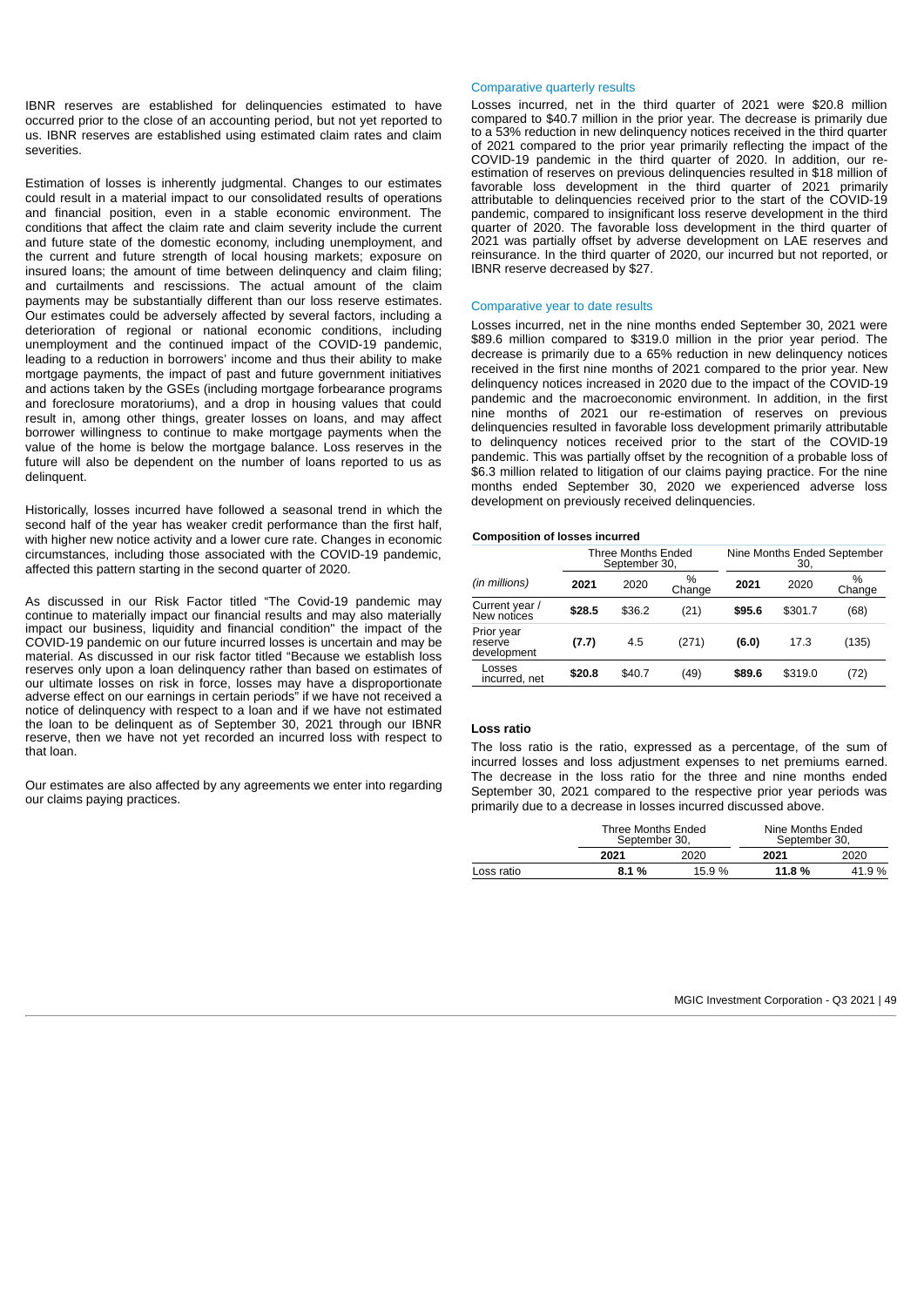IBNR reserves are established for delinquencies estimated to have occurred prior to the close of an accounting period, but not yet reported to us. IBNR reserves are established using estimated claim rates and claim severities.

Estimation of losses is inherently judgmental. Changes to our estimates could result in a material impact to our consolidated results of operations and financial position, even in a stable economic environment. The conditions that affect the claim rate and claim severity include the current and future state of the domestic economy, including unemployment, and the current and future strength of local housing markets; exposure on insured loans; the amount of time between delinquency and claim filing; and curtailments and rescissions. The actual amount of the claim payments may be substantially different than our loss reserve estimates. Our estimates could be adversely affected by several factors, including a deterioration of regional or national economic conditions, including unemployment and the continued impact of the COVID-19 pandemic, leading to a reduction in borrowers' income and thus their ability to make mortgage payments, the impact of past and future government initiatives and actions taken by the GSEs (including mortgage forbearance programs and foreclosure moratoriums), and a drop in housing values that could result in, among other things, greater losses on loans, and may affect borrower willingness to continue to make mortgage payments when the value of the home is below the mortgage balance. Loss reserves in the future will also be dependent on the number of loans reported to us as delinquent.

Historically, losses incurred have followed a seasonal trend in which the second half of the year has weaker credit performance than the first half, with higher new notice activity and a lower cure rate. Changes in economic circumstances, including those associated with the COVID-19 pandemic, affected this pattern starting in the second quarter of 2020.

As discussed in our Risk Factor titled "The Covid-19 pandemic may continue to materially impact our financial results and may also materially impact our business, liquidity and financial condition" the impact of the COVID-19 pandemic on our future incurred losses is uncertain and may be material. As discussed in our risk factor titled "Because we establish loss reserves only upon a loan delinquency rather than based on estimates of our ultimate losses on risk in force, losses may have a disproportionate adverse effect on our earnings in certain periods" if we have not received a notice of delinquency with respect to a loan and if we have not estimated the loan to be delinquent as of September 30, 2021 through our IBNR reserve, then we have not yet recorded an incurred loss with respect to that loan.

Our estimates are also affected by any agreements we enter into regarding our claims paying practices.

### Comparative quarterly results

Losses incurred, net in the third quarter of 2021 were $20.8 million compared to $40.7 million in the prior year. The decrease is primarily due to a 53% reduction in new delinquency notices received in the third quarter of 2021 compared to the prior year primarily reflecting the impact of the COVID-19 pandemic in the third quarter of 2020. In addition, our re-estimation of reserves on previous delinquencies resulted in $18 million of favorable loss development in the third quarter of 2021 primarily attributable to delinquencies received prior to the start of the COVID-19 pandemic, compared to insignificant loss reserve development in the third quarter of 2020. The favorable loss development in the third quarter of 2021 was partially offset by adverse development on LAE reserves and reinsurance. In the third quarter of 2020, our incurred but not reported, or IBNR reserve decreased by $27.

### Comparative year to date results

Losses incurred, net in the nine months ended September 30, 2021 were $89.6 million compared to $319.0 million in the prior year period. The decrease is primarily due to a 65% reduction in new delinquency notices received in the first nine months of 2021 compared to the prior year. New delinquency notices increased in 2020 due to the impact of the COVID-19 pandemic and the macroeconomic environment. In addition, in the first nine months of 2021 our re-estimation of reserves on previous delinquencies resulted in favorable loss development primarily attributable to delinquency notices received prior to the start of the COVID-19 pandemic. This was partially offset by the recognition of a probable loss of $6.3 million related to litigation of our claims paying practice. For the nine months ended September 30, 2020 we experienced adverse loss development on previously received delinquencies.

**Composition of losses incurred**

| | Three Months Ended September 30, | | | Nine Months Ended September 30, | | |
|---|---|---|---|---|---|---|
| *(in millions)* | **2021** | 2020 | % Change | **2021** | 2020 | % Change |
| Current year / New notices | **$28.5** | $36.2 | (21) | **$95.6** | $301.7 | (68) |
| Prior year reserve development | **(7.7)** | 4.5 | (271) | **(6.0)** | 17.3 | (135) |
| Losses incurred, net | **$20.8** | $40.7 | (49) | **$89.6** | $319.0 | (72) |

### Loss ratio

The loss ratio is the ratio, expressed as a percentage, of the sum of incurred losses and loss adjustment expenses to net premiums earned. The decrease in the loss ratio for the three and nine months ended September 30, 2021 compared to the respective prior year periods was primarily due to a decrease in losses incurred discussed above.

| | Three Months Ended September 30, | | Nine Months Ended September 30, | |
|---|---|---|---|---|
| | **2021** | 2020 | **2021** | 2020 |
| Loss ratio | **8.1 %** | 15.9 % | **11.8 %** | 41.9 % |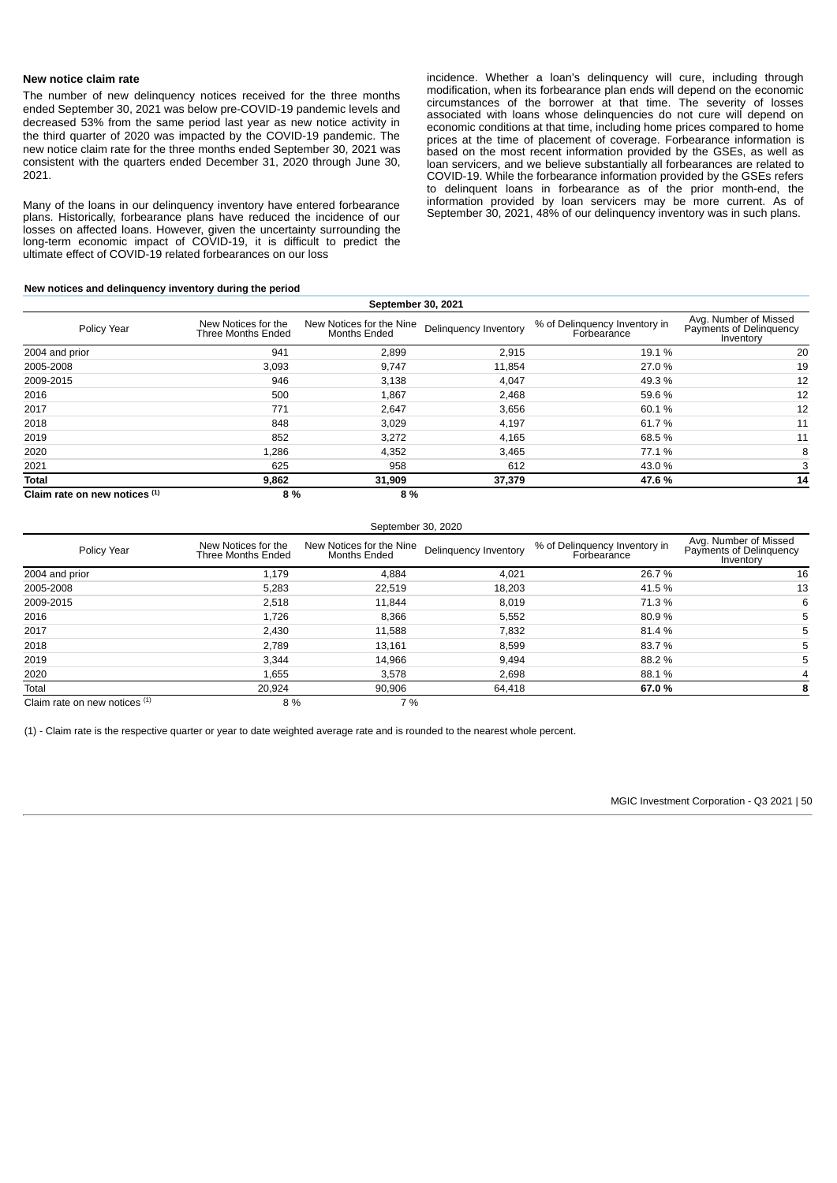### New notice claim rate

The number of new delinquency notices received for the three months ended September 30, 2021 was below pre-COVID-19 pandemic levels and decreased 53% from the same period last year as new notice activity in the third quarter of 2020 was impacted by the COVID-19 pandemic. The new notice claim rate for the three months ended September 30, 2021 was consistent with the quarters ended December 31, 2020 through June 30, 2021.

Many of the loans in our delinquency inventory have entered forbearance plans. Historically, forbearance plans have reduced the incidence of our losses on affected loans. However, given the uncertainty surrounding the long-term economic impact of COVID-19, it is difficult to predict the ultimate effect of COVID-19 related forbearances on our loss incidence. Whether a loan's delinquency will cure, including through modification, when its forbearance plan ends will depend on the economic circumstances of the borrower at that time. The severity of losses associated with loans whose delinquencies do not cure will depend on economic conditions at that time, including home prices compared to home prices at the time of placement of coverage. Forbearance information is based on the most recent information provided by the GSEs, as well as loan servicers, and we believe substantially all forbearances are related to COVID-19. While the forbearance information provided by the GSEs refers to delinquent loans in forbearance as of the prior month-end, the information provided by loan servicers may be more current. As of September 30, 2021, 48% of our delinquency inventory was in such plans.

**New notices and delinquency inventory during the period**

| **September 30, 2021** | | | | | |
|---|---|---|---|---|---|
| Policy Year | New Notices for the Three Months Ended | New Notices for the Nine Months Ended | Delinquency Inventory | % of Delinquency Inventory in Forbearance | Avg. Number of Missed Payments of Delinquency Inventory |
| 2004 and prior | 941 | 2,899 | 2,915 | 19.1 % | 20 |
| 2005-2008 | 3,093 | 9,747 | 11,854 | 27.0 % | 19 |
| 2009-2015 | 946 | 3,138 | 4,047 | 49.3 % | 12 |
| 2016 | 500 | 1,867 | 2,468 | 59.6 % | 12 |
| 2017 | 771 | 2,647 | 3,656 | 60.1 % | 12 |
| 2018 | 848 | 3,029 | 4,197 | 61.7 % | 11 |
| 2019 | 852 | 3,272 | 4,165 | 68.5 % | 11 |
| 2020 | 1,286 | 4,352 | 3,465 | 77.1 % | 8 |
| 2021 | 625 | 958 | 612 | 43.0 % | 3 |
| **Total** | **9,862** | **31,909** | **37,379** | **47.6 %** | **14** |
| **Claim rate on new notices [(1)]** | **8 %** | **8 %** | | | |

| September 30, 2020 | | | | | |
|---|---|---|---|---|---|
| Policy Year | New Notices for the Three Months Ended | New Notices for the Nine Months Ended | Delinquency Inventory | % of Delinquency Inventory in Forbearance | Avg. Number of Missed Payments of Delinquency Inventory |
| 2004 and prior | 1,179 | 4,884 | 4,021 | 26.7 % | 16 |
| 2005-2008 | 5,283 | 22,519 | 18,203 | 41.5 % | 13 |
| 2009-2015 | 2,518 | 11,844 | 8,019 | 71.3 % | 6 |
| 2016 | 1,726 | 8,366 | 5,552 | 80.9 % | 5 |
| 2017 | 2,430 | 11,588 | 7,832 | 81.4 % | 5 |
| 2018 | 2,789 | 13,161 | 8,599 | 83.7 % | 5 |
| 2019 | 3,344 | 14,966 | 9,494 | 88.2 % | 5 |
| 2020 | 1,655 | 3,578 | 2,698 | 88.1 % | 4 |
| Total | 20,924 | 90,906 | 64,418 | **67.0 %** | **8** |
| Claim rate on new notices [(1)] | 8 % | 7 % | | | |

(1) - Claim rate is the respective quarter or year to date weighted average rate and is rounded to the nearest whole percent.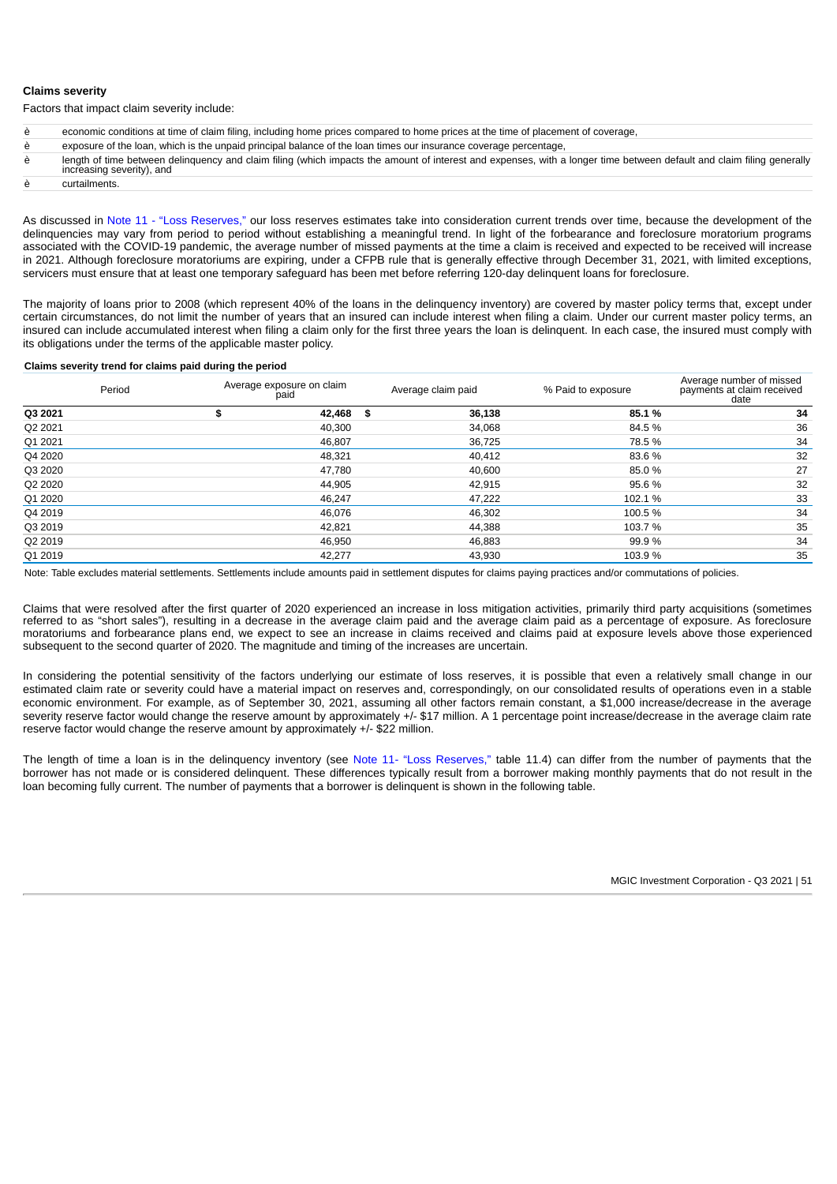### Claims severity

Factors that impact claim severity include:

- economic conditions at time of claim filing, including home prices compared to home prices at the time of placement of coverage,
- exposure of the loan, which is the unpaid principal balance of the loan times our insurance coverage percentage,
- length of time between delinquency and claim filing (which impacts the amount of interest and expenses, with a longer time between default and claim filing generally increasing severity), and
- curtailments.

As discussed in Note 11 - "Loss Reserves," our loss reserves estimates take into consideration current trends over time, because the development of the delinquencies may vary from period to period without establishing a meaningful trend. In light of the forbearance and foreclosure moratorium programs associated with the COVID-19 pandemic, the average number of missed payments at the time a claim is received and expected to be received will increase in 2021. Although foreclosure moratoriums are expiring, under a CFPB rule that is generally effective through December 31, 2021, with limited exceptions, servicers must ensure that at least one temporary safeguard has been met before referring 120-day delinquent loans for foreclosure.

The majority of loans prior to 2008 (which represent 40% of the loans in the delinquency inventory) are covered by master policy terms that, except under certain circumstances, do not limit the number of years that an insured can include interest when filing a claim. Under our current master policy terms, an insured can include accumulated interest when filing a claim only for the first three years the loan is delinquent. In each case, the insured must comply with its obligations under the terms of the applicable master policy.

**Claims severity trend for claims paid during the period**

| Period | Average exposure on claim paid | Average claim paid | % Paid to exposure | Average number of missed payments at claim received date |
|---|---|---|---|---|
| **Q3 2021** | **$ 42,468** | **$ 36,138** | **85.1 %** | **34** |
| Q2 2021 | 40,300 | 34,068 | 84.5 % | 36 |
| Q1 2021 | 46,807 | 36,725 | 78.5 % | 34 |
| Q4 2020 | 48,321 | 40,412 | 83.6 % | 32 |
| Q3 2020 | 47,780 | 40,600 | 85.0 % | 27 |
| Q2 2020 | 44,905 | 42,915 | 95.6 % | 32 |
| Q1 2020 | 46,247 | 47,222 | 102.1 % | 33 |
| Q4 2019 | 46,076 | 46,302 | 100.5 % | 34 |
| Q3 2019 | 42,821 | 44,388 | 103.7 % | 35 |
| Q2 2019 | 46,950 | 46,883 | 99.9 % | 34 |
| Q1 2019 | 42,277 | 43,930 | 103.9 % | 35 |

Note: Table excludes material settlements. Settlements include amounts paid in settlement disputes for claims paying practices and/or commutations of policies.

Claims that were resolved after the first quarter of 2020 experienced an increase in loss mitigation activities, primarily third party acquisitions (sometimes referred to as "short sales"), resulting in a decrease in the average claim paid and the average claim paid as a percentage of exposure. As foreclosure moratoriums and forbearance plans end, we expect to see an increase in claims received and claims paid at exposure levels above those experienced subsequent to the second quarter of 2020. The magnitude and timing of the increases are uncertain.

In considering the potential sensitivity of the factors underlying our estimate of loss reserves, it is possible that even a relatively small change in our estimated claim rate or severity could have a material impact on reserves and, correspondingly, on our consolidated results of operations even in a stable economic environment. For example, as of September 30, 2021, assuming all other factors remain constant, a $1,000 increase/decrease in the average severity reserve factor would change the reserve amount by approximately +/- $17 million. A 1 percentage point increase/decrease in the average claim rate reserve factor would change the reserve amount by approximately +/- $22 million.

The length of time a loan is in the delinquency inventory (see Note 11- "Loss Reserves," table 11.4) can differ from the number of payments that the borrower has not made or is considered delinquent. These differences typically result from a borrower making monthly payments that do not result in the loan becoming fully current. The number of payments that a borrower is delinquent is shown in the following table.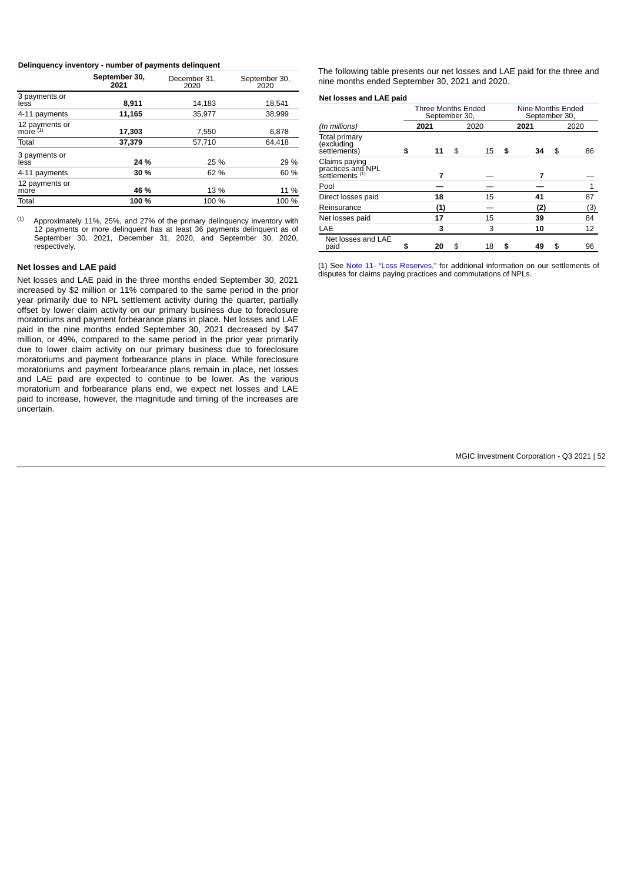**Delinquency inventory - number of payments delinquent**

| | September 30, 2021 | December 31, 2020 | September 30, 2020 |
|---|---|---|---|
| 3 payments or less | **8,911** | 14,183 | 18,541 |
| 4-11 payments | **11,165** | 35,977 | 38,999 |
| 12 payments or more [(1)] | **17,303** | 7,550 | 6,878 |
| Total | **37,379** | 57,710 | 64,418 |
| 3 payments or less | **24 %** | 25 % | 29 % |
| 4-11 payments | **30 %** | 62 % | 60 % |
| 12 payments or more | **46 %** | 13 % | 11 % |
| Total | **100 %** | 100 % | 100 % |

(1) Approximately 11%, 25%, and 27% of the primary delinquency inventory with 12 payments or more delinquent has at least 36 payments delinquent as of September 30, 2021, December 31, 2020, and September 30, 2020, respectively.

### Net losses and LAE paid

Net losses and LAE paid in the three months ended September 30, 2021 increased by $2 million or 11% compared to the same period in the prior year primarily due to NPL settlement activity during the quarter, partially offset by lower claim activity on our primary business due to foreclosure moratoriums and payment forbearance plans in place. Net losses and LAE paid in the nine months ended September 30, 2021 decreased by $47 million, or 49%, compared to the same period in the prior year primarily due to lower claim activity on our primary business due to foreclosure moratoriums and payment forbearance plans in place. While foreclosure moratoriums and payment forbearance plans remain in place, net losses and LAE paid are expected to continue to be lower. As the various moratorium and forbearance plans end, we expect net losses and LAE paid to increase, however, the magnitude and timing of the increases are uncertain.

The following table presents our net losses and LAE paid for the three and nine months ended September 30, 2021 and 2020.

**Net losses and LAE paid**

| | Three Months Ended September 30, | | Nine Months Ended September 30, | |
|---|---|---|---|---|
| *(In millions)* | **2021** | 2020 | **2021** | 2020 |
| Total primary (excluding settlements) | **$ 11** | $ 15 | **$ 34** | $ 86 |
| Claims paying practices and NPL settlements [(1)] | **7** | — | **7** | — |
| Pool | **—** | — | **—** | 1 |
| Direct losses paid | **18** | 15 | **41** | 87 |
| Reinsurance | **(1)** | — | **(2)** | (3) |
| Net losses paid | **17** | 15 | **39** | 84 |
| LAE | **3** | 3 | **10** | 12 |
| Net losses and LAE paid | **$ 20** | $ 18 | **$ 49** | $ 96 |

(1) See Note 11- "Loss Reserves," for additional information on our settlements of disputes for claims paying practices and commutations of NPLs.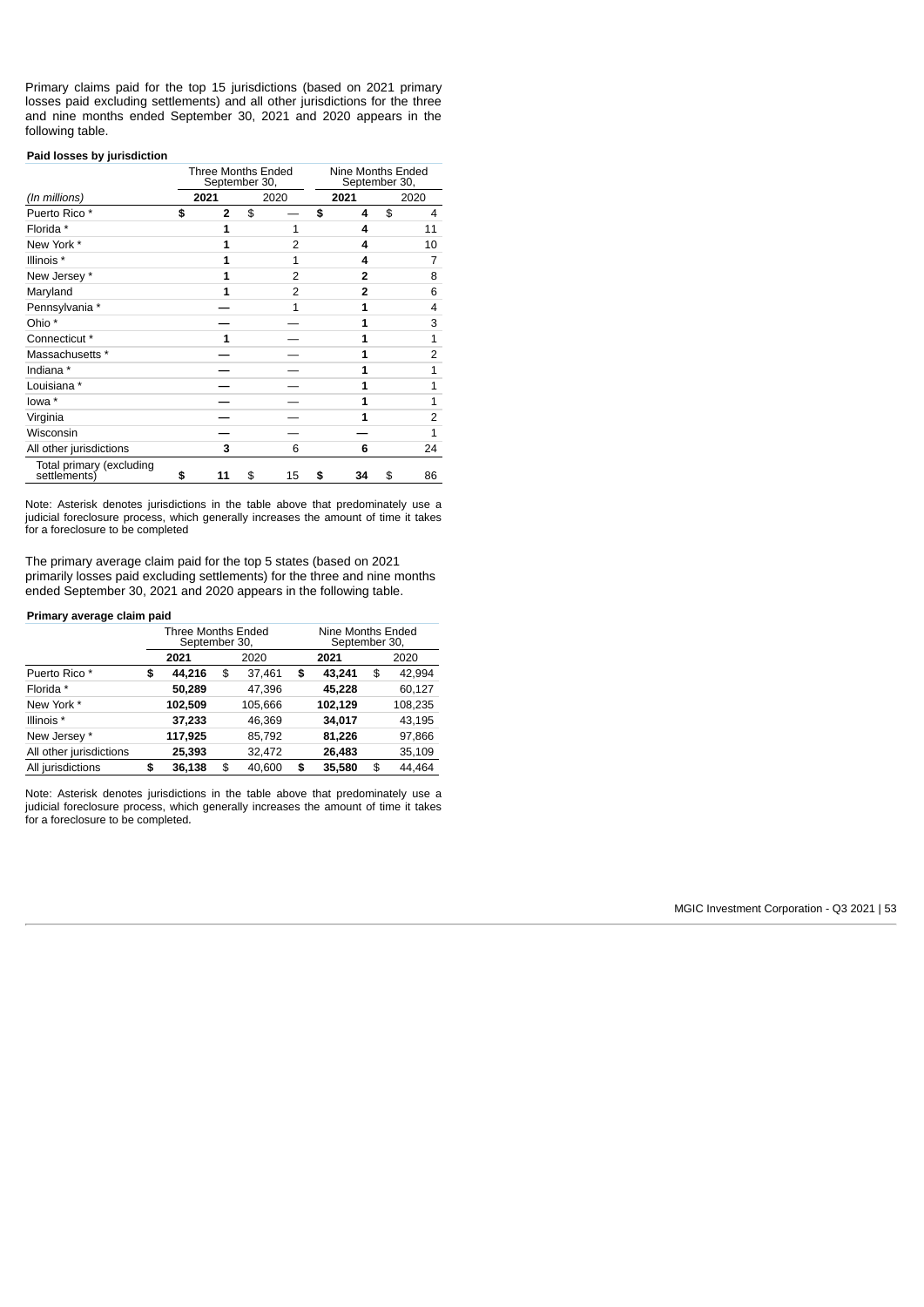Primary claims paid for the top 15 jurisdictions (based on 2021 primary losses paid excluding settlements) and all other jurisdictions for the three and nine months ended September 30, 2021 and 2020 appears in the following table.

**Paid losses by jurisdiction**

| | Three Months Ended September 30, | | Nine Months Ended September 30, | |
|---|---|---|---|---|
| *(In millions)* | **2021** | 2020 | **2021** | 2020 |
| Puerto Rico * | **$ 2** | $ — | **$ 4** | $ 4 |
| Florida * | **1** | 1 | **4** | 11 |
| New York * | **1** | 2 | **4** | 10 |
| Illinois * | **1** | 1 | **4** | 7 |
| New Jersey * | **1** | 2 | **2** | 8 |
| Maryland | **1** | 2 | **2** | 6 |
| Pennsylvania * | **—** | 1 | **1** | 4 |
| Ohio * | **—** | — | **1** | 3 |
| Connecticut * | **1** | — | **1** | 1 |
| Massachusetts * | **—** | — | **1** | 2 |
| Indiana * | **—** | — | **1** | 1 |
| Louisiana * | **—** | — | **1** | 1 |
| Iowa * | **—** | — | **1** | 1 |
| Virginia | **—** | — | **1** | 2 |
| Wisconsin | **—** | — | **—** | 1 |
| All other jurisdictions | **3** | 6 | **6** | 24 |
| Total primary (excluding settlements) | **$ 11** | $ 15 | **$ 34** | $ 86 |

Note: Asterisk denotes jurisdictions in the table above that predominately use a judicial foreclosure process, which generally increases the amount of time it takes for a foreclosure to be completed

The primary average claim paid for the top 5 states (based on 2021 primarily losses paid excluding settlements) for the three and nine months ended September 30, 2021 and 2020 appears in the following table.

**Primary average claim paid**

| | Three Months Ended September 30, | | Nine Months Ended September 30, | |
|---|---|---|---|---|
| | **2021** | 2020 | **2021** | 2020 |
| Puerto Rico * | **$ 44,216** | $ 37,461 | **$ 43,241** | $ 42,994 |
| Florida * | **50,289** | 47,396 | **45,228** | 60,127 |
| New York * | **102,509** | 105,666 | **102,129** | 108,235 |
| Illinois * | **37,233** | 46,369 | **34,017** | 43,195 |
| New Jersey * | **117,925** | 85,792 | **81,226** | 97,866 |
| All other jurisdictions | **25,393** | 32,472 | **26,483** | 35,109 |
| All jurisdictions | **$ 36,138** | $ 40,600 | **$ 35,580** | $ 44,464 |

Note: Asterisk denotes jurisdictions in the table above that predominately use a judicial foreclosure process, which generally increases the amount of time it takes for a foreclosure to be completed.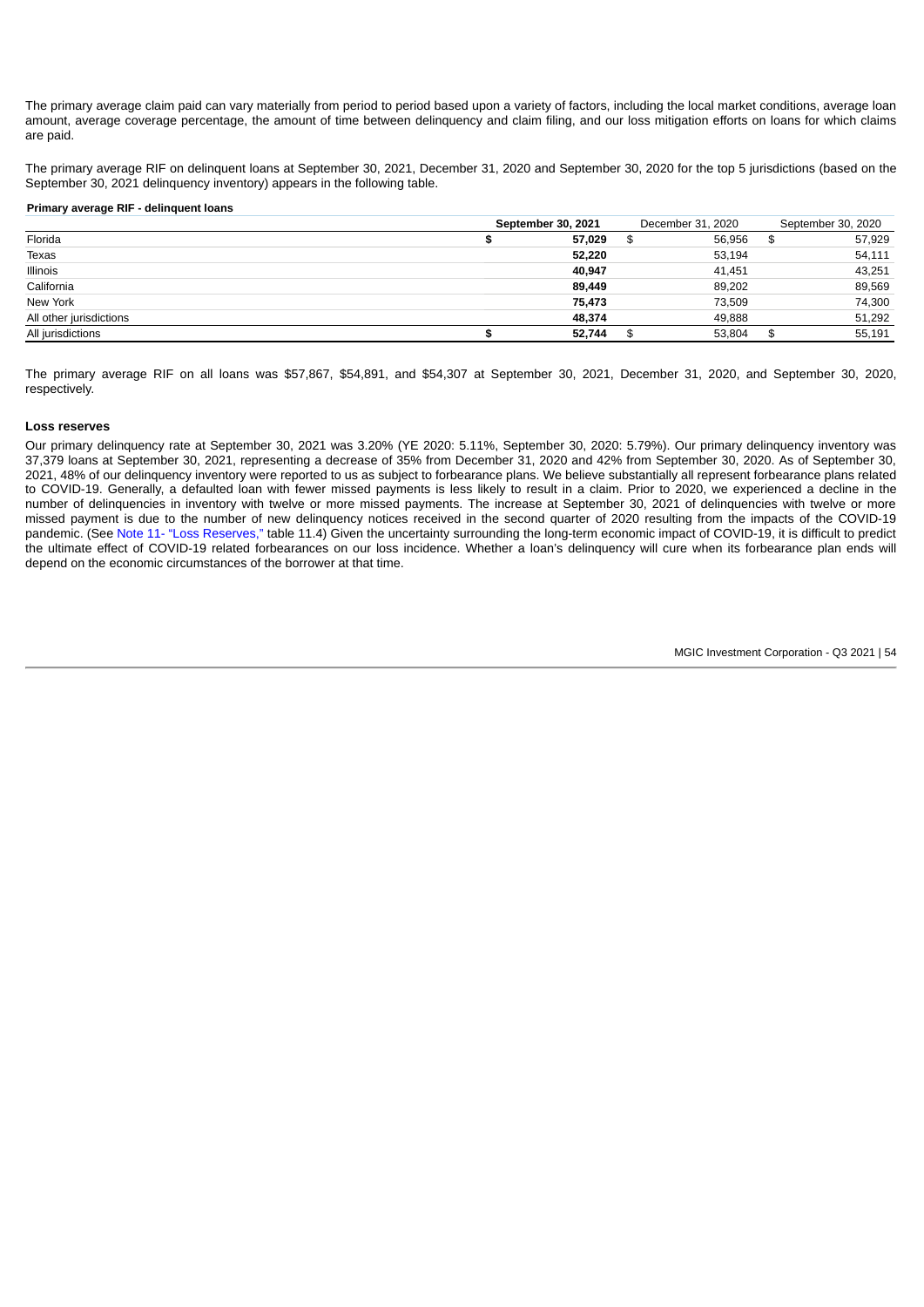The primary average claim paid can vary materially from period to period based upon a variety of factors, including the local market conditions, average loan amount, average coverage percentage, the amount of time between delinquency and claim filing, and our loss mitigation efforts on loans for which claims are paid.

The primary average RIF on delinquent loans at September 30, 2021, December 31, 2020 and September 30, 2020 for the top 5 jurisdictions (based on the September 30, 2021 delinquency inventory) appears in the following table.

**Primary average RIF - delinquent loans**

| | **September 30, 2021** | December 31, 2020 | September 30, 2020 |
|---|---|---|---|
| Florida | **$ 57,029** | $ 56,956 | $ 57,929 |
| Texas | **52,220** | 53,194 | 54,111 |
| Illinois | **40,947** | 41,451 | 43,251 |
| California | **89,449** | 89,202 | 89,569 |
| New York | **75,473** | 73,509 | 74,300 |
| All other jurisdictions | **48,374** | 49,888 | 51,292 |
| All jurisdictions | **$ 52,744** | $ 53,804 | $ 55,191 |

The primary average RIF on all loans was $57,867, $54,891, and $54,307 at September 30, 2021, December 31, 2020, and September 30, 2020, respectively.

**Loss reserves**

Our primary delinquency rate at September 30, 2021 was 3.20% (YE 2020: 5.11%, September 30, 2020: 5.79%). Our primary delinquency inventory was 37,379 loans at September 30, 2021, representing a decrease of 35% from December 31, 2020 and 42% from September 30, 2020. As of September 30, 2021, 48% of our delinquency inventory were reported to us as subject to forbearance plans. We believe substantially all represent forbearance plans related to COVID-19. Generally, a defaulted loan with fewer missed payments is less likely to result in a claim. Prior to 2020, we experienced a decline in the number of delinquencies in inventory with twelve or more missed payments. The increase at September 30, 2021 of delinquencies with twelve or more missed payment is due to the number of new delinquency notices received in the second quarter of 2020 resulting from the impacts of the COVID-19 pandemic. (See Note 11- "Loss Reserves," table 11.4) Given the uncertainty surrounding the long-term economic impact of COVID-19, it is difficult to predict the ultimate effect of COVID-19 related forbearances on our loss incidence. Whether a loan's delinquency will cure when its forbearance plan ends will depend on the economic circumstances of the borrower at that time.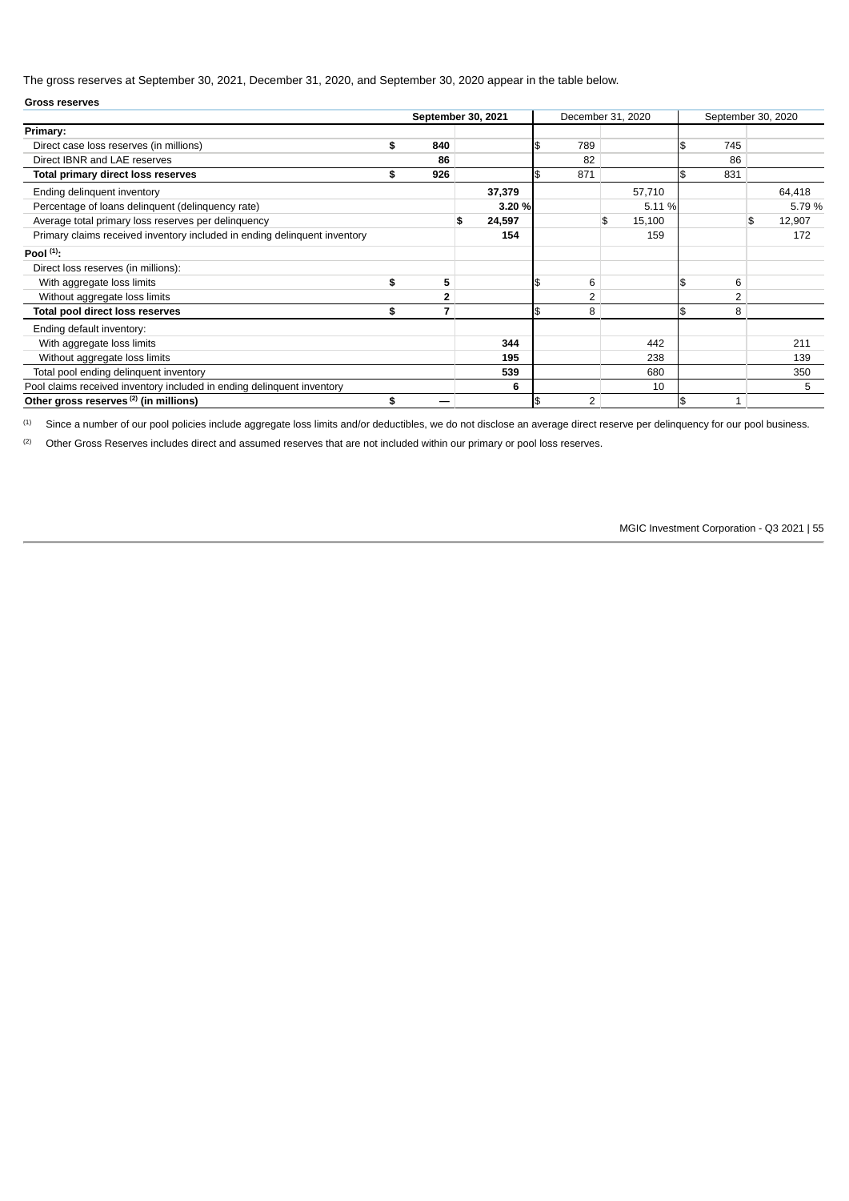The gross reserves at September 30, 2021, December 31, 2020, and September 30, 2020 appear in the table below.

**Gross reserves**

| | September 30, 2021 | | December 31, 2020 | | September 30, 2020 | |
|---|---|---|---|---|---|---|
| **Primary:** | | | | | | |
| Direct case loss reserves (in millions) | $ 840 | | $ 789 | | $ 745 | |
| Direct IBNR and LAE reserves | 86 | | 82 | | 86 | |
| **Total primary direct loss reserves** | **$ 926** | | $ 871 | | $ 831 | |
| Ending delinquent inventory | | 37,379 | | 57,710 | | 64,418 |
| Percentage of loans delinquent (delinquency rate) | | 3.20 % | | 5.11 % | | 5.79 % |
| Average total primary loss reserves per delinquency | | $ 24,597 | | $ 15,100 | | $ 12,907 |
| Primary claims received inventory included in ending delinquent inventory | | 154 | | 159 | | 172 |
| **Pool [(1)]:** | | | | | | |
| Direct loss reserves (in millions): | | | | | | |
| With aggregate loss limits | $ 5 | | $ 6 | | $ 6 | |
| Without aggregate loss limits | 2 | | 2 | | 2 | |
| **Total pool direct loss reserves** | **$ 7** | | $ 8 | | $ 8 | |
| Ending default inventory: | | | | | | |
| With aggregate loss limits | | 344 | | 442 | | 211 |
| Without aggregate loss limits | | 195 | | 238 | | 139 |
| Total pool ending delinquent inventory | | 539 | | 680 | | 350 |
| Pool claims received inventory included in ending delinquent inventory | | 6 | | 10 | | 5 |
| **Other gross reserves [(2)] (in millions)** | $ — | | $ 2 | | $ 1 | |

(1) Since a number of our pool policies include aggregate loss limits and/or deductibles, we do not disclose an average direct reserve per delinquency for our pool business.

(2) Other Gross Reserves includes direct and assumed reserves that are not included within our primary or pool loss reserves.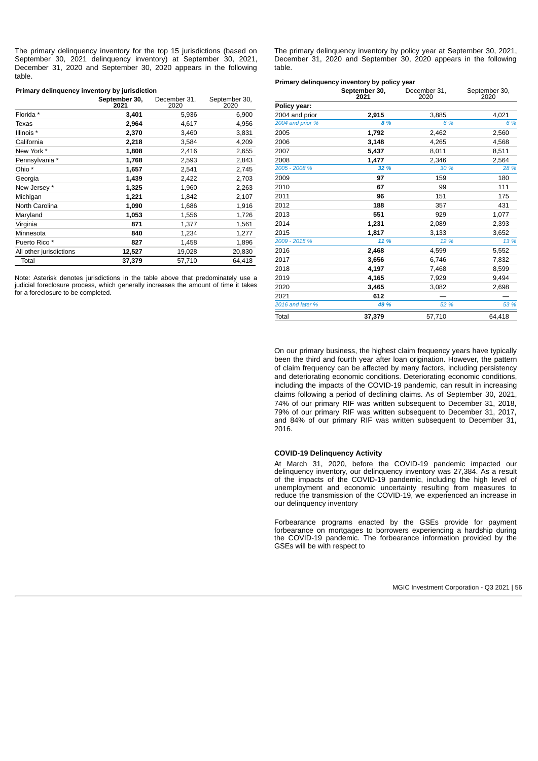The primary delinquency inventory for the top 15 jurisdictions (based on September 30, 2021 delinquency inventory) at September 30, 2021, December 31, 2020 and September 30, 2020 appears in the following table.

**Primary delinquency inventory by jurisdiction**

| | September 30, 2021 | December 31, 2020 | September 30, 2020 |
|---|---|---|---|
| Florida * | **3,401** | 5,936 | 6,900 |
| Texas | **2,964** | 4,617 | 4,956 |
| Illinois * | **2,370** | 3,460 | 3,831 |
| California | **2,218** | 3,584 | 4,209 |
| New York * | **1,808** | 2,416 | 2,655 |
| Pennsylvania * | **1,768** | 2,593 | 2,843 |
| Ohio * | **1,657** | 2,541 | 2,745 |
| Georgia | **1,439** | 2,422 | 2,703 |
| New Jersey * | **1,325** | 1,960 | 2,263 |
| Michigan | **1,221** | 1,842 | 2,107 |
| North Carolina | **1,090** | 1,686 | 1,916 |
| Maryland | **1,053** | 1,556 | 1,726 |
| Virginia | **871** | 1,377 | 1,561 |
| Minnesota | **840** | 1,234 | 1,277 |
| Puerto Rico * | **827** | 1,458 | 1,896 |
| All other jurisdictions | **12,527** | 19,028 | 20,830 |
| Total | **37,379** | 57,710 | 64,418 |

Note: Asterisk denotes jurisdictions in the table above that predominately use a judicial foreclosure process, which generally increases the amount of time it takes for a foreclosure to be completed.

The primary delinquency inventory by policy year at September 30, 2021, December 31, 2020 and September 30, 2020 appears in the following table.

**Primary delinquency inventory by policy year**

| | September 30, 2021 | December 31, 2020 | September 30, 2020 |
|---|---|---|---|
| **Policy year:** | | | |
| 2004 and prior | **2,915** | 3,885 | 4,021 |
| *2004 and prior %* | ***8 %*** | *6 %* | *6 %* |
| 2005 | **1,792** | 2,462 | 2,560 |
| 2006 | **3,148** | 4,265 | 4,568 |
| 2007 | **5,437** | 8,011 | 8,511 |
| 2008 | **1,477** | 2,346 | 2,564 |
| *2005 - 2008 %* | ***32 %*** | *30 %* | *28 %* |
| 2009 | **97** | 159 | 180 |
| 2010 | **67** | 99 | 111 |
| 2011 | **96** | 151 | 175 |
| 2012 | **188** | 357 | 431 |
| 2013 | **551** | 929 | 1,077 |
| 2014 | **1,231** | 2,089 | 2,393 |
| 2015 | **1,817** | 3,133 | 3,652 |
| *2009 - 2015 %* | ***11 %*** | *12 %* | *13 %* |
| 2016 | **2,468** | 4,599 | 5,552 |
| 2017 | **3,656** | 6,746 | 7,832 |
| 2018 | **4,197** | 7,468 | 8,599 |
| 2019 | **4,165** | 7,929 | 9,494 |
| 2020 | **3,465** | 3,082 | 2,698 |
| 2021 | **612** | — | — |
| *2016 and later %* | ***49 %*** | *52 %* | *53 %* |
| Total | **37,379** | 57,710 | 64,418 |

On our primary business, the highest claim frequency years have typically been the third and fourth year after loan origination. However, the pattern of claim frequency can be affected by many factors, including persistency and deteriorating economic conditions. Deteriorating economic conditions, including the impacts of the COVID-19 pandemic, can result in increasing claims following a period of declining claims. As of September 30, 2021, 74% of our primary RIF was written subsequent to December 31, 2018, 79% of our primary RIF was written subsequent to December 31, 2017, and 84% of our primary RIF was written subsequent to December 31, 2016.

### COVID-19 Delinquency Activity

At March 31, 2020, before the COVID-19 pandemic impacted our delinquency inventory, our delinquency inventory was 27,384. As a result of the impacts of the COVID-19 pandemic, including the high level of unemployment and economic uncertainty resulting from measures to reduce the transmission of the COVID-19, we experienced an increase in our delinquency inventory

Forbearance programs enacted by the GSEs provide for payment forbearance on mortgages to borrowers experiencing a hardship during the COVID-19 pandemic. The forbearance information provided by the GSEs will be with respect to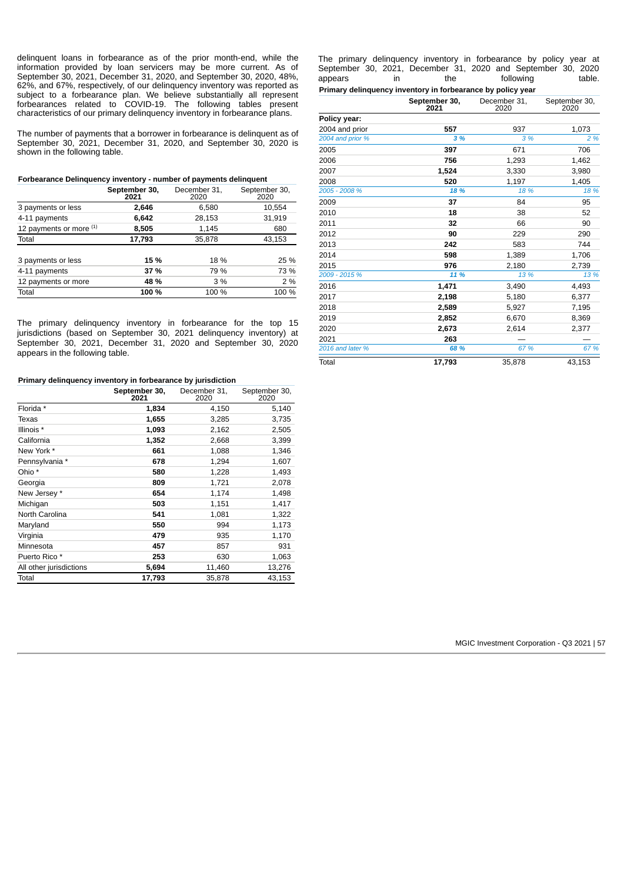delinquent loans in forbearance as of the prior month-end, while the information provided by loan servicers may be more current. As of September 30, 2021, December 31, 2020, and September 30, 2020, 48%, 62%, and 67%, respectively, of our delinquency inventory was reported as subject to a forbearance plan. We believe substantially all represent forbearances related to COVID-19. The following tables present characteristics of our primary delinquency inventory in forbearance plans.

The number of payments that a borrower in forbearance is delinquent as of September 30, 2021, December 31, 2020, and September 30, 2020 is shown in the following table.

**Forbearance Delinquency inventory - number of payments delinquent**

| | September 30, 2021 | December 31, 2020 | September 30, 2020 |
|---|---|---|---|
| 3 payments or less | **2,646** | 6,580 | 10,554 |
| 4-11 payments | **6,642** | 28,153 | 31,919 |
| 12 payments or more [(1)] | **8,505** | 1,145 | 680 |
| Total | **17,793** | 35,878 | 43,153 |
| | | | |
| 3 payments or less | **15 %** | 18 % | 25 % |
| 4-11 payments | **37 %** | 79 % | 73 % |
| 12 payments or more | **48 %** | 3 % | 2 % |
| Total | **100 %** | 100 % | 100 % |

The primary delinquency inventory in forbearance for the top 15 jurisdictions (based on September 30, 2021 delinquency inventory) at September 30, 2021, December 31, 2020 and September 30, 2020 appears in the following table.

**Primary delinquency inventory in forbearance by jurisdiction**

| | September 30, 2021 | December 31, 2020 | September 30, 2020 |
|---|---|---|---|
| Florida * | **1,834** | 4,150 | 5,140 |
| Texas | **1,655** | 3,285 | 3,735 |
| Illinois * | **1,093** | 2,162 | 2,505 |
| California | **1,352** | 2,668 | 3,399 |
| New York * | **661** | 1,088 | 1,346 |
| Pennsylvania * | **678** | 1,294 | 1,607 |
| Ohio * | **580** | 1,228 | 1,493 |
| Georgia | **809** | 1,721 | 2,078 |
| New Jersey * | **654** | 1,174 | 1,498 |
| Michigan | **503** | 1,151 | 1,417 |
| North Carolina | **541** | 1,081 | 1,322 |
| Maryland | **550** | 994 | 1,173 |
| Virginia | **479** | 935 | 1,170 |
| Minnesota | **457** | 857 | 931 |
| Puerto Rico * | **253** | 630 | 1,063 |
| All other jurisdictions | **5,694** | 11,460 | 13,276 |
| Total | **17,793** | 35,878 | 43,153 |

The primary delinquency inventory in forbearance by policy year at September 30, 2021, December 31, 2020 and September 30, 2020 appears in the following table.

**Primary delinquency inventory in forbearance by policy year**

| | September 30, 2021 | December 31, 2020 | September 30, 2020 |
|---|---|---|---|
| **Policy year:** | | | |
| 2004 and prior | **557** | 937 | 1,073 |
| *2004 and prior %* | ***3 %*** | *3 %* | *2 %* |
| 2005 | **397** | 671 | 706 |
| 2006 | **756** | 1,293 | 1,462 |
| 2007 | **1,524** | 3,330 | 3,980 |
| 2008 | **520** | 1,197 | 1,405 |
| *2005 - 2008 %* | ***18 %*** | *18 %* | *18 %* |
| 2009 | **37** | 84 | 95 |
| 2010 | **18** | 38 | 52 |
| 2011 | **32** | 66 | 90 |
| 2012 | **90** | 229 | 290 |
| 2013 | **242** | 583 | 744 |
| 2014 | **598** | 1,389 | 1,706 |
| 2015 | **976** | 2,180 | 2,739 |
| *2009 - 2015 %* | ***11 %*** | *13 %* | *13 %* |
| 2016 | **1,471** | 3,490 | 4,493 |
| 2017 | **2,198** | 5,180 | 6,377 |
| 2018 | **2,589** | 5,927 | 7,195 |
| 2019 | **2,852** | 6,670 | 8,369 |
| 2020 | **2,673** | 2,614 | 2,377 |
| 2021 | **263** | — | — |
| *2016 and later %* | ***68 %*** | *67 %* | *67 %* |
| Total | **17,793** | 35,878 | 43,153 |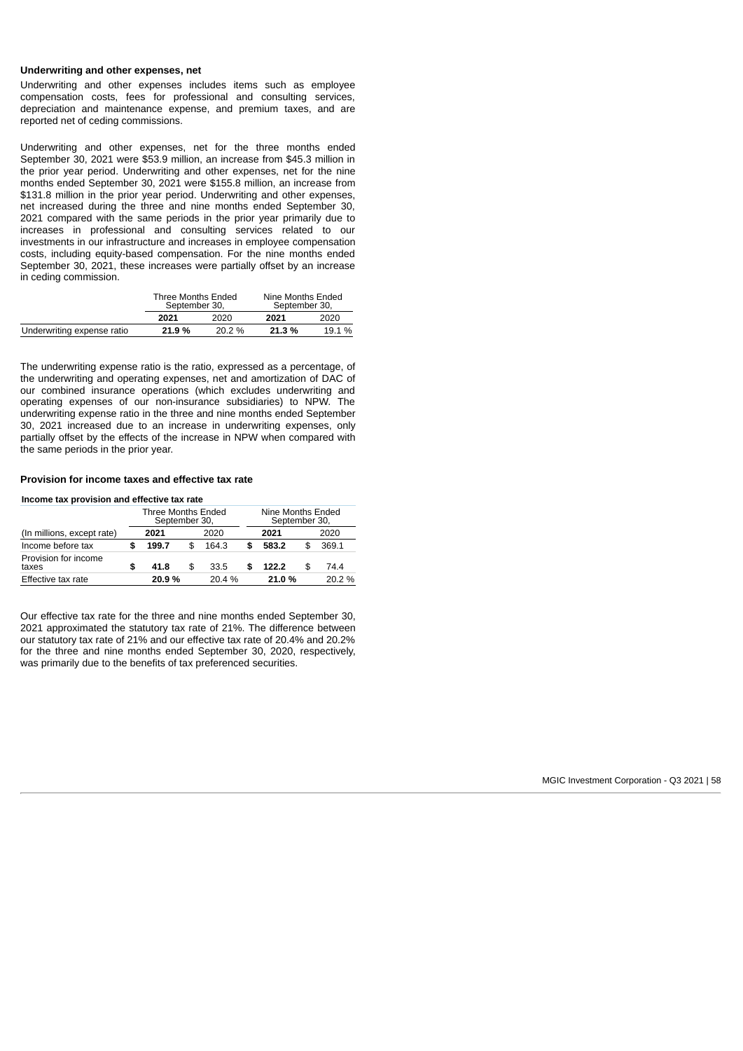### Underwriting and other expenses, net

Underwriting and other expenses includes items such as employee compensation costs, fees for professional and consulting services, depreciation and maintenance expense, and premium taxes, and are reported net of ceding commissions.

Underwriting and other expenses, net for the three months ended September 30, 2021 were $53.9 million, an increase from $45.3 million in the prior year period. Underwriting and other expenses, net for the nine months ended September 30, 2021 were $155.8 million, an increase from $131.8 million in the prior year period. Underwriting and other expenses, net increased during the three and nine months ended September 30, 2021 compared with the same periods in the prior year primarily due to increases in professional and consulting services related to our investments in our infrastructure and increases in employee compensation costs, including equity-based compensation. For the nine months ended September 30, 2021, these increases were partially offset by an increase in ceding commission.

| | Three Months Ended September 30, | | Nine Months Ended September 30, | |
|---|---|---|---|---|
| | **2021** | 2020 | **2021** | 2020 |
| Underwriting expense ratio | **21.9 %** | 20.2 % | **21.3 %** | 19.1 % |

The underwriting expense ratio is the ratio, expressed as a percentage, of the underwriting and operating expenses, net and amortization of DAC of our combined insurance operations (which excludes underwriting and operating expenses of our non-insurance subsidiaries) to NPW. The underwriting expense ratio in the three and nine months ended September 30, 2021 increased due to an increase in underwriting expenses, only partially offset by the effects of the increase in NPW when compared with the same periods in the prior year.

### Provision for income taxes and effective tax rate

**Income tax provision and effective tax rate**

| | Three Months Ended September 30, | | Nine Months Ended September 30, | |
|---|---|---|---|---|
| (In millions, except rate) | **2021** | 2020 | **2021** | 2020 |
| Income before tax | **$ 199.7** | $ 164.3 | **$ 583.2** | $ 369.1 |
| Provision for income taxes | **$ 41.8** | $ 33.5 | **$ 122.2** | $ 74.4 |
| Effective tax rate | **20.9 %** | 20.4 % | **21.0 %** | 20.2 % |

Our effective tax rate for the three and nine months ended September 30, 2021 approximated the statutory tax rate of 21%. The difference between our statutory tax rate of 21% and our effective tax rate of 20.4% and 20.2% for the three and nine months ended September 30, 2020, respectively, was primarily due to the benefits of tax preferenced securities.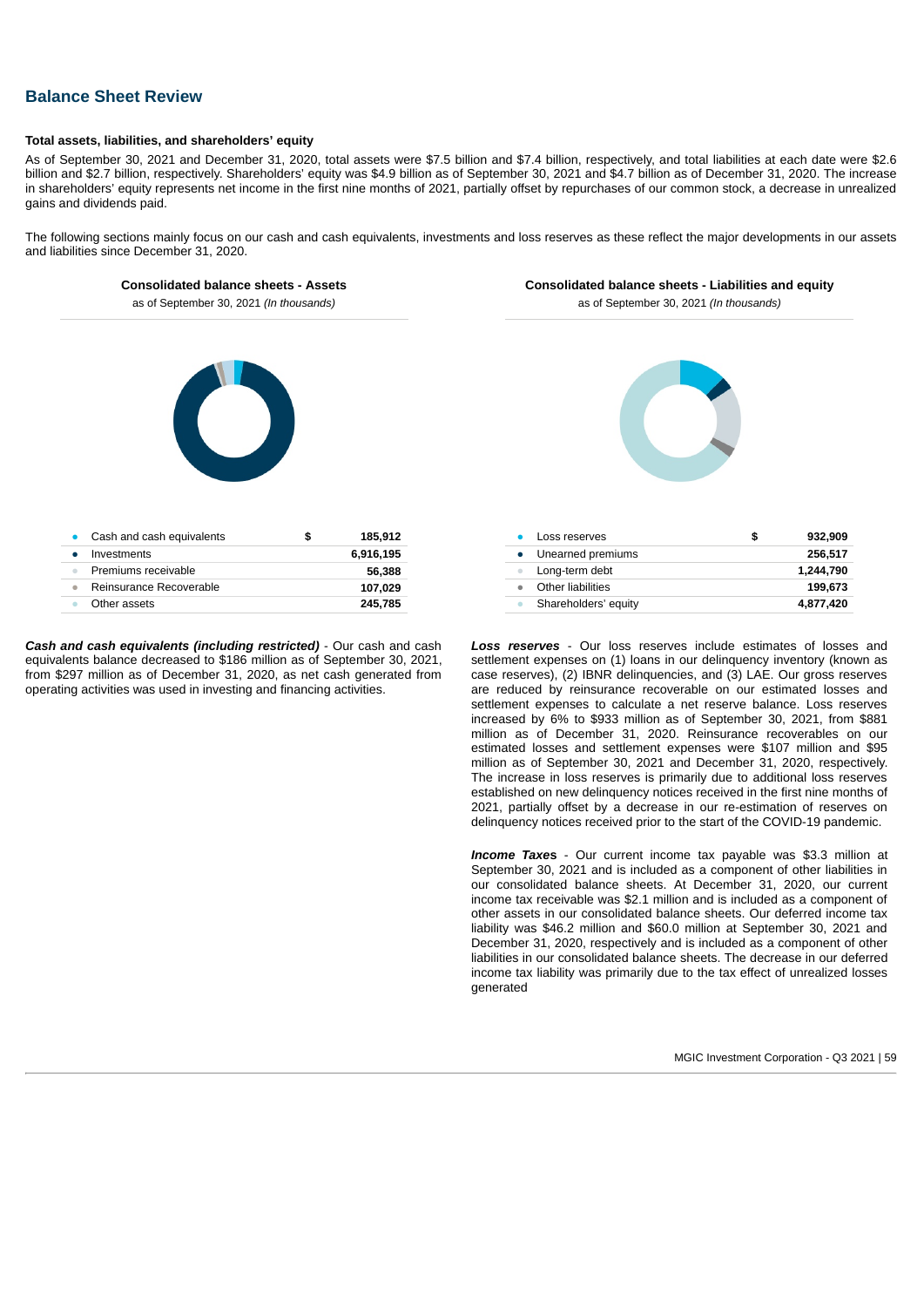## Balance Sheet Review

**Total assets, liabilities, and shareholders' equity**

As of September 30, 2021 and December 31, 2020, total assets were $7.5 billion and $7.4 billion, respectively, and total liabilities at each date were $2.6 billion and $2.7 billion, respectively. Shareholders' equity was $4.9 billion as of September 30, 2021 and $4.7 billion as of December 31, 2020. The increase in shareholders' equity represents net income in the first nine months of 2021, partially offset by repurchases of our common stock, a decrease in unrealized gains and dividends paid.

The following sections mainly focus on our cash and cash equivalents, investments and loss reserves as these reflect the major developments in our assets and liabilities since December 31, 2020.

**Consolidated balance sheets - Assets**

as of September 30, 2021 *(In thousands)*

| | | |
|---|---|---|
| Cash and cash equivalents | $ | 185,912 |
| Investments | | 6,916,195 |
| Premiums receivable | | 56,388 |
| Reinsurance Recoverable | | 107,029 |
| Other assets | | 245,785 |

**Consolidated balance sheets - Liabilities and equity**

as of September 30, 2021 *(In thousands)*

| | | |
|---|---|---|
| Loss reserves | $ | 932,909 |
| Unearned premiums | | 256,517 |
| Long-term debt | | 1,244,790 |
| Other liabilities | | 199,673 |
| Shareholders' equity | | 4,877,420 |

***Cash and cash equivalents (including restricted)*** - Our cash and cash equivalents balance decreased to $186 million as of September 30, 2021, from $297 million as of December 31, 2020, as net cash generated from operating activities was used in investing and financing activities.

***Loss reserves*** - Our loss reserves include estimates of losses and settlement expenses on (1) loans in our delinquency inventory (known as case reserves), (2) IBNR delinquencies, and (3) LAE. Our gross reserves are reduced by reinsurance recoverable on our estimated losses and settlement expenses to calculate a net reserve balance. Loss reserves increased by 6% to $933 million as of September 30, 2021, from $881 million as of December 31, 2020. Reinsurance recoverables on our estimated losses and settlement expenses were $107 million and $95 million as of September 30, 2021 and December 31, 2020, respectively. The increase in loss reserves is primarily due to additional loss reserves established on new delinquency notices received in the first nine months of 2021, partially offset by a decrease in our re-estimation of reserves on delinquency notices received prior to the start of the COVID-19 pandemic.

***Income Taxes*** - Our current income tax payable was $3.3 million at September 30, 2021 and is included as a component of other liabilities in our consolidated balance sheets. At December 31, 2020, our current income tax receivable was $2.1 million and is included as a component of other assets in our consolidated balance sheets. Our deferred income tax liability was $46.2 million and $60.0 million at September 30, 2021 and December 31, 2020, respectively and is included as a component of other liabilities in our consolidated balance sheets. The decrease in our deferred income tax liability was primarily due to the tax effect of unrealized losses generated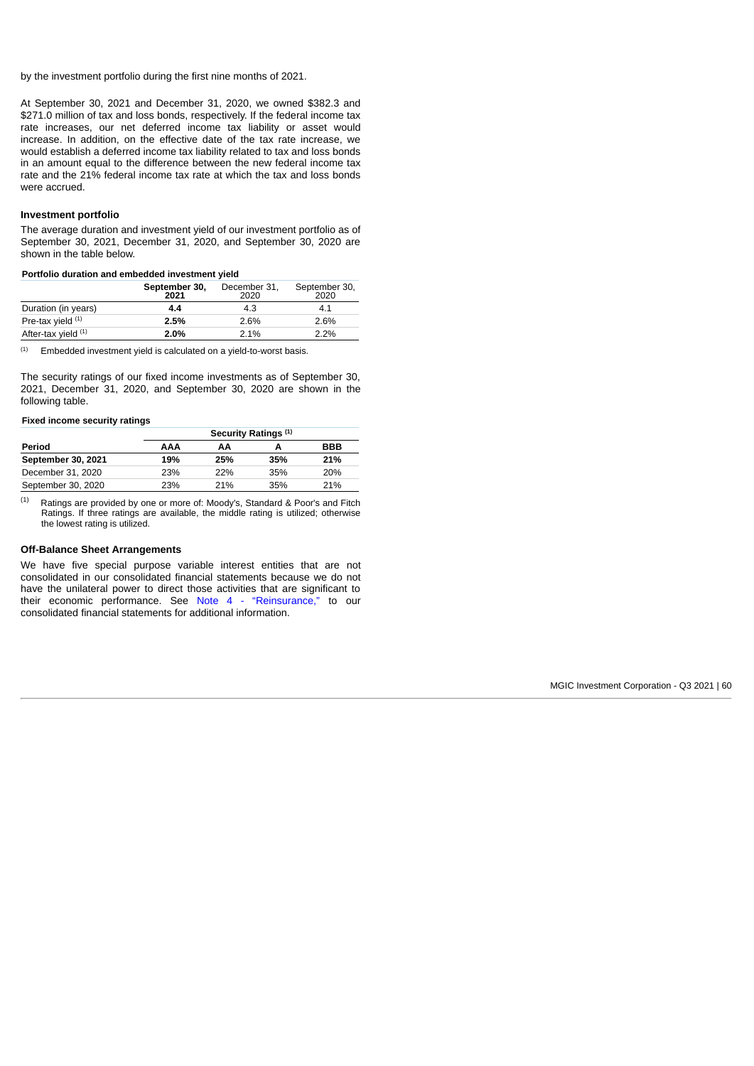by the investment portfolio during the first nine months of 2021.

At September 30, 2021 and December 31, 2020, we owned $382.3 and $271.0 million of tax and loss bonds, respectively. If the federal income tax rate increases, our net deferred income tax liability or asset would increase. In addition, on the effective date of the tax rate increase, we would establish a deferred income tax liability related to tax and loss bonds in an amount equal to the difference between the new federal income tax rate and the 21% federal income tax rate at which the tax and loss bonds were accrued.

### Investment portfolio

The average duration and investment yield of our investment portfolio as of September 30, 2021, December 31, 2020, and September 30, 2020 are shown in the table below.

**Portfolio duration and embedded investment yield**

| | **September 30, 2021** | December 31, 2020 | September 30, 2020 |
|---|---|---|---|
| Duration (in years) | **4.4** | 4.3 | 4.1 |
| Pre-tax yield [1] | **2.5%** | 2.6% | 2.6% |
| After-tax yield [1] | **2.0%** | 2.1% | 2.2% |

(1) Embedded investment yield is calculated on a yield-to-worst basis.

The security ratings of our fixed income investments as of September 30, 2021, December 31, 2020, and September 30, 2020 are shown in the following table.

**Fixed income security ratings**

| | **Security Ratings [1]** | | | |
|---|---|---|---|---|
| **Period** | **AAA** | **AA** | **A** | **BBB** |
| **September 30, 2021** | **19%** | **25%** | **35%** | **21%** |
| December 31, 2020 | 23% | 22% | 35% | 20% |
| September 30, 2020 | 23% | 21% | 35% | 21% |

(1) Ratings are provided by one or more of: Moody's, Standard & Poor's and Fitch Ratings. If three ratings are available, the middle rating is utilized; otherwise the lowest rating is utilized.

### Off-Balance Sheet Arrangements

We have five special purpose variable interest entities that are not consolidated in our consolidated financial statements because we do not have the unilateral power to direct those activities that are significant to their economic performance. See Note 4 - "Reinsurance," to our consolidated financial statements for additional information.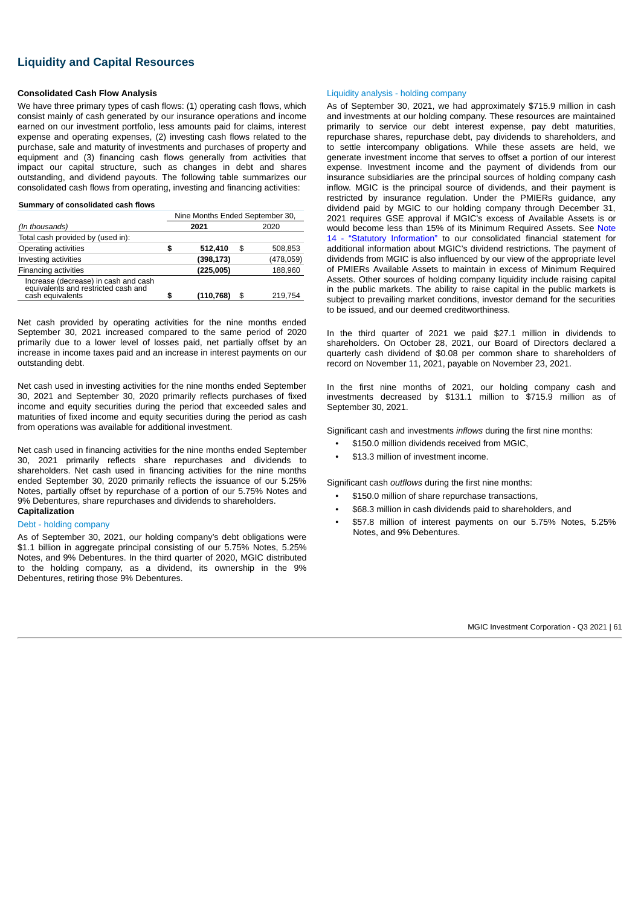## Liquidity and Capital Resources

### Consolidated Cash Flow Analysis

We have three primary types of cash flows: (1) operating cash flows, which consist mainly of cash generated by our insurance operations and income earned on our investment portfolio, less amounts paid for claims, interest expense and operating expenses, (2) investing cash flows related to the purchase, sale and maturity of investments and purchases of property and equipment and (3) financing cash flows generally from activities that impact our capital structure, such as changes in debt and shares outstanding, and dividend payouts. The following table summarizes our consolidated cash flows from operating, investing and financing activities:

**Summary of consolidated cash flows**

| *(In thousands)* | Nine Months Ended September 30, 2021 | 2020 |
|---|---|---|
| Total cash provided by (used in): | | |
| Operating activities | **$ 512,410** | $ 508,853 |
| Investing activities | **(398,173)** | (478,059) |
| Financing activities | **(225,005)** | 188,960 |
| Increase (decrease) in cash and cash equivalents and restricted cash and cash equivalents | **$ (110,768)** | $ 219,754 |

Net cash provided by operating activities for the nine months ended September 30, 2021 increased compared to the same period of 2020 primarily due to a lower level of losses paid, net partially offset by an increase in income taxes paid and an increase in interest payments on our outstanding debt.

Net cash used in investing activities for the nine months ended September 30, 2021 and September 30, 2020 primarily reflects purchases of fixed income and equity securities during the period that exceeded sales and maturities of fixed income and equity securities during the period as cash from operations was available for additional investment.

Net cash used in financing activities for the nine months ended September 30, 2021 primarily reflects share repurchases and dividends to shareholders. Net cash used in financing activities for the nine months ended September 30, 2020 primarily reflects the issuance of our 5.25% Notes, partially offset by repurchase of a portion of our 5.75% Notes and 9% Debentures, share repurchases and dividends to shareholders.

### Capitalization

#### Debt - holding company

As of September 30, 2021, our holding company's debt obligations were $1.1 billion in aggregate principal consisting of our 5.75% Notes, 5.25% Notes, and 9% Debentures. In the third quarter of 2020, MGIC distributed to the holding company, as a dividend, its ownership in the 9% Debentures, retiring those 9% Debentures.

#### Liquidity analysis - holding company

As of September 30, 2021, we had approximately $715.9 million in cash and investments at our holding company. These resources are maintained primarily to service our debt interest expense, pay debt maturities, repurchase shares, repurchase debt, pay dividends to shareholders, and to settle intercompany obligations. While these assets are held, we generate investment income that serves to offset a portion of our interest expense. Investment income and the payment of dividends from our insurance subsidiaries are the principal sources of holding company cash inflow. MGIC is the principal source of dividends, and their payment is restricted by insurance regulation. Under the PMIERs guidance, any dividend paid by MGIC to our holding company through December 31, 2021 requires GSE approval if MGIC's excess of Available Assets is or would become less than 15% of its Minimum Required Assets. See Note 14 - "Statutory Information" to our consolidated financial statement for additional information about MGIC's dividend restrictions. The payment of dividends from MGIC is also influenced by our view of the appropriate level of PMIERs Available Assets to maintain in excess of Minimum Required Assets. Other sources of holding company liquidity include raising capital in the public markets. The ability to raise capital in the public markets is subject to prevailing market conditions, investor demand for the securities to be issued, and our deemed creditworthiness.

In the third quarter of 2021 we paid $27.1 million in dividends to shareholders. On October 28, 2021, our Board of Directors declared a quarterly cash dividend of $0.08 per common share to shareholders of record on November 11, 2021, payable on November 23, 2021.

In the first nine months of 2021, our holding company cash and investments decreased by $131.1 million to $715.9 million as of September 30, 2021.

Significant cash and investments *inflows* during the first nine months:

- $150.0 million dividends received from MGIC,
- $13.3 million of investment income.

Significant cash *outflows* during the first nine months:

- $150.0 million of share repurchase transactions,
- $68.3 million in cash dividends paid to shareholders, and
- $57.8 million of interest payments on our 5.75% Notes, 5.25% Notes, and 9% Debentures.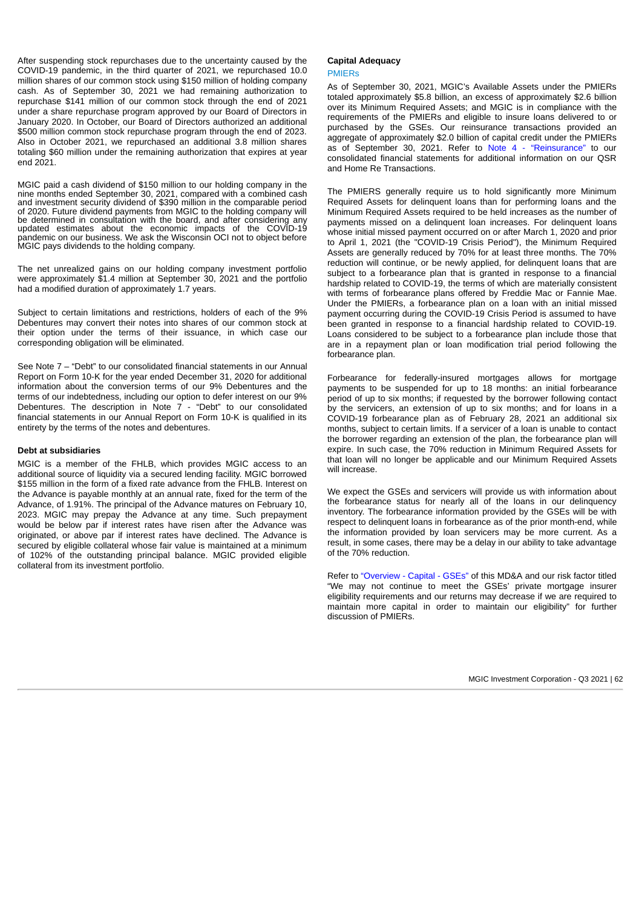After suspending stock repurchases due to the uncertainty caused by the COVID-19 pandemic, in the third quarter of 2021, we repurchased 10.0 million shares of our common stock using $150 million of holding company cash. As of September 30, 2021 we had remaining authorization to repurchase $141 million of our common stock through the end of 2021 under a share repurchase program approved by our Board of Directors in January 2020. In October, our Board of Directors authorized an additional $500 million common stock repurchase program through the end of 2023. Also in October 2021, we repurchased an additional 3.8 million shares totaling $60 million under the remaining authorization that expires at year end 2021.

MGIC paid a cash dividend of $150 million to our holding company in the nine months ended September 30, 2021, compared with a combined cash and investment security dividend of $390 million in the comparable period of 2020. Future dividend payments from MGIC to the holding company will be determined in consultation with the board, and after considering any updated estimates about the economic impacts of the COVID-19 pandemic on our business. We ask the Wisconsin OCI not to object before MGIC pays dividends to the holding company.

The net unrealized gains on our holding company investment portfolio were approximately $1.4 million at September 30, 2021 and the portfolio had a modified duration of approximately 1.7 years.

Subject to certain limitations and restrictions, holders of each of the 9% Debentures may convert their notes into shares of our common stock at their option under the terms of their issuance, in which case our corresponding obligation will be eliminated.

See Note 7 – "Debt" to our consolidated financial statements in our Annual Report on Form 10-K for the year ended December 31, 2020 for additional information about the conversion terms of our 9% Debentures and the terms of our indebtedness, including our option to defer interest on our 9% Debentures. The description in Note 7 - "Debt" to our consolidated financial statements in our Annual Report on Form 10-K is qualified in its entirety by the terms of the notes and debentures.

**Debt at subsidiaries**

MGIC is a member of the FHLB, which provides MGIC access to an additional source of liquidity via a secured lending facility. MGIC borrowed $155 million in the form of a fixed rate advance from the FHLB. Interest on the Advance is payable monthly at an annual rate, fixed for the term of the Advance, of 1.91%. The principal of the Advance matures on February 10, 2023. MGIC may prepay the Advance at any time. Such prepayment would be below par if interest rates have risen after the Advance was originated, or above par if interest rates have declined. The Advance is secured by eligible collateral whose fair value is maintained at a minimum of 102% of the outstanding principal balance. MGIC provided eligible collateral from its investment portfolio.

**Capital Adequacy**

PMIERs

As of September 30, 2021, MGIC's Available Assets under the PMIERs totaled approximately $5.8 billion, an excess of approximately $2.6 billion over its Minimum Required Assets; and MGIC is in compliance with the requirements of the PMIERs and eligible to insure loans delivered to or purchased by the GSEs. Our reinsurance transactions provided an aggregate of approximately $2.0 billion of capital credit under the PMIERs as of September 30, 2021. Refer to Note 4 - "Reinsurance" to our consolidated financial statements for additional information on our QSR and Home Re Transactions.

The PMIERS generally require us to hold significantly more Minimum Required Assets for delinquent loans than for performing loans and the Minimum Required Assets required to be held increases as the number of payments missed on a delinquent loan increases. For delinquent loans whose initial missed payment occurred on or after March 1, 2020 and prior to April 1, 2021 (the "COVID-19 Crisis Period"), the Minimum Required Assets are generally reduced by 70% for at least three months. The 70% reduction will continue, or be newly applied, for delinquent loans that are subject to a forbearance plan that is granted in response to a financial hardship related to COVID-19, the terms of which are materially consistent with terms of forbearance plans offered by Freddie Mac or Fannie Mae. Under the PMIERs, a forbearance plan on a loan with an initial missed payment occurring during the COVID-19 Crisis Period is assumed to have been granted in response to a financial hardship related to COVID-19. Loans considered to be subject to a forbearance plan include those that are in a repayment plan or loan modification trial period following the forbearance plan.

Forbearance for federally-insured mortgages allows for mortgage payments to be suspended for up to 18 months: an initial forbearance period of up to six months; if requested by the borrower following contact by the servicers, an extension of up to six months; and for loans in a COVID-19 forbearance plan as of February 28, 2021 an additional six months, subject to certain limits. If a servicer of a loan is unable to contact the borrower regarding an extension of the plan, the forbearance plan will expire. In such case, the 70% reduction in Minimum Required Assets for that loan will no longer be applicable and our Minimum Required Assets will increase.

We expect the GSEs and servicers will provide us with information about the forbearance status for nearly all of the loans in our delinquency inventory. The forbearance information provided by the GSEs will be with respect to delinquent loans in forbearance as of the prior month-end, while the information provided by loan servicers may be more current. As a result, in some cases, there may be a delay in our ability to take advantage of the 70% reduction.

Refer to "Overview - Capital - GSEs" of this MD&A and our risk factor titled "We may not continue to meet the GSEs' private mortgage insurer eligibility requirements and our returns may decrease if we are required to maintain more capital in order to maintain our eligibility" for further discussion of PMIERs.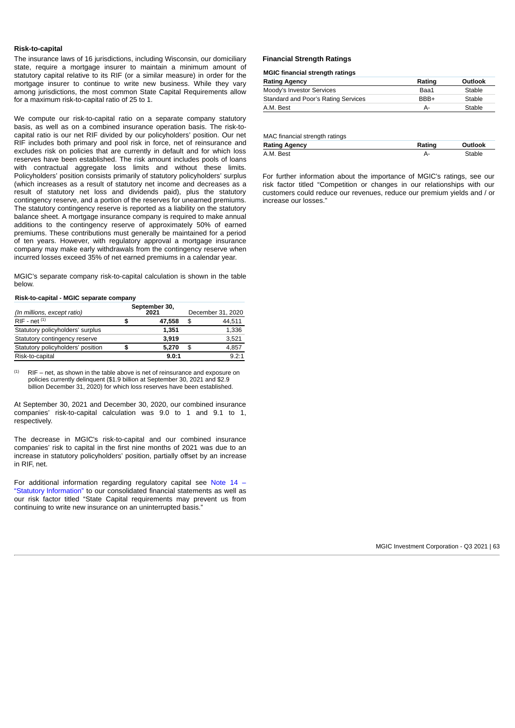### Risk-to-capital

The insurance laws of 16 jurisdictions, including Wisconsin, our domiciliary state, require a mortgage insurer to maintain a minimum amount of statutory capital relative to its RIF (or a similar measure) in order for the mortgage insurer to continue to write new business. While they vary among jurisdictions, the most common State Capital Requirements allow for a maximum risk-to-capital ratio of 25 to 1.

We compute our risk-to-capital ratio on a separate company statutory basis, as well as on a combined insurance operation basis. The risk-to-capital ratio is our net RIF divided by our policyholders' position. Our net RIF includes both primary and pool risk in force, net of reinsurance and excludes risk on policies that are currently in default and for which loss reserves have been established. The risk amount includes pools of loans with contractual aggregate loss limits and without these limits. Policyholders' position consists primarily of statutory policyholders' surplus (which increases as a result of statutory net income and decreases as a result of statutory net loss and dividends paid), plus the statutory contingency reserve, and a portion of the reserves for unearned premiums. The statutory contingency reserve is reported as a liability on the statutory balance sheet. A mortgage insurance company is required to make annual additions to the contingency reserve of approximately 50% of earned premiums. These contributions must generally be maintained for a period of ten years. However, with regulatory approval a mortgage insurance company may make early withdrawals from the contingency reserve when incurred losses exceed 35% of net earned premiums in a calendar year.

MGIC's separate company risk-to-capital calculation is shown in the table below.

**Risk-to-capital - MGIC separate company**

| *(In millions, except ratio)* | September 30, 2021 | December 31, 2020 |
|---|---|---|
| RIF - net [1] | $ 47,558 | $ 44,511 |
| Statutory policyholders' surplus | 1,351 | 1,336 |
| Statutory contingency reserve | 3,919 | 3,521 |
| Statutory policyholders' position | $ 5,270 | $ 4,857 |
| Risk-to-capital | 9.0:1 | 9.2:1 |

[1] RIF – net, as shown in the table above is net of reinsurance and exposure on policies currently delinquent ($1.9 billion at September 30, 2021 and $2.9 billion December 31, 2020) for which loss reserves have been established.

At September 30, 2021 and December 30, 2020, our combined insurance companies' risk-to-capital calculation was 9.0 to 1 and 9.1 to 1, respectively.

The decrease in MGIC's risk-to-capital and our combined insurance companies' risk to capital in the first nine months of 2021 was due to an increase in statutory policyholders' position, partially offset by an increase in RIF, net.

For additional information regarding regulatory capital see Note 14 – "Statutory Information" to our consolidated financial statements as well as our risk factor titled "State Capital requirements may prevent us from continuing to write new insurance on an uninterrupted basis."

### Financial Strength Ratings

**MGIC financial strength ratings**

| Rating Agency | Rating | Outlook |
|---|---|---|
| Moody's Investor Services | Baa1 | Stable |
| Standard and Poor's Rating Services | BBB+ | Stable |
| A.M. Best | A- | Stable |

MAC financial strength ratings

| Rating Agency | Rating | Outlook |
|---|---|---|
| A.M. Best | A- | Stable |

For further information about the importance of MGIC's ratings, see our risk factor titled "Competition or changes in our relationships with our customers could reduce our revenues, reduce our premium yields and / or increase our losses."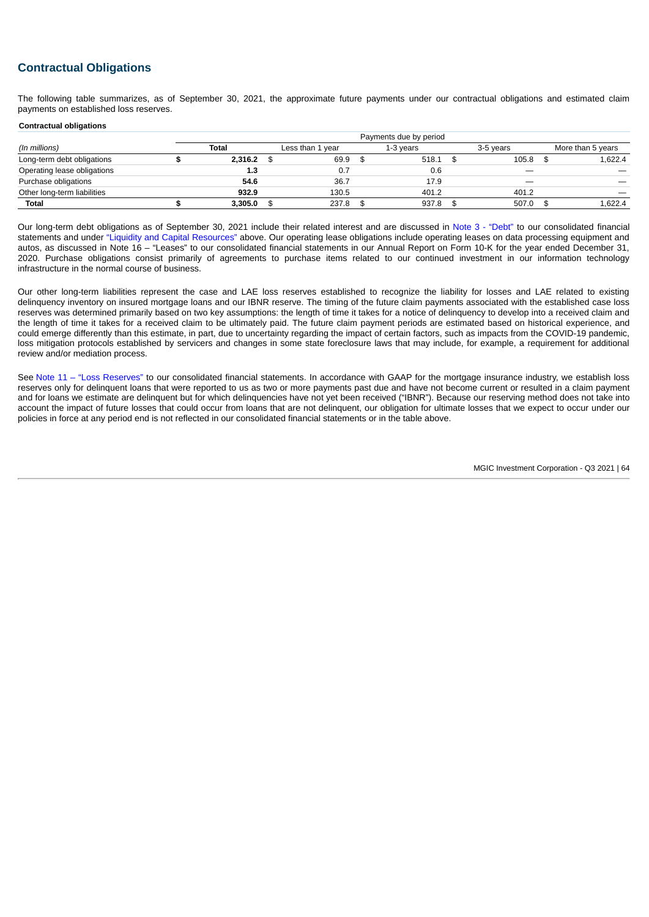## Contractual Obligations

The following table summarizes, as of September 30, 2021, the approximate future payments under our contractual obligations and estimated claim payments on established loss reserves.

**Contractual obligations**

| | | Payments due by period | | | |
|---|---|---|---|---|---|
| *(In millions)* | **Total** | Less than 1 year | 1-3 years | 3-5 years | More than 5 years |
| Long-term debt obligations | **$ 2,316.2** | $ 69.9 | $ 518.1 | $ 105.8 | $ 1,622.4 |
| Operating lease obligations | **1.3** | 0.7 | 0.6 | — | — |
| Purchase obligations | **54.6** | 36.7 | 17.9 | — | — |
| Other long-term liabilities | **932.9** | 130.5 | 401.2 | 401.2 | — |
| **Total** | **$ 3,305.0** | $ 237.8 | $ 937.8 | $ 507.0 | $ 1,622.4 |

Our long-term debt obligations as of September 30, 2021 include their related interest and are discussed in Note 3 - "Debt" to our consolidated financial statements and under "Liquidity and Capital Resources" above. Our operating lease obligations include operating leases on data processing equipment and autos, as discussed in Note 16 – "Leases" to our consolidated financial statements in our Annual Report on Form 10-K for the year ended December 31, 2020. Purchase obligations consist primarily of agreements to purchase items related to our continued investment in our information technology infrastructure in the normal course of business.

Our other long-term liabilities represent the case and LAE loss reserves established to recognize the liability for losses and LAE related to existing delinquency inventory on insured mortgage loans and our IBNR reserve. The timing of the future claim payments associated with the established case loss reserves was determined primarily based on two key assumptions: the length of time it takes for a notice of delinquency to develop into a received claim and the length of time it takes for a received claim to be ultimately paid. The future claim payment periods are estimated based on historical experience, and could emerge differently than this estimate, in part, due to uncertainty regarding the impact of certain factors, such as impacts from the COVID-19 pandemic, loss mitigation protocols established by servicers and changes in some state foreclosure laws that may include, for example, a requirement for additional review and/or mediation process.

See Note 11 – "Loss Reserves" to our consolidated financial statements. In accordance with GAAP for the mortgage insurance industry, we establish loss reserves only for delinquent loans that were reported to us as two or more payments past due and have not become current or resulted in a claim payment and for loans we estimate are delinquent but for which delinquencies have not yet been received ("IBNR"). Because our reserving method does not take into account the impact of future losses that could occur from loans that are not delinquent, our obligation for ultimate losses that we expect to occur under our policies in force at any period end is not reflected in our consolidated financial statements or in the table above.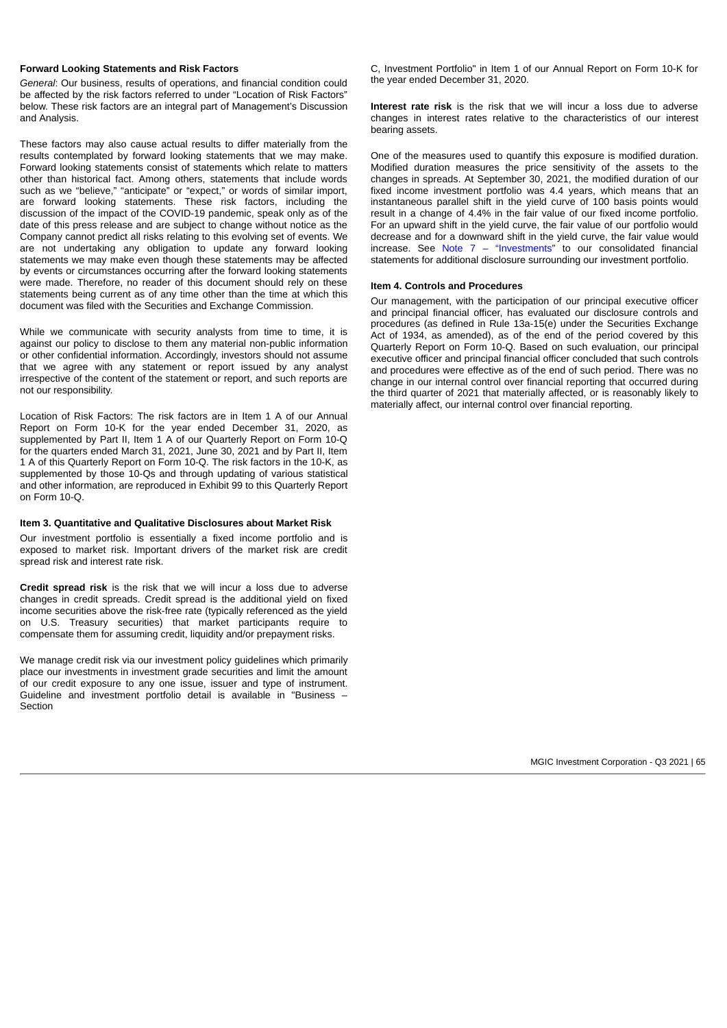#### Forward Looking Statements and Risk Factors

*General*: Our business, results of operations, and financial condition could be affected by the risk factors referred to under "Location of Risk Factors" below. These risk factors are an integral part of Management's Discussion and Analysis.

These factors may also cause actual results to differ materially from the results contemplated by forward looking statements that we may make. Forward looking statements consist of statements which relate to matters other than historical fact. Among others, statements that include words such as we "believe," "anticipate" or "expect," or words of similar import, are forward looking statements. These risk factors, including the discussion of the impact of the COVID-19 pandemic, speak only as of the date of this press release and are subject to change without notice as the Company cannot predict all risks relating to this evolving set of events. We are not undertaking any obligation to update any forward looking statements we may make even though these statements may be affected by events or circumstances occurring after the forward looking statements were made. Therefore, no reader of this document should rely on these statements being current as of any time other than the time at which this document was filed with the Securities and Exchange Commission.

While we communicate with security analysts from time to time, it is against our policy to disclose to them any material non-public information or other confidential information. Accordingly, investors should not assume that we agree with any statement or report issued by any analyst irrespective of the content of the statement or report, and such reports are not our responsibility.

Location of Risk Factors: The risk factors are in Item 1 A of our Annual Report on Form 10-K for the year ended December 31, 2020, as supplemented by Part II, Item 1 A of our Quarterly Report on Form 10-Q for the quarters ended March 31, 2021, June 30, 2021 and by Part II, Item 1 A of this Quarterly Report on Form 10-Q. The risk factors in the 10-K, as supplemented by those 10-Qs and through updating of various statistical and other information, are reproduced in Exhibit 99 to this Quarterly Report on Form 10-Q.

#### Item 3. Quantitative and Qualitative Disclosures about Market Risk

Our investment portfolio is essentially a fixed income portfolio and is exposed to market risk. Important drivers of the market risk are credit spread risk and interest rate risk.

**Credit spread risk** is the risk that we will incur a loss due to adverse changes in credit spreads. Credit spread is the additional yield on fixed income securities above the risk-free rate (typically referenced as the yield on U.S. Treasury securities) that market participants require to compensate them for assuming credit, liquidity and/or prepayment risks.

We manage credit risk via our investment policy guidelines which primarily place our investments in investment grade securities and limit the amount of our credit exposure to any one issue, issuer and type of instrument. Guideline and investment portfolio detail is available in "Business – Section C, Investment Portfolio" in Item 1 of our Annual Report on Form 10-K for the year ended December 31, 2020.

**Interest rate risk** is the risk that we will incur a loss due to adverse changes in interest rates relative to the characteristics of our interest bearing assets.

One of the measures used to quantify this exposure is modified duration. Modified duration measures the price sensitivity of the assets to the changes in spreads. At September 30, 2021, the modified duration of our fixed income investment portfolio was 4.4 years, which means that an instantaneous parallel shift in the yield curve of 100 basis points would result in a change of 4.4% in the fair value of our fixed income portfolio. For an upward shift in the yield curve, the fair value of our portfolio would decrease and for a downward shift in the yield curve, the fair value would increase. See Note 7 – "Investments" to our consolidated financial statements for additional disclosure surrounding our investment portfolio.

#### Item 4. Controls and Procedures

Our management, with the participation of our principal executive officer and principal financial officer, has evaluated our disclosure controls and procedures (as defined in Rule 13a-15(e) under the Securities Exchange Act of 1934, as amended), as of the end of the period covered by this Quarterly Report on Form 10-Q. Based on such evaluation, our principal executive officer and principal financial officer concluded that such controls and procedures were effective as of the end of such period. There was no change in our internal control over financial reporting that occurred during the third quarter of 2021 that materially affected, or is reasonably likely to materially affect, our internal control over financial reporting.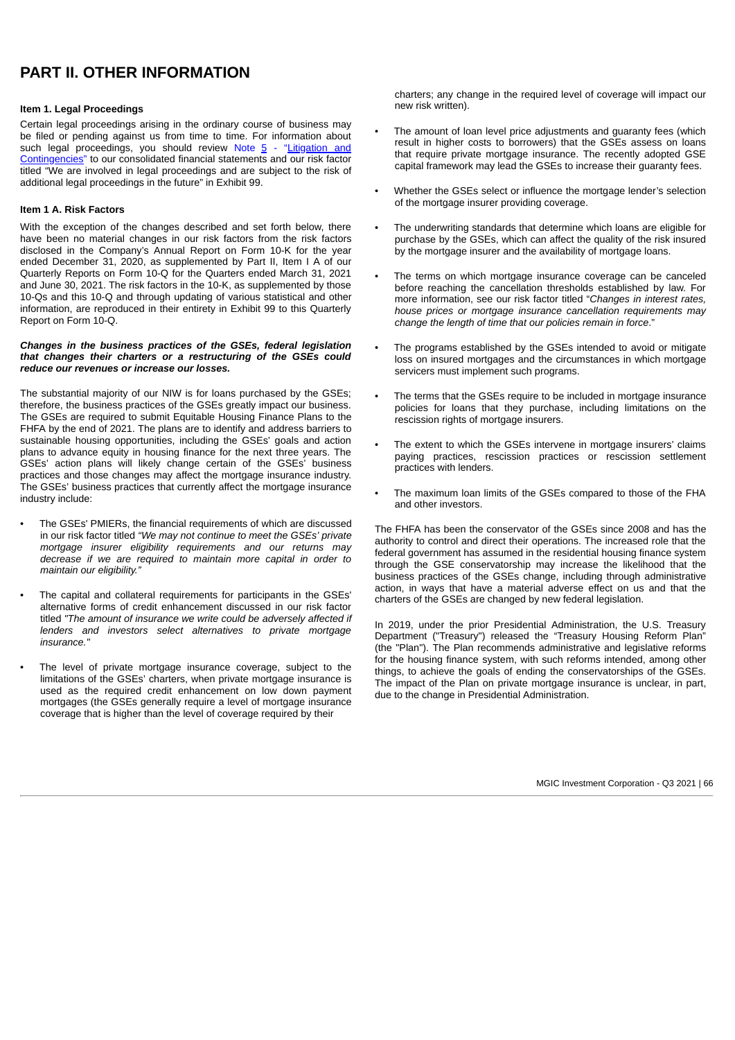# PART II. OTHER INFORMATION

### Item 1. Legal Proceedings

Certain legal proceedings arising in the ordinary course of business may be filed or pending against us from time to time. For information about such legal proceedings, you should review Note 5 - "Litigation and Contingencies" to our consolidated financial statements and our risk factor titled "We are involved in legal proceedings and are subject to the risk of additional legal proceedings in the future" in Exhibit 99.

### Item 1 A. Risk Factors

With the exception of the changes described and set forth below, there have been no material changes in our risk factors from the risk factors disclosed in the Company's Annual Report on Form 10-K for the year ended December 31, 2020, as supplemented by Part II, Item I A of our Quarterly Reports on Form 10-Q for the Quarters ended March 31, 2021 and June 30, 2021. The risk factors in the 10-K, as supplemented by those 10-Qs and this 10-Q and through updating of various statistical and other information, are reproduced in their entirety in Exhibit 99 to this Quarterly Report on Form 10-Q.

***Changes in the business practices of the GSEs, federal legislation that changes their charters or a restructuring of the GSEs could reduce our revenues or increase our losses.***

The substantial majority of our NIW is for loans purchased by the GSEs; therefore, the business practices of the GSEs greatly impact our business. The GSEs are required to submit Equitable Housing Finance Plans to the FHFA by the end of 2021. The plans are to identify and address barriers to sustainable housing opportunities, including the GSEs' goals and action plans to advance equity in housing finance for the next three years. The GSEs' action plans will likely change certain of the GSEs' business practices and those changes may affect the mortgage insurance industry. The GSEs' business practices that currently affect the mortgage insurance industry include:

- The GSEs' PMIERs, the financial requirements of which are discussed in our risk factor titled *"We may not continue to meet the GSEs' private mortgage insurer eligibility requirements and our returns may decrease if we are required to maintain more capital in order to maintain our eligibility."*
- The capital and collateral requirements for participants in the GSEs' alternative forms of credit enhancement discussed in our risk factor titled *"The amount of insurance we write could be adversely affected if lenders and investors select alternatives to private mortgage insurance."*
- The level of private mortgage insurance coverage, subject to the limitations of the GSEs' charters, when private mortgage insurance is used as the required credit enhancement on low down payment mortgages (the GSEs generally require a level of mortgage insurance coverage that is higher than the level of coverage required by their charters; any change in the required level of coverage will impact our new risk written).
- The amount of loan level price adjustments and guaranty fees (which result in higher costs to borrowers) that the GSEs assess on loans that require private mortgage insurance. The recently adopted GSE capital framework may lead the GSEs to increase their guaranty fees.
- Whether the GSEs select or influence the mortgage lender's selection of the mortgage insurer providing coverage.
- The underwriting standards that determine which loans are eligible for purchase by the GSEs, which can affect the quality of the risk insured by the mortgage insurer and the availability of mortgage loans.
- The terms on which mortgage insurance coverage can be canceled before reaching the cancellation thresholds established by law. For more information, see our risk factor titled "*Changes in interest rates, house prices or mortgage insurance cancellation requirements may change the length of time that our policies remain in force*."
- The programs established by the GSEs intended to avoid or mitigate loss on insured mortgages and the circumstances in which mortgage servicers must implement such programs.
- The terms that the GSEs require to be included in mortgage insurance policies for loans that they purchase, including limitations on the rescission rights of mortgage insurers.
- The extent to which the GSEs intervene in mortgage insurers' claims paying practices, rescission practices or rescission settlement practices with lenders.
- The maximum loan limits of the GSEs compared to those of the FHA and other investors.

The FHFA has been the conservator of the GSEs since 2008 and has the authority to control and direct their operations. The increased role that the federal government has assumed in the residential housing finance system through the GSE conservatorship may increase the likelihood that the business practices of the GSEs change, including through administrative action, in ways that have a material adverse effect on us and that the charters of the GSEs are changed by new federal legislation.

In 2019, under the prior Presidential Administration, the U.S. Treasury Department ("Treasury") released the "Treasury Housing Reform Plan" (the "Plan"). The Plan recommends administrative and legislative reforms for the housing finance system, with such reforms intended, among other things, to achieve the goals of ending the conservatorships of the GSEs. The impact of the Plan on private mortgage insurance is unclear, in part, due to the change in Presidential Administration.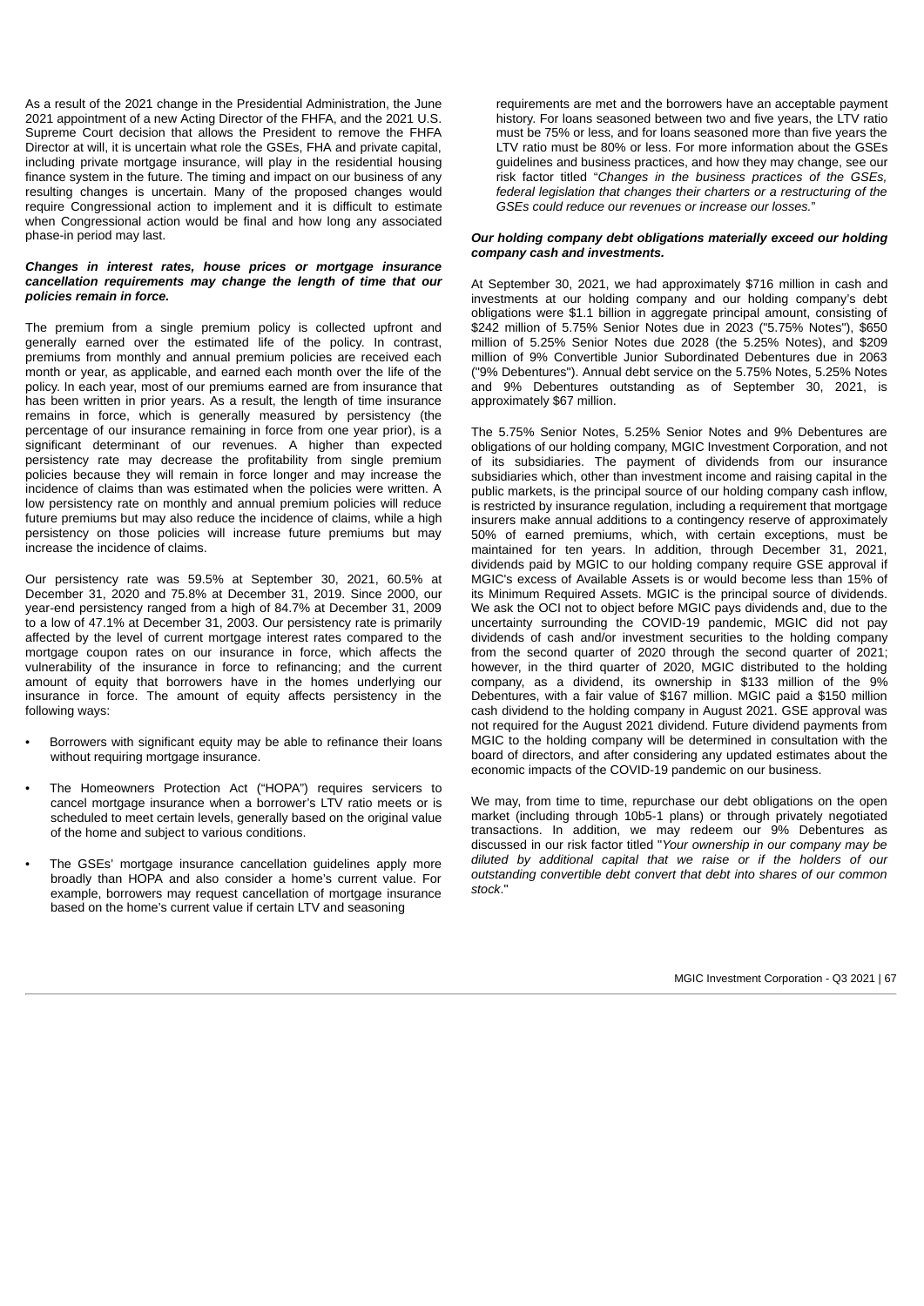As a result of the 2021 change in the Presidential Administration, the June 2021 appointment of a new Acting Director of the FHFA, and the 2021 U.S. Supreme Court decision that allows the President to remove the FHFA Director at will, it is uncertain what role the GSEs, FHA and private capital, including private mortgage insurance, will play in the residential housing finance system in the future. The timing and impact on our business of any resulting changes is uncertain. Many of the proposed changes would require Congressional action to implement and it is difficult to estimate when Congressional action would be final and how long any associated phase-in period may last.

***Changes in interest rates, house prices or mortgage insurance cancellation requirements may change the length of time that our policies remain in force.***

The premium from a single premium policy is collected upfront and generally earned over the estimated life of the policy. In contrast, premiums from monthly and annual premium policies are received each month or year, as applicable, and earned each month over the life of the policy. In each year, most of our premiums earned are from insurance that has been written in prior years. As a result, the length of time insurance remains in force, which is generally measured by persistency (the percentage of our insurance remaining in force from one year prior), is a significant determinant of our revenues. A higher than expected persistency rate may decrease the profitability from single premium policies because they will remain in force longer and may increase the incidence of claims than was estimated when the policies were written. A low persistency rate on monthly and annual premium policies will reduce future premiums but may also reduce the incidence of claims, while a high persistency on those policies will increase future premiums but may increase the incidence of claims.

Our persistency rate was 59.5% at September 30, 2021, 60.5% at December 31, 2020 and 75.8% at December 31, 2019. Since 2000, our year-end persistency ranged from a high of 84.7% at December 31, 2009 to a low of 47.1% at December 31, 2003. Our persistency rate is primarily affected by the level of current mortgage interest rates compared to the mortgage coupon rates on our insurance in force, which affects the vulnerability of the insurance in force to refinancing; and the current amount of equity that borrowers have in the homes underlying our insurance in force. The amount of equity affects persistency in the following ways:

- Borrowers with significant equity may be able to refinance their loans without requiring mortgage insurance.
- The Homeowners Protection Act ("HOPA") requires servicers to cancel mortgage insurance when a borrower's LTV ratio meets or is scheduled to meet certain levels, generally based on the original value of the home and subject to various conditions.
- The GSEs' mortgage insurance cancellation guidelines apply more broadly than HOPA and also consider a home's current value. For example, borrowers may request cancellation of mortgage insurance based on the home's current value if certain LTV and seasoning requirements are met and the borrowers have an acceptable payment history. For loans seasoned between two and five years, the LTV ratio must be 75% or less, and for loans seasoned more than five years the LTV ratio must be 80% or less. For more information about the GSEs guidelines and business practices, and how they may change, see our risk factor titled "*Changes in the business practices of the GSEs, federal legislation that changes their charters or a restructuring of the GSEs could reduce our revenues or increase our losses.*"

***Our holding company debt obligations materially exceed our holding company cash and investments.***

At September 30, 2021, we had approximately $716 million in cash and investments at our holding company and our holding company's debt obligations were $1.1 billion in aggregate principal amount, consisting of $242 million of 5.75% Senior Notes due in 2023 ("5.75% Notes"), $650 million of 5.25% Senior Notes due 2028 (the 5.25% Notes), and $209 million of 9% Convertible Junior Subordinated Debentures due in 2063 ("9% Debentures"). Annual debt service on the 5.75% Notes, 5.25% Notes and 9% Debentures outstanding as of September 30, 2021, is approximately $67 million.

The 5.75% Senior Notes, 5.25% Senior Notes and 9% Debentures are obligations of our holding company, MGIC Investment Corporation, and not of its subsidiaries. The payment of dividends from our insurance subsidiaries which, other than investment income and raising capital in the public markets, is the principal source of our holding company cash inflow, is restricted by insurance regulation, including a requirement that mortgage insurers make annual additions to a contingency reserve of approximately 50% of earned premiums, which, with certain exceptions, must be maintained for ten years. In addition, through December 31, 2021, dividends paid by MGIC to our holding company require GSE approval if MGIC's excess of Available Assets is or would become less than 15% of its Minimum Required Assets. MGIC is the principal source of dividends. We ask the OCI not to object before MGIC pays dividends and, due to the uncertainty surrounding the COVID-19 pandemic, MGIC did not pay dividends of cash and/or investment securities to the holding company from the second quarter of 2020 through the second quarter of 2021; however, in the third quarter of 2020, MGIC distributed to the holding company, as a dividend, its ownership in $133 million of the 9% Debentures, with a fair value of $167 million. MGIC paid a $150 million cash dividend to the holding company in August 2021. GSE approval was not required for the August 2021 dividend. Future dividend payments from MGIC to the holding company will be determined in consultation with the board of directors, and after considering any updated estimates about the economic impacts of the COVID-19 pandemic on our business.

We may, from time to time, repurchase our debt obligations on the open market (including through 10b5-1 plans) or through privately negotiated transactions. In addition, we may redeem our 9% Debentures as discussed in our risk factor titled "*Your ownership in our company may be diluted by additional capital that we raise or if the holders of our outstanding convertible debt convert that debt into shares of our common stock*."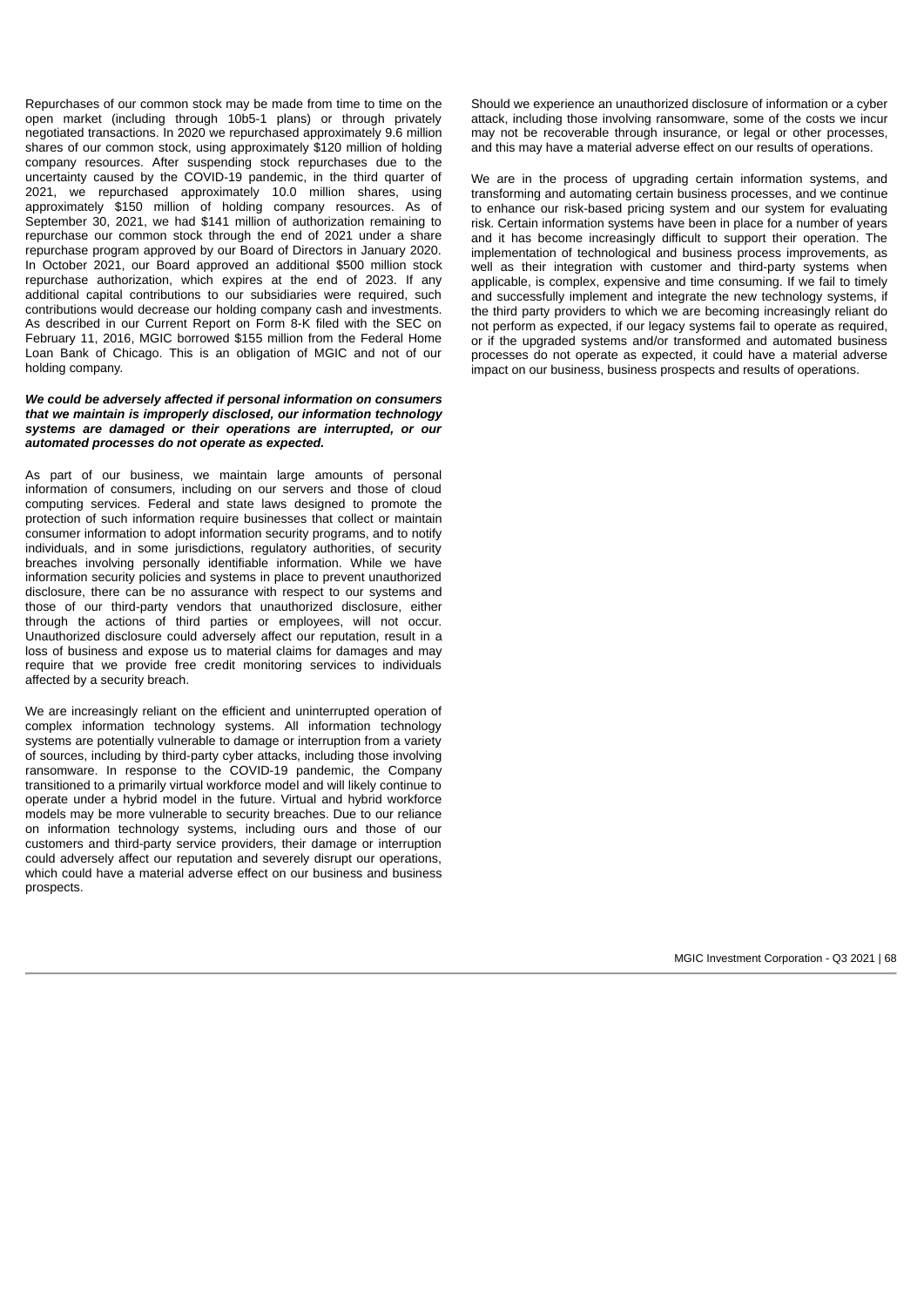Repurchases of our common stock may be made from time to time on the open market (including through 10b5-1 plans) or through privately negotiated transactions. In 2020 we repurchased approximately 9.6 million shares of our common stock, using approximately $120 million of holding company resources. After suspending stock repurchases due to the uncertainty caused by the COVID-19 pandemic, in the third quarter of 2021, we repurchased approximately 10.0 million shares, using approximately $150 million of holding company resources. As of September 30, 2021, we had $141 million of authorization remaining to repurchase our common stock through the end of 2021 under a share repurchase program approved by our Board of Directors in January 2020. In October 2021, our Board approved an additional $500 million stock repurchase authorization, which expires at the end of 2023. If any additional capital contributions to our subsidiaries were required, such contributions would decrease our holding company cash and investments. As described in our Current Report on Form 8-K filed with the SEC on February 11, 2016, MGIC borrowed $155 million from the Federal Home Loan Bank of Chicago. This is an obligation of MGIC and not of our holding company.

***We could be adversely affected if personal information on consumers that we maintain is improperly disclosed, our information technology systems are damaged or their operations are interrupted, or our automated processes do not operate as expected.***

As part of our business, we maintain large amounts of personal information of consumers, including on our servers and those of cloud computing services. Federal and state laws designed to promote the protection of such information require businesses that collect or maintain consumer information to adopt information security programs, and to notify individuals, and in some jurisdictions, regulatory authorities, of security breaches involving personally identifiable information. While we have information security policies and systems in place to prevent unauthorized disclosure, there can be no assurance with respect to our systems and those of our third-party vendors that unauthorized disclosure, either through the actions of third parties or employees, will not occur. Unauthorized disclosure could adversely affect our reputation, result in a loss of business and expose us to material claims for damages and may require that we provide free credit monitoring services to individuals affected by a security breach.

We are increasingly reliant on the efficient and uninterrupted operation of complex information technology systems. All information technology systems are potentially vulnerable to damage or interruption from a variety of sources, including by third-party cyber attacks, including those involving ransomware. In response to the COVID-19 pandemic, the Company transitioned to a primarily virtual workforce model and will likely continue to operate under a hybrid model in the future. Virtual and hybrid workforce models may be more vulnerable to security breaches. Due to our reliance on information technology systems, including ours and those of our customers and third-party service providers, their damage or interruption could adversely affect our reputation and severely disrupt our operations, which could have a material adverse effect on our business and business prospects.

Should we experience an unauthorized disclosure of information or a cyber attack, including those involving ransomware, some of the costs we incur may not be recoverable through insurance, or legal or other processes, and this may have a material adverse effect on our results of operations.

We are in the process of upgrading certain information systems, and transforming and automating certain business processes, and we continue to enhance our risk-based pricing system and our system for evaluating risk. Certain information systems have been in place for a number of years and it has become increasingly difficult to support their operation. The implementation of technological and business process improvements, as well as their integration with customer and third-party systems when applicable, is complex, expensive and time consuming. If we fail to timely and successfully implement and integrate the new technology systems, if the third party providers to which we are becoming increasingly reliant do not perform as expected, if our legacy systems fail to operate as required, or if the upgraded systems and/or transformed and automated business processes do not operate as expected, it could have a material adverse impact on our business, business prospects and results of operations.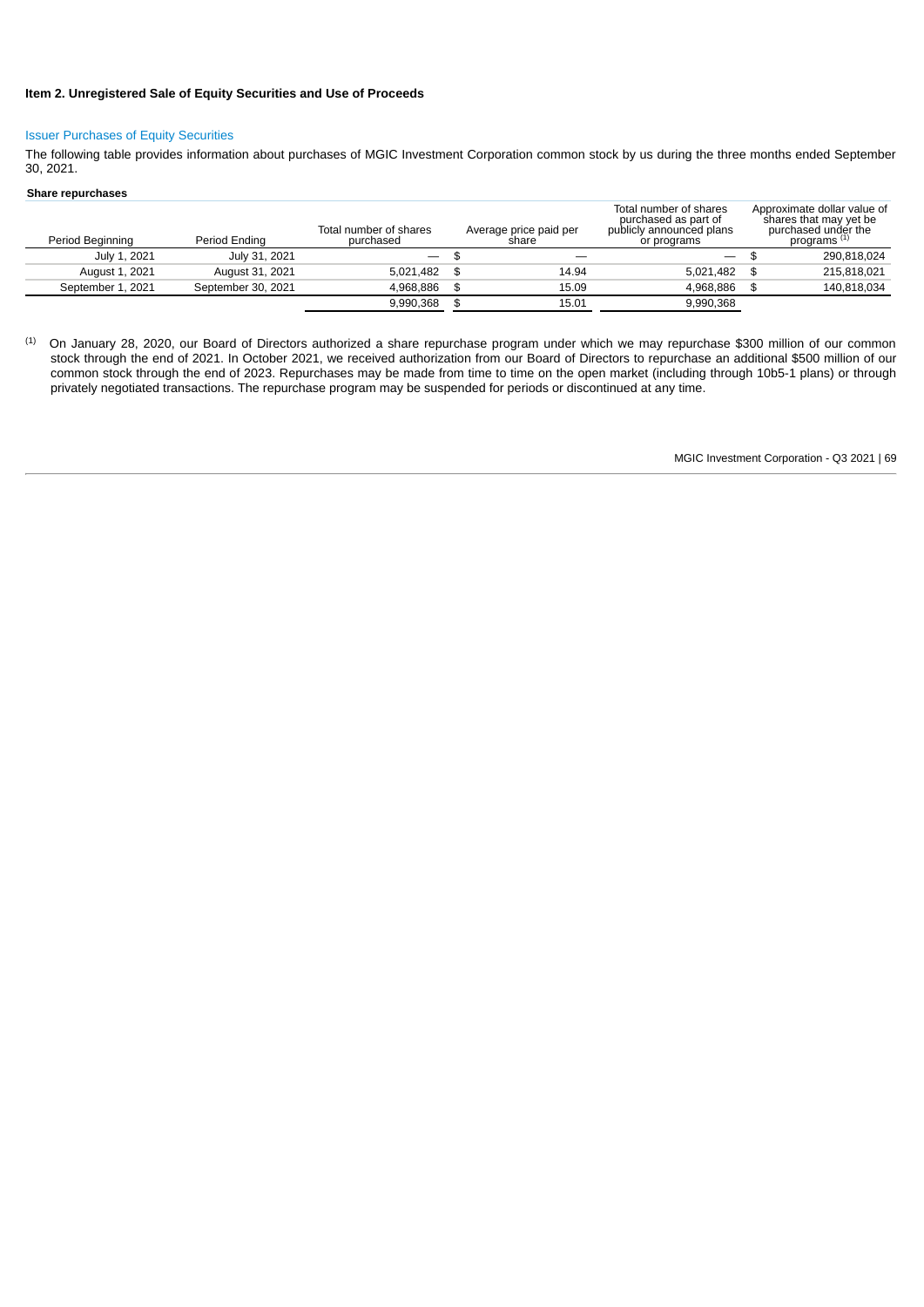### Item 2. Unregistered Sale of Equity Securities and Use of Proceeds

#### Issuer Purchases of Equity Securities

The following table provides information about purchases of MGIC Investment Corporation common stock by us during the three months ended September 30, 2021.

**Share repurchases**

| Period Beginning | Period Ending | Total number of shares purchased | Average price paid per share | Total number of shares purchased as part of publicly announced plans or programs | Approximate dollar value of shares that may yet be purchased under the programs [(1)] |
|---|---|---|---|---|---|
| July 1, 2021 | July 31, 2021 | — | $ — | — | $ 290,818,024 |
| August 1, 2021 | August 31, 2021 | 5,021,482 | $ 14.94 | 5,021,482 | $ 215,818,021 |
| September 1, 2021 | September 30, 2021 | 4,968,886 | $ 15.09 | 4,968,886 | $ 140,818,034 |
| | | 9,990,368 | $ 15.01 | 9,990,368 | |

(1) On January 28, 2020, our Board of Directors authorized a share repurchase program under which we may repurchase $300 million of our common stock through the end of 2021. In October 2021, we received authorization from our Board of Directors to repurchase an additional $500 million of our common stock through the end of 2023. Repurchases may be made from time to time on the open market (including through 10b5-1 plans) or through privately negotiated transactions. The repurchase program may be suspended for periods or discontinued at any time.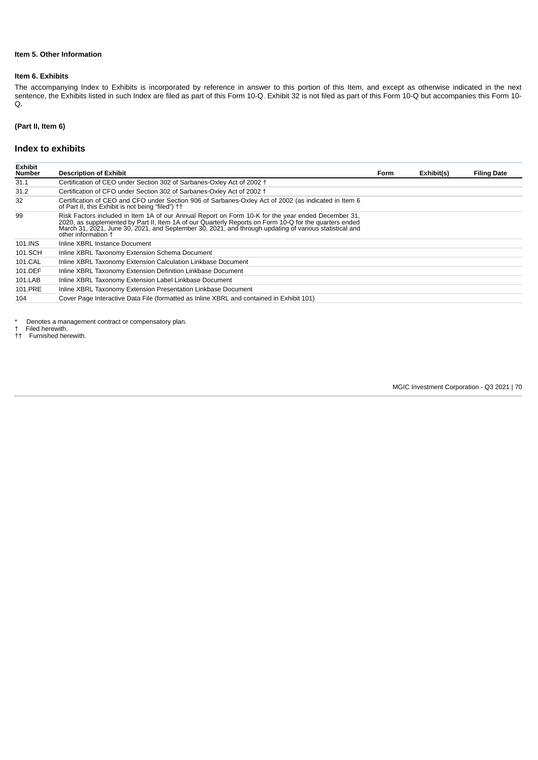#### Item 5. Other Information

#### Item 6. Exhibits

The accompanying Index to Exhibits is incorporated by reference in answer to this portion of this Item, and except as otherwise indicated in the next sentence, the Exhibits listed in such Index are filed as part of this Form 10-Q. Exhibit 32 is not filed as part of this Form 10-Q but accompanies this Form 10-Q.

**(Part II, Item 6)**

## Index to exhibits

| Exhibit Number | Description of Exhibit | Form | Exhibit(s) | Filing Date |
|---|---|---|---|---|
| 31.1 | Certification of CEO under Section 302 of Sarbanes-Oxley Act of 2002 † | | | |
| 31.2 | Certification of CFO under Section 302 of Sarbanes-Oxley Act of 2002 † | | | |
| 32 | Certification of CEO and CFO under Section 906 of Sarbanes-Oxley Act of 2002 (as indicated in Item 6 of Part II, this Exhibit is not being "filed") †† | | | |
| 99 | Risk Factors included in Item 1A of our Annual Report on Form 10-K for the year ended December 31, 2020, as supplemented by Part II, Item 1A of our Quarterly Reports on Form 10-Q for the quarters ended March 31, 2021, June 30, 2021, and September 30, 2021, and through updating of various statistical and other information † | | | |
| 101.INS | Inline XBRL Instance Document | | | |
| 101.SCH | Inline XBRL Taxonomy Extension Schema Document | | | |
| 101.CAL | Inline XBRL Taxonomy Extension Calculation Linkbase Document | | | |
| 101.DEF | Inline XBRL Taxonomy Extension Definition Linkbase Document | | | |
| 101.LAB | Inline XBRL Taxonomy Extension Label Linkbase Document | | | |
| 101.PRE | Inline XBRL Taxonomy Extension Presentation Linkbase Document | | | |
| 104 | Cover Page Interactive Data File (formatted as Inline XBRL and contained in Exhibit 101) | | | |

\* Denotes a management contract or compensatory plan.
† Filed herewith.
†† Furnished herewith.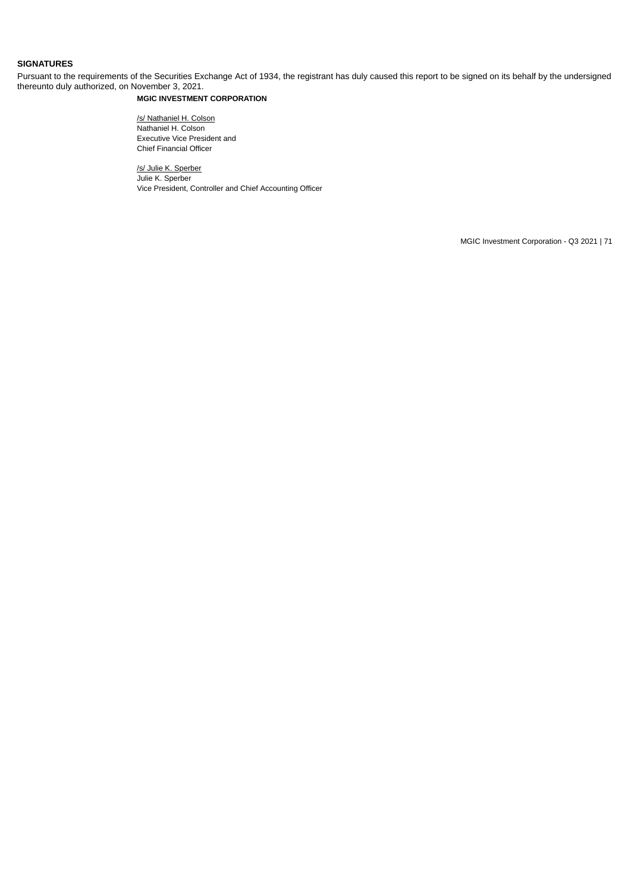## SIGNATURES

Pursuant to the requirements of the Securities Exchange Act of 1934, the registrant has duly caused this report to be signed on its behalf by the undersigned thereunto duly authorized, on November 3, 2021.

**MGIC INVESTMENT CORPORATION**

/s/ Nathaniel H. Colson
Nathaniel H. Colson
Executive Vice President and
Chief Financial Officer

/s/ Julie K. Sperber
Julie K. Sperber
Vice President, Controller and Chief Accounting Officer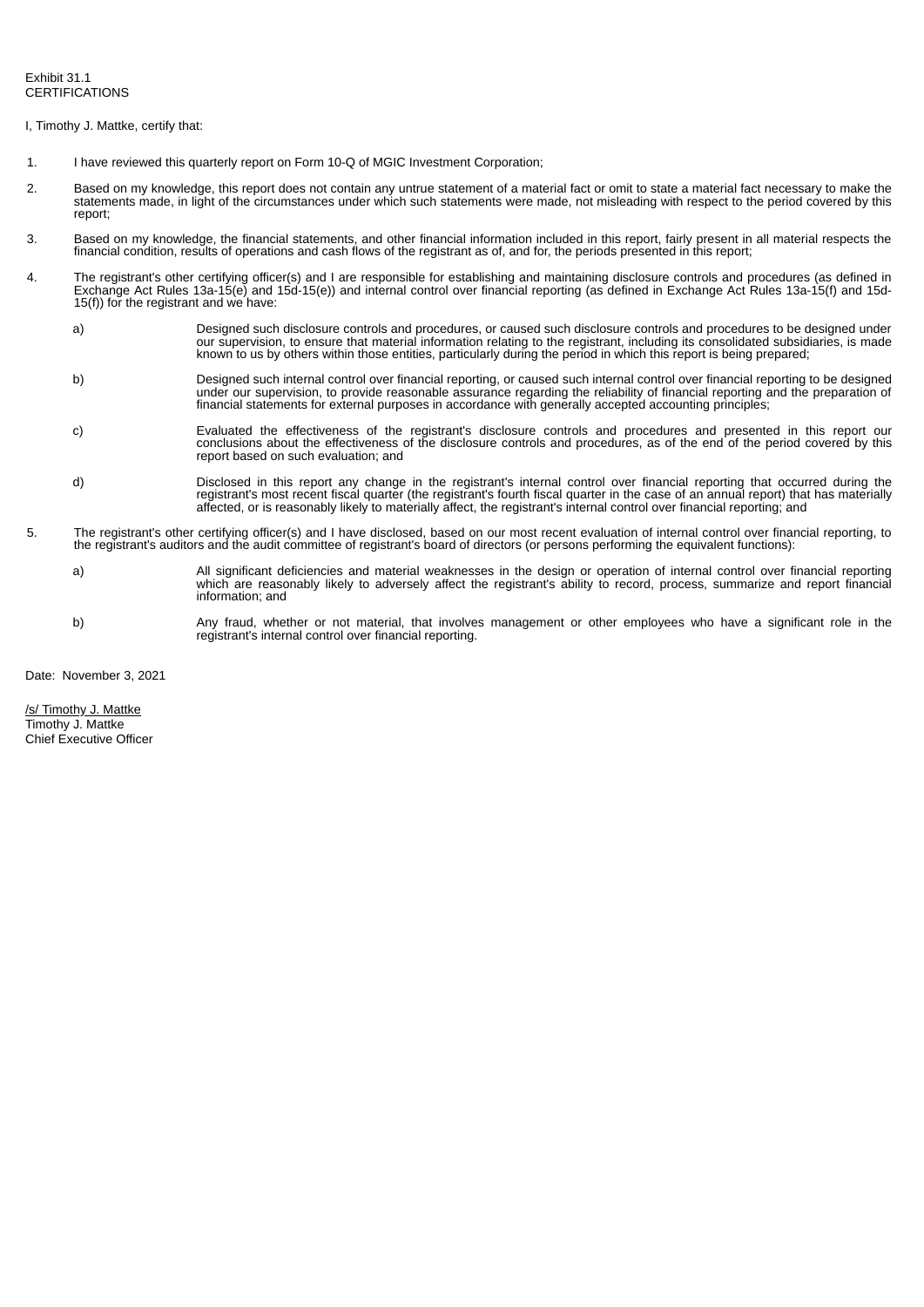Exhibit 31.1
CERTIFICATIONS

I, Timothy J. Mattke, certify that:

1. I have reviewed this quarterly report on Form 10-Q of MGIC Investment Corporation;

2. Based on my knowledge, this report does not contain any untrue statement of a material fact or omit to state a material fact necessary to make the statements made, in light of the circumstances under which such statements were made, not misleading with respect to the period covered by this report;

3. Based on my knowledge, the financial statements, and other financial information included in this report, fairly present in all material respects the financial condition, results of operations and cash flows of the registrant as of, and for, the periods presented in this report;

4. The registrant's other certifying officer(s) and I are responsible for establishing and maintaining disclosure controls and procedures (as defined in Exchange Act Rules 13a-15(e) and 15d-15(e)) and internal control over financial reporting (as defined in Exchange Act Rules 13a-15(f) and 15d-15(f)) for the registrant and we have:

   a) Designed such disclosure controls and procedures, or caused such disclosure controls and procedures to be designed under our supervision, to ensure that material information relating to the registrant, including its consolidated subsidiaries, is made known to us by others within those entities, particularly during the period in which this report is being prepared;

   b) Designed such internal control over financial reporting, or caused such internal control over financial reporting to be designed under our supervision, to provide reasonable assurance regarding the reliability of financial reporting and the preparation of financial statements for external purposes in accordance with generally accepted accounting principles;

   c) Evaluated the effectiveness of the registrant's disclosure controls and procedures and presented in this report our conclusions about the effectiveness of the disclosure controls and procedures, as of the end of the period covered by this report based on such evaluation; and

   d) Disclosed in this report any change in the registrant's internal control over financial reporting that occurred during the registrant's most recent fiscal quarter (the registrant's fourth fiscal quarter in the case of an annual report) that has materially affected, or is reasonably likely to materially affect, the registrant's internal control over financial reporting; and

5. The registrant's other certifying officer(s) and I have disclosed, based on our most recent evaluation of internal control over financial reporting, to the registrant's auditors and the audit committee of registrant's board of directors (or persons performing the equivalent functions):

   a) All significant deficiencies and material weaknesses in the design or operation of internal control over financial reporting which are reasonably likely to adversely affect the registrant's ability to record, process, summarize and report financial information; and

   b) Any fraud, whether or not material, that involves management or other employees who have a significant role in the registrant's internal control over financial reporting.

Date: November 3, 2021

/s/ Timothy J. Mattke
Timothy J. Mattke
Chief Executive Officer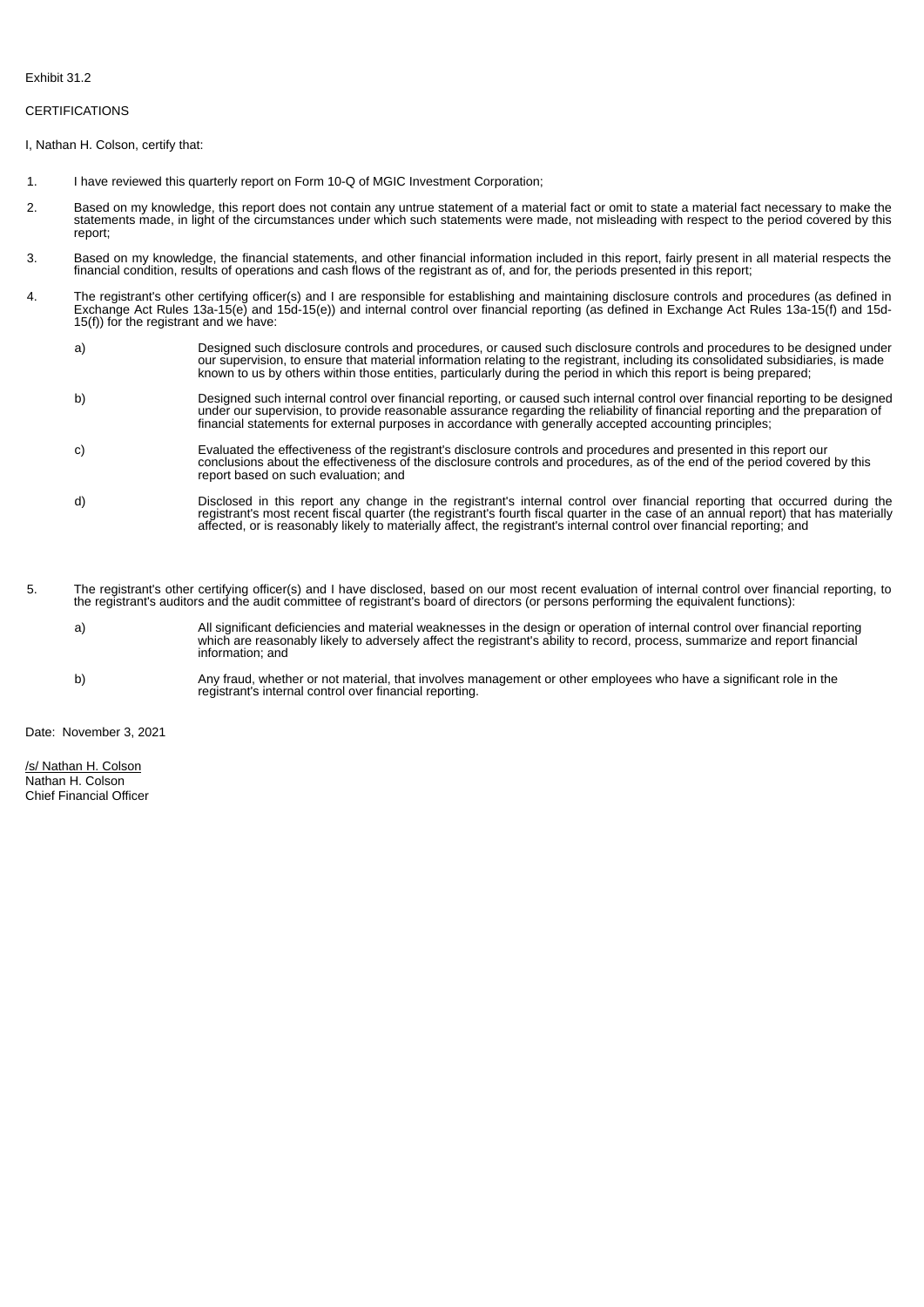Exhibit 31.2

CERTIFICATIONS

I, Nathan H. Colson, certify that:

1. I have reviewed this quarterly report on Form 10-Q of MGIC Investment Corporation;

2. Based on my knowledge, this report does not contain any untrue statement of a material fact or omit to state a material fact necessary to make the statements made, in light of the circumstances under which such statements were made, not misleading with respect to the period covered by this report;

3. Based on my knowledge, the financial statements, and other financial information included in this report, fairly present in all material respects the financial condition, results of operations and cash flows of the registrant as of, and for, the periods presented in this report;

4. The registrant's other certifying officer(s) and I are responsible for establishing and maintaining disclosure controls and procedures (as defined in Exchange Act Rules 13a-15(e) and 15d-15(e)) and internal control over financial reporting (as defined in Exchange Act Rules 13a-15(f) and 15d-15(f)) for the registrant and we have:

   a) Designed such disclosure controls and procedures, or caused such disclosure controls and procedures to be designed under our supervision, to ensure that material information relating to the registrant, including its consolidated subsidiaries, is made known to us by others within those entities, particularly during the period in which this report is being prepared;

   b) Designed such internal control over financial reporting, or caused such internal control over financial reporting to be designed under our supervision, to provide reasonable assurance regarding the reliability of financial reporting and the preparation of financial statements for external purposes in accordance with generally accepted accounting principles;

   c) Evaluated the effectiveness of the registrant's disclosure controls and procedures and presented in this report our conclusions about the effectiveness of the disclosure controls and procedures, as of the end of the period covered by this report based on such evaluation; and

   d) Disclosed in this report any change in the registrant's internal control over financial reporting that occurred during the registrant's most recent fiscal quarter (the registrant's fourth fiscal quarter in the case of an annual report) that has materially affected, or is reasonably likely to materially affect, the registrant's internal control over financial reporting; and

5. The registrant's other certifying officer(s) and I have disclosed, based on our most recent evaluation of internal control over financial reporting, to the registrant's auditors and the audit committee of registrant's board of directors (or persons performing the equivalent functions):

   a) All significant deficiencies and material weaknesses in the design or operation of internal control over financial reporting which are reasonably likely to adversely affect the registrant's ability to record, process, summarize and report financial information; and

   b) Any fraud, whether or not material, that involves management or other employees who have a significant role in the registrant's internal control over financial reporting.

Date: November 3, 2021

/s/ Nathan H. Colson
Nathan H. Colson
Chief Financial Officer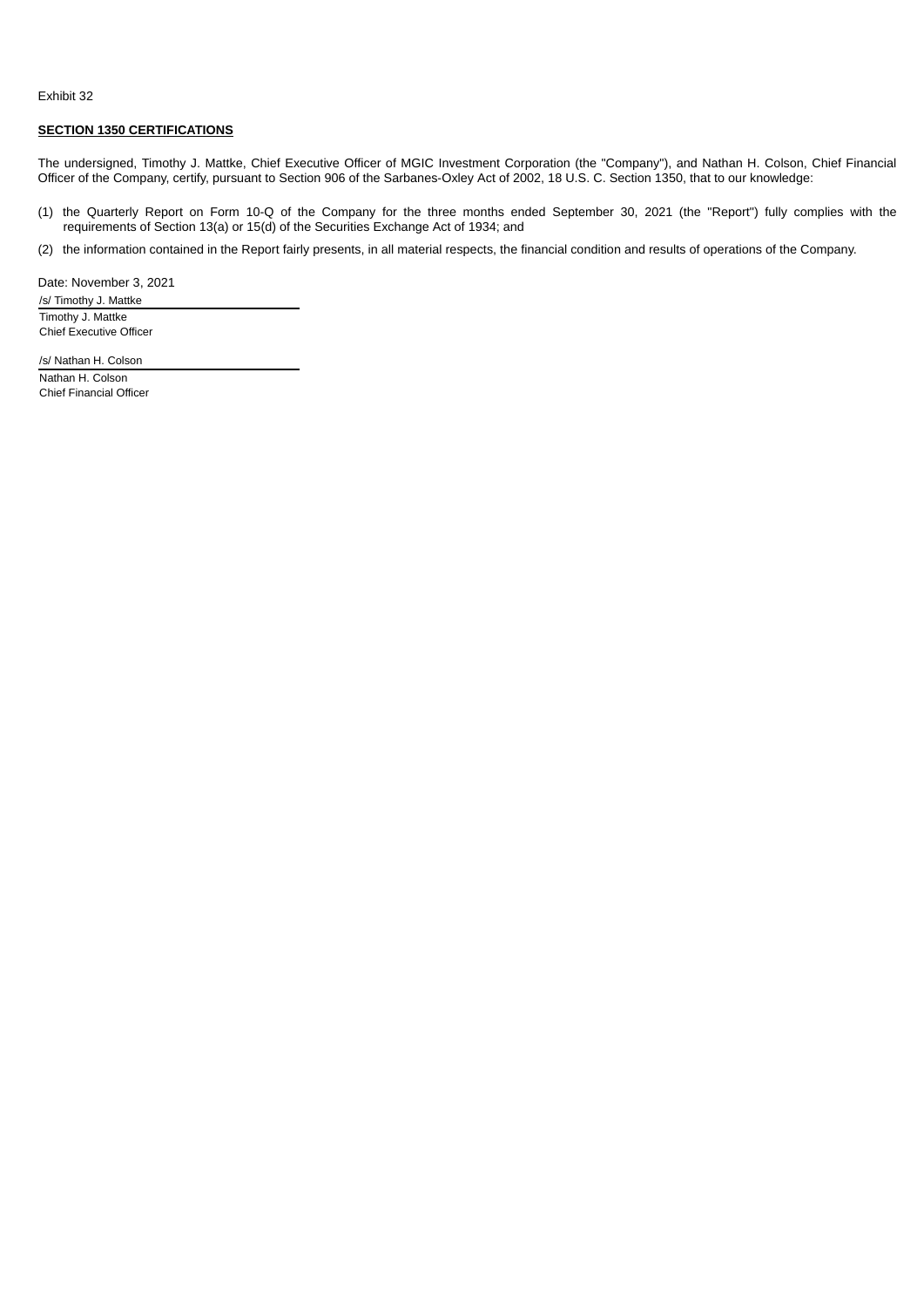Exhibit 32

**SECTION 1350 CERTIFICATIONS**

The undersigned, Timothy J. Mattke, Chief Executive Officer of MGIC Investment Corporation (the "Company"), and Nathan H. Colson, Chief Financial Officer of the Company, certify, pursuant to Section 906 of the Sarbanes-Oxley Act of 2002, 18 U.S. C. Section 1350, that to our knowledge:

(1) the Quarterly Report on Form 10-Q of the Company for the three months ended September 30, 2021 (the "Report") fully complies with the requirements of Section 13(a) or 15(d) of the Securities Exchange Act of 1934; and

(2) the information contained in the Report fairly presents, in all material respects, the financial condition and results of operations of the Company.

Date: November 3, 2021

/s/ Timothy J. Mattke

Timothy J. Mattke
Chief Executive Officer

/s/ Nathan H. Colson

Nathan H. Colson
Chief Financial Officer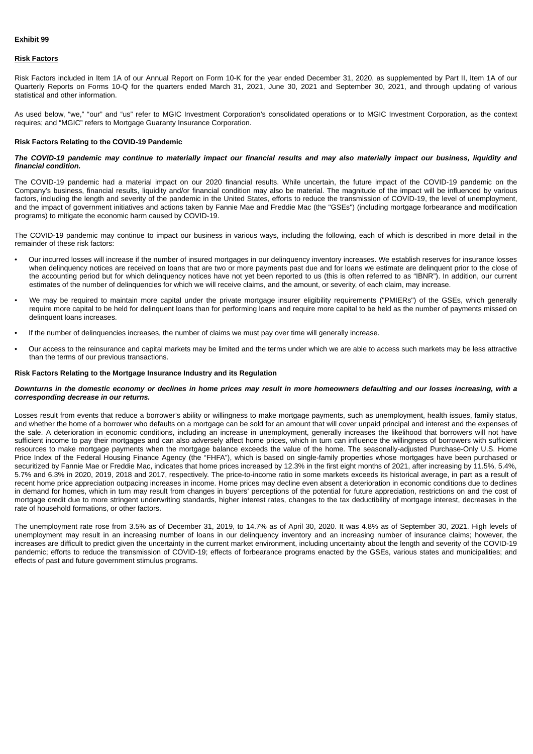**Exhibit 99**

**Risk Factors**

Risk Factors included in Item 1A of our Annual Report on Form 10-K for the year ended December 31, 2020, as supplemented by Part II, Item 1A of our Quarterly Reports on Forms 10-Q for the quarters ended March 31, 2021, June 30, 2021 and September 30, 2021, and through updating of various statistical and other information.

As used below, "we," "our" and "us" refer to MGIC Investment Corporation's consolidated operations or to MGIC Investment Corporation, as the context requires; and "MGIC" refers to Mortgage Guaranty Insurance Corporation.

**Risk Factors Relating to the COVID-19 Pandemic**

***The COVID-19 pandemic may continue to materially impact our financial results and may also materially impact our business, liquidity and financial condition.***

The COVID-19 pandemic had a material impact on our 2020 financial results. While uncertain, the future impact of the COVID-19 pandemic on the Company's business, financial results, liquidity and/or financial condition may also be material. The magnitude of the impact will be influenced by various factors, including the length and severity of the pandemic in the United States, efforts to reduce the transmission of COVID-19, the level of unemployment, and the impact of government initiatives and actions taken by Fannie Mae and Freddie Mac (the "GSEs") (including mortgage forbearance and modification programs) to mitigate the economic harm caused by COVID-19.

The COVID-19 pandemic may continue to impact our business in various ways, including the following, each of which is described in more detail in the remainder of these risk factors:

- Our incurred losses will increase if the number of insured mortgages in our delinquency inventory increases. We establish reserves for insurance losses when delinquency notices are received on loans that are two or more payments past due and for loans we estimate are delinquent prior to the close of the accounting period but for which delinquency notices have not yet been reported to us (this is often referred to as "IBNR"). In addition, our current estimates of the number of delinquencies for which we will receive claims, and the amount, or severity, of each claim, may increase.
- We may be required to maintain more capital under the private mortgage insurer eligibility requirements ("PMIERs") of the GSEs, which generally require more capital to be held for delinquent loans than for performing loans and require more capital to be held as the number of payments missed on delinquent loans increases.
- If the number of delinquencies increases, the number of claims we must pay over time will generally increase.
- Our access to the reinsurance and capital markets may be limited and the terms under which we are able to access such markets may be less attractive than the terms of our previous transactions.

**Risk Factors Relating to the Mortgage Insurance Industry and its Regulation**

***Downturns in the domestic economy or declines in home prices may result in more homeowners defaulting and our losses increasing, with a corresponding decrease in our returns.***

Losses result from events that reduce a borrower's ability or willingness to make mortgage payments, such as unemployment, health issues, family status, and whether the home of a borrower who defaults on a mortgage can be sold for an amount that will cover unpaid principal and interest and the expenses of the sale. A deterioration in economic conditions, including an increase in unemployment, generally increases the likelihood that borrowers will not have sufficient income to pay their mortgages and can also adversely affect home prices, which in turn can influence the willingness of borrowers with sufficient resources to make mortgage payments when the mortgage balance exceeds the value of the home. The seasonally-adjusted Purchase-Only U.S. Home Price Index of the Federal Housing Finance Agency (the "FHFA"), which is based on single-family properties whose mortgages have been purchased or securitized by Fannie Mae or Freddie Mac, indicates that home prices increased by 12.3% in the first eight months of 2021, after increasing by 11.5%, 5.4%, 5.7% and 6.3% in 2020, 2019, 2018 and 2017, respectively. The price-to-income ratio in some markets exceeds its historical average, in part as a result of recent home price appreciation outpacing increases in income. Home prices may decline even absent a deterioration in economic conditions due to declines in demand for homes, which in turn may result from changes in buyers' perceptions of the potential for future appreciation, restrictions on and the cost of mortgage credit due to more stringent underwriting standards, higher interest rates, changes to the tax deductibility of mortgage interest, decreases in the rate of household formations, or other factors.

The unemployment rate rose from 3.5% as of December 31, 2019, to 14.7% as of April 30, 2020. It was 4.8% as of September 30, 2021. High levels of unemployment may result in an increasing number of loans in our delinquency inventory and an increasing number of insurance claims; however, the increases are difficult to predict given the uncertainty in the current market environment, including uncertainty about the length and severity of the COVID-19 pandemic; efforts to reduce the transmission of COVID-19; effects of forbearance programs enacted by the GSEs, various states and municipalities; and effects of past and future government stimulus programs.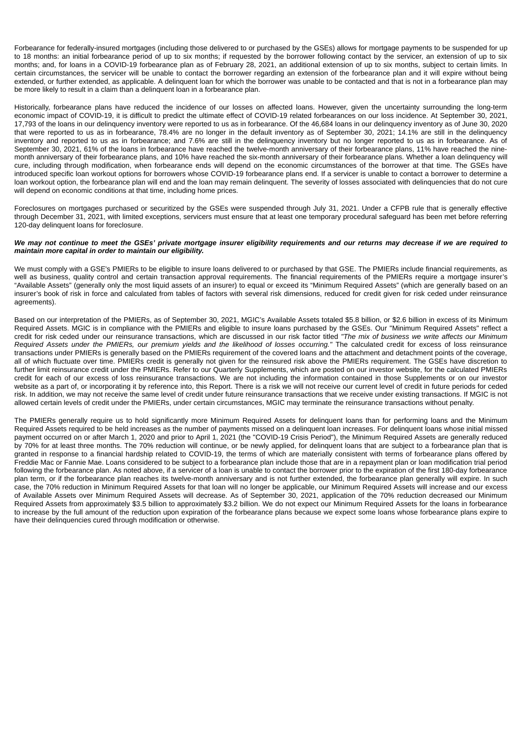Forbearance for federally-insured mortgages (including those delivered to or purchased by the GSEs) allows for mortgage payments to be suspended for up to 18 months: an initial forbearance period of up to six months; if requested by the borrower following contact by the servicer, an extension of up to six months; and, for loans in a COVID-19 forbearance plan as of February 28, 2021, an additional extension of up to six months, subject to certain limits. In certain circumstances, the servicer will be unable to contact the borrower regarding an extension of the forbearance plan and it will expire without being extended, or further extended, as applicable. A delinquent loan for which the borrower was unable to be contacted and that is not in a forbearance plan may be more likely to result in a claim than a delinquent loan in a forbearance plan.

Historically, forbearance plans have reduced the incidence of our losses on affected loans. However, given the uncertainty surrounding the long-term economic impact of COVID-19, it is difficult to predict the ultimate effect of COVID-19 related forbearances on our loss incidence. At September 30, 2021, 17,793 of the loans in our delinquency inventory were reported to us as in forbearance. Of the 46,684 loans in our delinquency inventory as of June 30, 2020 that were reported to us as in forbearance, 78.4% are no longer in the default inventory as of September 30, 2021; 14.1% are still in the delinquency inventory and reported to us as in forbearance; and 7.6% are still in the delinquency inventory but no longer reported to us as in forbearance. As of September 30, 2021, 61% of the loans in forbearance have reached the twelve-month anniversary of their forbearance plans, 11% have reached the nine-month anniversary of their forbearance plans, and 10% have reached the six-month anniversary of their forbearance plans. Whether a loan delinquency will cure, including through modification, when forbearance ends will depend on the economic circumstances of the borrower at that time. The GSEs have introduced specific loan workout options for borrowers whose COVID-19 forbearance plans end. If a servicer is unable to contact a borrower to determine a loan workout option, the forbearance plan will end and the loan may remain delinquent. The severity of losses associated with delinquencies that do not cure will depend on economic conditions at that time, including home prices.

Foreclosures on mortgages purchased or securitized by the GSEs were suspended through July 31, 2021. Under a CFPB rule that is generally effective through December 31, 2021, with limited exceptions, servicers must ensure that at least one temporary procedural safeguard has been met before referring 120-day delinquent loans for foreclosure.

***We may not continue to meet the GSEs' private mortgage insurer eligibility requirements and our returns may decrease if we are required to maintain more capital in order to maintain our eligibility.***

We must comply with a GSE's PMIERs to be eligible to insure loans delivered to or purchased by that GSE. The PMIERs include financial requirements, as well as business, quality control and certain transaction approval requirements. The financial requirements of the PMIERs require a mortgage insurer's "Available Assets" (generally only the most liquid assets of an insurer) to equal or exceed its "Minimum Required Assets" (which are generally based on an insurer's book of risk in force and calculated from tables of factors with several risk dimensions, reduced for credit given for risk ceded under reinsurance agreements).

Based on our interpretation of the PMIERs, as of September 30, 2021, MGIC's Available Assets totaled $5.8 billion, or $2.6 billion in excess of its Minimum Required Assets. MGIC is in compliance with the PMIERs and eligible to insure loans purchased by the GSEs. Our "Minimum Required Assets" reflect a credit for risk ceded under our reinsurance transactions, which are discussed in our risk factor titled *"The mix of business we write affects our Minimum Required Assets under the PMIERs, our premium yields and the likelihood of losses occurring."* The calculated credit for excess of loss reinsurance transactions under PMIERs is generally based on the PMIERs requirement of the covered loans and the attachment and detachment points of the coverage, all of which fluctuate over time. PMIERs credit is generally not given for the reinsured risk above the PMIERs requirement. The GSEs have discretion to further limit reinsurance credit under the PMIERs. Refer to our Quarterly Supplements, which are posted on our investor website, for the calculated PMIERs credit for each of our excess of loss reinsurance transactions. We are not including the information contained in those Supplements or on our investor website as a part of, or incorporating it by reference into, this Report. There is a risk we will not receive our current level of credit in future periods for ceded risk. In addition, we may not receive the same level of credit under future reinsurance transactions that we receive under existing transactions. If MGIC is not allowed certain levels of credit under the PMIERs, under certain circumstances, MGIC may terminate the reinsurance transactions without penalty.

The PMIERs generally require us to hold significantly more Minimum Required Assets for delinquent loans than for performing loans and the Minimum Required Assets required to be held increases as the number of payments missed on a delinquent loan increases. For delinquent loans whose initial missed payment occurred on or after March 1, 2020 and prior to April 1, 2021 (the "COVID-19 Crisis Period"), the Minimum Required Assets are generally reduced by 70% for at least three months. The 70% reduction will continue, or be newly applied, for delinquent loans that are subject to a forbearance plan that is granted in response to a financial hardship related to COVID-19, the terms of which are materially consistent with terms of forbearance plans offered by Freddie Mac or Fannie Mae. Loans considered to be subject to a forbearance plan include those that are in a repayment plan or loan modification trial period following the forbearance plan. As noted above, if a servicer of a loan is unable to contact the borrower prior to the expiration of the first 180-day forbearance plan term, or if the forbearance plan reaches its twelve-month anniversary and is not further extended, the forbearance plan generally will expire. In such case, the 70% reduction in Minimum Required Assets for that loan will no longer be applicable, our Minimum Required Assets will increase and our excess of Available Assets over Minimum Required Assets will decrease. As of September 30, 2021, application of the 70% reduction decreased our Minimum Required Assets from approximately $3.5 billion to approximately $3.2 billion. We do not expect our Minimum Required Assets for the loans in forbearance to increase by the full amount of the reduction upon expiration of the forbearance plans because we expect some loans whose forbearance plans expire to have their delinquencies cured through modification or otherwise.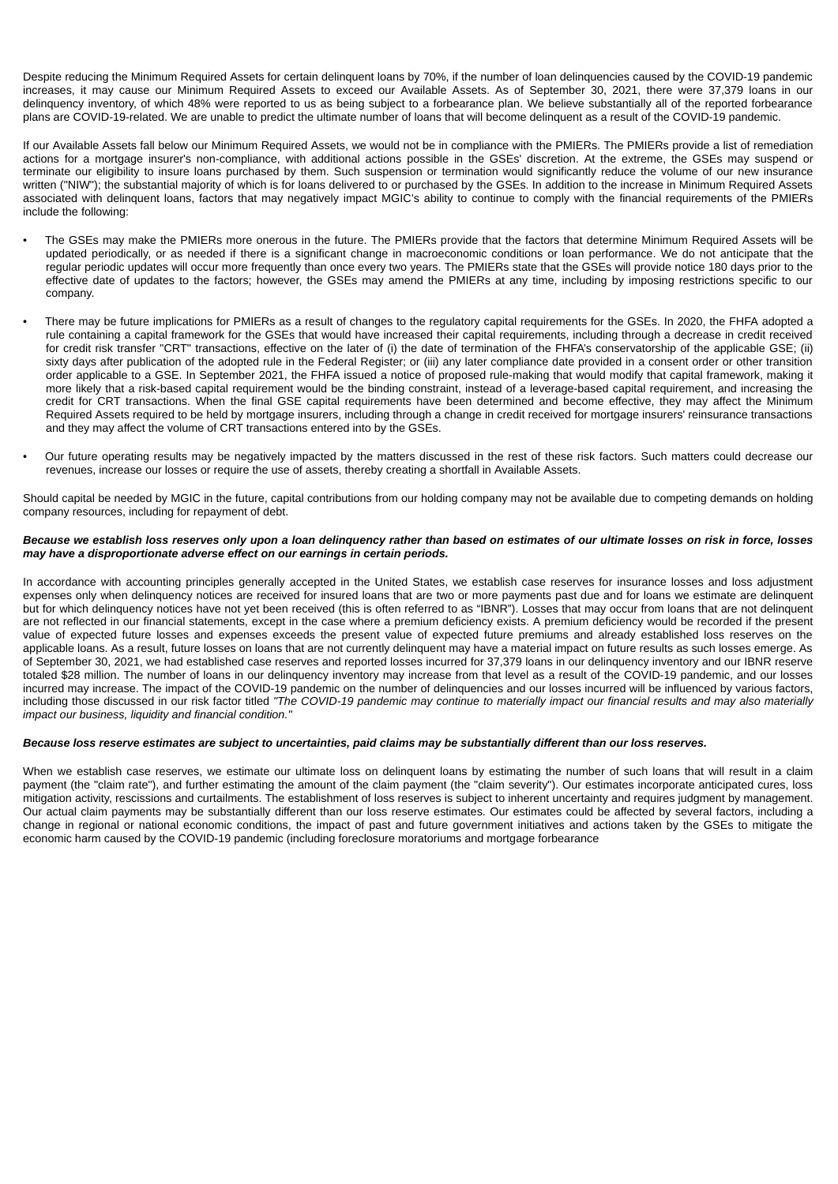Despite reducing the Minimum Required Assets for certain delinquent loans by 70%, if the number of loan delinquencies caused by the COVID-19 pandemic increases, it may cause our Minimum Required Assets to exceed our Available Assets. As of September 30, 2021, there were 37,379 loans in our delinquency inventory, of which 48% were reported to us as being subject to a forbearance plan. We believe substantially all of the reported forbearance plans are COVID-19-related. We are unable to predict the ultimate number of loans that will become delinquent as a result of the COVID-19 pandemic.

If our Available Assets fall below our Minimum Required Assets, we would not be in compliance with the PMIERs. The PMIERs provide a list of remediation actions for a mortgage insurer's non-compliance, with additional actions possible in the GSEs' discretion. At the extreme, the GSEs may suspend or terminate our eligibility to insure loans purchased by them. Such suspension or termination would significantly reduce the volume of our new insurance written ("NIW"); the substantial majority of which is for loans delivered to or purchased by the GSEs. In addition to the increase in Minimum Required Assets associated with delinquent loans, factors that may negatively impact MGIC's ability to continue to comply with the financial requirements of the PMIERs include the following:

- The GSEs may make the PMIERs more onerous in the future. The PMIERs provide that the factors that determine Minimum Required Assets will be updated periodically, or as needed if there is a significant change in macroeconomic conditions or loan performance. We do not anticipate that the regular periodic updates will occur more frequently than once every two years. The PMIERs state that the GSEs will provide notice 180 days prior to the effective date of updates to the factors; however, the GSEs may amend the PMIERs at any time, including by imposing restrictions specific to our company.

- There may be future implications for PMIERs as a result of changes to the regulatory capital requirements for the GSEs. In 2020, the FHFA adopted a rule containing a capital framework for the GSEs that would have increased their capital requirements, including through a decrease in credit received for credit risk transfer "CRT" transactions, effective on the later of (i) the date of termination of the FHFA's conservatorship of the applicable GSE; (ii) sixty days after publication of the adopted rule in the Federal Register; or (iii) any later compliance date provided in a consent order or other transition order applicable to a GSE. In September 2021, the FHFA issued a notice of proposed rule-making that would modify that capital framework, making it more likely that a risk-based capital requirement would be the binding constraint, instead of a leverage-based capital requirement, and increasing the credit for CRT transactions. When the final GSE capital requirements have been determined and become effective, they may affect the Minimum Required Assets required to be held by mortgage insurers, including through a change in credit received for mortgage insurers' reinsurance transactions and they may affect the volume of CRT transactions entered into by the GSEs.

- Our future operating results may be negatively impacted by the matters discussed in the rest of these risk factors. Such matters could decrease our revenues, increase our losses or require the use of assets, thereby creating a shortfall in Available Assets.

Should capital be needed by MGIC in the future, capital contributions from our holding company may not be available due to competing demands on holding company resources, including for repayment of debt.

***Because we establish loss reserves only upon a loan delinquency rather than based on estimates of our ultimate losses on risk in force, losses may have a disproportionate adverse effect on our earnings in certain periods.***

In accordance with accounting principles generally accepted in the United States, we establish case reserves for insurance losses and loss adjustment expenses only when delinquency notices are received for insured loans that are two or more payments past due and for loans we estimate are delinquent but for which delinquency notices have not yet been received (this is often referred to as "IBNR"). Losses that may occur from loans that are not delinquent are not reflected in our financial statements, except in the case where a premium deficiency exists. A premium deficiency would be recorded if the present value of expected future losses and expenses exceeds the present value of expected future premiums and already established loss reserves on the applicable loans. As a result, future losses on loans that are not currently delinquent may have a material impact on future results as such losses emerge. As of September 30, 2021, we had established case reserves and reported losses incurred for 37,379 loans in our delinquency inventory and our IBNR reserve totaled $28 million. The number of loans in our delinquency inventory may increase from that level as a result of the COVID-19 pandemic, and our losses incurred may increase. The impact of the COVID-19 pandemic on the number of delinquencies and our losses incurred will be influenced by various factors, including those discussed in our risk factor titled *"The COVID-19 pandemic may continue to materially impact our financial results and may also materially impact our business, liquidity and financial condition."*

***Because loss reserve estimates are subject to uncertainties, paid claims may be substantially different than our loss reserves.***

When we establish case reserves, we estimate our ultimate loss on delinquent loans by estimating the number of such loans that will result in a claim payment (the "claim rate"), and further estimating the amount of the claim payment (the "claim severity"). Our estimates incorporate anticipated cures, loss mitigation activity, rescissions and curtailments. The establishment of loss reserves is subject to inherent uncertainty and requires judgment by management. Our actual claim payments may be substantially different than our loss reserve estimates. Our estimates could be affected by several factors, including a change in regional or national economic conditions, the impact of past and future government initiatives and actions taken by the GSEs to mitigate the economic harm caused by the COVID-19 pandemic (including foreclosure moratoriums and mortgage forbearance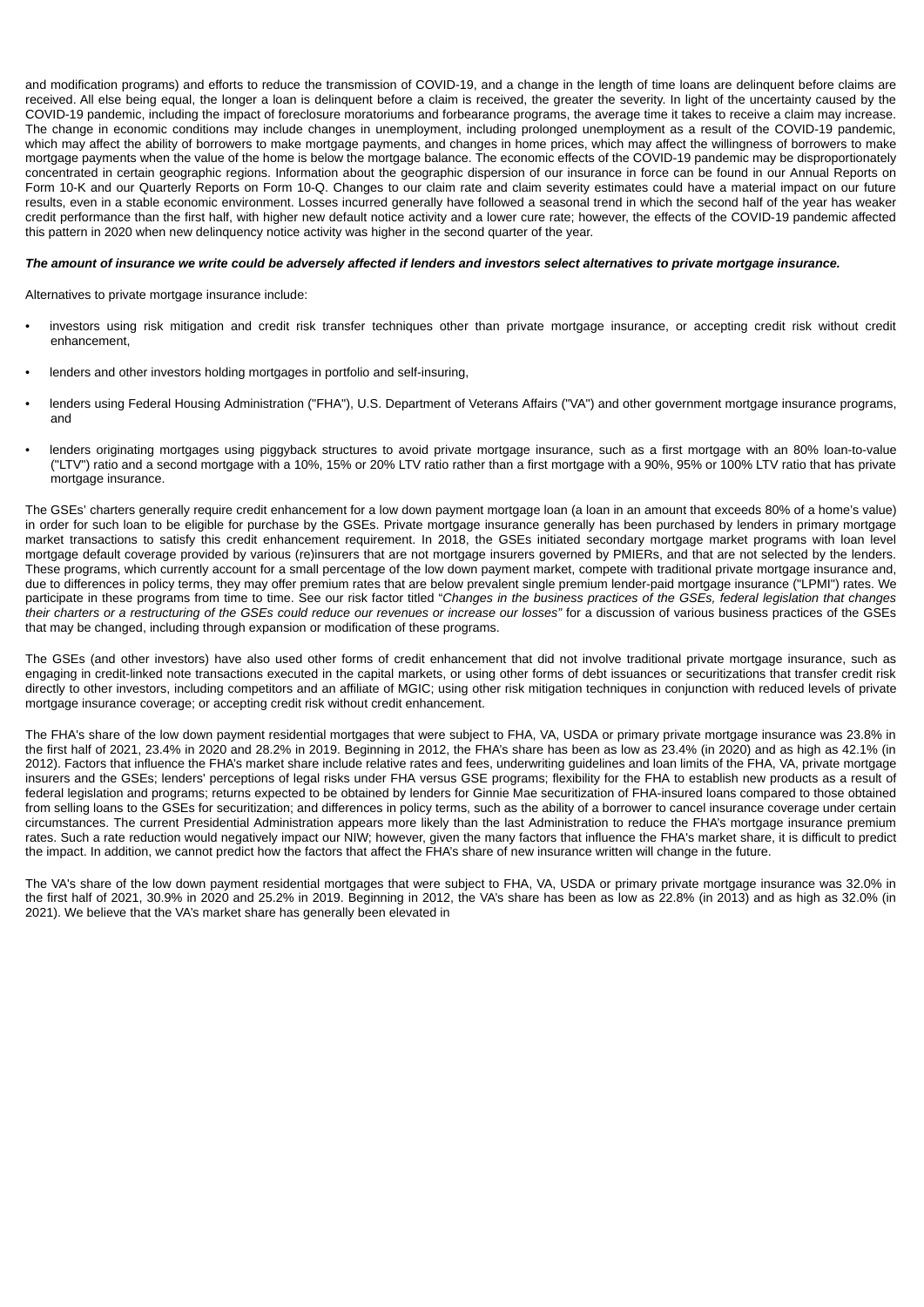and modification programs) and efforts to reduce the transmission of COVID-19, and a change in the length of time loans are delinquent before claims are received. All else being equal, the longer a loan is delinquent before a claim is received, the greater the severity. In light of the uncertainty caused by the COVID-19 pandemic, including the impact of foreclosure moratoriums and forbearance programs, the average time it takes to receive a claim may increase. The change in economic conditions may include changes in unemployment, including prolonged unemployment as a result of the COVID-19 pandemic, which may affect the ability of borrowers to make mortgage payments, and changes in home prices, which may affect the willingness of borrowers to make mortgage payments when the value of the home is below the mortgage balance. The economic effects of the COVID-19 pandemic may be disproportionately concentrated in certain geographic regions. Information about the geographic dispersion of our insurance in force can be found in our Annual Reports on Form 10-K and our Quarterly Reports on Form 10-Q. Changes to our claim rate and claim severity estimates could have a material impact on our future results, even in a stable economic environment. Losses incurred generally have followed a seasonal trend in which the second half of the year has weaker credit performance than the first half, with higher new default notice activity and a lower cure rate; however, the effects of the COVID-19 pandemic affected this pattern in 2020 when new delinquency notice activity was higher in the second quarter of the year.

***The amount of insurance we write could be adversely affected if lenders and investors select alternatives to private mortgage insurance.***

Alternatives to private mortgage insurance include:

- investors using risk mitigation and credit risk transfer techniques other than private mortgage insurance, or accepting credit risk without credit enhancement,
- lenders and other investors holding mortgages in portfolio and self-insuring,
- lenders using Federal Housing Administration ("FHA"), U.S. Department of Veterans Affairs ("VA") and other government mortgage insurance programs, and
- lenders originating mortgages using piggyback structures to avoid private mortgage insurance, such as a first mortgage with an 80% loan-to-value ("LTV") ratio and a second mortgage with a 10%, 15% or 20% LTV ratio rather than a first mortgage with a 90%, 95% or 100% LTV ratio that has private mortgage insurance.

The GSEs' charters generally require credit enhancement for a low down payment mortgage loan (a loan in an amount that exceeds 80% of a home's value) in order for such loan to be eligible for purchase by the GSEs. Private mortgage insurance generally has been purchased by lenders in primary mortgage market transactions to satisfy this credit enhancement requirement. In 2018, the GSEs initiated secondary mortgage market programs with loan level mortgage default coverage provided by various (re)insurers that are not mortgage insurers governed by PMIERs, and that are not selected by the lenders. These programs, which currently account for a small percentage of the low down payment market, compete with traditional private mortgage insurance and, due to differences in policy terms, they may offer premium rates that are below prevalent single premium lender-paid mortgage insurance ("LPMI") rates. We participate in these programs from time to time. See our risk factor titled "*Changes in the business practices of the GSEs, federal legislation that changes their charters or a restructuring of the GSEs could reduce our revenues or increase our losses*" for a discussion of various business practices of the GSEs that may be changed, including through expansion or modification of these programs.

The GSEs (and other investors) have also used other forms of credit enhancement that did not involve traditional private mortgage insurance, such as engaging in credit-linked note transactions executed in the capital markets, or using other forms of debt issuances or securitizations that transfer credit risk directly to other investors, including competitors and an affiliate of MGIC; using other risk mitigation techniques in conjunction with reduced levels of private mortgage insurance coverage; or accepting credit risk without credit enhancement.

The FHA's share of the low down payment residential mortgages that were subject to FHA, VA, USDA or primary private mortgage insurance was 23.8% in the first half of 2021, 23.4% in 2020 and 28.2% in 2019. Beginning in 2012, the FHA's share has been as low as 23.4% (in 2020) and as high as 42.1% (in 2012). Factors that influence the FHA's market share include relative rates and fees, underwriting guidelines and loan limits of the FHA, VA, private mortgage insurers and the GSEs; lenders' perceptions of legal risks under FHA versus GSE programs; flexibility for the FHA to establish new products as a result of federal legislation and programs; returns expected to be obtained by lenders for Ginnie Mae securitization of FHA-insured loans compared to those obtained from selling loans to the GSEs for securitization; and differences in policy terms, such as the ability of a borrower to cancel insurance coverage under certain circumstances. The current Presidential Administration appears more likely than the last Administration to reduce the FHA's mortgage insurance premium rates. Such a rate reduction would negatively impact our NIW; however, given the many factors that influence the FHA's market share, it is difficult to predict the impact. In addition, we cannot predict how the factors that affect the FHA's share of new insurance written will change in the future.

The VA's share of the low down payment residential mortgages that were subject to FHA, VA, USDA or primary private mortgage insurance was 32.0% in the first half of 2021, 30.9% in 2020 and 25.2% in 2019. Beginning in 2012, the VA's share has been as low as 22.8% (in 2013) and as high as 32.0% (in 2021). We believe that the VA's market share has generally been elevated in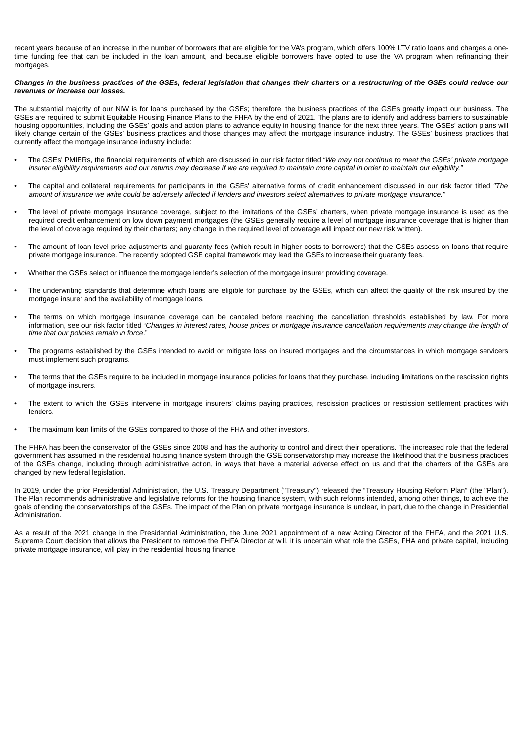recent years because of an increase in the number of borrowers that are eligible for the VA's program, which offers 100% LTV ratio loans and charges a one-time funding fee that can be included in the loan amount, and because eligible borrowers have opted to use the VA program when refinancing their mortgages.

***Changes in the business practices of the GSEs, federal legislation that changes their charters or a restructuring of the GSEs could reduce our revenues or increase our losses.***

The substantial majority of our NIW is for loans purchased by the GSEs; therefore, the business practices of the GSEs greatly impact our business. The GSEs are required to submit Equitable Housing Finance Plans to the FHFA by the end of 2021. The plans are to identify and address barriers to sustainable housing opportunities, including the GSEs' goals and action plans to advance equity in housing finance for the next three years. The GSEs' action plans will likely change certain of the GSEs' business practices and those changes may affect the mortgage insurance industry. The GSEs' business practices that currently affect the mortgage insurance industry include:

- The GSEs' PMIERs, the financial requirements of which are discussed in our risk factor titled *"We may not continue to meet the GSEs' private mortgage insurer eligibility requirements and our returns may decrease if we are required to maintain more capital in order to maintain our eligibility."*
- The capital and collateral requirements for participants in the GSEs' alternative forms of credit enhancement discussed in our risk factor titled *"The amount of insurance we write could be adversely affected if lenders and investors select alternatives to private mortgage insurance."*
- The level of private mortgage insurance coverage, subject to the limitations of the GSEs' charters, when private mortgage insurance is used as the required credit enhancement on low down payment mortgages (the GSEs generally require a level of mortgage insurance coverage that is higher than the level of coverage required by their charters; any change in the required level of coverage will impact our new risk written).
- The amount of loan level price adjustments and guaranty fees (which result in higher costs to borrowers) that the GSEs assess on loans that require private mortgage insurance. The recently adopted GSE capital framework may lead the GSEs to increase their guaranty fees.
- Whether the GSEs select or influence the mortgage lender's selection of the mortgage insurer providing coverage.
- The underwriting standards that determine which loans are eligible for purchase by the GSEs, which can affect the quality of the risk insured by the mortgage insurer and the availability of mortgage loans.
- The terms on which mortgage insurance coverage can be canceled before reaching the cancellation thresholds established by law. For more information, see our risk factor titled "*Changes in interest rates, house prices or mortgage insurance cancellation requirements may change the length of time that our policies remain in force*."
- The programs established by the GSEs intended to avoid or mitigate loss on insured mortgages and the circumstances in which mortgage servicers must implement such programs.
- The terms that the GSEs require to be included in mortgage insurance policies for loans that they purchase, including limitations on the rescission rights of mortgage insurers.
- The extent to which the GSEs intervene in mortgage insurers' claims paying practices, rescission practices or rescission settlement practices with lenders.
- The maximum loan limits of the GSEs compared to those of the FHA and other investors.

The FHFA has been the conservator of the GSEs since 2008 and has the authority to control and direct their operations. The increased role that the federal government has assumed in the residential housing finance system through the GSE conservatorship may increase the likelihood that the business practices of the GSEs change, including through administrative action, in ways that have a material adverse effect on us and that the charters of the GSEs are changed by new federal legislation.

In 2019, under the prior Presidential Administration, the U.S. Treasury Department ("Treasury") released the "Treasury Housing Reform Plan" (the "Plan"). The Plan recommends administrative and legislative reforms for the housing finance system, with such reforms intended, among other things, to achieve the goals of ending the conservatorships of the GSEs. The impact of the Plan on private mortgage insurance is unclear, in part, due to the change in Presidential Administration.

As a result of the 2021 change in the Presidential Administration, the June 2021 appointment of a new Acting Director of the FHFA, and the 2021 U.S. Supreme Court decision that allows the President to remove the FHFA Director at will, it is uncertain what role the GSEs, FHA and private capital, including private mortgage insurance, will play in the residential housing finance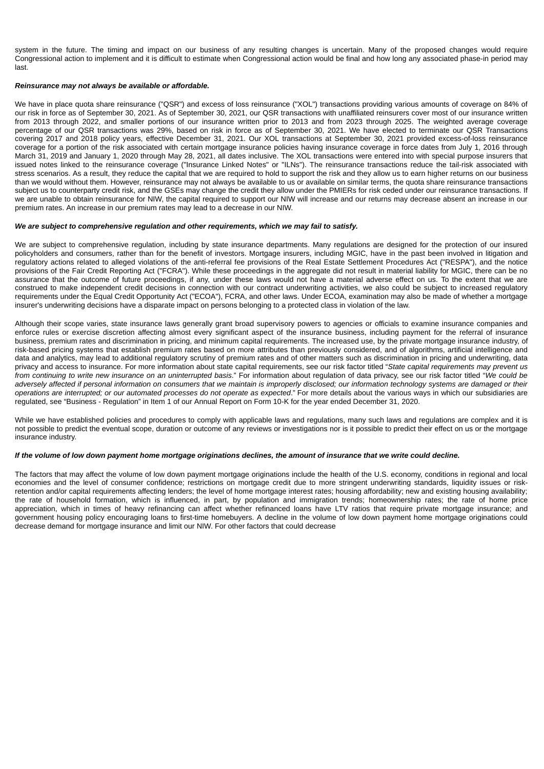system in the future. The timing and impact on our business of any resulting changes is uncertain. Many of the proposed changes would require Congressional action to implement and it is difficult to estimate when Congressional action would be final and how long any associated phase-in period may last.

***Reinsurance may not always be available or affordable.***

We have in place quota share reinsurance ("QSR") and excess of loss reinsurance ("XOL") transactions providing various amounts of coverage on 84% of our risk in force as of September 30, 2021. As of September 30, 2021, our QSR transactions with unaffiliated reinsurers cover most of our insurance written from 2013 through 2022, and smaller portions of our insurance written prior to 2013 and from 2023 through 2025. The weighted average coverage percentage of our QSR transactions was 29%, based on risk in force as of September 30, 2021. We have elected to terminate our QSR Transactions covering 2017 and 2018 policy years, effective December 31, 2021. Our XOL transactions at September 30, 2021 provided excess-of-loss reinsurance coverage for a portion of the risk associated with certain mortgage insurance policies having insurance coverage in force dates from July 1, 2016 through March 31, 2019 and January 1, 2020 through May 28, 2021, all dates inclusive. The XOL transactions were entered into with special purpose insurers that issued notes linked to the reinsurance coverage ("Insurance Linked Notes" or "ILNs"). The reinsurance transactions reduce the tail-risk associated with stress scenarios. As a result, they reduce the capital that we are required to hold to support the risk and they allow us to earn higher returns on our business than we would without them. However, reinsurance may not always be available to us or available on similar terms, the quota share reinsurance transactions subject us to counterparty credit risk, and the GSEs may change the credit they allow under the PMIERs for risk ceded under our reinsurance transactions. If we are unable to obtain reinsurance for NIW, the capital required to support our NIW will increase and our returns may decrease absent an increase in our premium rates. An increase in our premium rates may lead to a decrease in our NIW.

***We are subject to comprehensive regulation and other requirements, which we may fail to satisfy.***

We are subject to comprehensive regulation, including by state insurance departments. Many regulations are designed for the protection of our insured policyholders and consumers, rather than for the benefit of investors. Mortgage insurers, including MGIC, have in the past been involved in litigation and regulatory actions related to alleged violations of the anti-referral fee provisions of the Real Estate Settlement Procedures Act ("RESPA"), and the notice provisions of the Fair Credit Reporting Act ("FCRA"). While these proceedings in the aggregate did not result in material liability for MGIC, there can be no assurance that the outcome of future proceedings, if any, under these laws would not have a material adverse effect on us. To the extent that we are construed to make independent credit decisions in connection with our contract underwriting activities, we also could be subject to increased regulatory requirements under the Equal Credit Opportunity Act ("ECOA"), FCRA, and other laws. Under ECOA, examination may also be made of whether a mortgage insurer's underwriting decisions have a disparate impact on persons belonging to a protected class in violation of the law.

Although their scope varies, state insurance laws generally grant broad supervisory powers to agencies or officials to examine insurance companies and enforce rules or exercise discretion affecting almost every significant aspect of the insurance business, including payment for the referral of insurance business, premium rates and discrimination in pricing, and minimum capital requirements. The increased use, by the private mortgage insurance industry, of risk-based pricing systems that establish premium rates based on more attributes than previously considered, and of algorithms, artificial intelligence and data and analytics, may lead to additional regulatory scrutiny of premium rates and of other matters such as discrimination in pricing and underwriting, data privacy and access to insurance. For more information about state capital requirements, see our risk factor titled "*State capital requirements may prevent us from continuing to write new insurance on an uninterrupted basis*." For information about regulation of data privacy, see our risk factor titled "*We could be adversely affected if personal information on consumers that we maintain is improperly disclosed; our information technology systems are damaged or their operations are interrupted; or our automated processes do not operate as expected*." For more details about the various ways in which our subsidiaries are regulated, see "Business - Regulation" in Item 1 of our Annual Report on Form 10-K for the year ended December 31, 2020.

While we have established policies and procedures to comply with applicable laws and regulations, many such laws and regulations are complex and it is not possible to predict the eventual scope, duration or outcome of any reviews or investigations nor is it possible to predict their effect on us or the mortgage insurance industry.

***If the volume of low down payment home mortgage originations declines, the amount of insurance that we write could decline.***

The factors that may affect the volume of low down payment mortgage originations include the health of the U.S. economy, conditions in regional and local economies and the level of consumer confidence; restrictions on mortgage credit due to more stringent underwriting standards, liquidity issues or risk-retention and/or capital requirements affecting lenders; the level of home mortgage interest rates; housing affordability; new and existing housing availability; the rate of household formation, which is influenced, in part, by population and immigration trends; homeownership rates; the rate of home price appreciation, which in times of heavy refinancing can affect whether refinanced loans have LTV ratios that require private mortgage insurance; and government housing policy encouraging loans to first-time homebuyers. A decline in the volume of low down payment home mortgage originations could decrease demand for mortgage insurance and limit our NIW. For other factors that could decrease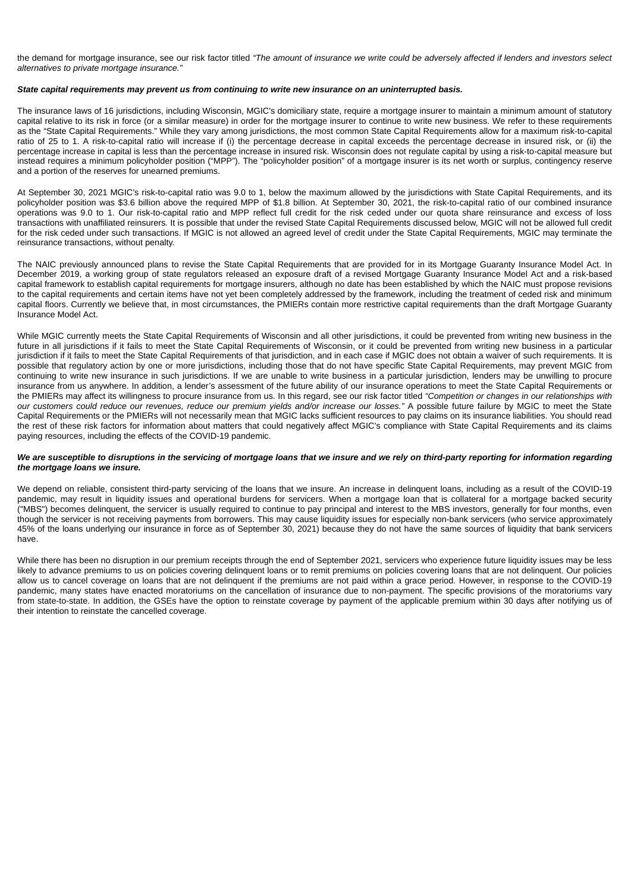the demand for mortgage insurance, see our risk factor titled *"The amount of insurance we write could be adversely affected if lenders and investors select alternatives to private mortgage insurance."*

***State capital requirements may prevent us from continuing to write new insurance on an uninterrupted basis.***

The insurance laws of 16 jurisdictions, including Wisconsin, MGIC's domiciliary state, require a mortgage insurer to maintain a minimum amount of statutory capital relative to its risk in force (or a similar measure) in order for the mortgage insurer to continue to write new business. We refer to these requirements as the "State Capital Requirements." While they vary among jurisdictions, the most common State Capital Requirements allow for a maximum risk-to-capital ratio of 25 to 1. A risk-to-capital ratio will increase if (i) the percentage decrease in capital exceeds the percentage decrease in insured risk, or (ii) the percentage increase in capital is less than the percentage increase in insured risk. Wisconsin does not regulate capital by using a risk-to-capital measure but instead requires a minimum policyholder position ("MPP"). The "policyholder position" of a mortgage insurer is its net worth or surplus, contingency reserve and a portion of the reserves for unearned premiums.

At September 30, 2021 MGIC's risk-to-capital ratio was 9.0 to 1, below the maximum allowed by the jurisdictions with State Capital Requirements, and its policyholder position was $3.6 billion above the required MPP of $1.8 billion. At September 30, 2021, the risk-to-capital ratio of our combined insurance operations was 9.0 to 1. Our risk-to-capital ratio and MPP reflect full credit for the risk ceded under our quota share reinsurance and excess of loss transactions with unaffiliated reinsurers. It is possible that under the revised State Capital Requirements discussed below, MGIC will not be allowed full credit for the risk ceded under such transactions. If MGIC is not allowed an agreed level of credit under the State Capital Requirements, MGIC may terminate the reinsurance transactions, without penalty.

The NAIC previously announced plans to revise the State Capital Requirements that are provided for in its Mortgage Guaranty Insurance Model Act. In December 2019, a working group of state regulators released an exposure draft of a revised Mortgage Guaranty Insurance Model Act and a risk-based capital framework to establish capital requirements for mortgage insurers, although no date has been established by which the NAIC must propose revisions to the capital requirements and certain items have not yet been completely addressed by the framework, including the treatment of ceded risk and minimum capital floors. Currently we believe that, in most circumstances, the PMIERs contain more restrictive capital requirements than the draft Mortgage Guaranty Insurance Model Act.

While MGIC currently meets the State Capital Requirements of Wisconsin and all other jurisdictions, it could be prevented from writing new business in the future in all jurisdictions if it fails to meet the State Capital Requirements of Wisconsin, or it could be prevented from writing new business in a particular jurisdiction if it fails to meet the State Capital Requirements of that jurisdiction, and in each case if MGIC does not obtain a waiver of such requirements. It is possible that regulatory action by one or more jurisdictions, including those that do not have specific State Capital Requirements, may prevent MGIC from continuing to write new insurance in such jurisdictions. If we are unable to write business in a particular jurisdiction, lenders may be unwilling to procure insurance from us anywhere. In addition, a lender's assessment of the future ability of our insurance operations to meet the State Capital Requirements or the PMIERs may affect its willingness to procure insurance from us. In this regard, see our risk factor titled *"Competition or changes in our relationships with our customers could reduce our revenues, reduce our premium yields and/or increase our losses."* A possible future failure by MGIC to meet the State Capital Requirements or the PMIERs will not necessarily mean that MGIC lacks sufficient resources to pay claims on its insurance liabilities. You should read the rest of these risk factors for information about matters that could negatively affect MGIC's compliance with State Capital Requirements and its claims paying resources, including the effects of the COVID-19 pandemic.

***We are susceptible to disruptions in the servicing of mortgage loans that we insure and we rely on third-party reporting for information regarding the mortgage loans we insure.***

We depend on reliable, consistent third-party servicing of the loans that we insure. An increase in delinquent loans, including as a result of the COVID-19 pandemic, may result in liquidity issues and operational burdens for servicers. When a mortgage loan that is collateral for a mortgage backed security ("MBS") becomes delinquent, the servicer is usually required to continue to pay principal and interest to the MBS investors, generally for four months, even though the servicer is not receiving payments from borrowers. This may cause liquidity issues for especially non-bank servicers (who service approximately 45% of the loans underlying our insurance in force as of September 30, 2021) because they do not have the same sources of liquidity that bank servicers have.

While there has been no disruption in our premium receipts through the end of September 2021, servicers who experience future liquidity issues may be less likely to advance premiums to us on policies covering delinquent loans or to remit premiums on policies covering loans that are not delinquent. Our policies allow us to cancel coverage on loans that are not delinquent if the premiums are not paid within a grace period. However, in response to the COVID-19 pandemic, many states have enacted moratoriums on the cancellation of insurance due to non-payment. The specific provisions of the moratoriums vary from state-to-state. In addition, the GSEs have the option to reinstate coverage by payment of the applicable premium within 30 days after notifying us of their intention to reinstate the cancelled coverage.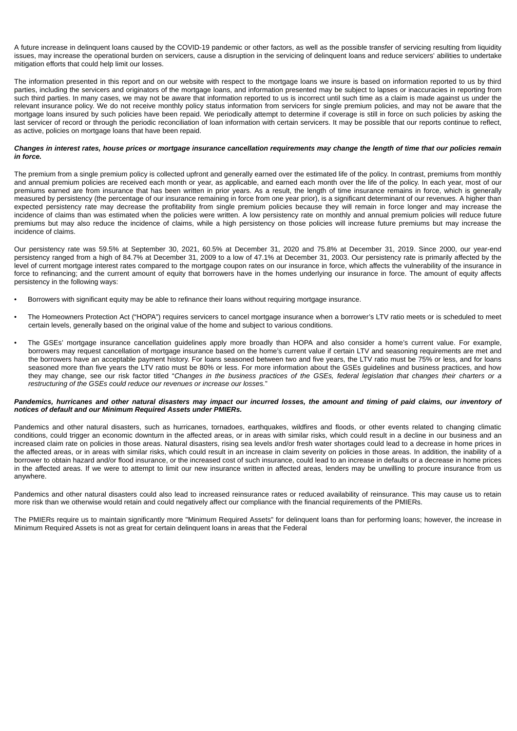A future increase in delinquent loans caused by the COVID-19 pandemic or other factors, as well as the possible transfer of servicing resulting from liquidity issues, may increase the operational burden on servicers, cause a disruption in the servicing of delinquent loans and reduce servicers' abilities to undertake mitigation efforts that could help limit our losses.

The information presented in this report and on our website with respect to the mortgage loans we insure is based on information reported to us by third parties, including the servicers and originators of the mortgage loans, and information presented may be subject to lapses or inaccuracies in reporting from such third parties. In many cases, we may not be aware that information reported to us is incorrect until such time as a claim is made against us under the relevant insurance policy. We do not receive monthly policy status information from servicers for single premium policies, and may not be aware that the mortgage loans insured by such policies have been repaid. We periodically attempt to determine if coverage is still in force on such policies by asking the last servicer of record or through the periodic reconciliation of loan information with certain servicers. It may be possible that our reports continue to reflect, as active, policies on mortgage loans that have been repaid.

***Changes in interest rates, house prices or mortgage insurance cancellation requirements may change the length of time that our policies remain in force.***

The premium from a single premium policy is collected upfront and generally earned over the estimated life of the policy. In contrast, premiums from monthly and annual premium policies are received each month or year, as applicable, and earned each month over the life of the policy. In each year, most of our premiums earned are from insurance that has been written in prior years. As a result, the length of time insurance remains in force, which is generally measured by persistency (the percentage of our insurance remaining in force from one year prior), is a significant determinant of our revenues. A higher than expected persistency rate may decrease the profitability from single premium policies because they will remain in force longer and may increase the incidence of claims than was estimated when the policies were written. A low persistency rate on monthly and annual premium policies will reduce future premiums but may also reduce the incidence of claims, while a high persistency on those policies will increase future premiums but may increase the incidence of claims.

Our persistency rate was 59.5% at September 30, 2021, 60.5% at December 31, 2020 and 75.8% at December 31, 2019. Since 2000, our year-end persistency ranged from a high of 84.7% at December 31, 2009 to a low of 47.1% at December 31, 2003. Our persistency rate is primarily affected by the level of current mortgage interest rates compared to the mortgage coupon rates on our insurance in force, which affects the vulnerability of the insurance in force to refinancing; and the current amount of equity that borrowers have in the homes underlying our insurance in force. The amount of equity affects persistency in the following ways:

- Borrowers with significant equity may be able to refinance their loans without requiring mortgage insurance.
- The Homeowners Protection Act ("HOPA") requires servicers to cancel mortgage insurance when a borrower's LTV ratio meets or is scheduled to meet certain levels, generally based on the original value of the home and subject to various conditions.
- The GSEs' mortgage insurance cancellation guidelines apply more broadly than HOPA and also consider a home's current value. For example, borrowers may request cancellation of mortgage insurance based on the home's current value if certain LTV and seasoning requirements are met and the borrowers have an acceptable payment history. For loans seasoned between two and five years, the LTV ratio must be 75% or less, and for loans seasoned more than five years the LTV ratio must be 80% or less. For more information about the GSEs guidelines and business practices, and how they may change, see our risk factor titled "*Changes in the business practices of the GSEs, federal legislation that changes their charters or a restructuring of the GSEs could reduce our revenues or increase our losses.*"

***Pandemics, hurricanes and other natural disasters may impact our incurred losses, the amount and timing of paid claims, our inventory of notices of default and our Minimum Required Assets under PMIERs.***

Pandemics and other natural disasters, such as hurricanes, tornadoes, earthquakes, wildfires and floods, or other events related to changing climatic conditions, could trigger an economic downturn in the affected areas, or in areas with similar risks, which could result in a decline in our business and an increased claim rate on policies in those areas. Natural disasters, rising sea levels and/or fresh water shortages could lead to a decrease in home prices in the affected areas, or in areas with similar risks, which could result in an increase in claim severity on policies in those areas. In addition, the inability of a borrower to obtain hazard and/or flood insurance, or the increased cost of such insurance, could lead to an increase in defaults or a decrease in home prices in the affected areas. If we were to attempt to limit our new insurance written in affected areas, lenders may be unwilling to procure insurance from us anywhere.

Pandemics and other natural disasters could also lead to increased reinsurance rates or reduced availability of reinsurance. This may cause us to retain more risk than we otherwise would retain and could negatively affect our compliance with the financial requirements of the PMIERs.

The PMIERs require us to maintain significantly more "Minimum Required Assets" for delinquent loans than for performing loans; however, the increase in Minimum Required Assets is not as great for certain delinquent loans in areas that the Federal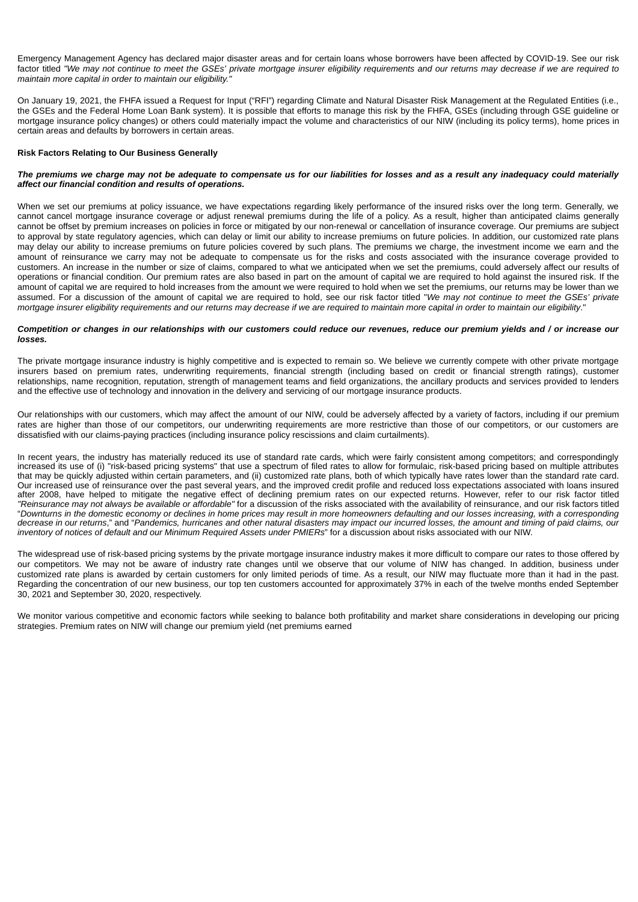Emergency Management Agency has declared major disaster areas and for certain loans whose borrowers have been affected by COVID-19. See our risk factor titled *"We may not continue to meet the GSEs' private mortgage insurer eligibility requirements and our returns may decrease if we are required to maintain more capital in order to maintain our eligibility."*

On January 19, 2021, the FHFA issued a Request for Input ("RFI") regarding Climate and Natural Disaster Risk Management at the Regulated Entities (i.e., the GSEs and the Federal Home Loan Bank system). It is possible that efforts to manage this risk by the FHFA, GSEs (including through GSE guideline or mortgage insurance policy changes) or others could materially impact the volume and characteristics of our NIW (including its policy terms), home prices in certain areas and defaults by borrowers in certain areas.

**Risk Factors Relating to Our Business Generally**

***The premiums we charge may not be adequate to compensate us for our liabilities for losses and as a result any inadequacy could materially affect our financial condition and results of operations.***

When we set our premiums at policy issuance, we have expectations regarding likely performance of the insured risks over the long term. Generally, we cannot cancel mortgage insurance coverage or adjust renewal premiums during the life of a policy. As a result, higher than anticipated claims generally cannot be offset by premium increases on policies in force or mitigated by our non-renewal or cancellation of insurance coverage. Our premiums are subject to approval by state regulatory agencies, which can delay or limit our ability to increase premiums on future policies. In addition, our customized rate plans may delay our ability to increase premiums on future policies covered by such plans. The premiums we charge, the investment income we earn and the amount of reinsurance we carry may not be adequate to compensate us for the risks and costs associated with the insurance coverage provided to customers. An increase in the number or size of claims, compared to what we anticipated when we set the premiums, could adversely affect our results of operations or financial condition. Our premium rates are also based in part on the amount of capital we are required to hold against the insured risk. If the amount of capital we are required to hold increases from the amount we were required to hold when we set the premiums, our returns may be lower than we assumed. For a discussion of the amount of capital we are required to hold, see our risk factor titled "*We may not continue to meet the GSEs' private mortgage insurer eligibility requirements and our returns may decrease if we are required to maintain more capital in order to maintain our eligibility*."

***Competition or changes in our relationships with our customers could reduce our revenues, reduce our premium yields and / or increase our losses.***

The private mortgage insurance industry is highly competitive and is expected to remain so. We believe we currently compete with other private mortgage insurers based on premium rates, underwriting requirements, financial strength (including based on credit or financial strength ratings), customer relationships, name recognition, reputation, strength of management teams and field organizations, the ancillary products and services provided to lenders and the effective use of technology and innovation in the delivery and servicing of our mortgage insurance products.

Our relationships with our customers, which may affect the amount of our NIW, could be adversely affected by a variety of factors, including if our premium rates are higher than those of our competitors, our underwriting requirements are more restrictive than those of our competitors, or our customers are dissatisfied with our claims-paying practices (including insurance policy rescissions and claim curtailments).

In recent years, the industry has materially reduced its use of standard rate cards, which were fairly consistent among competitors; and correspondingly increased its use of (i) "risk-based pricing systems" that use a spectrum of filed rates to allow for formulaic, risk-based pricing based on multiple attributes that may be quickly adjusted within certain parameters, and (ii) customized rate plans, both of which typically have rates lower than the standard rate card. Our increased use of reinsurance over the past several years, and the improved credit profile and reduced loss expectations associated with loans insured after 2008, have helped to mitigate the negative effect of declining premium rates on our expected returns. However, refer to our risk factor titled *"Reinsurance may not always be available or affordable"* for a discussion of the risks associated with the availability of reinsurance, and our risk factors titled "*Downturns in the domestic economy or declines in home prices may result in more homeowners defaulting and our losses increasing, with a corresponding decrease in our returns*," and "*Pandemics, hurricanes and other natural disasters may impact our incurred losses, the amount and timing of paid claims, our inventory of notices of default and our Minimum Required Assets under PMIERs*" for a discussion about risks associated with our NIW.

The widespread use of risk-based pricing systems by the private mortgage insurance industry makes it more difficult to compare our rates to those offered by our competitors. We may not be aware of industry rate changes until we observe that our volume of NIW has changed. In addition, business under customized rate plans is awarded by certain customers for only limited periods of time. As a result, our NIW may fluctuate more than it had in the past. Regarding the concentration of our new business, our top ten customers accounted for approximately 37% in each of the twelve months ended September 30, 2021 and September 30, 2020, respectively.

We monitor various competitive and economic factors while seeking to balance both profitability and market share considerations in developing our pricing strategies. Premium rates on NIW will change our premium yield (net premiums earned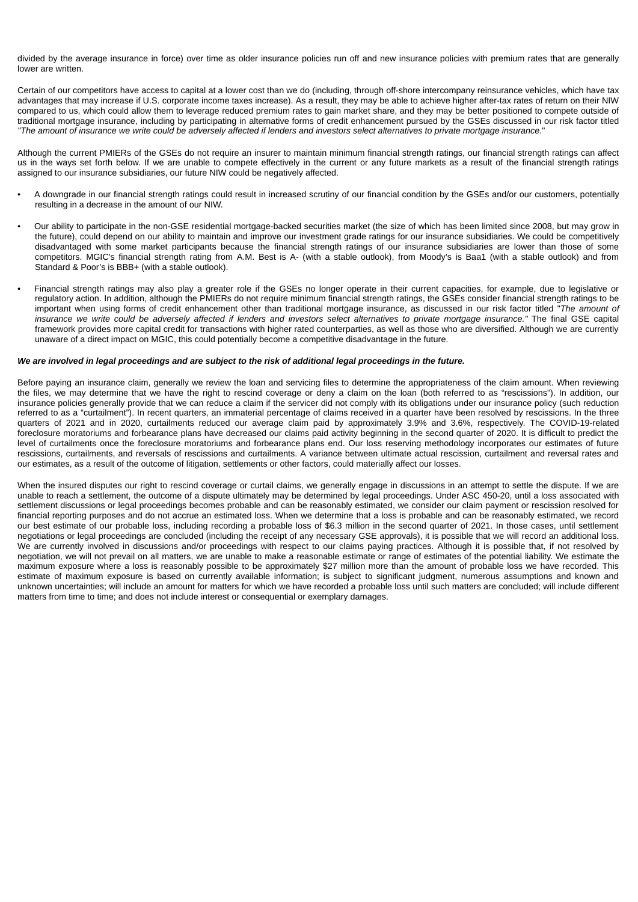divided by the average insurance in force) over time as older insurance policies run off and new insurance policies with premium rates that are generally lower are written.

Certain of our competitors have access to capital at a lower cost than we do (including, through off-shore intercompany reinsurance vehicles, which have tax advantages that may increase if U.S. corporate income taxes increase). As a result, they may be able to achieve higher after-tax rates of return on their NIW compared to us, which could allow them to leverage reduced premium rates to gain market share, and they may be better positioned to compete outside of traditional mortgage insurance, including by participating in alternative forms of credit enhancement pursued by the GSEs discussed in our risk factor titled *"The amount of insurance we write could be adversely affected if lenders and investors select alternatives to private mortgage insurance*."

Although the current PMIERs of the GSEs do not require an insurer to maintain minimum financial strength ratings, our financial strength ratings can affect us in the ways set forth below. If we are unable to compete effectively in the current or any future markets as a result of the financial strength ratings assigned to our insurance subsidiaries, our future NIW could be negatively affected.

- A downgrade in our financial strength ratings could result in increased scrutiny of our financial condition by the GSEs and/or our customers, potentially resulting in a decrease in the amount of our NIW.
- Our ability to participate in the non-GSE residential mortgage-backed securities market (the size of which has been limited since 2008, but may grow in the future), could depend on our ability to maintain and improve our investment grade ratings for our insurance subsidiaries. We could be competitively disadvantaged with some market participants because the financial strength ratings of our insurance subsidiaries are lower than those of some competitors. MGIC's financial strength rating from A.M. Best is A- (with a stable outlook), from Moody's is Baa1 (with a stable outlook) and from Standard & Poor's is BBB+ (with a stable outlook).
- Financial strength ratings may also play a greater role if the GSEs no longer operate in their current capacities, for example, due to legislative or regulatory action. In addition, although the PMIERs do not require minimum financial strength ratings, the GSEs consider financial strength ratings to be important when using forms of credit enhancement other than traditional mortgage insurance, as discussed in our risk factor titled "*The amount of insurance we write could be adversely affected if lenders and investors select alternatives to private mortgage insurance."* The final GSE capital framework provides more capital credit for transactions with higher rated counterparties, as well as those who are diversified. Although we are currently unaware of a direct impact on MGIC, this could potentially become a competitive disadvantage in the future.

***We are involved in legal proceedings and are subject to the risk of additional legal proceedings in the future.***

Before paying an insurance claim, generally we review the loan and servicing files to determine the appropriateness of the claim amount. When reviewing the files, we may determine that we have the right to rescind coverage or deny a claim on the loan (both referred to as "rescissions"). In addition, our insurance policies generally provide that we can reduce a claim if the servicer did not comply with its obligations under our insurance policy (such reduction referred to as a "curtailment"). In recent quarters, an immaterial percentage of claims received in a quarter have been resolved by rescissions. In the three quarters of 2021 and in 2020, curtailments reduced our average claim paid by approximately 3.9% and 3.6%, respectively. The COVID-19-related foreclosure moratoriums and forbearance plans have decreased our claims paid activity beginning in the second quarter of 2020. It is difficult to predict the level of curtailments once the foreclosure moratoriums and forbearance plans end. Our loss reserving methodology incorporates our estimates of future rescissions, curtailments, and reversals of rescissions and curtailments. A variance between ultimate actual rescission, curtailment and reversal rates and our estimates, as a result of the outcome of litigation, settlements or other factors, could materially affect our losses.

When the insured disputes our right to rescind coverage or curtail claims, we generally engage in discussions in an attempt to settle the dispute. If we are unable to reach a settlement, the outcome of a dispute ultimately may be determined by legal proceedings. Under ASC 450-20, until a loss associated with settlement discussions or legal proceedings becomes probable and can be reasonably estimated, we consider our claim payment or rescission resolved for financial reporting purposes and do not accrue an estimated loss. When we determine that a loss is probable and can be reasonably estimated, we record our best estimate of our probable loss, including recording a probable loss of $6.3 million in the second quarter of 2021. In those cases, until settlement negotiations or legal proceedings are concluded (including the receipt of any necessary GSE approvals), it is possible that we will record an additional loss. We are currently involved in discussions and/or proceedings with respect to our claims paying practices. Although it is possible that, if not resolved by negotiation, we will not prevail on all matters, we are unable to make a reasonable estimate or range of estimates of the potential liability. We estimate the maximum exposure where a loss is reasonably possible to be approximately $27 million more than the amount of probable loss we have recorded. This estimate of maximum exposure is based on currently available information; is subject to significant judgment, numerous assumptions and known and unknown uncertainties; will include an amount for matters for which we have recorded a probable loss until such matters are concluded; will include different matters from time to time; and does not include interest or consequential or exemplary damages.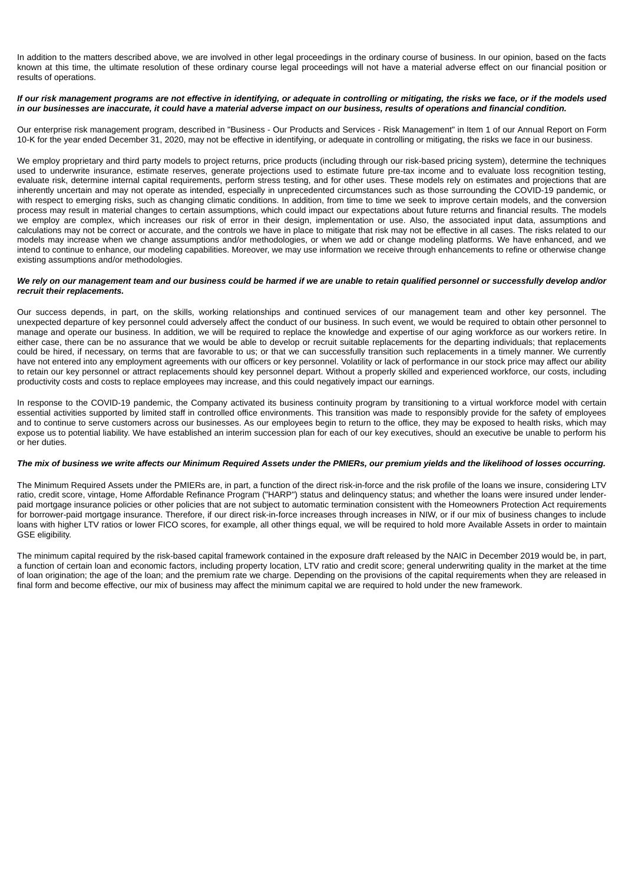In addition to the matters described above, we are involved in other legal proceedings in the ordinary course of business. In our opinion, based on the facts known at this time, the ultimate resolution of these ordinary course legal proceedings will not have a material adverse effect on our financial position or results of operations.

***If our risk management programs are not effective in identifying, or adequate in controlling or mitigating, the risks we face, or if the models used in our businesses are inaccurate, it could have a material adverse impact on our business, results of operations and financial condition.***

Our enterprise risk management program, described in "Business - Our Products and Services - Risk Management" in Item 1 of our Annual Report on Form 10-K for the year ended December 31, 2020, may not be effective in identifying, or adequate in controlling or mitigating, the risks we face in our business.

We employ proprietary and third party models to project returns, price products (including through our risk-based pricing system), determine the techniques used to underwrite insurance, estimate reserves, generate projections used to estimate future pre-tax income and to evaluate loss recognition testing, evaluate risk, determine internal capital requirements, perform stress testing, and for other uses. These models rely on estimates and projections that are inherently uncertain and may not operate as intended, especially in unprecedented circumstances such as those surrounding the COVID-19 pandemic, or with respect to emerging risks, such as changing climatic conditions. In addition, from time to time we seek to improve certain models, and the conversion process may result in material changes to certain assumptions, which could impact our expectations about future returns and financial results. The models we employ are complex, which increases our risk of error in their design, implementation or use. Also, the associated input data, assumptions and calculations may not be correct or accurate, and the controls we have in place to mitigate that risk may not be effective in all cases. The risks related to our models may increase when we change assumptions and/or methodologies, or when we add or change modeling platforms. We have enhanced, and we intend to continue to enhance, our modeling capabilities. Moreover, we may use information we receive through enhancements to refine or otherwise change existing assumptions and/or methodologies.

***We rely on our management team and our business could be harmed if we are unable to retain qualified personnel or successfully develop and/or recruit their replacements.***

Our success depends, in part, on the skills, working relationships and continued services of our management team and other key personnel. The unexpected departure of key personnel could adversely affect the conduct of our business. In such event, we would be required to obtain other personnel to manage and operate our business. In addition, we will be required to replace the knowledge and expertise of our aging workforce as our workers retire. In either case, there can be no assurance that we would be able to develop or recruit suitable replacements for the departing individuals; that replacements could be hired, if necessary, on terms that are favorable to us; or that we can successfully transition such replacements in a timely manner. We currently have not entered into any employment agreements with our officers or key personnel. Volatility or lack of performance in our stock price may affect our ability to retain our key personnel or attract replacements should key personnel depart. Without a properly skilled and experienced workforce, our costs, including productivity costs and costs to replace employees may increase, and this could negatively impact our earnings.

In response to the COVID-19 pandemic, the Company activated its business continuity program by transitioning to a virtual workforce model with certain essential activities supported by limited staff in controlled office environments. This transition was made to responsibly provide for the safety of employees and to continue to serve customers across our businesses. As our employees begin to return to the office, they may be exposed to health risks, which may expose us to potential liability. We have established an interim succession plan for each of our key executives, should an executive be unable to perform his or her duties.

***The mix of business we write affects our Minimum Required Assets under the PMIERs, our premium yields and the likelihood of losses occurring.***

The Minimum Required Assets under the PMIERs are, in part, a function of the direct risk-in-force and the risk profile of the loans we insure, considering LTV ratio, credit score, vintage, Home Affordable Refinance Program ("HARP") status and delinquency status; and whether the loans were insured under lender-paid mortgage insurance policies or other policies that are not subject to automatic termination consistent with the Homeowners Protection Act requirements for borrower-paid mortgage insurance. Therefore, if our direct risk-in-force increases through increases in NIW, or if our mix of business changes to include loans with higher LTV ratios or lower FICO scores, for example, all other things equal, we will be required to hold more Available Assets in order to maintain GSE eligibility.

The minimum capital required by the risk-based capital framework contained in the exposure draft released by the NAIC in December 2019 would be, in part, a function of certain loan and economic factors, including property location, LTV ratio and credit score; general underwriting quality in the market at the time of loan origination; the age of the loan; and the premium rate we charge. Depending on the provisions of the capital requirements when they are released in final form and become effective, our mix of business may affect the minimum capital we are required to hold under the new framework.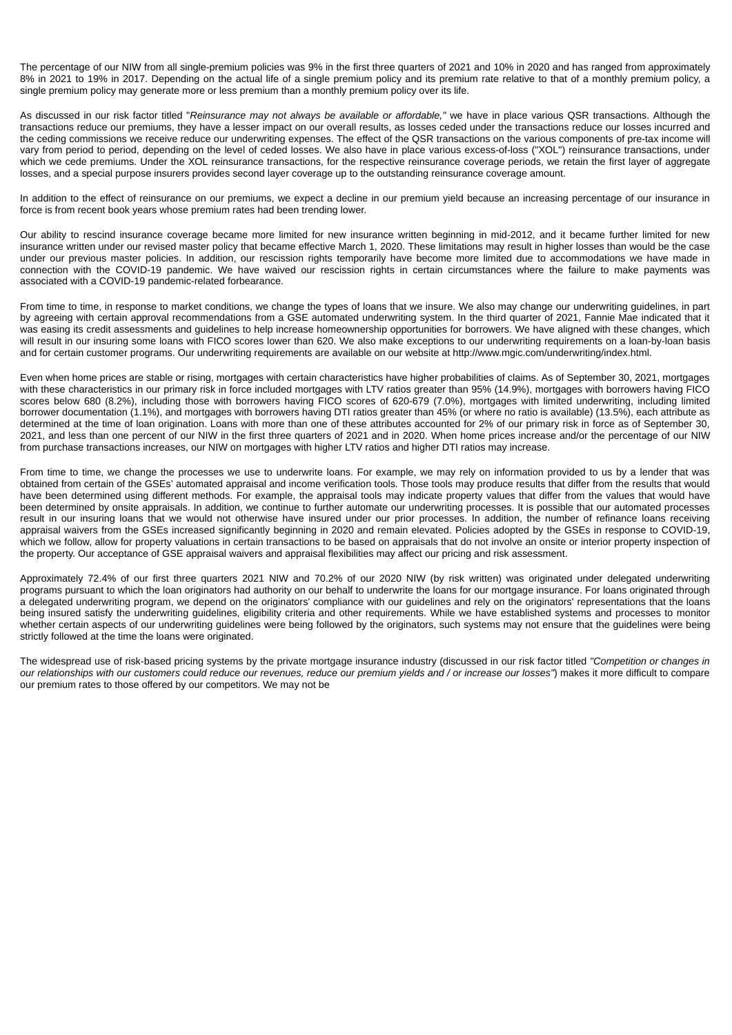The percentage of our NIW from all single-premium policies was 9% in the first three quarters of 2021 and 10% in 2020 and has ranged from approximately 8% in 2021 to 19% in 2017. Depending on the actual life of a single premium policy and its premium rate relative to that of a monthly premium policy, a single premium policy may generate more or less premium than a monthly premium policy over its life.

As discussed in our risk factor titled "*Reinsurance may not always be available or affordable,*" we have in place various QSR transactions. Although the transactions reduce our premiums, they have a lesser impact on our overall results, as losses ceded under the transactions reduce our losses incurred and the ceding commissions we receive reduce our underwriting expenses. The effect of the QSR transactions on the various components of pre-tax income will vary from period to period, depending on the level of ceded losses. We also have in place various excess-of-loss ("XOL") reinsurance transactions, under which we cede premiums. Under the XOL reinsurance transactions, for the respective reinsurance coverage periods, we retain the first layer of aggregate losses, and a special purpose insurers provides second layer coverage up to the outstanding reinsurance coverage amount.

In addition to the effect of reinsurance on our premiums, we expect a decline in our premium yield because an increasing percentage of our insurance in force is from recent book years whose premium rates had been trending lower.

Our ability to rescind insurance coverage became more limited for new insurance written beginning in mid-2012, and it became further limited for new insurance written under our revised master policy that became effective March 1, 2020. These limitations may result in higher losses than would be the case under our previous master policies. In addition, our rescission rights temporarily have become more limited due to accommodations we have made in connection with the COVID-19 pandemic. We have waived our rescission rights in certain circumstances where the failure to make payments was associated with a COVID-19 pandemic-related forbearance.

From time to time, in response to market conditions, we change the types of loans that we insure. We also may change our underwriting guidelines, in part by agreeing with certain approval recommendations from a GSE automated underwriting system. In the third quarter of 2021, Fannie Mae indicated that it was easing its credit assessments and guidelines to help increase homeownership opportunities for borrowers. We have aligned with these changes, which will result in our insuring some loans with FICO scores lower than 620. We also make exceptions to our underwriting requirements on a loan-by-loan basis and for certain customer programs. Our underwriting requirements are available on our website at http://www.mgic.com/underwriting/index.html.

Even when home prices are stable or rising, mortgages with certain characteristics have higher probabilities of claims. As of September 30, 2021, mortgages with these characteristics in our primary risk in force included mortgages with LTV ratios greater than 95% (14.9%), mortgages with borrowers having FICO scores below 680 (8.2%), including those with borrowers having FICO scores of 620-679 (7.0%), mortgages with limited underwriting, including limited borrower documentation (1.1%), and mortgages with borrowers having DTI ratios greater than 45% (or where no ratio is available) (13.5%), each attribute as determined at the time of loan origination. Loans with more than one of these attributes accounted for 2% of our primary risk in force as of September 30, 2021, and less than one percent of our NIW in the first three quarters of 2021 and in 2020. When home prices increase and/or the percentage of our NIW from purchase transactions increases, our NIW on mortgages with higher LTV ratios and higher DTI ratios may increase.

From time to time, we change the processes we use to underwrite loans. For example, we may rely on information provided to us by a lender that was obtained from certain of the GSEs' automated appraisal and income verification tools. Those tools may produce results that differ from the results that would have been determined using different methods. For example, the appraisal tools may indicate property values that differ from the values that would have been determined by onsite appraisals. In addition, we continue to further automate our underwriting processes. It is possible that our automated processes result in our insuring loans that we would not otherwise have insured under our prior processes. In addition, the number of refinance loans receiving appraisal waivers from the GSEs increased significantly beginning in 2020 and remain elevated. Policies adopted by the GSEs in response to COVID-19, which we follow, allow for property valuations in certain transactions to be based on appraisals that do not involve an onsite or interior property inspection of the property. Our acceptance of GSE appraisal waivers and appraisal flexibilities may affect our pricing and risk assessment.

Approximately 72.4% of our first three quarters 2021 NIW and 70.2% of our 2020 NIW (by risk written) was originated under delegated underwriting programs pursuant to which the loan originators had authority on our behalf to underwrite the loans for our mortgage insurance. For loans originated through a delegated underwriting program, we depend on the originators' compliance with our guidelines and rely on the originators' representations that the loans being insured satisfy the underwriting guidelines, eligibility criteria and other requirements. While we have established systems and processes to monitor whether certain aspects of our underwriting guidelines were being followed by the originators, such systems may not ensure that the guidelines were being strictly followed at the time the loans were originated.

The widespread use of risk-based pricing systems by the private mortgage insurance industry (discussed in our risk factor titled *"Competition or changes in our relationships with our customers could reduce our revenues, reduce our premium yields and / or increase our losses"*) makes it more difficult to compare our premium rates to those offered by our competitors. We may not be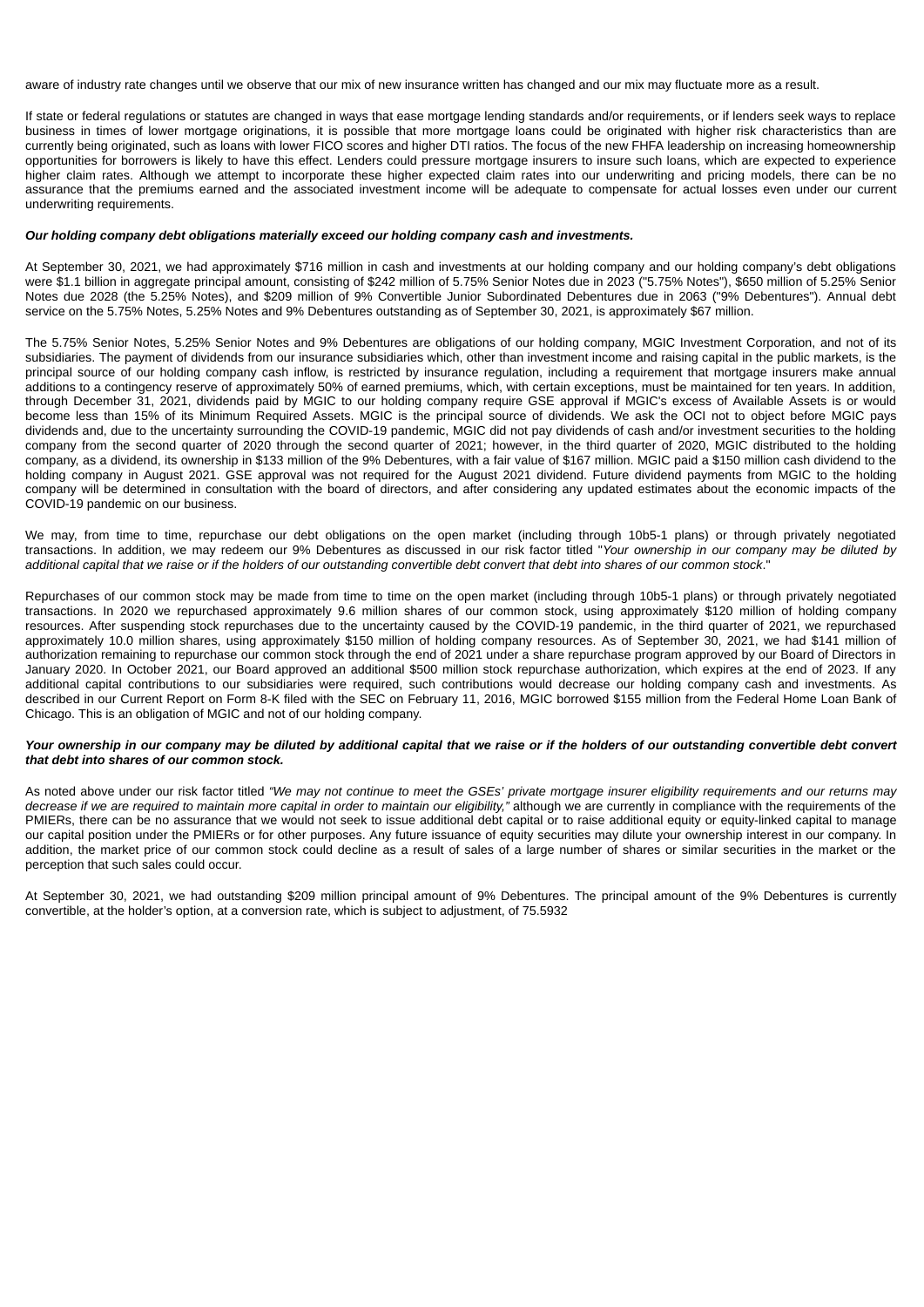aware of industry rate changes until we observe that our mix of new insurance written has changed and our mix may fluctuate more as a result.

If state or federal regulations or statutes are changed in ways that ease mortgage lending standards and/or requirements, or if lenders seek ways to replace business in times of lower mortgage originations, it is possible that more mortgage loans could be originated with higher risk characteristics than are currently being originated, such as loans with lower FICO scores and higher DTI ratios. The focus of the new FHFA leadership on increasing homeownership opportunities for borrowers is likely to have this effect. Lenders could pressure mortgage insurers to insure such loans, which are expected to experience higher claim rates. Although we attempt to incorporate these higher expected claim rates into our underwriting and pricing models, there can be no assurance that the premiums earned and the associated investment income will be adequate to compensate for actual losses even under our current underwriting requirements.

***Our holding company debt obligations materially exceed our holding company cash and investments.***

At September 30, 2021, we had approximately $716 million in cash and investments at our holding company and our holding company's debt obligations were $1.1 billion in aggregate principal amount, consisting of $242 million of 5.75% Senior Notes due in 2023 ("5.75% Notes"), $650 million of 5.25% Senior Notes due 2028 (the 5.25% Notes), and $209 million of 9% Convertible Junior Subordinated Debentures due in 2063 ("9% Debentures"). Annual debt service on the 5.75% Notes, 5.25% Notes and 9% Debentures outstanding as of September 30, 2021, is approximately $67 million.

The 5.75% Senior Notes, 5.25% Senior Notes and 9% Debentures are obligations of our holding company, MGIC Investment Corporation, and not of its subsidiaries. The payment of dividends from our insurance subsidiaries which, other than investment income and raising capital in the public markets, is the principal source of our holding company cash inflow, is restricted by insurance regulation, including a requirement that mortgage insurers make annual additions to a contingency reserve of approximately 50% of earned premiums, which, with certain exceptions, must be maintained for ten years. In addition, through December 31, 2021, dividends paid by MGIC to our holding company require GSE approval if MGIC's excess of Available Assets is or would become less than 15% of its Minimum Required Assets. MGIC is the principal source of dividends. We ask the OCI not to object before MGIC pays dividends and, due to the uncertainty surrounding the COVID-19 pandemic, MGIC did not pay dividends of cash and/or investment securities to the holding company from the second quarter of 2020 through the second quarter of 2021; however, in the third quarter of 2020, MGIC distributed to the holding company, as a dividend, its ownership in $133 million of the 9% Debentures, with a fair value of $167 million. MGIC paid a $150 million cash dividend to the holding company in August 2021. GSE approval was not required for the August 2021 dividend. Future dividend payments from MGIC to the holding company will be determined in consultation with the board of directors, and after considering any updated estimates about the economic impacts of the COVID-19 pandemic on our business.

We may, from time to time, repurchase our debt obligations on the open market (including through 10b5-1 plans) or through privately negotiated transactions. In addition, we may redeem our 9% Debentures as discussed in our risk factor titled "*Your ownership in our company may be diluted by additional capital that we raise or if the holders of our outstanding convertible debt convert that debt into shares of our common stock*."

Repurchases of our common stock may be made from time to time on the open market (including through 10b5-1 plans) or through privately negotiated transactions. In 2020 we repurchased approximately 9.6 million shares of our common stock, using approximately $120 million of holding company resources. After suspending stock repurchases due to the uncertainty caused by the COVID-19 pandemic, in the third quarter of 2021, we repurchased approximately 10.0 million shares, using approximately $150 million of holding company resources. As of September 30, 2021, we had $141 million of authorization remaining to repurchase our common stock through the end of 2021 under a share repurchase program approved by our Board of Directors in January 2020. In October 2021, our Board approved an additional $500 million stock repurchase authorization, which expires at the end of 2023. If any additional capital contributions to our subsidiaries were required, such contributions would decrease our holding company cash and investments. As described in our Current Report on Form 8-K filed with the SEC on February 11, 2016, MGIC borrowed $155 million from the Federal Home Loan Bank of Chicago. This is an obligation of MGIC and not of our holding company.

***Your ownership in our company may be diluted by additional capital that we raise or if the holders of our outstanding convertible debt convert that debt into shares of our common stock.***

As noted above under our risk factor titled *"We may not continue to meet the GSEs' private mortgage insurer eligibility requirements and our returns may decrease if we are required to maintain more capital in order to maintain our eligibility,"* although we are currently in compliance with the requirements of the PMIERs, there can be no assurance that we would not seek to issue additional debt capital or to raise additional equity or equity-linked capital to manage our capital position under the PMIERs or for other purposes. Any future issuance of equity securities may dilute your ownership interest in our company. In addition, the market price of our common stock could decline as a result of sales of a large number of shares or similar securities in the market or the perception that such sales could occur.

At September 30, 2021, we had outstanding $209 million principal amount of 9% Debentures. The principal amount of the 9% Debentures is currently convertible, at the holder's option, at a conversion rate, which is subject to adjustment, of 75.5932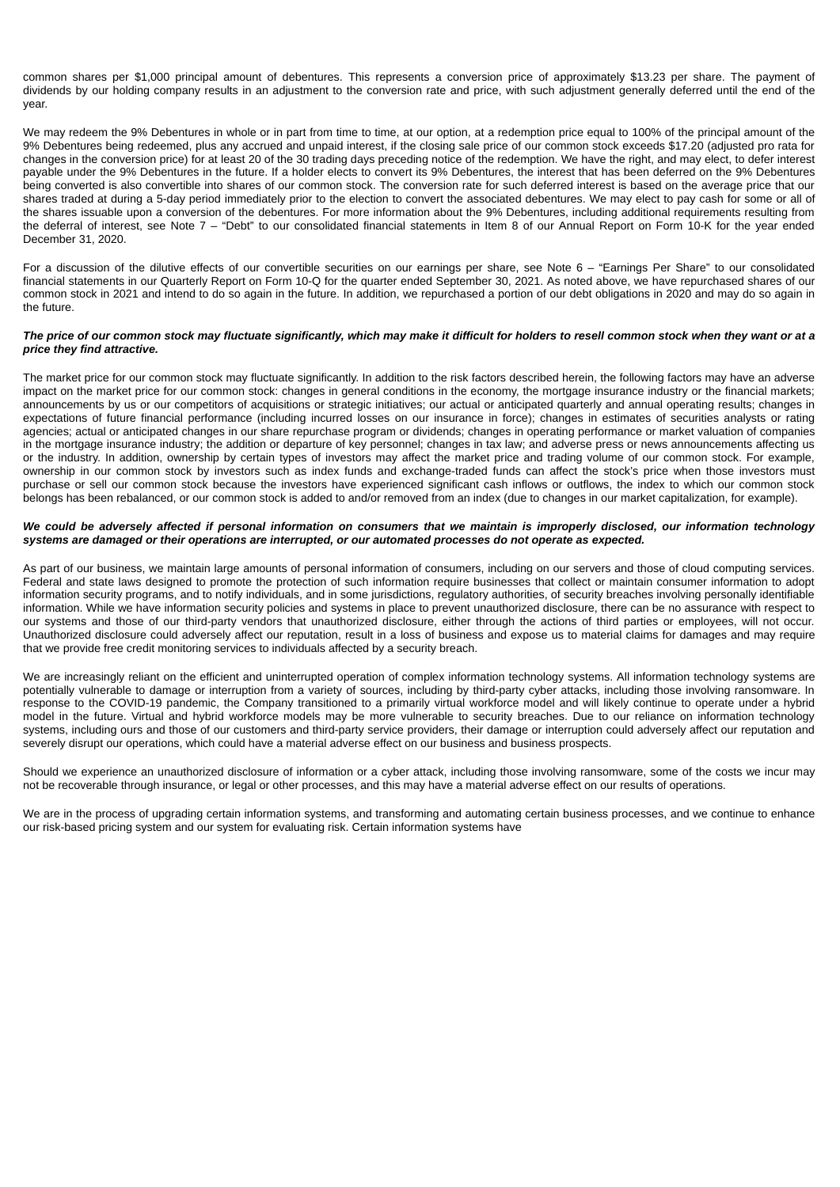common shares per $1,000 principal amount of debentures. This represents a conversion price of approximately $13.23 per share. The payment of dividends by our holding company results in an adjustment to the conversion rate and price, with such adjustment generally deferred until the end of the year.

We may redeem the 9% Debentures in whole or in part from time to time, at our option, at a redemption price equal to 100% of the principal amount of the 9% Debentures being redeemed, plus any accrued and unpaid interest, if the closing sale price of our common stock exceeds $17.20 (adjusted pro rata for changes in the conversion price) for at least 20 of the 30 trading days preceding notice of the redemption. We have the right, and may elect, to defer interest payable under the 9% Debentures in the future. If a holder elects to convert its 9% Debentures, the interest that has been deferred on the 9% Debentures being converted is also convertible into shares of our common stock. The conversion rate for such deferred interest is based on the average price that our shares traded at during a 5-day period immediately prior to the election to convert the associated debentures. We may elect to pay cash for some or all of the shares issuable upon a conversion of the debentures. For more information about the 9% Debentures, including additional requirements resulting from the deferral of interest, see Note 7 – "Debt" to our consolidated financial statements in Item 8 of our Annual Report on Form 10-K for the year ended December 31, 2020.

For a discussion of the dilutive effects of our convertible securities on our earnings per share, see Note 6 – "Earnings Per Share" to our consolidated financial statements in our Quarterly Report on Form 10-Q for the quarter ended September 30, 2021. As noted above, we have repurchased shares of our common stock in 2021 and intend to do so again in the future. In addition, we repurchased a portion of our debt obligations in 2020 and may do so again in the future.

***The price of our common stock may fluctuate significantly, which may make it difficult for holders to resell common stock when they want or at a price they find attractive.***

The market price for our common stock may fluctuate significantly. In addition to the risk factors described herein, the following factors may have an adverse impact on the market price for our common stock: changes in general conditions in the economy, the mortgage insurance industry or the financial markets; announcements by us or our competitors of acquisitions or strategic initiatives; our actual or anticipated quarterly and annual operating results; changes in expectations of future financial performance (including incurred losses on our insurance in force); changes in estimates of securities analysts or rating agencies; actual or anticipated changes in our share repurchase program or dividends; changes in operating performance or market valuation of companies in the mortgage insurance industry; the addition or departure of key personnel; changes in tax law; and adverse press or news announcements affecting us or the industry. In addition, ownership by certain types of investors may affect the market price and trading volume of our common stock. For example, ownership in our common stock by investors such as index funds and exchange-traded funds can affect the stock's price when those investors must purchase or sell our common stock because the investors have experienced significant cash inflows or outflows, the index to which our common stock belongs has been rebalanced, or our common stock is added to and/or removed from an index (due to changes in our market capitalization, for example).

***We could be adversely affected if personal information on consumers that we maintain is improperly disclosed, our information technology systems are damaged or their operations are interrupted, or our automated processes do not operate as expected.***

As part of our business, we maintain large amounts of personal information of consumers, including on our servers and those of cloud computing services. Federal and state laws designed to promote the protection of such information require businesses that collect or maintain consumer information to adopt information security programs, and to notify individuals, and in some jurisdictions, regulatory authorities, of security breaches involving personally identifiable information. While we have information security policies and systems in place to prevent unauthorized disclosure, there can be no assurance with respect to our systems and those of our third-party vendors that unauthorized disclosure, either through the actions of third parties or employees, will not occur. Unauthorized disclosure could adversely affect our reputation, result in a loss of business and expose us to material claims for damages and may require that we provide free credit monitoring services to individuals affected by a security breach.

We are increasingly reliant on the efficient and uninterrupted operation of complex information technology systems. All information technology systems are potentially vulnerable to damage or interruption from a variety of sources, including by third-party cyber attacks, including those involving ransomware. In response to the COVID-19 pandemic, the Company transitioned to a primarily virtual workforce model and will likely continue to operate under a hybrid model in the future. Virtual and hybrid workforce models may be more vulnerable to security breaches. Due to our reliance on information technology systems, including ours and those of our customers and third-party service providers, their damage or interruption could adversely affect our reputation and severely disrupt our operations, which could have a material adverse effect on our business and business prospects.

Should we experience an unauthorized disclosure of information or a cyber attack, including those involving ransomware, some of the costs we incur may not be recoverable through insurance, or legal or other processes, and this may have a material adverse effect on our results of operations.

We are in the process of upgrading certain information systems, and transforming and automating certain business processes, and we continue to enhance our risk-based pricing system and our system for evaluating risk. Certain information systems have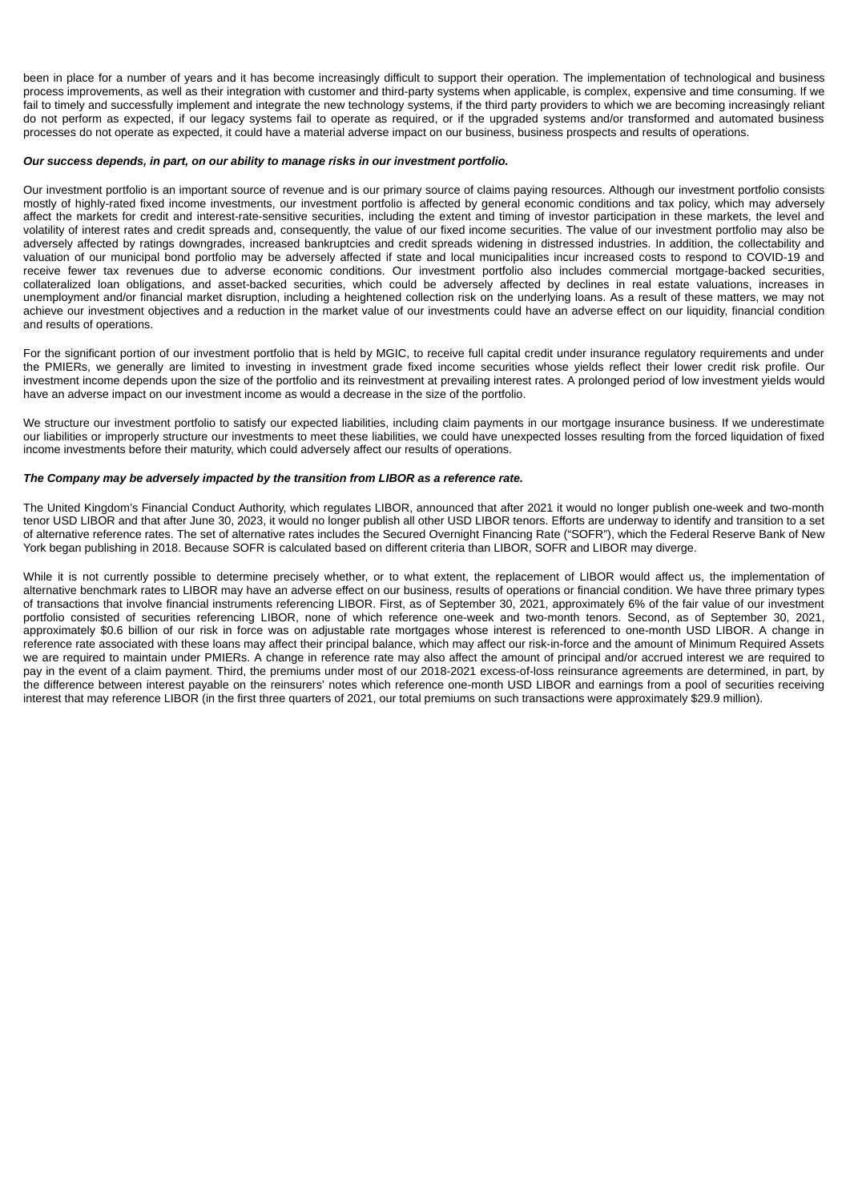been in place for a number of years and it has become increasingly difficult to support their operation. The implementation of technological and business process improvements, as well as their integration with customer and third-party systems when applicable, is complex, expensive and time consuming. If we fail to timely and successfully implement and integrate the new technology systems, if the third party providers to which we are becoming increasingly reliant do not perform as expected, if our legacy systems fail to operate as required, or if the upgraded systems and/or transformed and automated business processes do not operate as expected, it could have a material adverse impact on our business, business prospects and results of operations.

***Our success depends, in part, on our ability to manage risks in our investment portfolio.***

Our investment portfolio is an important source of revenue and is our primary source of claims paying resources. Although our investment portfolio consists mostly of highly-rated fixed income investments, our investment portfolio is affected by general economic conditions and tax policy, which may adversely affect the markets for credit and interest-rate-sensitive securities, including the extent and timing of investor participation in these markets, the level and volatility of interest rates and credit spreads and, consequently, the value of our fixed income securities. The value of our investment portfolio may also be adversely affected by ratings downgrades, increased bankruptcies and credit spreads widening in distressed industries. In addition, the collectability and valuation of our municipal bond portfolio may be adversely affected if state and local municipalities incur increased costs to respond to COVID-19 and receive fewer tax revenues due to adverse economic conditions. Our investment portfolio also includes commercial mortgage-backed securities, collateralized loan obligations, and asset-backed securities, which could be adversely affected by declines in real estate valuations, increases in unemployment and/or financial market disruption, including a heightened collection risk on the underlying loans. As a result of these matters, we may not achieve our investment objectives and a reduction in the market value of our investments could have an adverse effect on our liquidity, financial condition and results of operations.

For the significant portion of our investment portfolio that is held by MGIC, to receive full capital credit under insurance regulatory requirements and under the PMIERs, we generally are limited to investing in investment grade fixed income securities whose yields reflect their lower credit risk profile. Our investment income depends upon the size of the portfolio and its reinvestment at prevailing interest rates. A prolonged period of low investment yields would have an adverse impact on our investment income as would a decrease in the size of the portfolio.

We structure our investment portfolio to satisfy our expected liabilities, including claim payments in our mortgage insurance business. If we underestimate our liabilities or improperly structure our investments to meet these liabilities, we could have unexpected losses resulting from the forced liquidation of fixed income investments before their maturity, which could adversely affect our results of operations.

***The Company may be adversely impacted by the transition from LIBOR as a reference rate.***

The United Kingdom's Financial Conduct Authority, which regulates LIBOR, announced that after 2021 it would no longer publish one-week and two-month tenor USD LIBOR and that after June 30, 2023, it would no longer publish all other USD LIBOR tenors. Efforts are underway to identify and transition to a set of alternative reference rates. The set of alternative rates includes the Secured Overnight Financing Rate ("SOFR"), which the Federal Reserve Bank of New York began publishing in 2018. Because SOFR is calculated based on different criteria than LIBOR, SOFR and LIBOR may diverge.

While it is not currently possible to determine precisely whether, or to what extent, the replacement of LIBOR would affect us, the implementation of alternative benchmark rates to LIBOR may have an adverse effect on our business, results of operations or financial condition. We have three primary types of transactions that involve financial instruments referencing LIBOR. First, as of September 30, 2021, approximately 6% of the fair value of our investment portfolio consisted of securities referencing LIBOR, none of which reference one-week and two-month tenors. Second, as of September 30, 2021, approximately $0.6 billion of our risk in force was on adjustable rate mortgages whose interest is referenced to one-month USD LIBOR. A change in reference rate associated with these loans may affect their principal balance, which may affect our risk-in-force and the amount of Minimum Required Assets we are required to maintain under PMIERs. A change in reference rate may also affect the amount of principal and/or accrued interest we are required to pay in the event of a claim payment. Third, the premiums under most of our 2018-2021 excess-of-loss reinsurance agreements are determined, in part, by the difference between interest payable on the reinsurers' notes which reference one-month USD LIBOR and earnings from a pool of securities receiving interest that may reference LIBOR (in the first three quarters of 2021, our total premiums on such transactions were approximately $29.9 million).